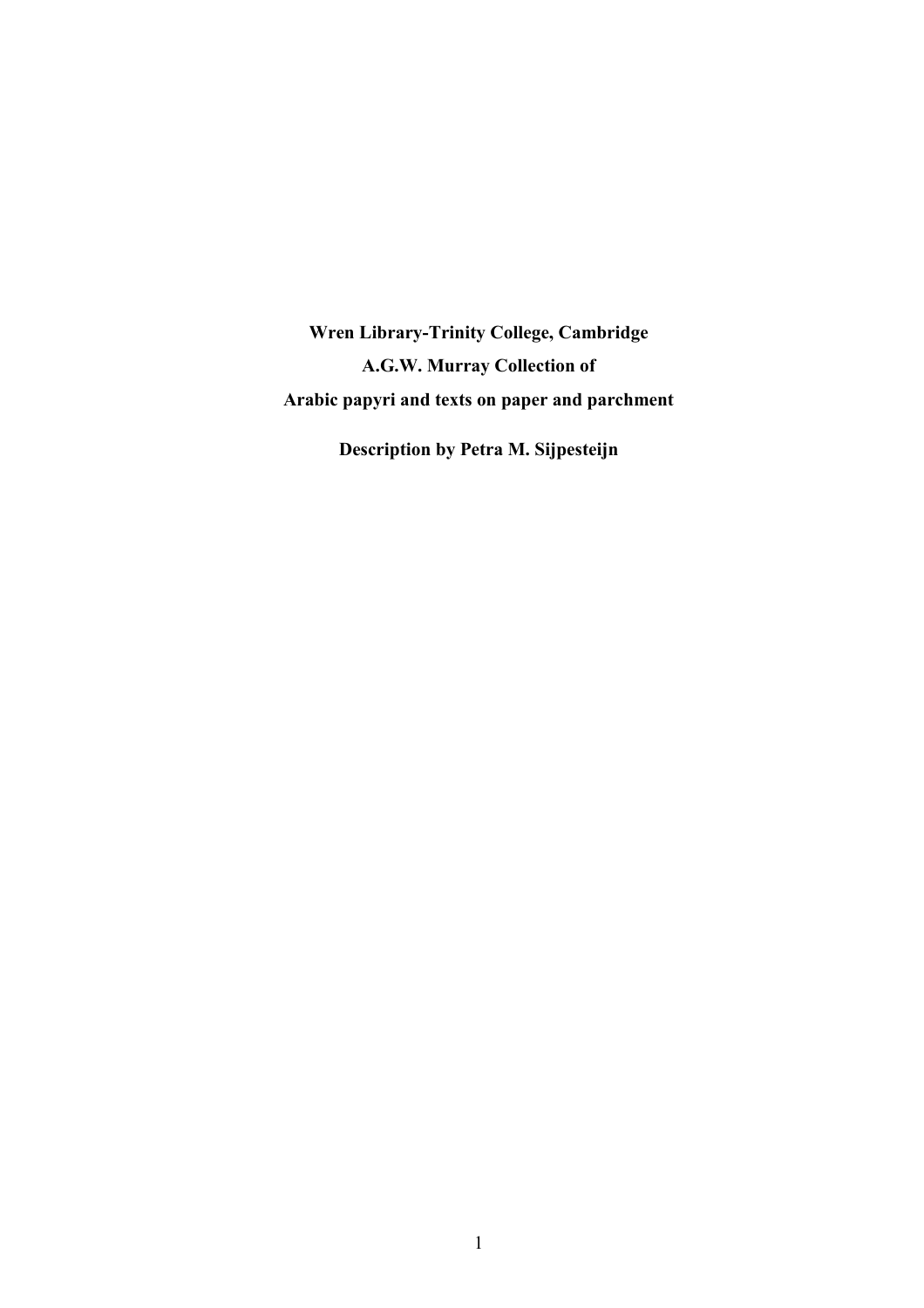# Wren Library-Trinity College, Cambridge

# A.G.W. Murray Collection of

# Arabic papyri and texts on paper and parchment

**Description by Petra M. Sijpesteijn**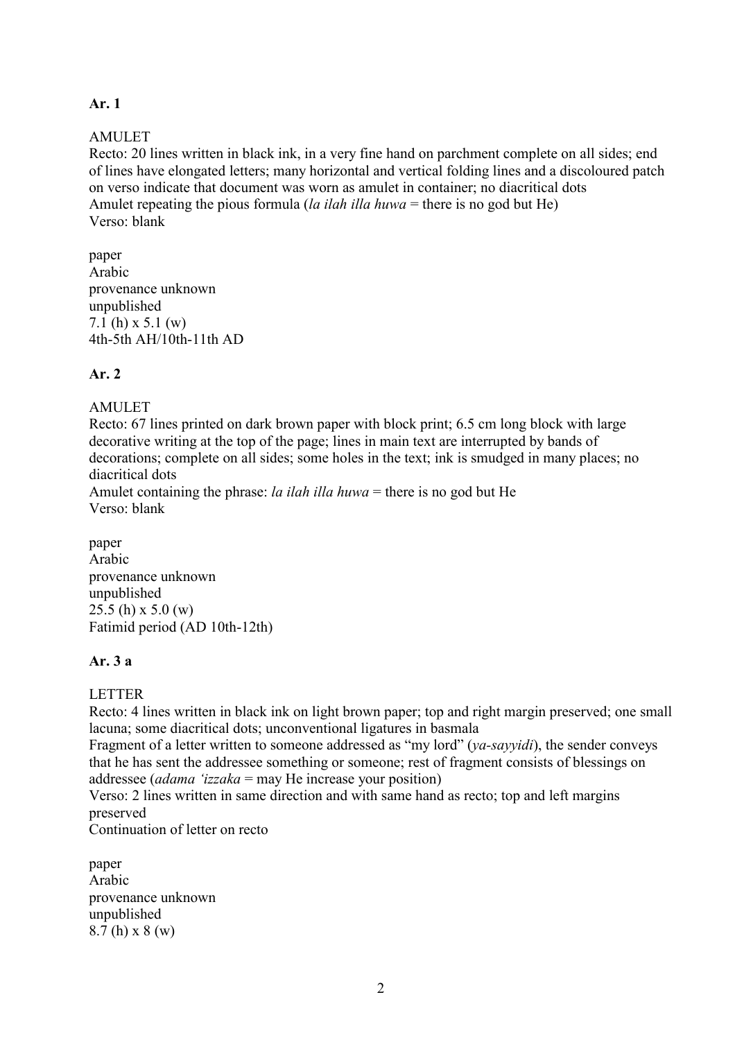**Ar. 1**

AMULET
Recto: 20 lines written in black ink, in a very fine hand on parchment complete on all sides; end of lines have elongated letters; many horizontal and vertical folding lines and a discoloured patch on verso indicate that document was worn as amulet in container; no diacritical dots
Amulet repeating the pious formula (*la ilah illa huwa* = there is no god but He)
Verso: blank

paper
Arabic
provenance unknown
unpublished
7.1 (h) x 5.1 (w)
4th-5th AH/10th-11th AD

**Ar. 2**

AMULET
Recto: 67 lines printed on dark brown paper with block print; 6.5 cm long block with large decorative writing at the top of the page; lines in main text are interrupted by bands of decorations; complete on all sides; some holes in the text; ink is smudged in many places; no diacritical dots
Amulet containing the phrase: *la ilah illa huwa* = there is no god but He
Verso: blank

paper
Arabic
provenance unknown
unpublished
25.5 (h) x 5.0 (w)
Fatimid period (AD 10th-12th)

**Ar. 3 a**

LETTER
Recto: 4 lines written in black ink on light brown paper; top and right margin preserved; one small lacuna; some diacritical dots; unconventional ligatures in basmala
Fragment of a letter written to someone addressed as "my lord" (*ya-sayyidi*), the sender conveys that he has sent the addressee something or someone; rest of fragment consists of blessings on addressee (*adama ʻizzaka* = may He increase your position)
Verso: 2 lines written in same direction and with same hand as recto; top and left margins preserved
Continuation of letter on recto

paper
Arabic
provenance unknown
unpublished
8.7 (h) x 8 (w)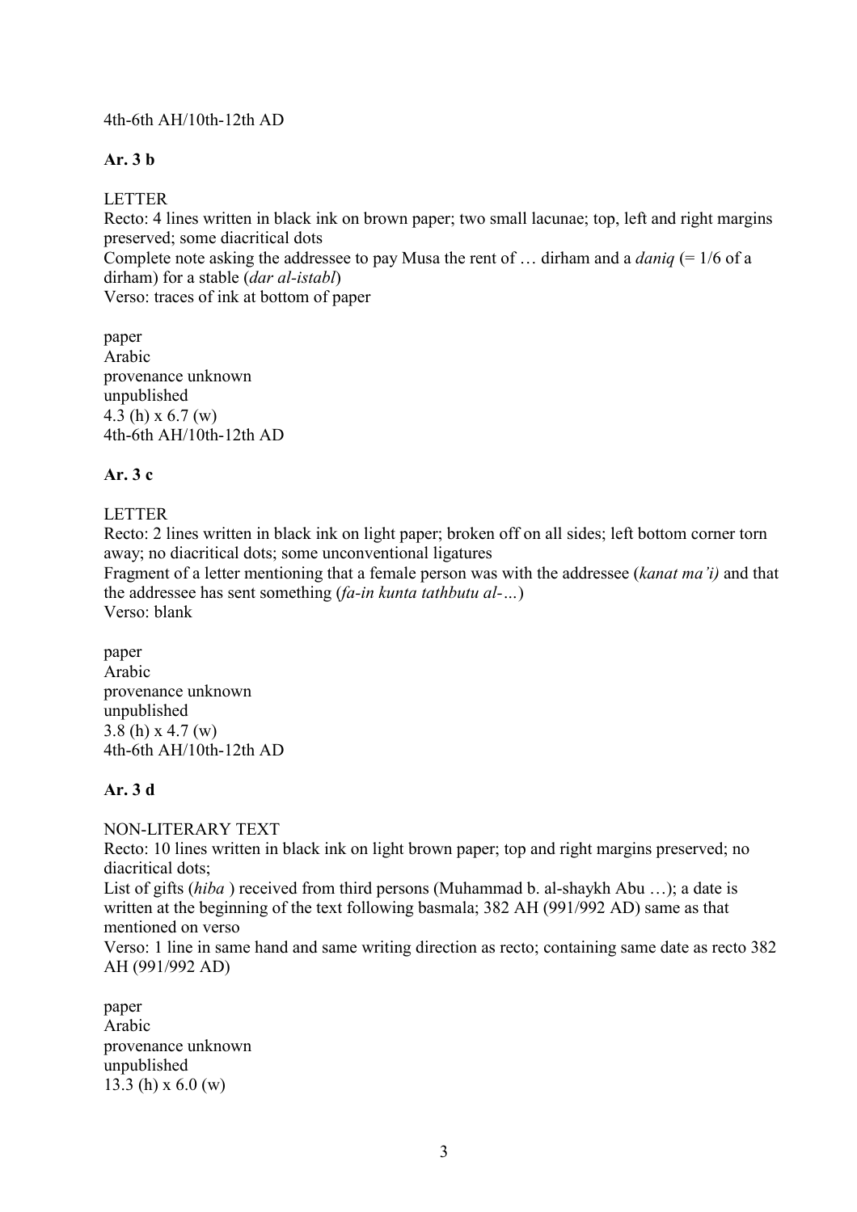4th-6th AH/10th-12th AD

**Ar. 3 b**

LETTER
Recto: 4 lines written in black ink on brown paper; two small lacunae; top, left and right margins preserved; some diacritical dots
Complete note asking the addressee to pay Musa the rent of … dirham and a *daniq* (= 1/6 of a dirham) for a stable (*dar al-istabl*)
Verso: traces of ink at bottom of paper

paper
Arabic
provenance unknown
unpublished
4.3 (h) x 6.7 (w)
4th-6th AH/10th-12th AD

**Ar. 3 c**

LETTER
Recto: 2 lines written in black ink on light paper; broken off on all sides; left bottom corner torn away; no diacritical dots; some unconventional ligatures
Fragment of a letter mentioning that a female person was with the addressee (*kanat ma'i)* and that the addressee has sent something (*fa-in kunta tathbutu al-…*)
Verso: blank

paper
Arabic
provenance unknown
unpublished
3.8 (h) x 4.7 (w)
4th-6th AH/10th-12th AD

**Ar. 3 d**

NON-LITERARY TEXT
Recto: 10 lines written in black ink on light brown paper; top and right margins preserved; no diacritical dots;
List of gifts (*hiba* ) received from third persons (Muhammad b. al-shaykh Abu …); a date is written at the beginning of the text following basmala; 382 AH (991/992 AD) same as that mentioned on verso
Verso: 1 line in same hand and same writing direction as recto; containing same date as recto 382 AH (991/992 AD)

paper
Arabic
provenance unknown
unpublished
13.3 (h) x 6.0 (w)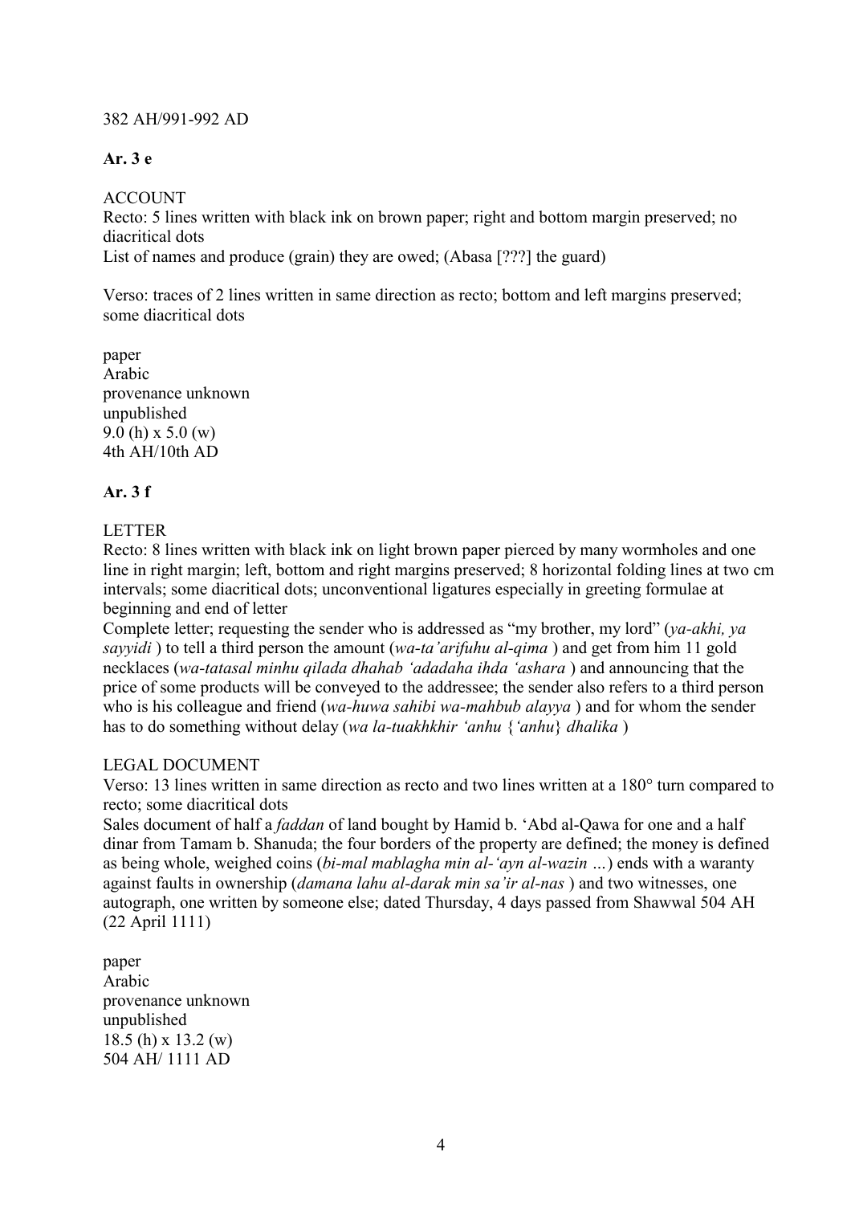382 AH/991-992 AD

**Ar. 3 e**

ACCOUNT
Recto: 5 lines written with black ink on brown paper; right and bottom margin preserved; no diacritical dots
List of names and produce (grain) they are owed; (Abasa [???] the guard)

Verso: traces of 2 lines written in same direction as recto; bottom and left margins preserved; some diacritical dots

paper
Arabic
provenance unknown
unpublished
9.0 (h) x 5.0 (w)
4th AH/10th AD

**Ar. 3 f**

LETTER
Recto: 8 lines written with black ink on light brown paper pierced by many wormholes and one line in right margin; left, bottom and right margins preserved; 8 horizontal folding lines at two cm intervals; some diacritical dots; unconventional ligatures especially in greeting formulae at beginning and end of letter
Complete letter; requesting the sender who is addressed as "my brother, my lord" (*ya-akhi, ya sayyidi* ) to tell a third person the amount (*wa-ta'arifuhu al-qima* ) and get from him 11 gold necklaces (*wa-tatasal minhu qilada dhahab 'adadaha ihda 'ashara* ) and announcing that the price of some products will be conveyed to the addressee; the sender also refers to a third person who is his colleague and friend (*wa-huwa sahibi wa-mahbub alayya* ) and for whom the sender has to do something without delay (*wa la-tuakhkhir 'anhu* {*'anhu*} *dhalika* )

LEGAL DOCUMENT
Verso: 13 lines written in same direction as recto and two lines written at a 180° turn compared to recto; some diacritical dots
Sales document of half a *faddan* of land bought by Hamid b. 'Abd al-Qawa for one and a half dinar from Tamam b. Shanuda; the four borders of the property are defined; the money is defined as being whole, weighed coins (*bi-mal mablagha min al-'ayn al-wazin …*) ends with a waranty against faults in ownership (*damana lahu al-darak min sa'ir al-nas* ) and two witnesses, one autograph, one written by someone else; dated Thursday, 4 days passed from Shawwal 504 AH (22 April 1111)

paper
Arabic
provenance unknown
unpublished
18.5 (h) x 13.2 (w)
504 AH/ 1111 AD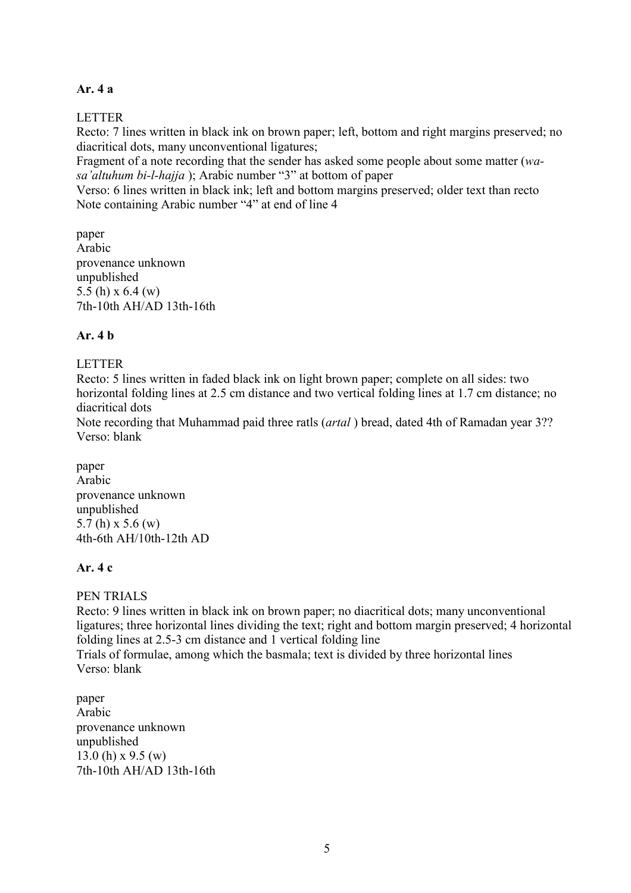**Ar. 4 a**

LETTER
Recto: 7 lines written in black ink on brown paper; left, bottom and right margins preserved; no diacritical dots, many unconventional ligatures;
Fragment of a note recording that the sender has asked some people about some matter (*wa-sa'altuhum bi-l-hajja* ); Arabic number "3" at bottom of paper
Verso: 6 lines written in black ink; left and bottom margins preserved; older text than recto
Note containing Arabic number "4" at end of line 4

paper
Arabic
provenance unknown
unpublished
5.5 (h) x 6.4 (w)
7th-10th AH/AD 13th-16th

**Ar. 4 b**

LETTER
Recto: 5 lines written in faded black ink on light brown paper; complete on all sides: two horizontal folding lines at 2.5 cm distance and two vertical folding lines at 1.7 cm distance; no diacritical dots
Note recording that Muhammad paid three ratls (*artal* ) bread, dated 4th of Ramadan year 3??
Verso: blank

paper
Arabic
provenance unknown
unpublished
5.7 (h) x 5.6 (w)
4th-6th AH/10th-12th AD

**Ar. 4 c**

PEN TRIALS
Recto: 9 lines written in black ink on brown paper; no diacritical dots; many unconventional ligatures; three horizontal lines dividing the text; right and bottom margin preserved; 4 horizontal folding lines at 2.5-3 cm distance and 1 vertical folding line
Trials of formulae, among which the basmala; text is divided by three horizontal lines
Verso: blank

paper
Arabic
provenance unknown
unpublished
13.0 (h) x 9.5 (w)
7th-10th AH/AD 13th-16th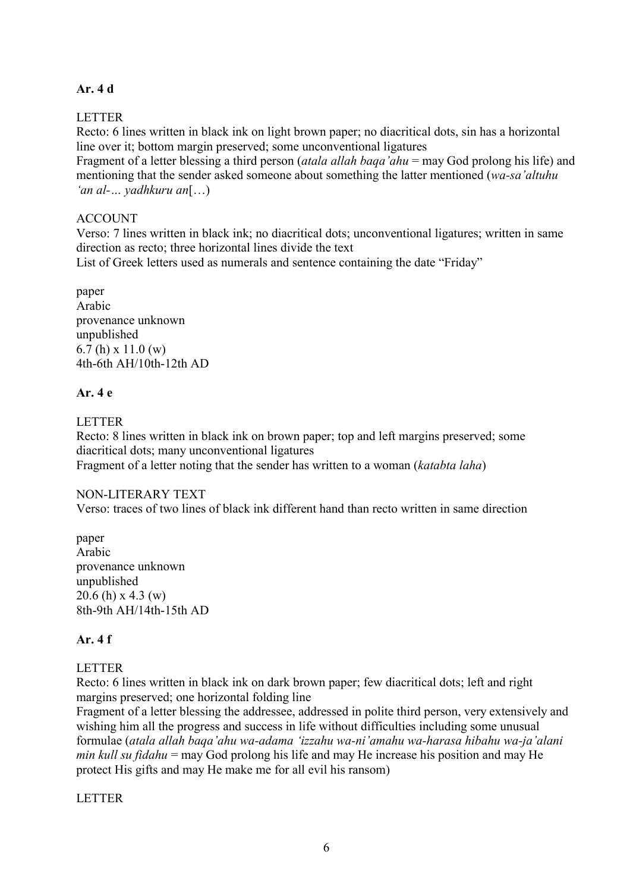**Ar. 4 d**

LETTER
Recto: 6 lines written in black ink on light brown paper; no diacritical dots, sin has a horizontal line over it; bottom margin preserved; some unconventional ligatures
Fragment of a letter blessing a third person (*atala allah baqa'ahu* = may God prolong his life) and mentioning that the sender asked someone about something the latter mentioned (*wa-sa'altuhu 'an al-… yadhkuru an*[…)

ACCOUNT
Verso: 7 lines written in black ink; no diacritical dots; unconventional ligatures; written in same direction as recto; three horizontal lines divide the text
List of Greek letters used as numerals and sentence containing the date "Friday"

paper
Arabic
provenance unknown
unpublished
6.7 (h) x 11.0 (w)
4th-6th AH/10th-12th AD

**Ar. 4 e**

LETTER
Recto: 8 lines written in black ink on brown paper; top and left margins preserved; some diacritical dots; many unconventional ligatures
Fragment of a letter noting that the sender has written to a woman (*katabta laha*)

NON-LITERARY TEXT
Verso: traces of two lines of black ink different hand than recto written in same direction

paper
Arabic
provenance unknown
unpublished
20.6 (h) x 4.3 (w)
8th-9th AH/14th-15th AD

**Ar. 4 f**

LETTER
Recto: 6 lines written in black ink on dark brown paper; few diacritical dots; left and right margins preserved; one horizontal folding line
Fragment of a letter blessing the addressee, addressed in polite third person, very extensively and wishing him all the progress and success in life without difficulties including some unusual formulae (*atala allah baqa'ahu wa-adama 'izzahu wa-ni'amahu wa-harasa hibahu wa-ja'alani min kull su fidahu* = may God prolong his life and may He increase his position and may He protect His gifts and may He make me for all evil his ransom)

LETTER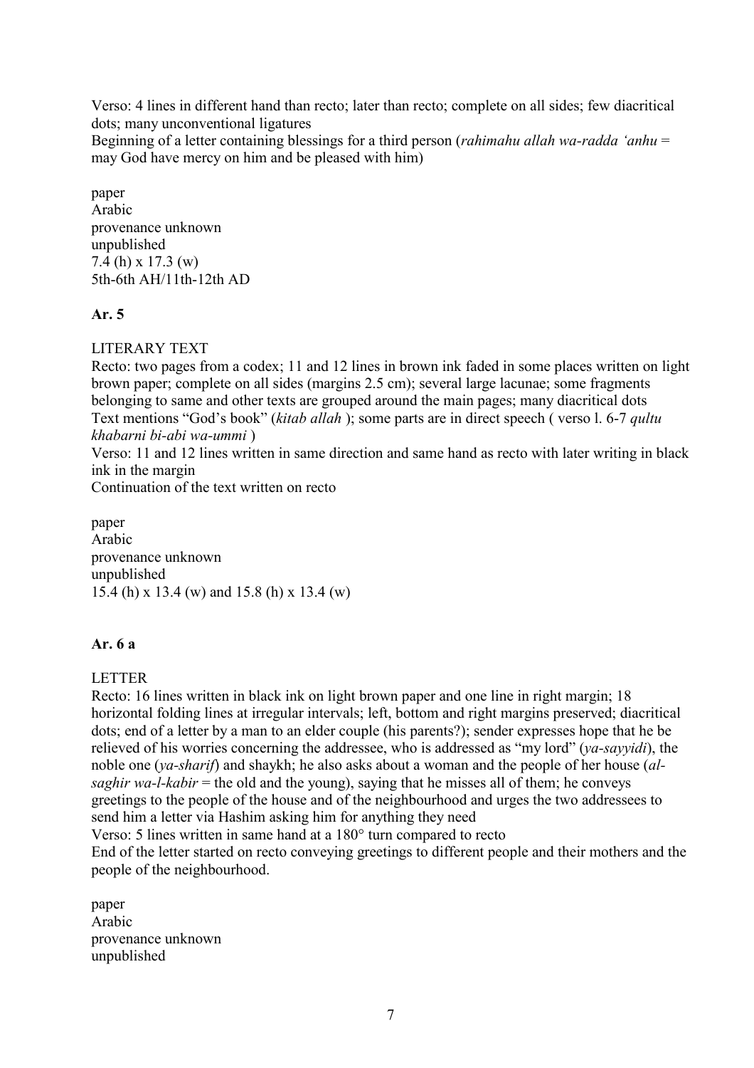Verso: 4 lines in different hand than recto; later than recto; complete on all sides; few diacritical dots; many unconventional ligatures
Beginning of a letter containing blessings for a third person (*rahimahu allah wa-radda 'anhu* = may God have mercy on him and be pleased with him)

paper
Arabic
provenance unknown
unpublished
7.4 (h) x 17.3 (w)
5th-6th AH/11th-12th AD

**Ar. 5**

LITERARY TEXT
Recto: two pages from a codex; 11 and 12 lines in brown ink faded in some places written on light brown paper; complete on all sides (margins 2.5 cm); several large lacunae; some fragments belonging to same and other texts are grouped around the main pages; many diacritical dots
Text mentions "God's book" (*kitab allah* ); some parts are in direct speech ( verso l. 6-7 *qultu khabarni bi-abi wa-ummi* )
Verso: 11 and 12 lines written in same direction and same hand as recto with later writing in black ink in the margin
Continuation of the text written on recto

paper
Arabic
provenance unknown
unpublished
15.4 (h) x 13.4 (w) and 15.8 (h) x 13.4 (w)

**Ar. 6 a**

LETTER
Recto: 16 lines written in black ink on light brown paper and one line in right margin; 18 horizontal folding lines at irregular intervals; left, bottom and right margins preserved; diacritical dots; end of a letter by a man to an elder couple (his parents?); sender expresses hope that he be relieved of his worries concerning the addressee, who is addressed as "my lord" (*ya-sayyidi*), the noble one (*ya-sharif*) and shaykh; he also asks about a woman and the people of her house (*al-saghir wa-l-kabir* = the old and the young), saying that he misses all of them; he conveys greetings to the people of the house and of the neighbourhood and urges the two addressees to send him a letter via Hashim asking him for anything they need
Verso: 5 lines written in same hand at a 180° turn compared to recto
End of the letter started on recto conveying greetings to different people and their mothers and the people of the neighbourhood.

paper
Arabic
provenance unknown
unpublished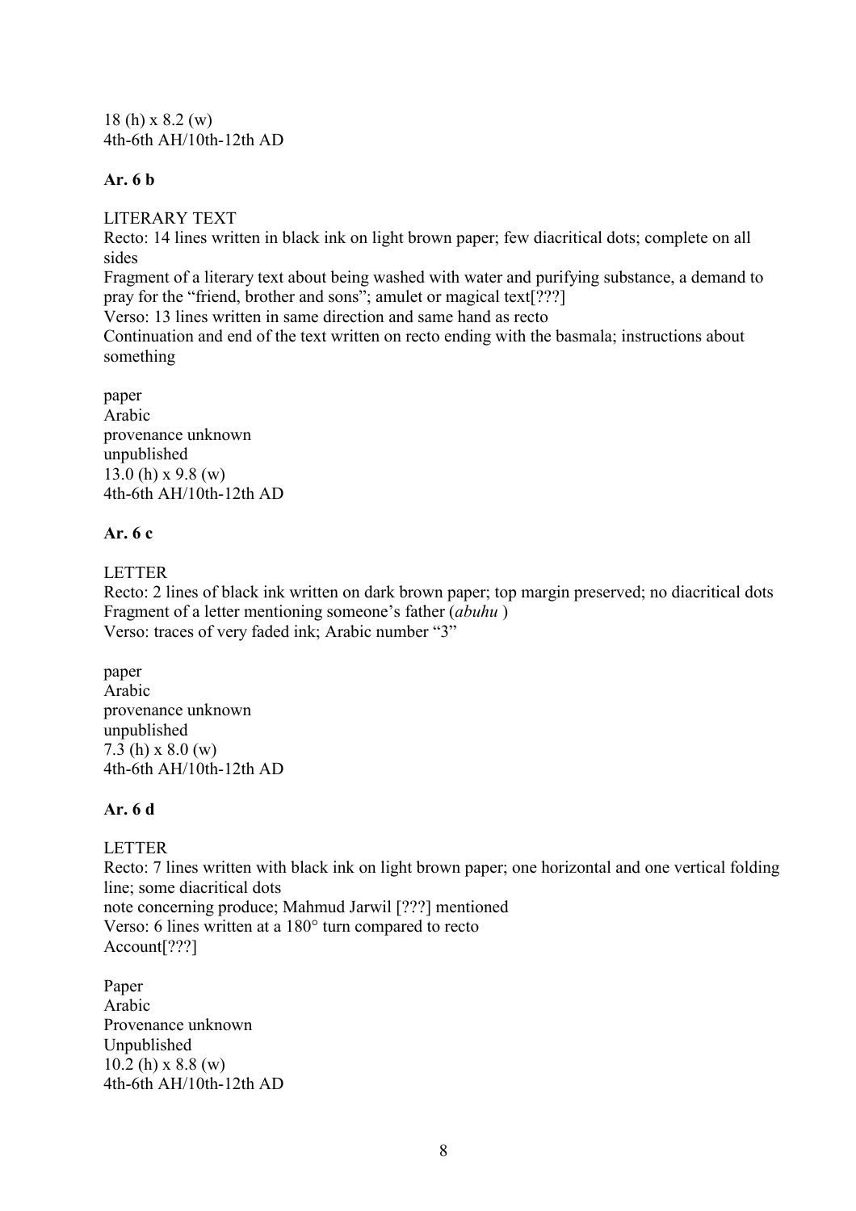18 (h) x 8.2 (w)
4th-6th AH/10th-12th AD

**Ar. 6 b**

LITERARY TEXT
Recto: 14 lines written in black ink on light brown paper; few diacritical dots; complete on all sides
Fragment of a literary text about being washed with water and purifying substance, a demand to pray for the "friend, brother and sons"; amulet or magical text[???]
Verso: 13 lines written in same direction and same hand as recto
Continuation and end of the text written on recto ending with the basmala; instructions about something

paper
Arabic
provenance unknown
unpublished
13.0 (h) x 9.8 (w)
4th-6th AH/10th-12th AD

**Ar. 6 c**

LETTER
Recto: 2 lines of black ink written on dark brown paper; top margin preserved; no diacritical dots
Fragment of a letter mentioning someone's father (*abuhu* )
Verso: traces of very faded ink; Arabic number "3"

paper
Arabic
provenance unknown
unpublished
7.3 (h) x 8.0 (w)
4th-6th AH/10th-12th AD

**Ar. 6 d**

LETTER
Recto: 7 lines written with black ink on light brown paper; one horizontal and one vertical folding line; some diacritical dots
note concerning produce; Mahmud Jarwil [???] mentioned
Verso: 6 lines written at a 180° turn compared to recto
Account[???]

Paper
Arabic
Provenance unknown
Unpublished
10.2 (h) x 8.8 (w)
4th-6th AH/10th-12th AD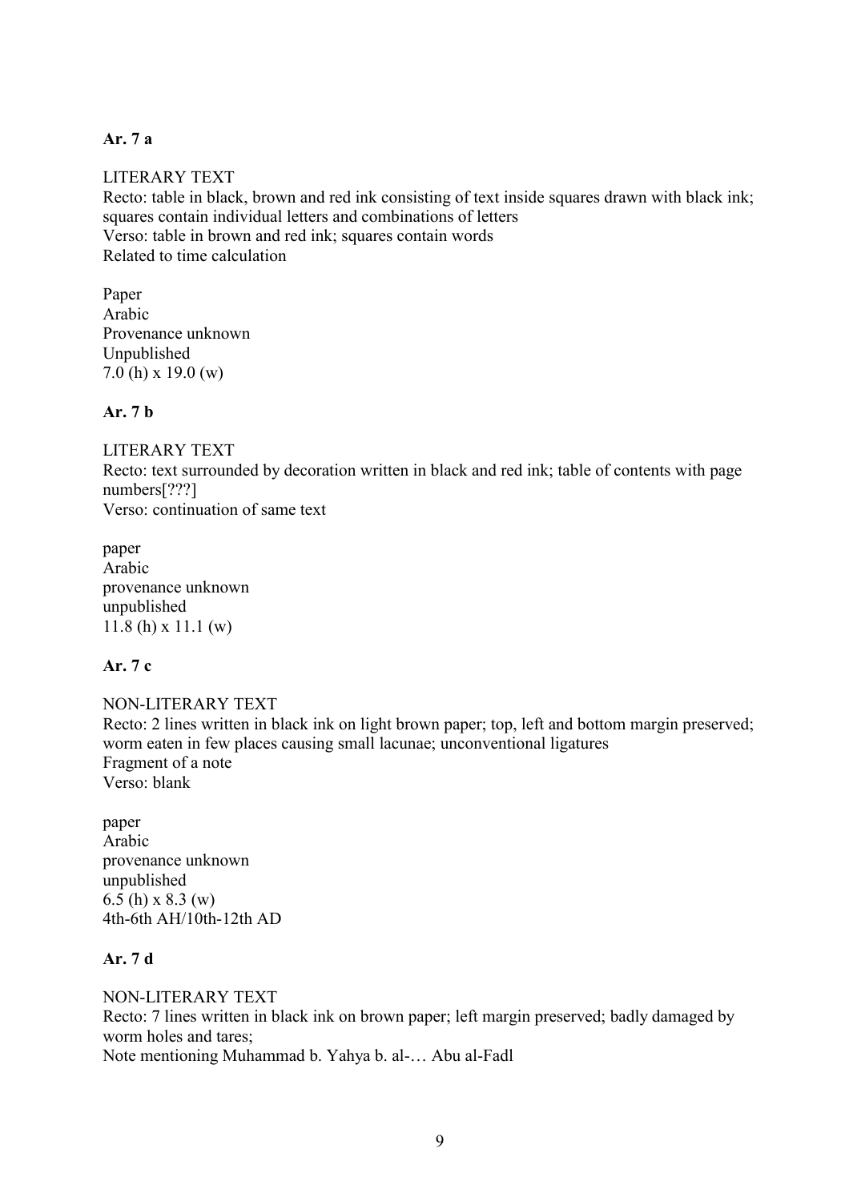**Ar. 7 a**

LITERARY TEXT
Recto: table in black, brown and red ink consisting of text inside squares drawn with black ink; squares contain individual letters and combinations of letters
Verso: table in brown and red ink; squares contain words
Related to time calculation

Paper
Arabic
Provenance unknown
Unpublished
7.0 (h) x 19.0 (w)

**Ar. 7 b**

LITERARY TEXT
Recto: text surrounded by decoration written in black and red ink; table of contents with page numbers[???]
Verso: continuation of same text

paper
Arabic
provenance unknown
unpublished
11.8 (h) x 11.1 (w)

**Ar. 7 c**

NON-LITERARY TEXT
Recto: 2 lines written in black ink on light brown paper; top, left and bottom margin preserved; worm eaten in few places causing small lacunae; unconventional ligatures
Fragment of a note
Verso: blank

paper
Arabic
provenance unknown
unpublished
6.5 (h) x 8.3 (w)
4th-6th AH/10th-12th AD

**Ar. 7 d**

NON-LITERARY TEXT
Recto: 7 lines written in black ink on brown paper; left margin preserved; badly damaged by worm holes and tares;
Note mentioning Muhammad b. Yahya b. al-… Abu al-Fadl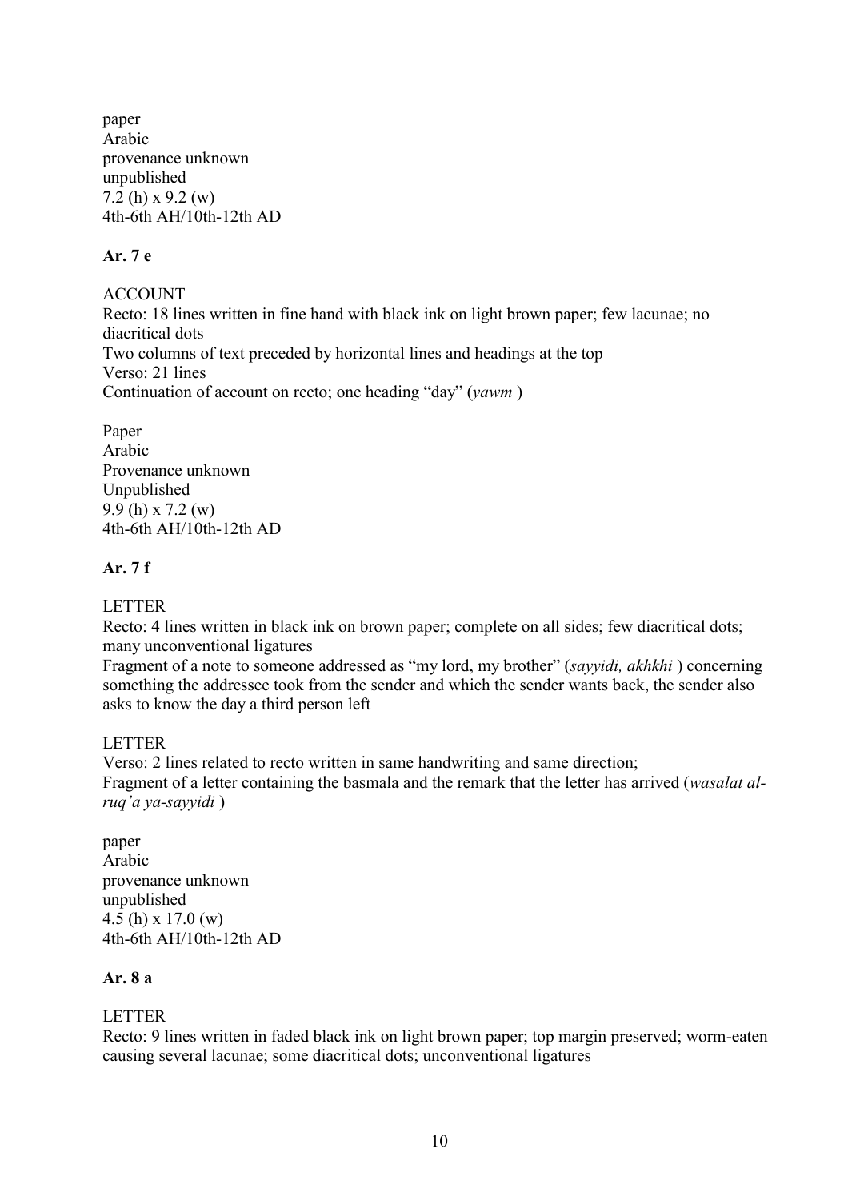paper
Arabic
provenance unknown
unpublished
7.2 (h) x 9.2 (w)
4th-6th AH/10th-12th AD

**Ar. 7 e**

ACCOUNT
Recto: 18 lines written in fine hand with black ink on light brown paper; few lacunae; no diacritical dots
Two columns of text preceded by horizontal lines and headings at the top
Verso: 21 lines
Continuation of account on recto; one heading "day" (*yawm* )

Paper
Arabic
Provenance unknown
Unpublished
9.9 (h) x 7.2 (w)
4th-6th AH/10th-12th AD

**Ar. 7 f**

LETTER
Recto: 4 lines written in black ink on brown paper; complete on all sides; few diacritical dots; many unconventional ligatures
Fragment of a note to someone addressed as "my lord, my brother" (*sayyidi, akhkhi* ) concerning something the addressee took from the sender and which the sender wants back, the sender also asks to know the day a third person left

LETTER
Verso: 2 lines related to recto written in same handwriting and same direction;
Fragment of a letter containing the basmala and the remark that the letter has arrived (*wasalat al-ruq'a ya-sayyidi* )

paper
Arabic
provenance unknown
unpublished
4.5 (h) x 17.0 (w)
4th-6th AH/10th-12th AD

**Ar. 8 a**

LETTER
Recto: 9 lines written in faded black ink on light brown paper; top margin preserved; worm-eaten causing several lacunae; some diacritical dots; unconventional ligatures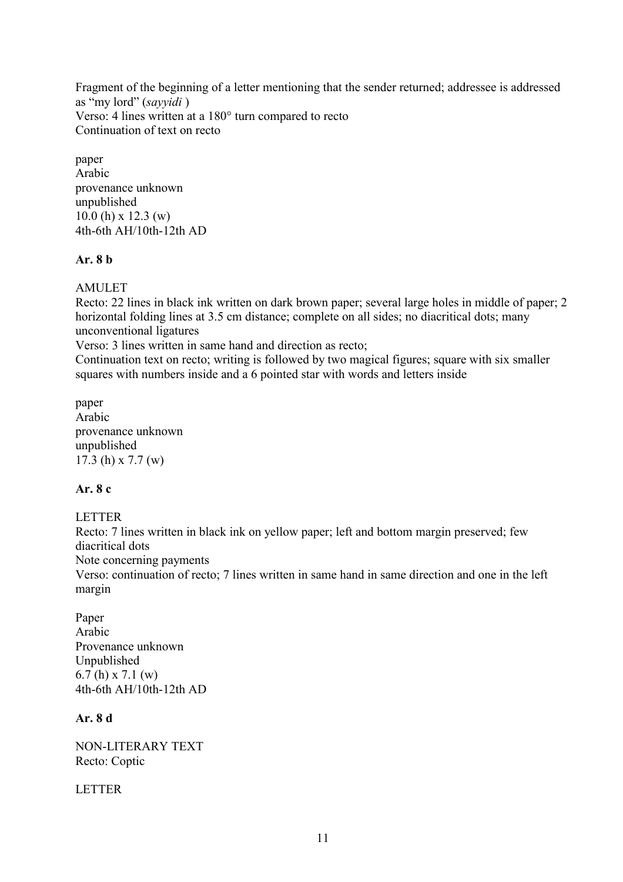Fragment of the beginning of a letter mentioning that the sender returned; addressee is addressed as “my lord” (*sayyidi* )
Verso: 4 lines written at a 180° turn compared to recto
Continuation of text on recto

paper
Arabic
provenance unknown
unpublished
10.0 (h) x 12.3 (w)
4th-6th AH/10th-12th AD

**Ar. 8 b**

AMULET
Recto: 22 lines in black ink written on dark brown paper; several large holes in middle of paper; 2 horizontal folding lines at 3.5 cm distance; complete on all sides; no diacritical dots; many unconventional ligatures
Verso: 3 lines written in same hand and direction as recto;
Continuation text on recto; writing is followed by two magical figures; square with six smaller squares with numbers inside and a 6 pointed star with words and letters inside

paper
Arabic
provenance unknown
unpublished
17.3 (h) x 7.7 (w)

**Ar. 8 c**

LETTER
Recto: 7 lines written in black ink on yellow paper; left and bottom margin preserved; few diacritical dots
Note concerning payments
Verso: continuation of recto; 7 lines written in same hand in same direction and one in the left margin

Paper
Arabic
Provenance unknown
Unpublished
6.7 (h) x 7.1 (w)
4th-6th AH/10th-12th AD

**Ar. 8 d**

NON-LITERARY TEXT
Recto: Coptic

LETTER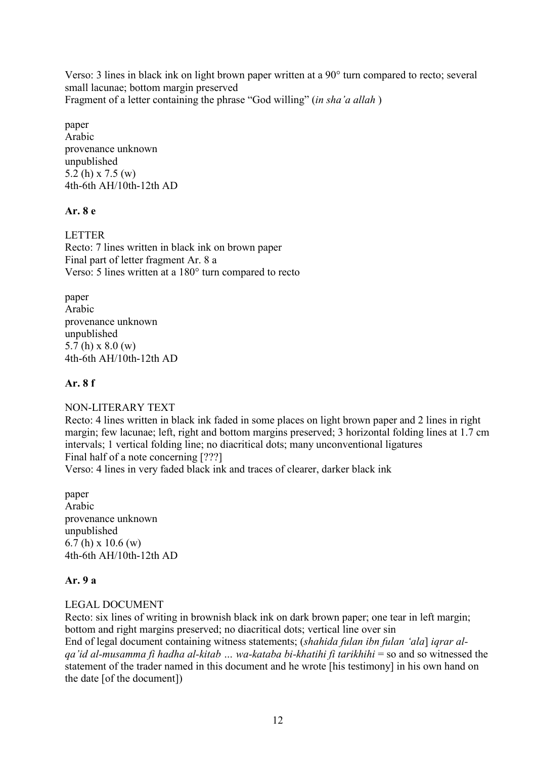Verso: 3 lines in black ink on light brown paper written at a 90° turn compared to recto; several small lacunae; bottom margin preserved
Fragment of a letter containing the phrase "God willing" (*in sha'a allah* )

paper
Arabic
provenance unknown
unpublished
5.2 (h) x 7.5 (w)
4th-6th AH/10th-12th AD

**Ar. 8 e**

LETTER
Recto: 7 lines written in black ink on brown paper
Final part of letter fragment Ar. 8 a
Verso: 5 lines written at a 180° turn compared to recto

paper
Arabic
provenance unknown
unpublished
5.7 (h) x 8.0 (w)
4th-6th AH/10th-12th AD

**Ar. 8 f**

NON-LITERARY TEXT
Recto: 4 lines written in black ink faded in some places on light brown paper and 2 lines in right margin; few lacunae; left, right and bottom margins preserved; 3 horizontal folding lines at 1.7 cm intervals; 1 vertical folding line; no diacritical dots; many unconventional ligatures
Final half of a note concerning [???]
Verso: 4 lines in very faded black ink and traces of clearer, darker black ink

paper
Arabic
provenance unknown
unpublished
6.7 (h) x 10.6 (w)
4th-6th AH/10th-12th AD

**Ar. 9 a**

LEGAL DOCUMENT
Recto: six lines of writing in brownish black ink on dark brown paper; one tear in left margin; bottom and right margins preserved; no diacritical dots; vertical line over sin
End of legal document containing witness statements; (*shahida fulan ibn fulan 'ala*] *iqrar al-qa'id al-musamma fi hadha al-kitab … wa-kataba bi-khatihi fi tarikhihi* = so and so witnessed the statement of the trader named in this document and he wrote [his testimony] in his own hand on the date [of the document])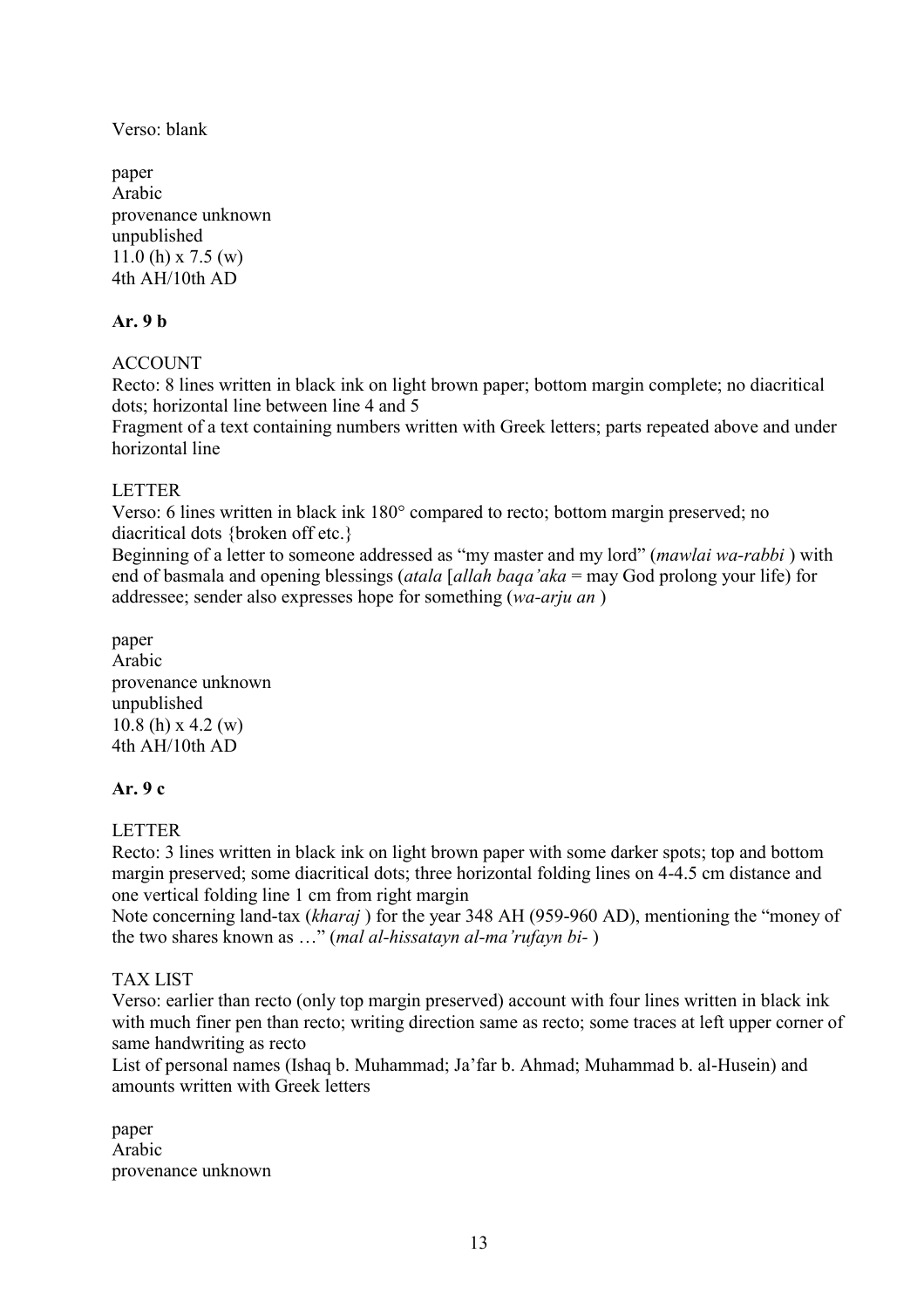Verso: blank

paper
Arabic
provenance unknown
unpublished
11.0 (h) x 7.5 (w)
4th AH/10th AD

**Ar. 9 b**

ACCOUNT
Recto: 8 lines written in black ink on light brown paper; bottom margin complete; no diacritical dots; horizontal line between line 4 and 5
Fragment of a text containing numbers written with Greek letters; parts repeated above and under horizontal line

LETTER
Verso: 6 lines written in black ink 180° compared to recto; bottom margin preserved; no diacritical dots {broken off etc.}
Beginning of a letter to someone addressed as "my master and my lord" (*mawlai wa-rabbi* ) with end of basmala and opening blessings (*atala* [*allah baqa'aka* = may God prolong your life) for addressee; sender also expresses hope for something (*wa-arju an* )

paper
Arabic
provenance unknown
unpublished
10.8 (h) x 4.2 (w)
4th AH/10th AD

**Ar. 9 c**

LETTER
Recto: 3 lines written in black ink on light brown paper with some darker spots; top and bottom margin preserved; some diacritical dots; three horizontal folding lines on 4-4.5 cm distance and one vertical folding line 1 cm from right margin
Note concerning land-tax (*kharaj* ) for the year 348 AH (959-960 AD), mentioning the "money of the two shares known as …" (*mal al-hissatayn al-ma'rufayn bi-* )

TAX LIST
Verso: earlier than recto (only top margin preserved) account with four lines written in black ink with much finer pen than recto; writing direction same as recto; some traces at left upper corner of same handwriting as recto
List of personal names (Ishaq b. Muhammad; Ja'far b. Ahmad; Muhammad b. al-Husein) and amounts written with Greek letters

paper
Arabic
provenance unknown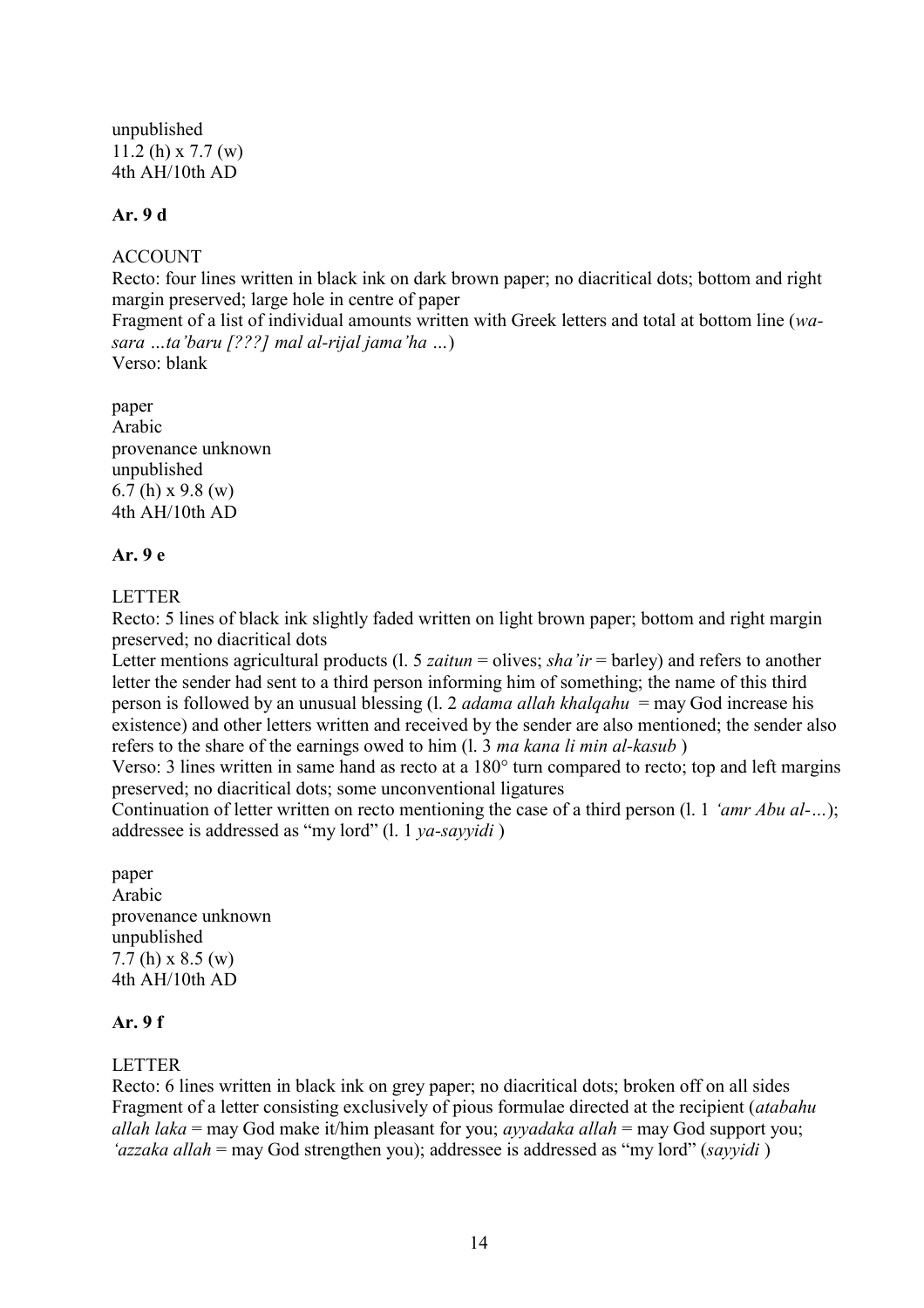unpublished
11.2 (h) x 7.7 (w)
4th AH/10th AD

**Ar. 9 d**

ACCOUNT
Recto: four lines written in black ink on dark brown paper; no diacritical dots; bottom and right margin preserved; large hole in centre of paper
Fragment of a list of individual amounts written with Greek letters and total at bottom line (*wa-sara …ta'baru [???] mal al-rijal jama'ha …*)
Verso: blank

paper
Arabic
provenance unknown
unpublished
6.7 (h) x 9.8 (w)
4th AH/10th AD

**Ar. 9 e**

LETTER
Recto: 5 lines of black ink slightly faded written on light brown paper; bottom and right margin preserved; no diacritical dots
Letter mentions agricultural products (l. 5 *zaitun* = olives; *sha'ir* = barley) and refers to another letter the sender had sent to a third person informing him of something; the name of this third person is followed by an unusual blessing (l. 2 *adama allah khalqahu* = may God increase his existence) and other letters written and received by the sender are also mentioned; the sender also refers to the share of the earnings owed to him (l. 3 *ma kana li min al-kasub* )
Verso: 3 lines written in same hand as recto at a 180° turn compared to recto; top and left margins preserved; no diacritical dots; some unconventional ligatures
Continuation of letter written on recto mentioning the case of a third person (l. 1 *'amr Abu al-…*); addressee is addressed as "my lord" (l. 1 *ya-sayyidi* )

paper
Arabic
provenance unknown
unpublished
7.7 (h) x 8.5 (w)
4th AH/10th AD

**Ar. 9 f**

LETTER
Recto: 6 lines written in black ink on grey paper; no diacritical dots; broken off on all sides
Fragment of a letter consisting exclusively of pious formulae directed at the recipient (*atabahu allah laka* = may God make it/him pleasant for you; *ayyadaka allah* = may God support you; *'azzaka allah* = may God strengthen you); addressee is addressed as "my lord" (*sayyidi* )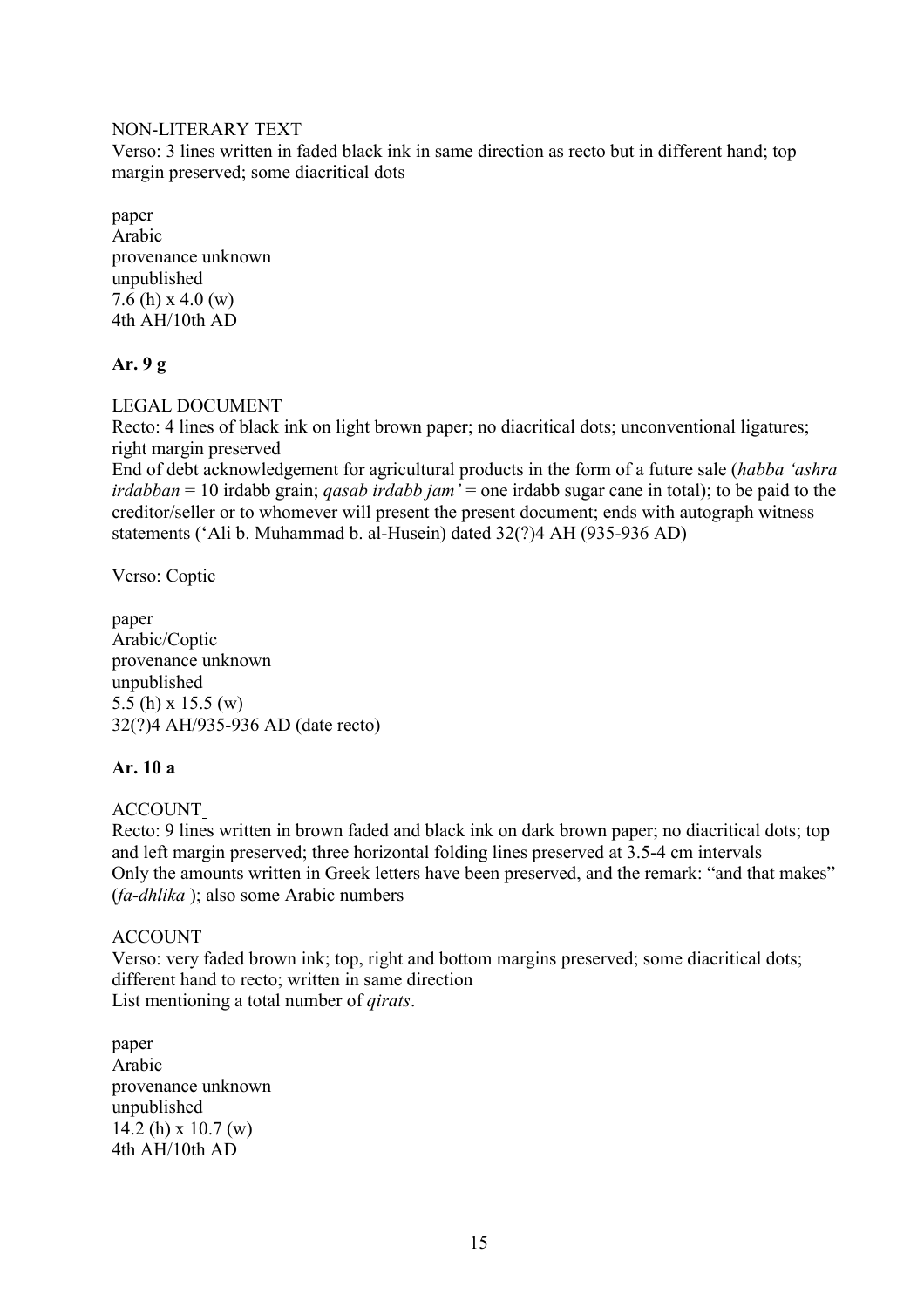NON-LITERARY TEXT
Verso: 3 lines written in faded black ink in same direction as recto but in different hand; top margin preserved; some diacritical dots

paper
Arabic
provenance unknown
unpublished
7.6 (h) x 4.0 (w)
4th AH/10th AD

**Ar. 9 g**

LEGAL DOCUMENT
Recto: 4 lines of black ink on light brown paper; no diacritical dots; unconventional ligatures; right margin preserved
End of debt acknowledgement for agricultural products in the form of a future sale (*habba 'ashra irdabban* = 10 irdabb grain; *qasab irdabb jam'* = one irdabb sugar cane in total); to be paid to the creditor/seller or to whomever will present the present document; ends with autograph witness statements ('Ali b. Muhammad b. al-Husein) dated 32(?)4 AH (935-936 AD)

Verso: Coptic

paper
Arabic/Coptic
provenance unknown
unpublished
5.5 (h) x 15.5 (w)
32(?)4 AH/935-936 AD (date recto)

**Ar. 10 a**

ACCOUNT
Recto: 9 lines written in brown faded and black ink on dark brown paper; no diacritical dots; top and left margin preserved; three horizontal folding lines preserved at 3.5-4 cm intervals
Only the amounts written in Greek letters have been preserved, and the remark: "and that makes" (*fa-dhlika* ); also some Arabic numbers

ACCOUNT
Verso: very faded brown ink; top, right and bottom margins preserved; some diacritical dots; different hand to recto; written in same direction
List mentioning a total number of *qirats*.

paper
Arabic
provenance unknown
unpublished
14.2 (h) x 10.7 (w)
4th AH/10th AD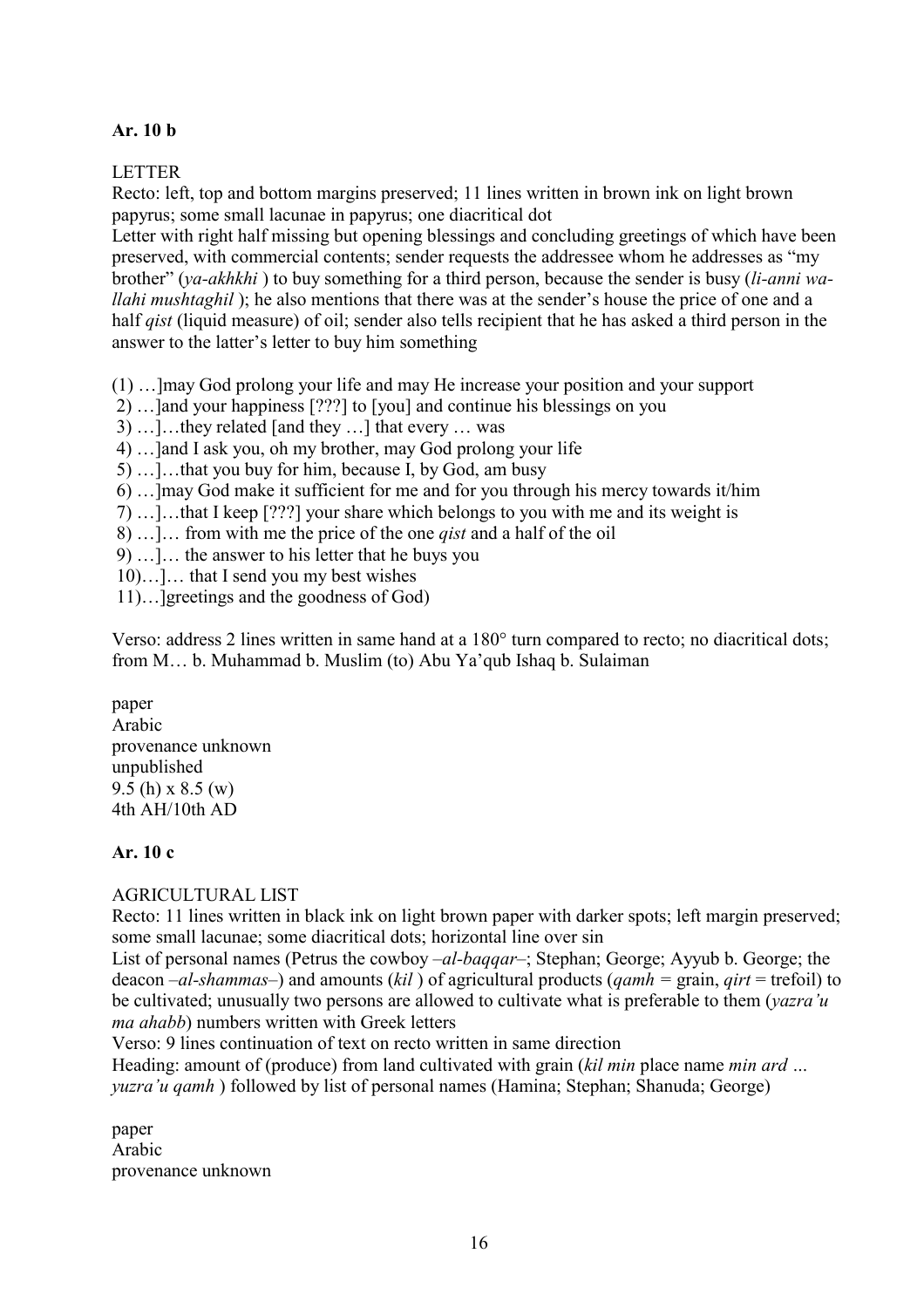**Ar. 10 b**

LETTER

Recto: left, top and bottom margins preserved; 11 lines written in brown ink on light brown papyrus; some small lacunae in papyrus; one diacritical dot

Letter with right half missing but opening blessings and concluding greetings of which have been preserved, with commercial contents; sender requests the addressee whom he addresses as "my brother" (*ya-akhkhi* ) to buy something for a third person, because the sender is busy (*li-anni wa-llahi mushtaghil* ); he also mentions that there was at the sender's house the price of one and a half *qist* (liquid measure) of oil; sender also tells recipient that he has asked a third person in the answer to the latter's letter to buy him something

(1) …]may God prolong your life and may He increase your position and your support
2) …]and your happiness [???] to [you] and continue his blessings on you
3) …]…they related [and they …] that every … was
4) …]and I ask you, oh my brother, may God prolong your life
5) …]…that you buy for him, because I, by God, am busy
6) …]may God make it sufficient for me and for you through his mercy towards it/him
7) …]…that I keep [???] your share which belongs to you with me and its weight is
8) …]… from with me the price of the one *qist* and a half of the oil
9) …]… the answer to his letter that he buys you
10)…]… that I send you my best wishes
11)…]greetings and the goodness of God)

Verso: address 2 lines written in same hand at a 180° turn compared to recto; no diacritical dots; from M… b. Muhammad b. Muslim (to) Abu Ya'qub Ishaq b. Sulaiman

paper
Arabic
provenance unknown
unpublished
9.5 (h) x 8.5 (w)
4th AH/10th AD

**Ar. 10 c**

AGRICULTURAL LIST

Recto: 11 lines written in black ink on light brown paper with darker spots; left margin preserved; some small lacunae; some diacritical dots; horizontal line over sin

List of personal names (Petrus the cowboy –*al-baqqar*–; Stephan; George; Ayyub b. George; the deacon –*al-shammas*–) and amounts (*kil* ) of agricultural products (*qamh* = grain, *qirt* = trefoil) to be cultivated; unusually two persons are allowed to cultivate what is preferable to them (*yazra'u ma ahabb*) numbers written with Greek letters

Verso: 9 lines continuation of text on recto written in same direction

Heading: amount of (produce) from land cultivated with grain (*kil min* place name *min ard … yuzra'u qamh* ) followed by list of personal names (Hamina; Stephan; Shanuda; George)

paper
Arabic
provenance unknown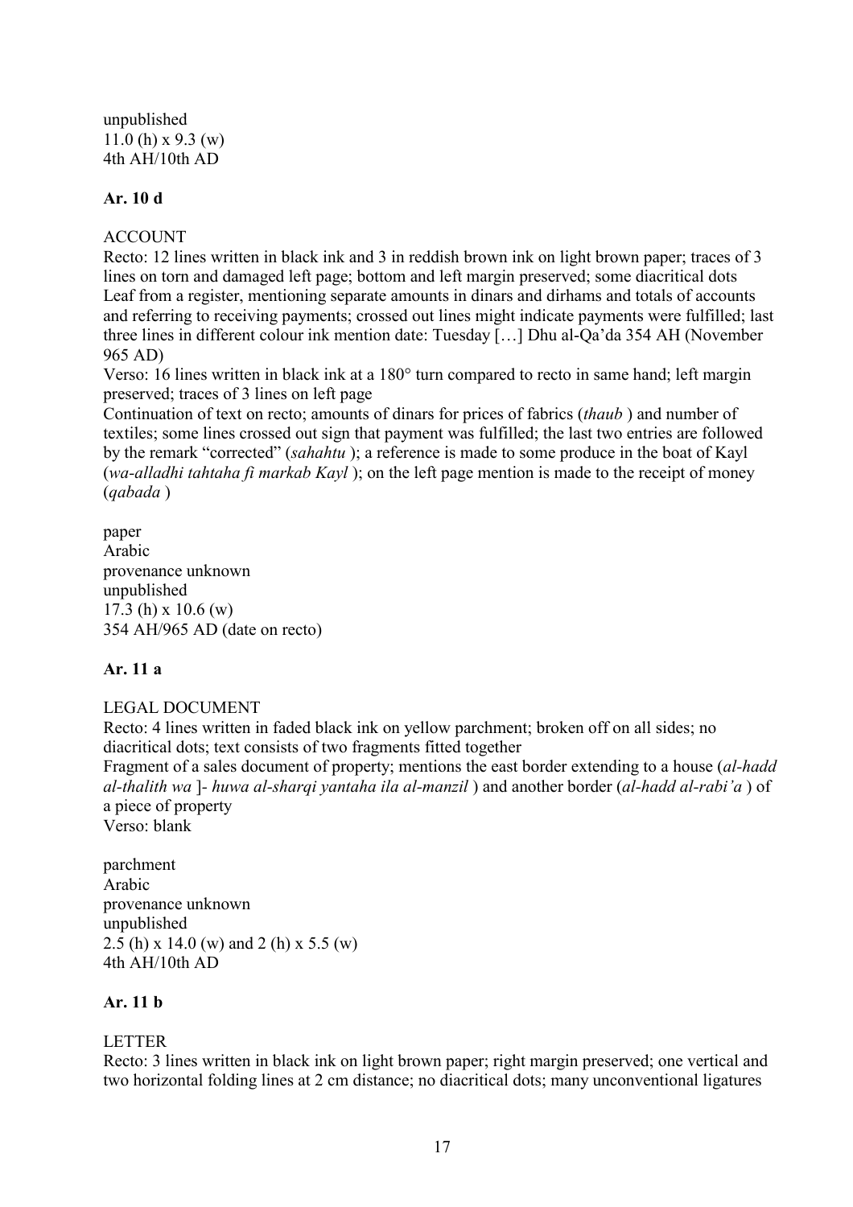unpublished
11.0 (h) x 9.3 (w)
4th AH/10th AD

**Ar. 10 d**

ACCOUNT
Recto: 12 lines written in black ink and 3 in reddish brown ink on light brown paper; traces of 3 lines on torn and damaged left page; bottom and left margin preserved; some diacritical dots
Leaf from a register, mentioning separate amounts in dinars and dirhams and totals of accounts and referring to receiving payments; crossed out lines might indicate payments were fulfilled; last three lines in different colour ink mention date: Tuesday […] Dhu al-Qa'da 354 AH (November 965 AD)
Verso: 16 lines written in black ink at a 180° turn compared to recto in same hand; left margin preserved; traces of 3 lines on left page
Continuation of text on recto; amounts of dinars for prices of fabrics (*thaub* ) and number of textiles; some lines crossed out sign that payment was fulfilled; the last two entries are followed by the remark "corrected" (*sahahtu* ); a reference is made to some produce in the boat of Kayl (*wa-alladhi tahtaha fi markab Kayl* ); on the left page mention is made to the receipt of money (*qabada* )

paper
Arabic
provenance unknown
unpublished
17.3 (h) x 10.6 (w)
354 AH/965 AD (date on recto)

**Ar. 11 a**

LEGAL DOCUMENT
Recto: 4 lines written in faded black ink on yellow parchment; broken off on all sides; no diacritical dots; text consists of two fragments fitted together
Fragment of a sales document of property; mentions the east border extending to a house (*al-hadd al-thalith wa* ]- *huwa al-sharqi yantaha ila al-manzil* ) and another border (*al-hadd al-rabi'a* ) of a piece of property
Verso: blank

parchment
Arabic
provenance unknown
unpublished
2.5 (h) x 14.0 (w) and 2 (h) x 5.5 (w)
4th AH/10th AD

**Ar. 11 b**

LETTER
Recto: 3 lines written in black ink on light brown paper; right margin preserved; one vertical and two horizontal folding lines at 2 cm distance; no diacritical dots; many unconventional ligatures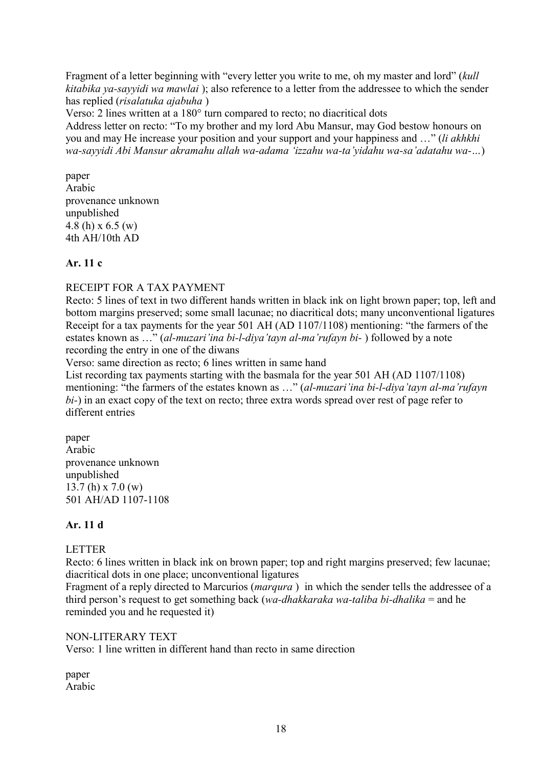Fragment of a letter beginning with "every letter you write to me, oh my master and lord" (*kull kitabika ya-sayyidi wa mawlai* ); also reference to a letter from the addressee to which the sender has replied (*risalatuka ajabuha* )
Verso: 2 lines written at a 180° turn compared to recto; no diacritical dots
Address letter on recto: "To my brother and my lord Abu Mansur, may God bestow honours on you and may He increase your position and your support and your happiness and …" (*li akhkhi wa-sayyidi Abi Mansur akramahu allah wa-adama 'izzahu wa-ta'yidahu wa-sa'adatahu wa-…*)

paper
Arabic
provenance unknown
unpublished
4.8 (h) x 6.5 (w)
4th AH/10th AD

**Ar. 11 c**

RECEIPT FOR A TAX PAYMENT
Recto: 5 lines of text in two different hands written in black ink on light brown paper; top, left and bottom margins preserved; some small lacunae; no diacritical dots; many unconventional ligatures
Receipt for a tax payments for the year 501 AH (AD 1107/1108) mentioning: "the farmers of the estates known as …" (*al-muzari'ina bi-l-diya'tayn al-ma'rufayn bi-* ) followed by a note recording the entry in one of the diwans
Verso: same direction as recto; 6 lines written in same hand
List recording tax payments starting with the basmala for the year 501 AH (AD 1107/1108) mentioning: "the farmers of the estates known as …" (*al-muzari'ina bi-l-diya'tayn al-ma'rufayn bi-*) in an exact copy of the text on recto; three extra words spread over rest of page refer to different entries

paper
Arabic
provenance unknown
unpublished
13.7 (h) x 7.0 (w)
501 AH/AD 1107-1108

**Ar. 11 d**

LETTER
Recto: 6 lines written in black ink on brown paper; top and right margins preserved; few lacunae; diacritical dots in one place; unconventional ligatures
Fragment of a reply directed to Marcurios (*marqura* ) in which the sender tells the addressee of a third person's request to get something back (*wa-dhakkaraka wa-taliba bi-dhalika* = and he reminded you and he requested it)

NON-LITERARY TEXT
Verso: 1 line written in different hand than recto in same direction

paper
Arabic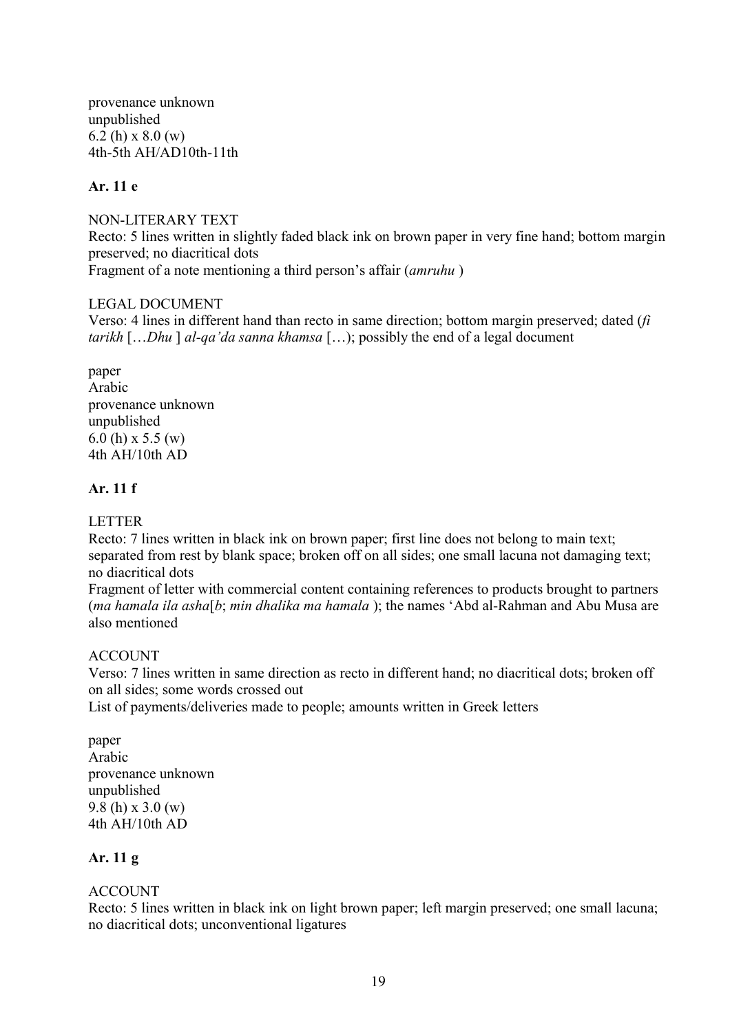provenance unknown
unpublished
6.2 (h) x 8.0 (w)
4th-5th AH/AD10th-11th

**Ar. 11 e**

NON-LITERARY TEXT
Recto: 5 lines written in slightly faded black ink on brown paper in very fine hand; bottom margin preserved; no diacritical dots
Fragment of a note mentioning a third person's affair (*amruhu* )

LEGAL DOCUMENT
Verso: 4 lines in different hand than recto in same direction; bottom margin preserved; dated (*fi tarikh* […*Dhu* ] *al-qa'da sanna khamsa* […); possibly the end of a legal document

paper
Arabic
provenance unknown
unpublished
6.0 (h) x 5.5 (w)
4th AH/10th AD

**Ar. 11 f**

LETTER
Recto: 7 lines written in black ink on brown paper; first line does not belong to main text; separated from rest by blank space; broken off on all sides; one small lacuna not damaging text; no diacritical dots
Fragment of letter with commercial content containing references to products brought to partners (*ma hamala ila asha*[*b*; *min dhalika ma hamala* ); the names 'Abd al-Rahman and Abu Musa are also mentioned

ACCOUNT
Verso: 7 lines written in same direction as recto in different hand; no diacritical dots; broken off on all sides; some words crossed out
List of payments/deliveries made to people; amounts written in Greek letters

paper
Arabic
provenance unknown
unpublished
9.8 (h) x 3.0 (w)
4th AH/10th AD

**Ar. 11 g**

ACCOUNT
Recto: 5 lines written in black ink on light brown paper; left margin preserved; one small lacuna; no diacritical dots; unconventional ligatures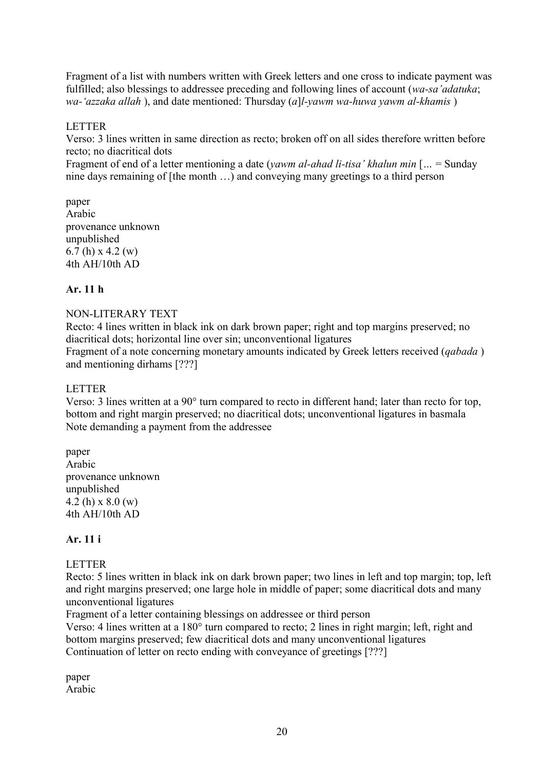Fragment of a list with numbers written with Greek letters and one cross to indicate payment was fulfilled; also blessings to addressee preceding and following lines of account (*wa-sa'adatuka*; *wa-'azzaka allah* ), and date mentioned: Thursday (*a*]*l-yawm wa-huwa yawm al-khamis* )

LETTER

Verso: 3 lines written in same direction as recto; broken off on all sides therefore written before recto; no diacritical dots

Fragment of end of a letter mentioning a date (*yawm al-ahad li-tisa' khalun min* [*...* = Sunday nine days remaining of [the month …) and conveying many greetings to a third person

paper
Arabic
provenance unknown
unpublished
6.7 (h) x 4.2 (w)
4th AH/10th AD

**Ar. 11 h**

NON-LITERARY TEXT

Recto: 4 lines written in black ink on dark brown paper; right and top margins preserved; no diacritical dots; horizontal line over sin; unconventional ligatures

Fragment of a note concerning monetary amounts indicated by Greek letters received (*qabada* ) and mentioning dirhams [???]

LETTER

Verso: 3 lines written at a 90° turn compared to recto in different hand; later than recto for top, bottom and right margin preserved; no diacritical dots; unconventional ligatures in basmala

Note demanding a payment from the addressee

paper
Arabic
provenance unknown
unpublished
4.2 (h) x 8.0 (w)
4th AH/10th AD

**Ar. 11 i**

LETTER

Recto: 5 lines written in black ink on dark brown paper; two lines in left and top margin; top, left and right margins preserved; one large hole in middle of paper; some diacritical dots and many unconventional ligatures

Fragment of a letter containing blessings on addressee or third person

Verso: 4 lines written at a 180° turn compared to recto; 2 lines in right margin; left, right and bottom margins preserved; few diacritical dots and many unconventional ligatures

Continuation of letter on recto ending with conveyance of greetings [???]

paper
Arabic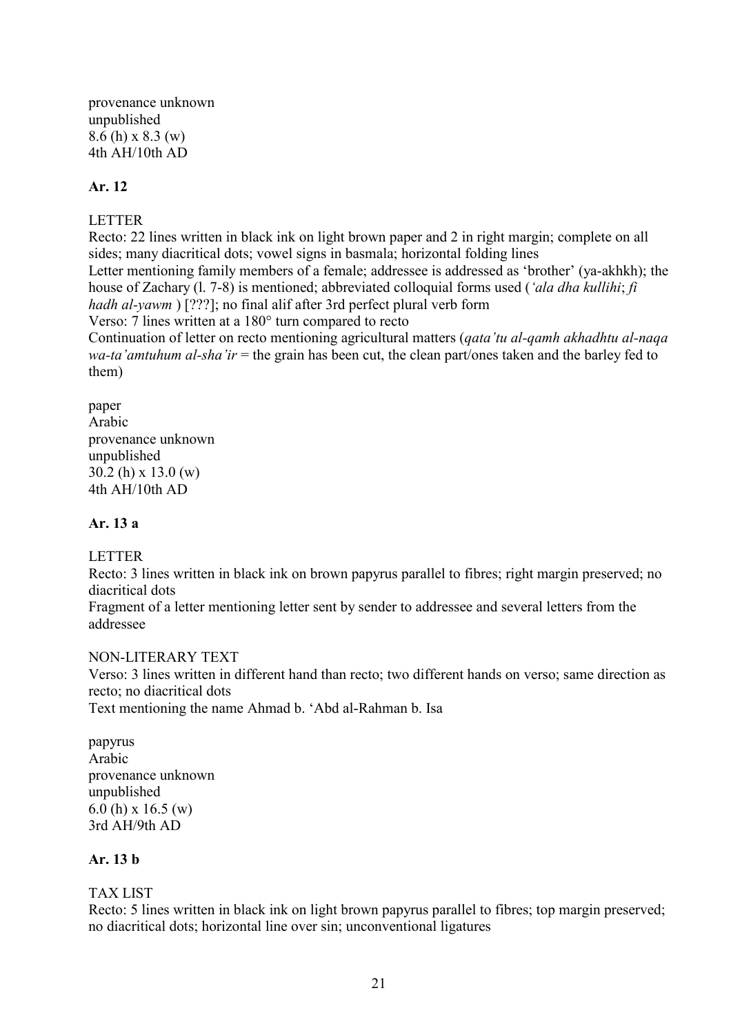provenance unknown
unpublished
8.6 (h) x 8.3 (w)
4th AH/10th AD

**Ar. 12**

LETTER

Recto: 22 lines written in black ink on light brown paper and 2 in right margin; complete on all sides; many diacritical dots; vowel signs in basmala; horizontal folding lines

Letter mentioning family members of a female; addressee is addressed as 'brother' (ya-akhkh); the house of Zachary (l. 7-8) is mentioned; abbreviated colloquial forms used (*'ala dha kullihi*; *fi hadh al-yawm* ) [???]; no final alif after 3rd perfect plural verb form

Verso: 7 lines written at a 180° turn compared to recto

Continuation of letter on recto mentioning agricultural matters (*qata'tu al-qamh akhadhtu al-naqa wa-ta'amtuhum al-sha'ir* = the grain has been cut, the clean part/ones taken and the barley fed to them)

paper
Arabic
provenance unknown
unpublished
30.2 (h) x 13.0 (w)
4th AH/10th AD

**Ar. 13 a**

LETTER

Recto: 3 lines written in black ink on brown papyrus parallel to fibres; right margin preserved; no diacritical dots

Fragment of a letter mentioning letter sent by sender to addressee and several letters from the addressee

NON-LITERARY TEXT

Verso: 3 lines written in different hand than recto; two different hands on verso; same direction as recto; no diacritical dots

Text mentioning the name Ahmad b. 'Abd al-Rahman b. Isa

papyrus
Arabic
provenance unknown
unpublished
6.0 (h) x 16.5 (w)
3rd AH/9th AD

**Ar. 13 b**

TAX LIST

Recto: 5 lines written in black ink on light brown papyrus parallel to fibres; top margin preserved; no diacritical dots; horizontal line over sin; unconventional ligatures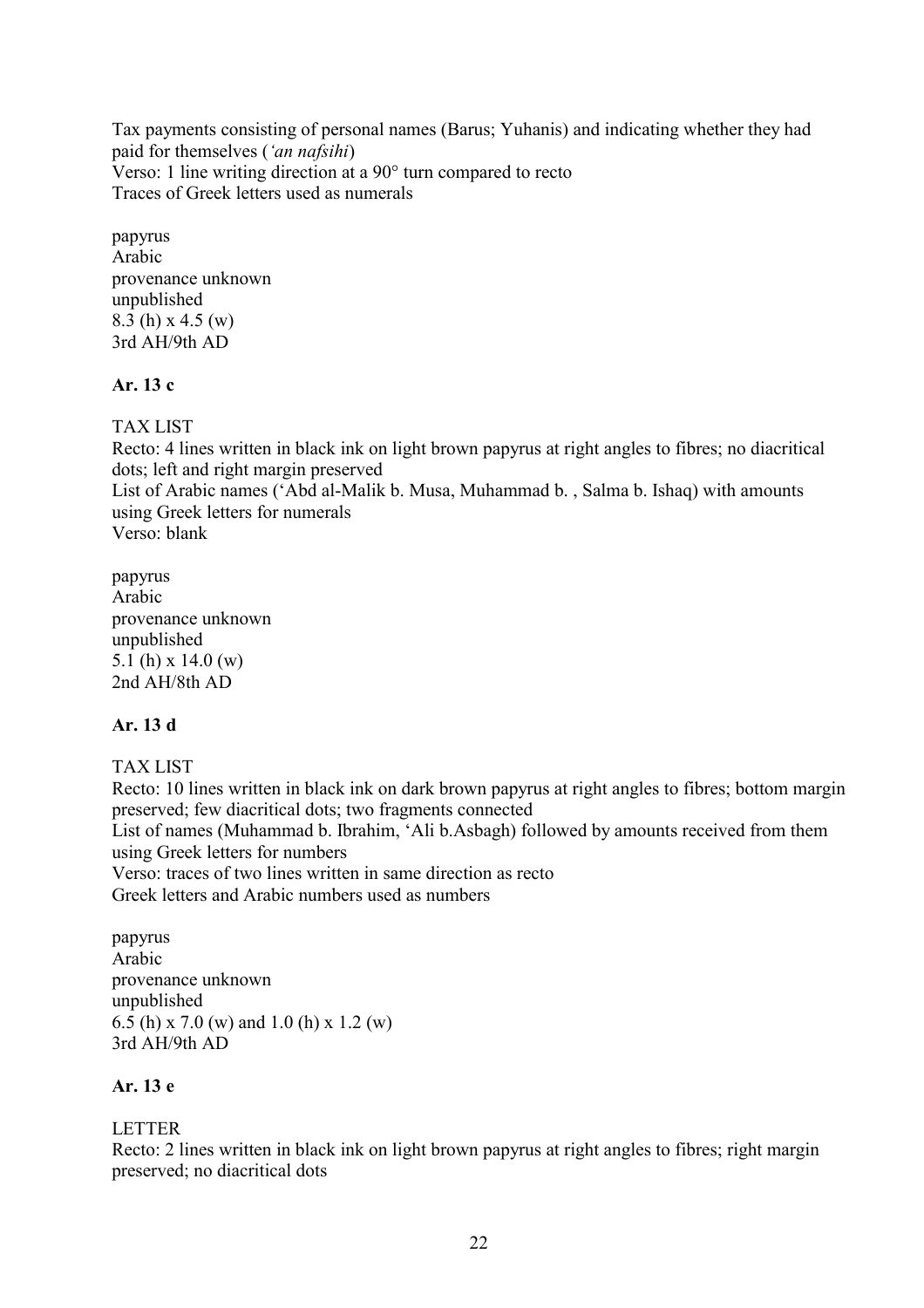Tax payments consisting of personal names (Barus; Yuhanis) and indicating whether they had paid for themselves (*'an nafsihi*)
Verso: 1 line writing direction at a 90° turn compared to recto
Traces of Greek letters used as numerals

papyrus
Arabic
provenance unknown
unpublished
8.3 (h) x 4.5 (w)
3rd AH/9th AD

**Ar. 13 c**

TAX LIST
Recto: 4 lines written in black ink on light brown papyrus at right angles to fibres; no diacritical dots; left and right margin preserved
List of Arabic names ('Abd al-Malik b. Musa, Muhammad b. , Salma b. Ishaq) with amounts using Greek letters for numerals
Verso: blank

papyrus
Arabic
provenance unknown
unpublished
5.1 (h) x 14.0 (w)
2nd AH/8th AD

**Ar. 13 d**

TAX LIST
Recto: 10 lines written in black ink on dark brown papyrus at right angles to fibres; bottom margin preserved; few diacritical dots; two fragments connected
List of names (Muhammad b. Ibrahim, 'Ali b.Asbagh) followed by amounts received from them using Greek letters for numbers
Verso: traces of two lines written in same direction as recto
Greek letters and Arabic numbers used as numbers

papyrus
Arabic
provenance unknown
unpublished
6.5 (h) x 7.0 (w) and 1.0 (h) x 1.2 (w)
3rd AH/9th AD

**Ar. 13 e**

LETTER
Recto: 2 lines written in black ink on light brown papyrus at right angles to fibres; right margin preserved; no diacritical dots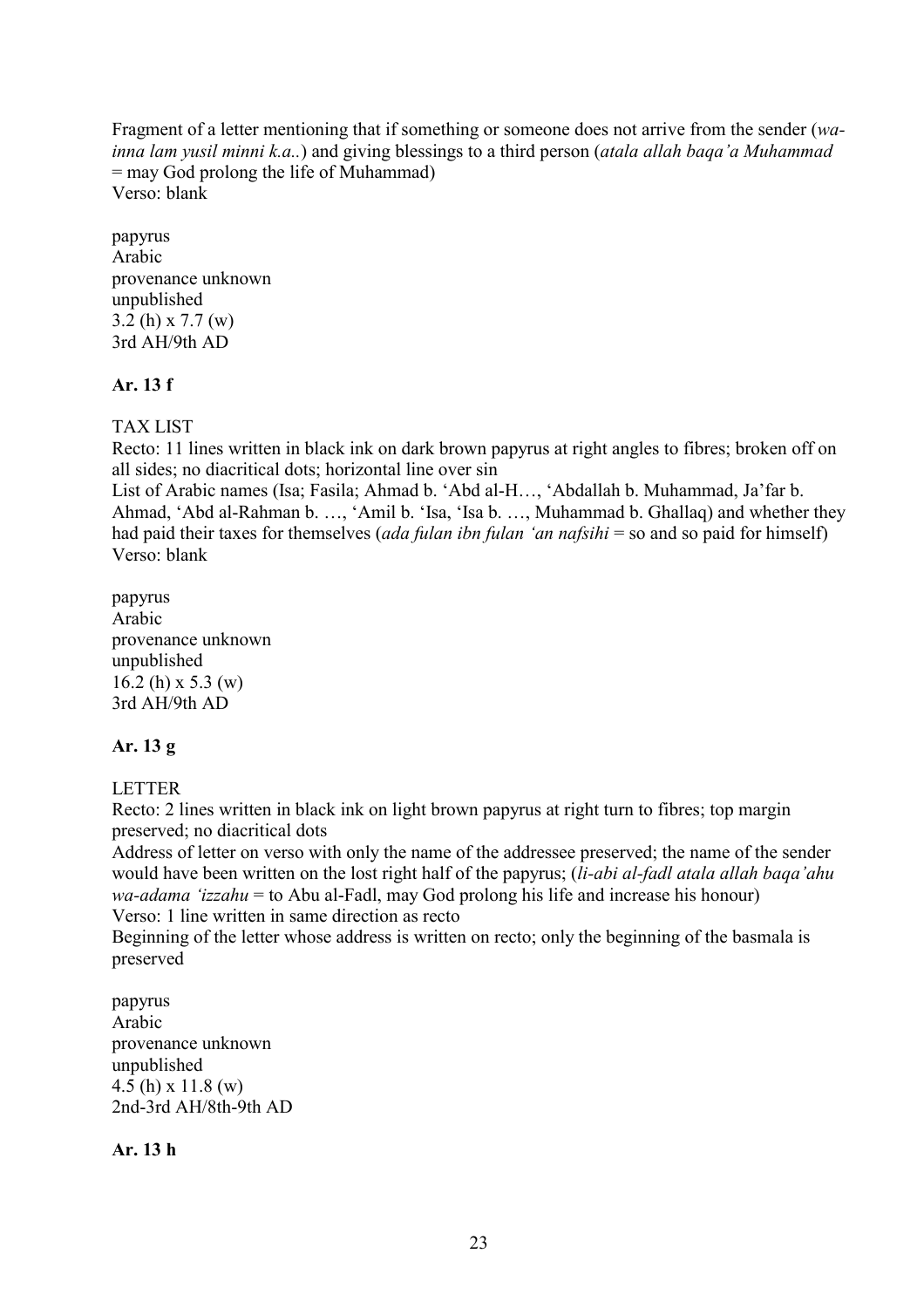Fragment of a letter mentioning that if something or someone does not arrive from the sender (*wa-inna lam yusil minni k.a..*) and giving blessings to a third person (*atala allah baqa'a Muhammad* = may God prolong the life of Muhammad)
Verso: blank

papyrus
Arabic
provenance unknown
unpublished
3.2 (h) x 7.7 (w)
3rd AH/9th AD

**Ar. 13 f**

TAX LIST
Recto: 11 lines written in black ink on dark brown papyrus at right angles to fibres; broken off on all sides; no diacritical dots; horizontal line over sin
List of Arabic names (Isa; Fasila; Ahmad b. 'Abd al-H…, 'Abdallah b. Muhammad, Ja'far b. Ahmad, 'Abd al-Rahman b. …, 'Amil b. 'Isa, 'Isa b. …, Muhammad b. Ghallaq) and whether they had paid their taxes for themselves (*ada fulan ibn fulan 'an nafsihi* = so and so paid for himself)
Verso: blank

papyrus
Arabic
provenance unknown
unpublished
16.2 (h) x 5.3 (w)
3rd AH/9th AD

**Ar. 13 g**

LETTER
Recto: 2 lines written in black ink on light brown papyrus at right turn to fibres; top margin preserved; no diacritical dots
Address of letter on verso with only the name of the addressee preserved; the name of the sender would have been written on the lost right half of the papyrus; (*li-abi al-fadl atala allah baqa'ahu wa-adama 'izzahu* = to Abu al-Fadl, may God prolong his life and increase his honour)
Verso: 1 line written in same direction as recto
Beginning of the letter whose address is written on recto; only the beginning of the basmala is preserved

papyrus
Arabic
provenance unknown
unpublished
4.5 (h) x 11.8 (w)
2nd-3rd AH/8th-9th AD

**Ar. 13 h**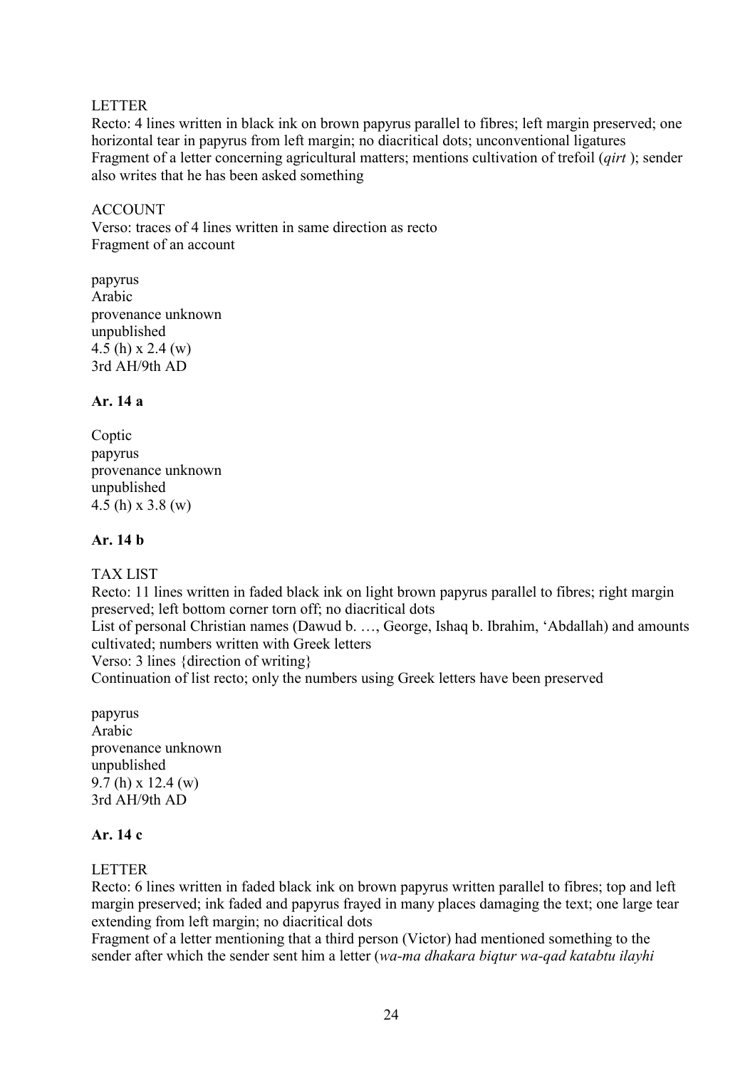LETTER

Recto: 4 lines written in black ink on brown papyrus parallel to fibres; left margin preserved; one horizontal tear in papyrus from left margin; no diacritical dots; unconventional ligatures

Fragment of a letter concerning agricultural matters; mentions cultivation of trefoil (*qirt* ); sender also writes that he has been asked something

ACCOUNT

Verso: traces of 4 lines written in same direction as recto

Fragment of an account

papyrus
Arabic
provenance unknown
unpublished
4.5 (h) x 2.4 (w)
3rd AH/9th AD

**Ar. 14 a**

Coptic
papyrus
provenance unknown
unpublished
4.5 (h) x 3.8 (w)

**Ar. 14 b**

TAX LIST

Recto: 11 lines written in faded black ink on light brown papyrus parallel to fibres; right margin preserved; left bottom corner torn off; no diacritical dots

List of personal Christian names (Dawud b. …, George, Ishaq b. Ibrahim, 'Abdallah) and amounts cultivated; numbers written with Greek letters

Verso: 3 lines {direction of writing}

Continuation of list recto; only the numbers using Greek letters have been preserved

papyrus
Arabic
provenance unknown
unpublished
9.7 (h) x 12.4 (w)
3rd AH/9th AD

**Ar. 14 c**

LETTER

Recto: 6 lines written in faded black ink on brown papyrus written parallel to fibres; top and left margin preserved; ink faded and papyrus frayed in many places damaging the text; one large tear extending from left margin; no diacritical dots

Fragment of a letter mentioning that a third person (Victor) had mentioned something to the sender after which the sender sent him a letter (*wa-ma dhakara biqtur wa-qad katabtu ilayhi*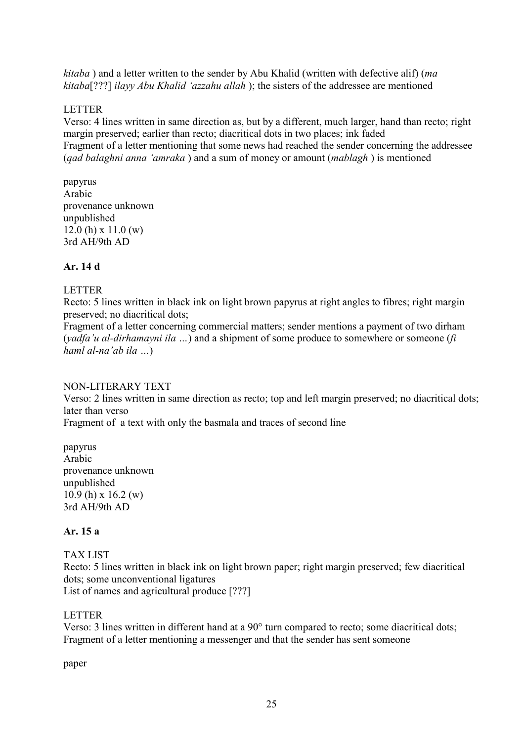*kitaba* ) and a letter written to the sender by Abu Khalid (written with defective alif) (*ma kitaba*[???] *ilayy Abu Khalid 'azzahu allah* ); the sisters of the addressee are mentioned

LETTER
Verso: 4 lines written in same direction as, but by a different, much larger, hand than recto; right margin preserved; earlier than recto; diacritical dots in two places; ink faded
Fragment of a letter mentioning that some news had reached the sender concerning the addressee (*qad balaghni anna 'amraka* ) and a sum of money or amount (*mablagh* ) is mentioned

papyrus
Arabic
provenance unknown
unpublished
12.0 (h) x 11.0 (w)
3rd AH/9th AD

**Ar. 14 d**

LETTER
Recto: 5 lines written in black ink on light brown papyrus at right angles to fibres; right margin preserved; no diacritical dots;
Fragment of a letter concerning commercial matters; sender mentions a payment of two dirham (*yadfa'u al-dirhamayni ila …*) and a shipment of some produce to somewhere or someone (*fi haml al-na'ab ila …*)

NON-LITERARY TEXT
Verso: 2 lines written in same direction as recto; top and left margin preserved; no diacritical dots; later than verso
Fragment of a text with only the basmala and traces of second line

papyrus
Arabic
provenance unknown
unpublished
10.9 (h) x 16.2 (w)
3rd AH/9th AD

**Ar. 15 a**

TAX LIST
Recto: 5 lines written in black ink on light brown paper; right margin preserved; few diacritical dots; some unconventional ligatures
List of names and agricultural produce [???]

LETTER
Verso: 3 lines written in different hand at a 90° turn compared to recto; some diacritical dots;
Fragment of a letter mentioning a messenger and that the sender has sent someone

paper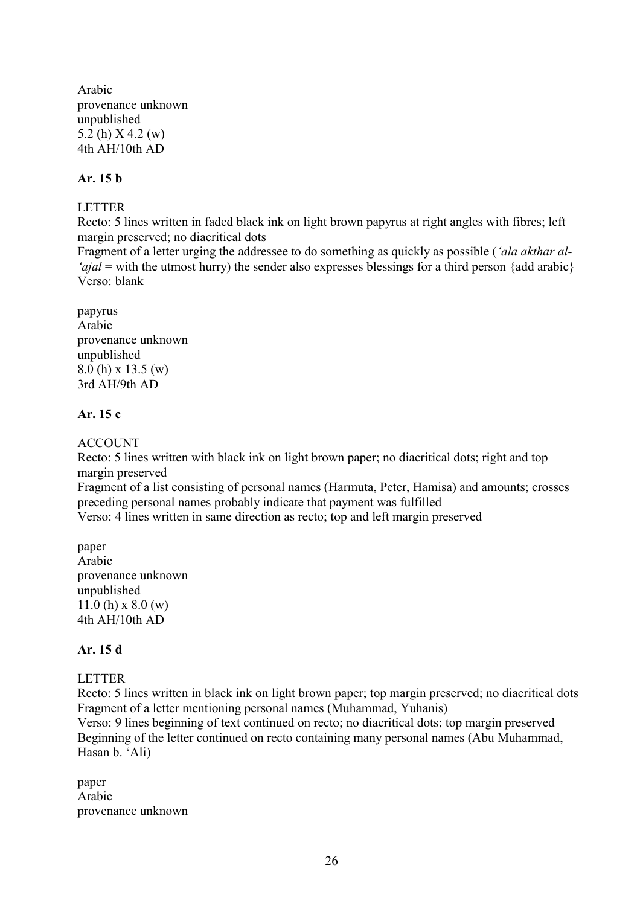Arabic
provenance unknown
unpublished
5.2 (h) X 4.2 (w)
4th AH/10th AD

**Ar. 15 b**

LETTER
Recto: 5 lines written in faded black ink on light brown papyrus at right angles with fibres; left margin preserved; no diacritical dots
Fragment of a letter urging the addressee to do something as quickly as possible (*'ala akthar al-'ajal* = with the utmost hurry) the sender also expresses blessings for a third person {add arabic}
Verso: blank

papyrus
Arabic
provenance unknown
unpublished
8.0 (h) x 13.5 (w)
3rd AH/9th AD

**Ar. 15 c**

ACCOUNT
Recto: 5 lines written with black ink on light brown paper; no diacritical dots; right and top margin preserved
Fragment of a list consisting of personal names (Harmuta, Peter, Hamisa) and amounts; crosses preceding personal names probably indicate that payment was fulfilled
Verso: 4 lines written in same direction as recto; top and left margin preserved

paper
Arabic
provenance unknown
unpublished
11.0 (h) x 8.0 (w)
4th AH/10th AD

**Ar. 15 d**

LETTER
Recto: 5 lines written in black ink on light brown paper; top margin preserved; no diacritical dots
Fragment of a letter mentioning personal names (Muhammad, Yuhanis)
Verso: 9 lines beginning of text continued on recto; no diacritical dots; top margin preserved
Beginning of the letter continued on recto containing many personal names (Abu Muhammad, Hasan b. 'Ali)

paper
Arabic
provenance unknown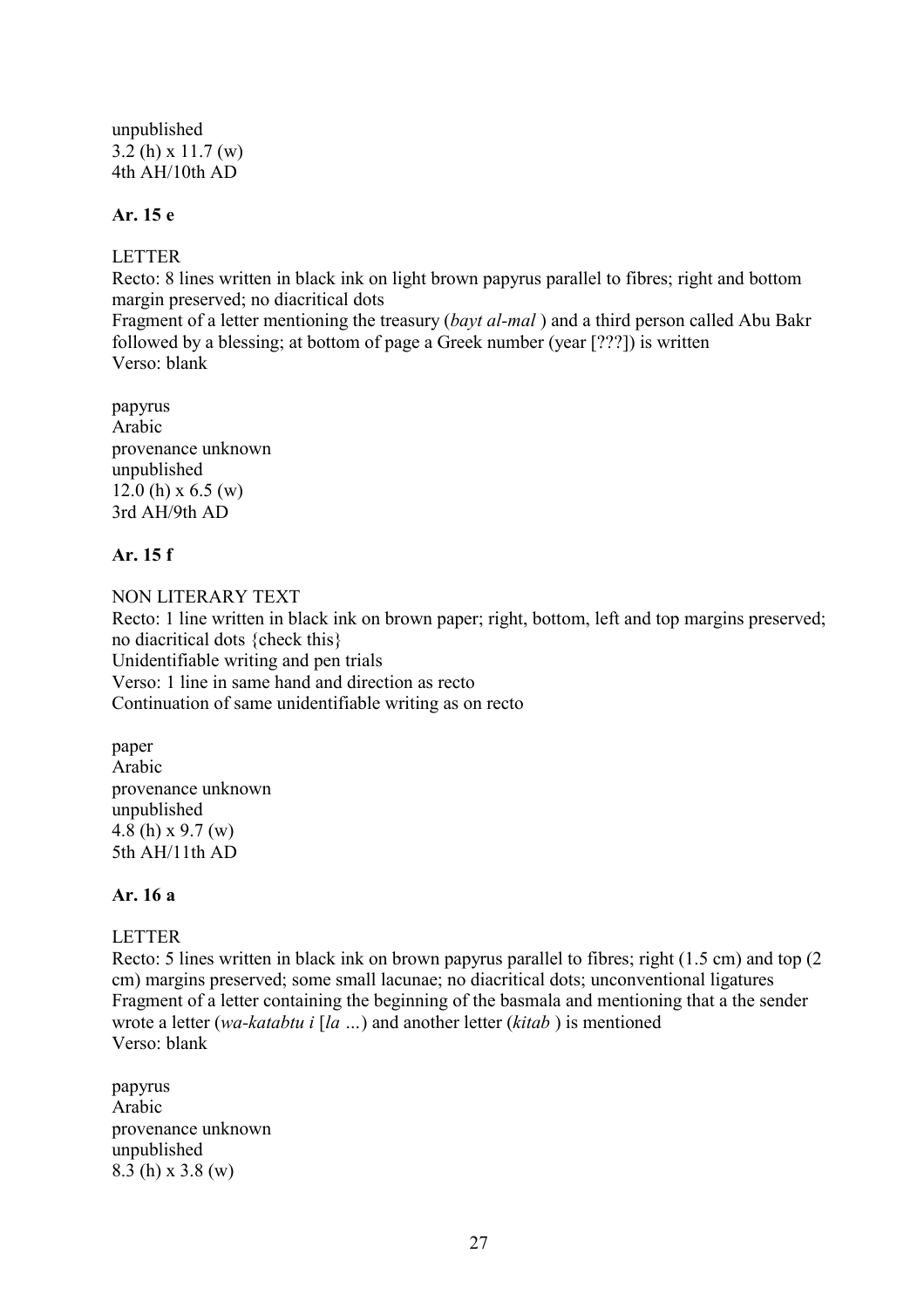unpublished
3.2 (h) x 11.7 (w)
4th AH/10th AD

**Ar. 15 e**

LETTER
Recto: 8 lines written in black ink on light brown papyrus parallel to fibres; right and bottom margin preserved; no diacritical dots
Fragment of a letter mentioning the treasury (*bayt al-mal* ) and a third person called Abu Bakr followed by a blessing; at bottom of page a Greek number (year [???]) is written
Verso: blank

papyrus
Arabic
provenance unknown
unpublished
12.0 (h) x 6.5 (w)
3rd AH/9th AD

**Ar. 15 f**

NON LITERARY TEXT
Recto: 1 line written in black ink on brown paper; right, bottom, left and top margins preserved; no diacritical dots {check this}
Unidentifiable writing and pen trials
Verso: 1 line in same hand and direction as recto
Continuation of same unidentifiable writing as on recto

paper
Arabic
provenance unknown
unpublished
4.8 (h) x 9.7 (w)
5th AH/11th AD

**Ar. 16 a**

LETTER
Recto: 5 lines written in black ink on brown papyrus parallel to fibres; right (1.5 cm) and top (2 cm) margins preserved; some small lacunae; no diacritical dots; unconventional ligatures
Fragment of a letter containing the beginning of the basmala and mentioning that a the sender wrote a letter (*wa-katabtu i* [*la* ...) and another letter (*kitab* ) is mentioned
Verso: blank

papyrus
Arabic
provenance unknown
unpublished
8.3 (h) x 3.8 (w)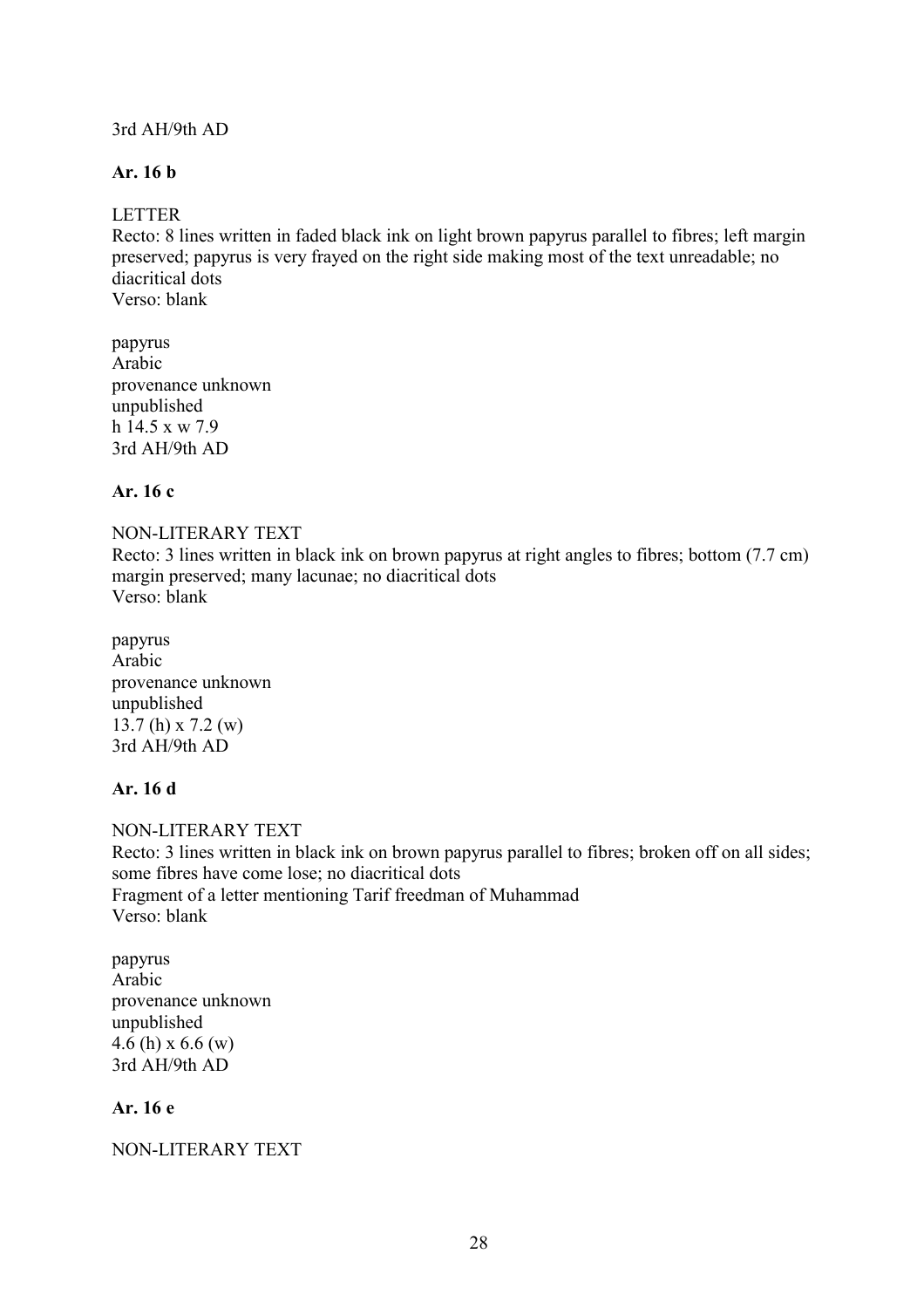3rd AH/9th AD

**Ar. 16 b**

LETTER
Recto: 8 lines written in faded black ink on light brown papyrus parallel to fibres; left margin preserved; papyrus is very frayed on the right side making most of the text unreadable; no diacritical dots
Verso: blank

papyrus
Arabic
provenance unknown
unpublished
h 14.5 x w 7.9
3rd AH/9th AD

**Ar. 16 c**

NON-LITERARY TEXT
Recto: 3 lines written in black ink on brown papyrus at right angles to fibres; bottom (7.7 cm) margin preserved; many lacunae; no diacritical dots
Verso: blank

papyrus
Arabic
provenance unknown
unpublished
13.7 (h) x 7.2 (w)
3rd AH/9th AD

**Ar. 16 d**

NON-LITERARY TEXT
Recto: 3 lines written in black ink on brown papyrus parallel to fibres; broken off on all sides; some fibres have come lose; no diacritical dots
Fragment of a letter mentioning Tarif freedman of Muhammad
Verso: blank

papyrus
Arabic
provenance unknown
unpublished
4.6 (h) x 6.6 (w)
3rd AH/9th AD

**Ar. 16 e**

NON-LITERARY TEXT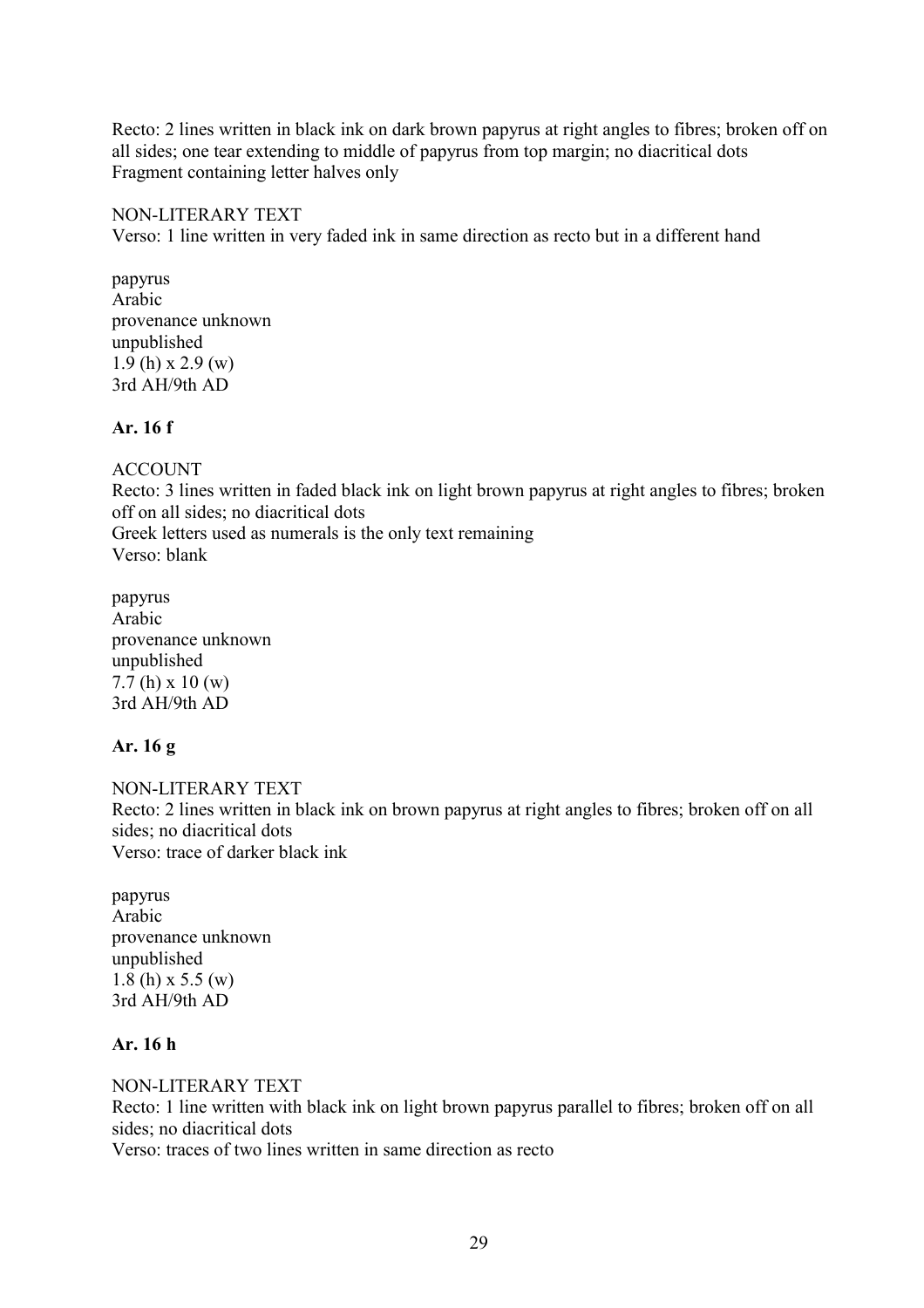Recto: 2 lines written in black ink on dark brown papyrus at right angles to fibres; broken off on all sides; one tear extending to middle of papyrus from top margin; no diacritical dots
Fragment containing letter halves only

NON-LITERARY TEXT
Verso: 1 line written in very faded ink in same direction as recto but in a different hand

papyrus
Arabic
provenance unknown
unpublished
1.9 (h) x 2.9 (w)
3rd AH/9th AD

**Ar. 16 f**

ACCOUNT
Recto: 3 lines written in faded black ink on light brown papyrus at right angles to fibres; broken off on all sides; no diacritical dots
Greek letters used as numerals is the only text remaining
Verso: blank

papyrus
Arabic
provenance unknown
unpublished
7.7 (h) x 10 (w)
3rd AH/9th AD

**Ar. 16 g**

NON-LITERARY TEXT
Recto: 2 lines written in black ink on brown papyrus at right angles to fibres; broken off on all sides; no diacritical dots
Verso: trace of darker black ink

papyrus
Arabic
provenance unknown
unpublished
1.8 (h) x 5.5 (w)
3rd AH/9th AD

**Ar. 16 h**

NON-LITERARY TEXT
Recto: 1 line written with black ink on light brown papyrus parallel to fibres; broken off on all sides; no diacritical dots
Verso: traces of two lines written in same direction as recto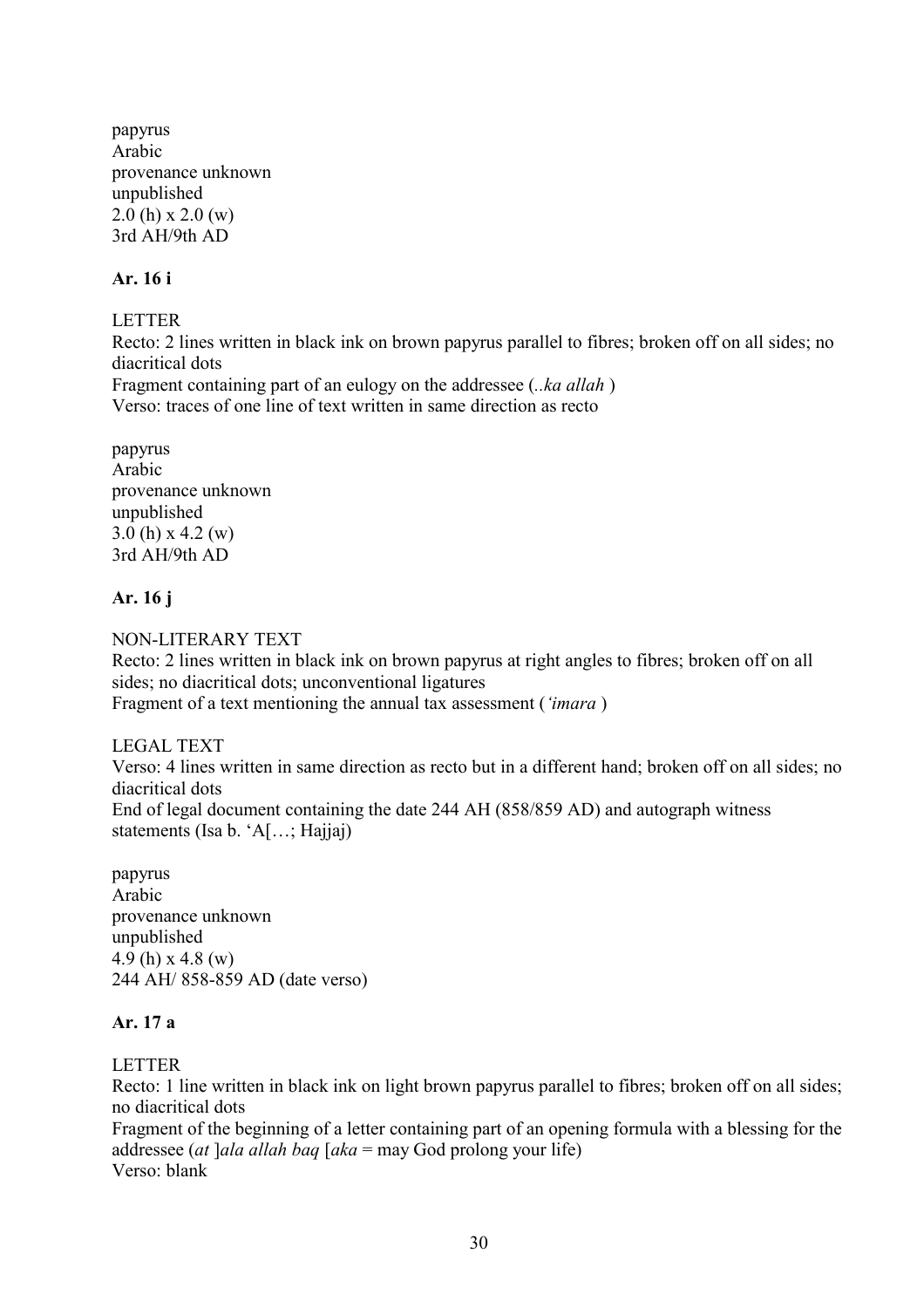papyrus
Arabic
provenance unknown
unpublished
2.0 (h) x 2.0 (w)
3rd AH/9th AD

**Ar. 16 i**

LETTER
Recto: 2 lines written in black ink on brown papyrus parallel to fibres; broken off on all sides; no diacritical dots
Fragment containing part of an eulogy on the addressee (*..ka allah* )
Verso: traces of one line of text written in same direction as recto

papyrus
Arabic
provenance unknown
unpublished
3.0 (h) x 4.2 (w)
3rd AH/9th AD

**Ar. 16 j**

NON-LITERARY TEXT
Recto: 2 lines written in black ink on brown papyrus at right angles to fibres; broken off on all sides; no diacritical dots; unconventional ligatures
Fragment of a text mentioning the annual tax assessment (*'imara* )

LEGAL TEXT
Verso: 4 lines written in same direction as recto but in a different hand; broken off on all sides; no diacritical dots
End of legal document containing the date 244 AH (858/859 AD) and autograph witness statements (Isa b. 'A[…; Hajjaj)

papyrus
Arabic
provenance unknown
unpublished
4.9 (h) x 4.8 (w)
244 AH/ 858-859 AD (date verso)

**Ar. 17 a**

LETTER
Recto: 1 line written in black ink on light brown papyrus parallel to fibres; broken off on all sides; no diacritical dots
Fragment of the beginning of a letter containing part of an opening formula with a blessing for the addressee (*at* ]*ala allah baq* [*aka* = may God prolong your life)
Verso: blank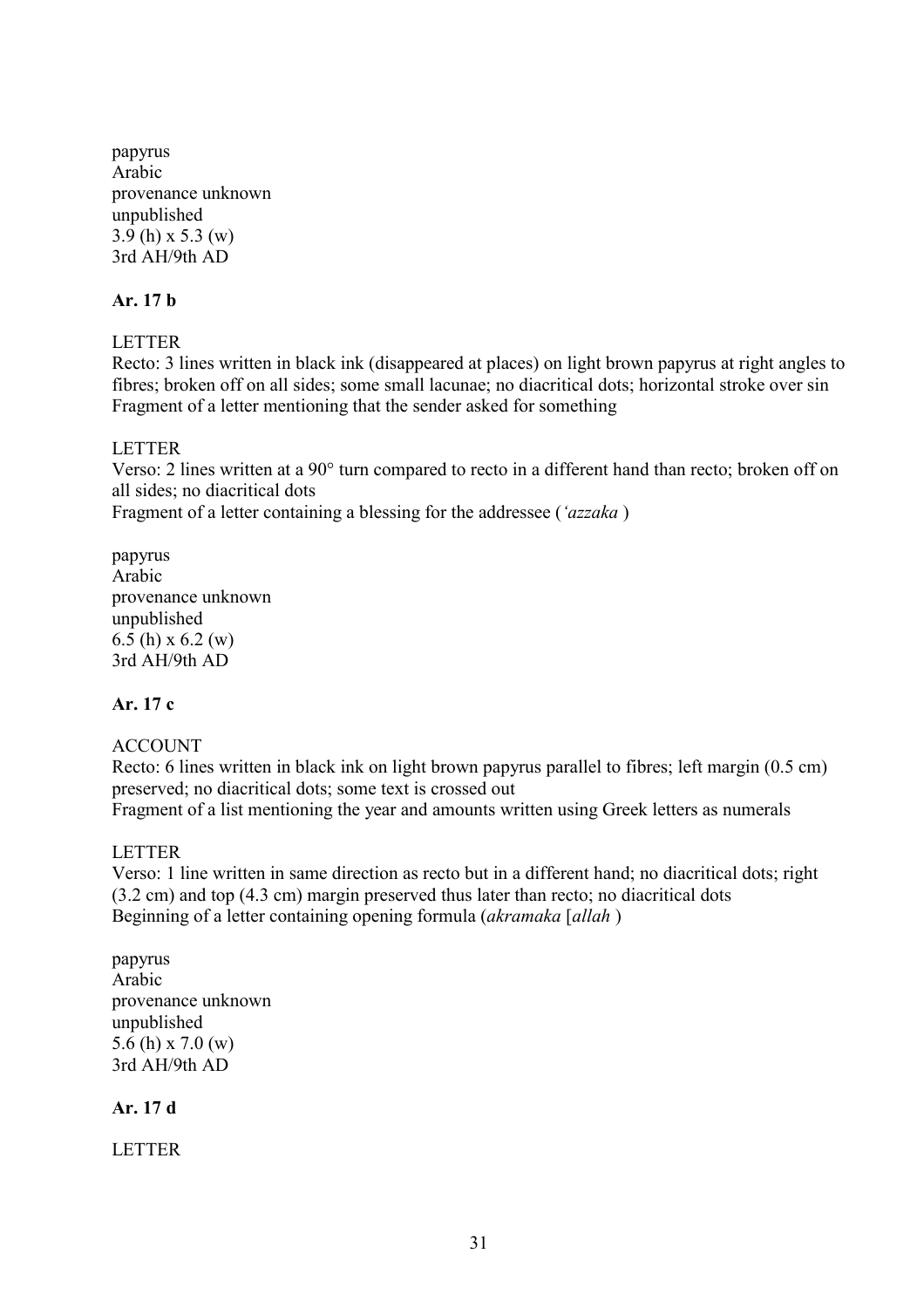papyrus
Arabic
provenance unknown
unpublished
3.9 (h) x 5.3 (w)
3rd AH/9th AD

**Ar. 17 b**

LETTER
Recto: 3 lines written in black ink (disappeared at places) on light brown papyrus at right angles to fibres; broken off on all sides; some small lacunae; no diacritical dots; horizontal stroke over sin
Fragment of a letter mentioning that the sender asked for something

LETTER
Verso: 2 lines written at a 90° turn compared to recto in a different hand than recto; broken off on all sides; no diacritical dots
Fragment of a letter containing a blessing for the addressee (*'azzaka* )

papyrus
Arabic
provenance unknown
unpublished
6.5 (h) x 6.2 (w)
3rd AH/9th AD

**Ar. 17 c**

ACCOUNT
Recto: 6 lines written in black ink on light brown papyrus parallel to fibres; left margin (0.5 cm) preserved; no diacritical dots; some text is crossed out
Fragment of a list mentioning the year and amounts written using Greek letters as numerals

LETTER
Verso: 1 line written in same direction as recto but in a different hand; no diacritical dots; right (3.2 cm) and top (4.3 cm) margin preserved thus later than recto; no diacritical dots
Beginning of a letter containing opening formula (*akramaka* [*allah* )

papyrus
Arabic
provenance unknown
unpublished
5.6 (h) x 7.0 (w)
3rd AH/9th AD

**Ar. 17 d**

LETTER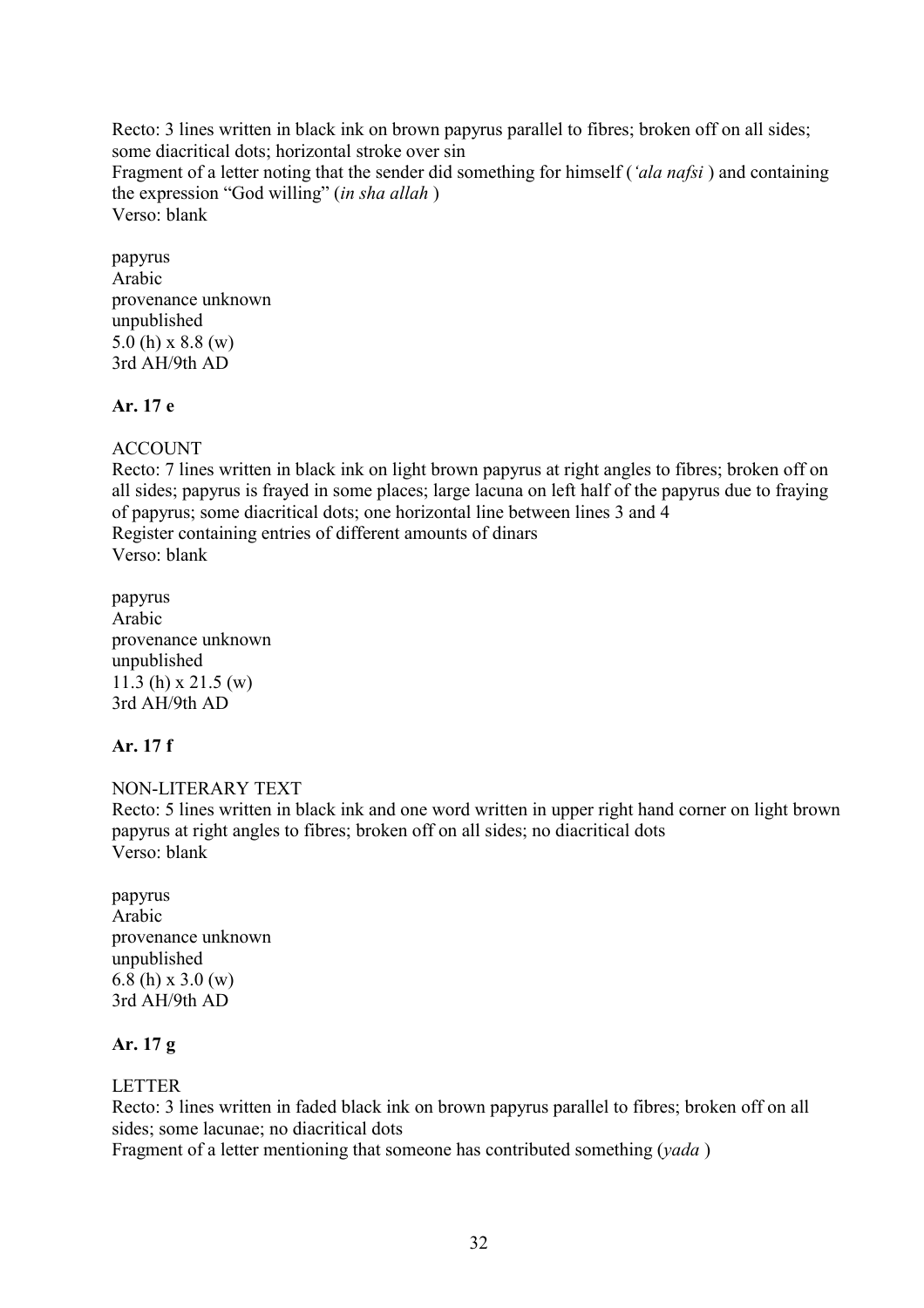Recto: 3 lines written in black ink on brown papyrus parallel to fibres; broken off on all sides; some diacritical dots; horizontal stroke over sin
Fragment of a letter noting that the sender did something for himself (*'ala nafsi* ) and containing the expression "God willing" (*in sha allah* )
Verso: blank

papyrus
Arabic
provenance unknown
unpublished
5.0 (h) x 8.8 (w)
3rd AH/9th AD

**Ar. 17 e**

ACCOUNT
Recto: 7 lines written in black ink on light brown papyrus at right angles to fibres; broken off on all sides; papyrus is frayed in some places; large lacuna on left half of the papyrus due to fraying of papyrus; some diacritical dots; one horizontal line between lines 3 and 4
Register containing entries of different amounts of dinars
Verso: blank

papyrus
Arabic
provenance unknown
unpublished
11.3 (h) x 21.5 (w)
3rd AH/9th AD

**Ar. 17 f**

NON-LITERARY TEXT
Recto: 5 lines written in black ink and one word written in upper right hand corner on light brown papyrus at right angles to fibres; broken off on all sides; no diacritical dots
Verso: blank

papyrus
Arabic
provenance unknown
unpublished
6.8 (h) x 3.0 (w)
3rd AH/9th AD

**Ar. 17 g**

LETTER
Recto: 3 lines written in faded black ink on brown papyrus parallel to fibres; broken off on all sides; some lacunae; no diacritical dots
Fragment of a letter mentioning that someone has contributed something (*yada* )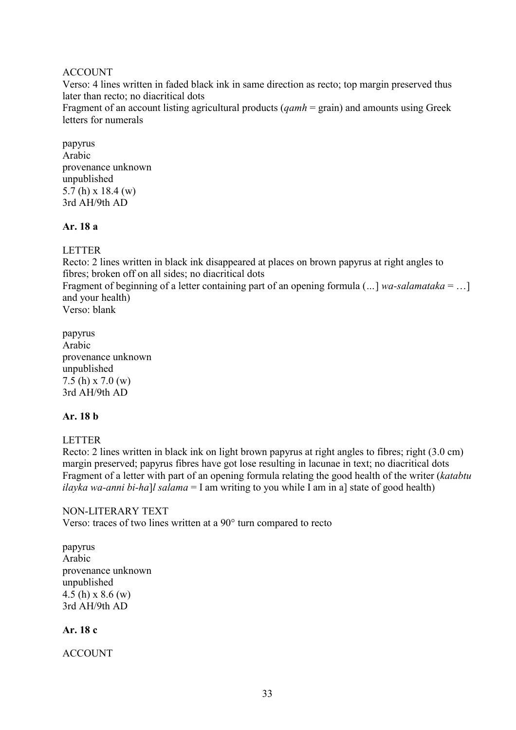ACCOUNT

Verso: 4 lines written in faded black ink in same direction as recto; top margin preserved thus later than recto; no diacritical dots

Fragment of an account listing agricultural products (*qamh* = grain) and amounts using Greek letters for numerals

papyrus
Arabic
provenance unknown
unpublished
5.7 (h) x 18.4 (w)
3rd AH/9th AD

**Ar. 18 a**

LETTER

Recto: 2 lines written in black ink disappeared at places on brown papyrus at right angles to fibres; broken off on all sides; no diacritical dots

Fragment of beginning of a letter containing part of an opening formula (...] *wa-salamataka* = …] and your health)

Verso: blank

papyrus
Arabic
provenance unknown
unpublished
7.5 (h) x 7.0 (w)
3rd AH/9th AD

**Ar. 18 b**

LETTER

Recto: 2 lines written in black ink on light brown papyrus at right angles to fibres; right (3.0 cm) margin preserved; papyrus fibres have got lose resulting in lacunae in text; no diacritical dots

Fragment of a letter with part of an opening formula relating the good health of the writer (*katabtu ilayka wa-anni bi-ha*]*l salama* = I am writing to you while I am in a] state of good health)

NON-LITERARY TEXT

Verso: traces of two lines written at a 90° turn compared to recto

papyrus
Arabic
provenance unknown
unpublished
4.5 (h) x 8.6 (w)
3rd AH/9th AD

**Ar. 18 c**

ACCOUNT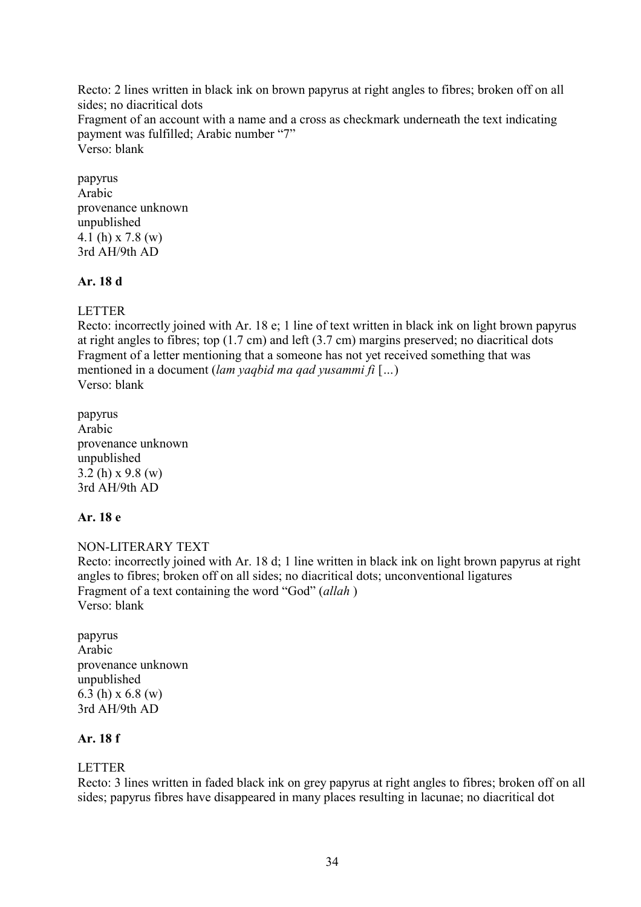Recto: 2 lines written in black ink on brown papyrus at right angles to fibres; broken off on all sides; no diacritical dots
Fragment of an account with a name and a cross as checkmark underneath the text indicating payment was fulfilled; Arabic number "7"
Verso: blank

papyrus
Arabic
provenance unknown
unpublished
4.1 (h) x 7.8 (w)
3rd AH/9th AD

**Ar. 18 d**

LETTER
Recto: incorrectly joined with Ar. 18 e; 1 line of text written in black ink on light brown papyrus at right angles to fibres; top (1.7 cm) and left (3.7 cm) margins preserved; no diacritical dots
Fragment of a letter mentioning that a someone has not yet received something that was mentioned in a document (*lam yaqbid ma qad yusammi fi* [...)
Verso: blank

papyrus
Arabic
provenance unknown
unpublished
3.2 (h) x 9.8 (w)
3rd AH/9th AD

**Ar. 18 e**

NON-LITERARY TEXT
Recto: incorrectly joined with Ar. 18 d; 1 line written in black ink on light brown papyrus at right angles to fibres; broken off on all sides; no diacritical dots; unconventional ligatures
Fragment of a text containing the word "God" (*allah* )
Verso: blank

papyrus
Arabic
provenance unknown
unpublished
6.3 (h) x 6.8 (w)
3rd AH/9th AD

**Ar. 18 f**

LETTER
Recto: 3 lines written in faded black ink on grey papyrus at right angles to fibres; broken off on all sides; papyrus fibres have disappeared in many places resulting in lacunae; no diacritical dot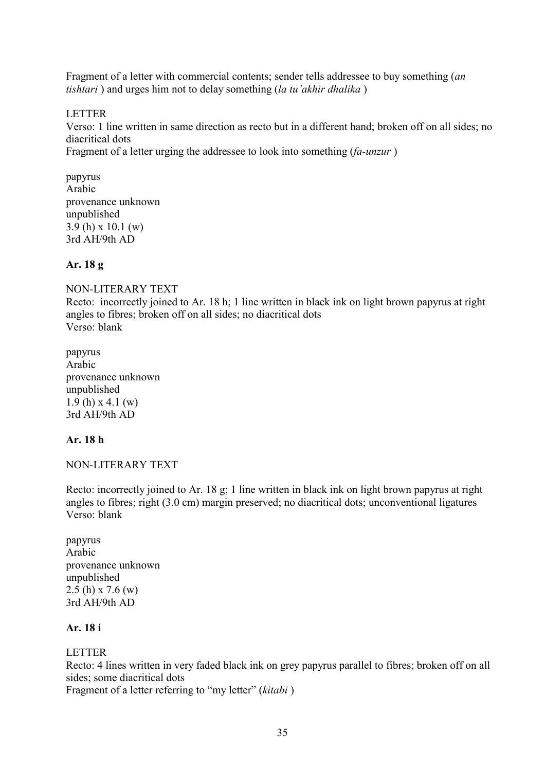Fragment of a letter with commercial contents; sender tells addressee to buy something (*an tishtari* ) and urges him not to delay something (*la tu'akhir dhalika* )

LETTER
Verso: 1 line written in same direction as recto but in a different hand; broken off on all sides; no diacritical dots
Fragment of a letter urging the addressee to look into something (*fa-unzur* )

papyrus
Arabic
provenance unknown
unpublished
3.9 (h) x 10.1 (w)
3rd AH/9th AD

**Ar. 18 g**

NON-LITERARY TEXT
Recto: incorrectly joined to Ar. 18 h; 1 line written in black ink on light brown papyrus at right angles to fibres; broken off on all sides; no diacritical dots
Verso: blank

papyrus
Arabic
provenance unknown
unpublished
1.9 (h) x 4.1 (w)
3rd AH/9th AD

**Ar. 18 h**

NON-LITERARY TEXT

Recto: incorrectly joined to Ar. 18 g; 1 line written in black ink on light brown papyrus at right angles to fibres; right (3.0 cm) margin preserved; no diacritical dots; unconventional ligatures
Verso: blank

papyrus
Arabic
provenance unknown
unpublished
2.5 (h) x 7.6 (w)
3rd AH/9th AD

**Ar. 18 i**

LETTER
Recto: 4 lines written in very faded black ink on grey papyrus parallel to fibres; broken off on all sides; some diacritical dots
Fragment of a letter referring to "my letter" (*kitabi* )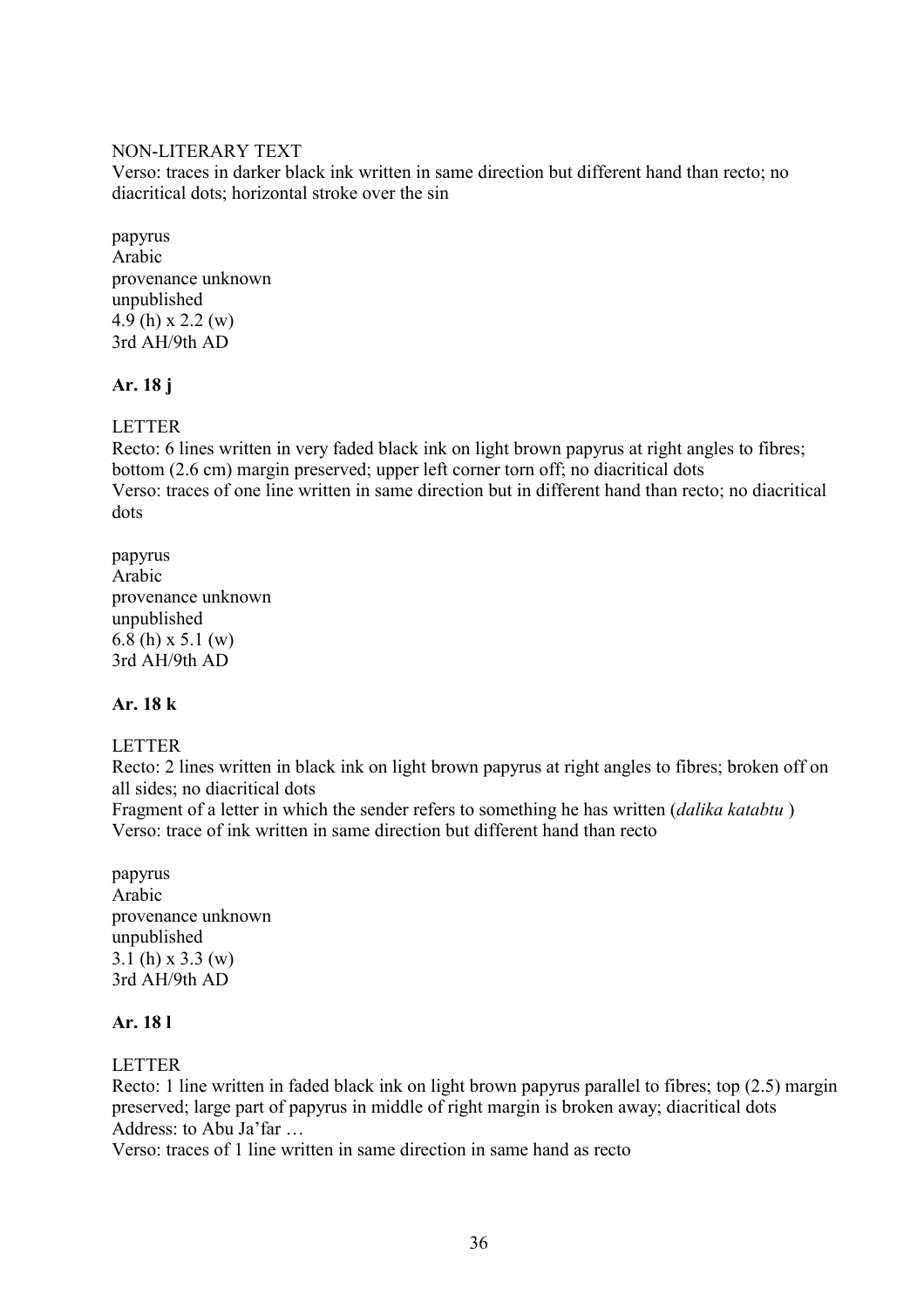NON-LITERARY TEXT
Verso: traces in darker black ink written in same direction but different hand than recto; no diacritical dots; horizontal stroke over the sin

papyrus
Arabic
provenance unknown
unpublished
4.9 (h) x 2.2 (w)
3rd AH/9th AD

**Ar. 18 j**

LETTER
Recto: 6 lines written in very faded black ink on light brown papyrus at right angles to fibres; bottom (2.6 cm) margin preserved; upper left corner torn off; no diacritical dots
Verso: traces of one line written in same direction but in different hand than recto; no diacritical dots

papyrus
Arabic
provenance unknown
unpublished
6.8 (h) x 5.1 (w)
3rd AH/9th AD

**Ar. 18 k**

LETTER
Recto: 2 lines written in black ink on light brown papyrus at right angles to fibres; broken off on all sides; no diacritical dots
Fragment of a letter in which the sender refers to something he has written (*dalika katabtu* )
Verso: trace of ink written in same direction but different hand than recto

papyrus
Arabic
provenance unknown
unpublished
3.1 (h) x 3.3 (w)
3rd AH/9th AD

**Ar. 18 l**

LETTER
Recto: 1 line written in faded black ink on light brown papyrus parallel to fibres; top (2.5) margin preserved; large part of papyrus in middle of right margin is broken away; diacritical dots
Address: to Abu Ja'far …
Verso: traces of 1 line written in same direction in same hand as recto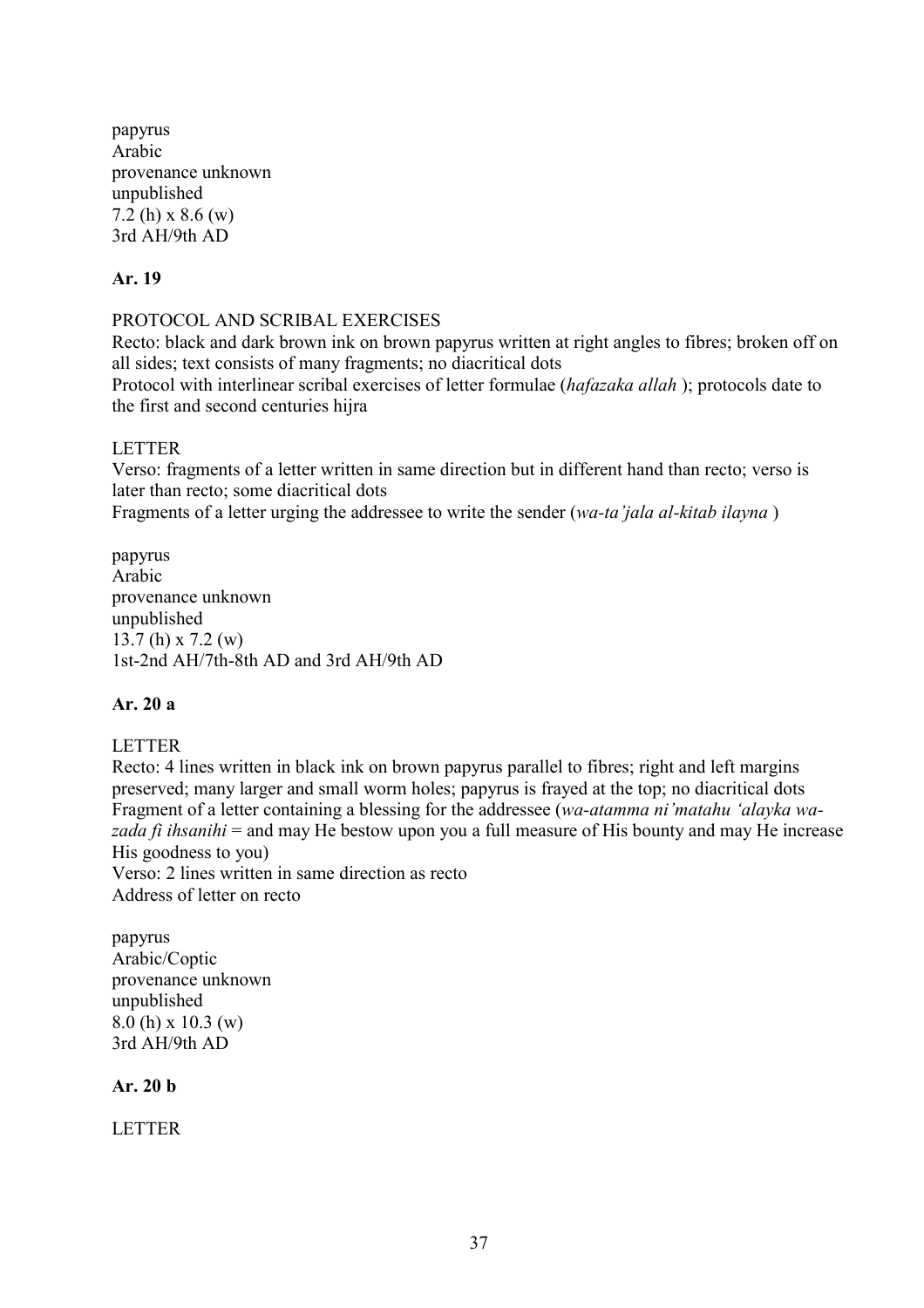papyrus
Arabic
provenance unknown
unpublished
7.2 (h) x 8.6 (w)
3rd AH/9th AD

**Ar. 19**

PROTOCOL AND SCRIBAL EXERCISES
Recto: black and dark brown ink on brown papyrus written at right angles to fibres; broken off on all sides; text consists of many fragments; no diacritical dots
Protocol with interlinear scribal exercises of letter formulae (*hafazaka allah* ); protocols date to the first and second centuries hijra

LETTER
Verso: fragments of a letter written in same direction but in different hand than recto; verso is later than recto; some diacritical dots
Fragments of a letter urging the addressee to write the sender (*wa-ta'jala al-kitab ilayna* )

papyrus
Arabic
provenance unknown
unpublished
13.7 (h) x 7.2 (w)
1st-2nd AH/7th-8th AD and 3rd AH/9th AD

**Ar. 20 a**

LETTER
Recto: 4 lines written in black ink on brown papyrus parallel to fibres; right and left margins preserved; many larger and small worm holes; papyrus is frayed at the top; no diacritical dots
Fragment of a letter containing a blessing for the addressee (*wa-atamma ni'matahu 'alayka wa-zada fi ihsanihi* = and may He bestow upon you a full measure of His bounty and may He increase His goodness to you)
Verso: 2 lines written in same direction as recto
Address of letter on recto

papyrus
Arabic/Coptic
provenance unknown
unpublished
8.0 (h) x 10.3 (w)
3rd AH/9th AD

**Ar. 20 b**

LETTER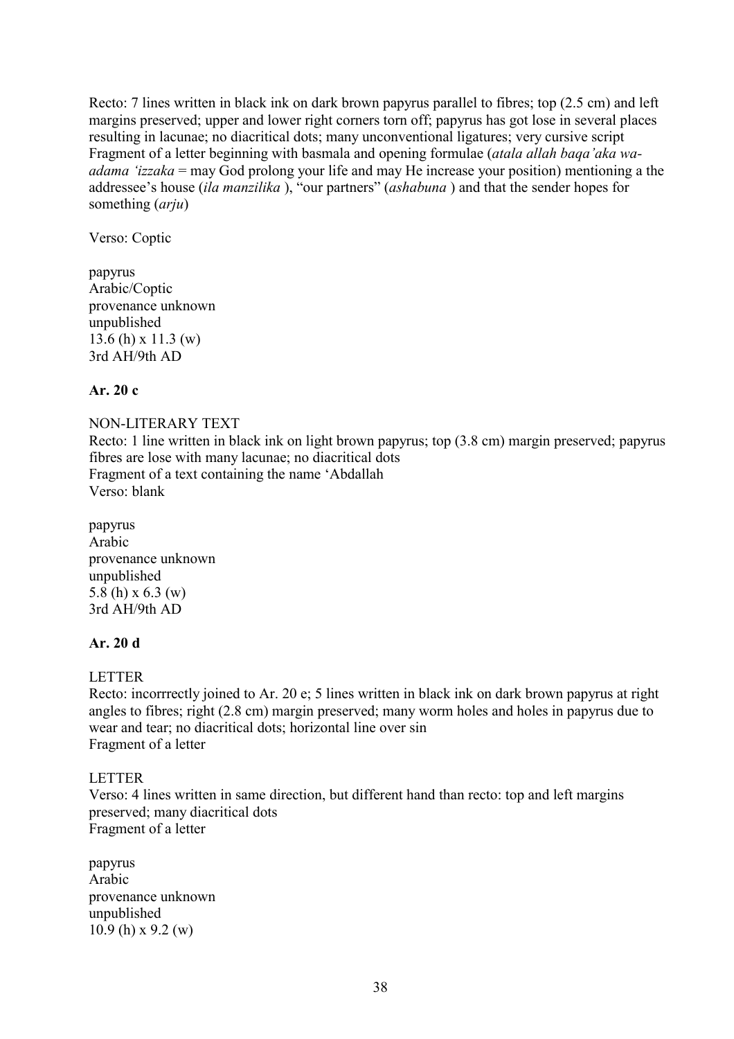Recto: 7 lines written in black ink on dark brown papyrus parallel to fibres; top (2.5 cm) and left margins preserved; upper and lower right corners torn off; papyrus has got lose in several places resulting in lacunae; no diacritical dots; many unconventional ligatures; very cursive script
Fragment of a letter beginning with basmala and opening formulae (*atala allah baqa'aka wa-adama 'izzaka* = may God prolong your life and may He increase your position) mentioning a the addressee's house (*ila manzilika* ), "our partners" (*ashabuna* ) and that the sender hopes for something (*arju*)

Verso: Coptic

papyrus
Arabic/Coptic
provenance unknown
unpublished
13.6 (h) x 11.3 (w)
3rd AH/9th AD

**Ar. 20 c**

NON-LITERARY TEXT
Recto: 1 line written in black ink on light brown papyrus; top (3.8 cm) margin preserved; papyrus fibres are lose with many lacunae; no diacritical dots
Fragment of a text containing the name 'Abdallah
Verso: blank

papyrus
Arabic
provenance unknown
unpublished
5.8 (h) x 6.3 (w)
3rd AH/9th AD

**Ar. 20 d**

LETTER
Recto: incorrrectly joined to Ar. 20 e; 5 lines written in black ink on dark brown papyrus at right angles to fibres; right (2.8 cm) margin preserved; many worm holes and holes in papyrus due to wear and tear; no diacritical dots; horizontal line over sin
Fragment of a letter

LETTER
Verso: 4 lines written in same direction, but different hand than recto: top and left margins preserved; many diacritical dots
Fragment of a letter

papyrus
Arabic
provenance unknown
unpublished
10.9 (h) x 9.2 (w)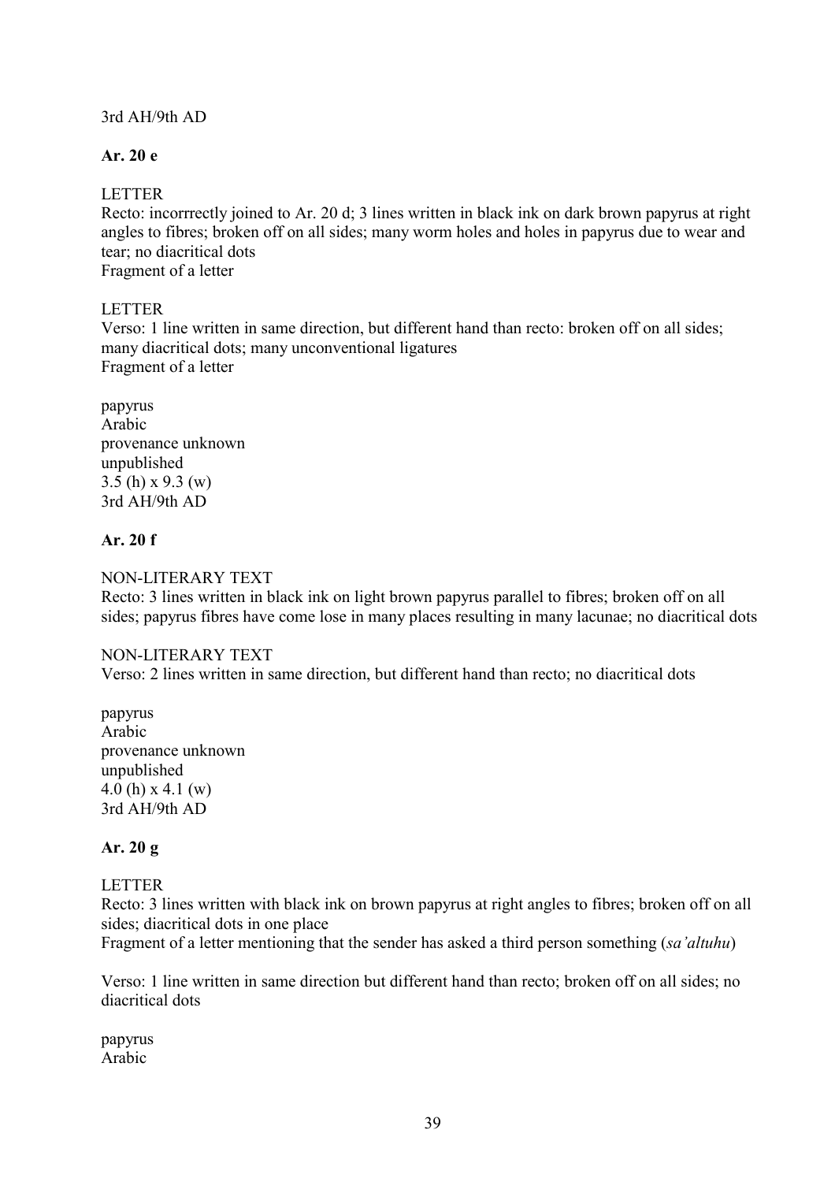3rd AH/9th AD

**Ar. 20 e**

LETTER
Recto: incorrrectly joined to Ar. 20 d; 3 lines written in black ink on dark brown papyrus at right angles to fibres; broken off on all sides; many worm holes and holes in papyrus due to wear and tear; no diacritical dots
Fragment of a letter

LETTER
Verso: 1 line written in same direction, but different hand than recto: broken off on all sides; many diacritical dots; many unconventional ligatures
Fragment of a letter

papyrus
Arabic
provenance unknown
unpublished
3.5 (h) x 9.3 (w)
3rd AH/9th AD

**Ar. 20 f**

NON-LITERARY TEXT
Recto: 3 lines written in black ink on light brown papyrus parallel to fibres; broken off on all sides; papyrus fibres have come lose in many places resulting in many lacunae; no diacritical dots

NON-LITERARY TEXT
Verso: 2 lines written in same direction, but different hand than recto; no diacritical dots

papyrus
Arabic
provenance unknown
unpublished
4.0 (h) x 4.1 (w)
3rd AH/9th AD

**Ar. 20 g**

LETTER
Recto: 3 lines written with black ink on brown papyrus at right angles to fibres; broken off on all sides; diacritical dots in one place
Fragment of a letter mentioning that the sender has asked a third person something (*sa'altuhu*)

Verso: 1 line written in same direction but different hand than recto; broken off on all sides; no diacritical dots

papyrus
Arabic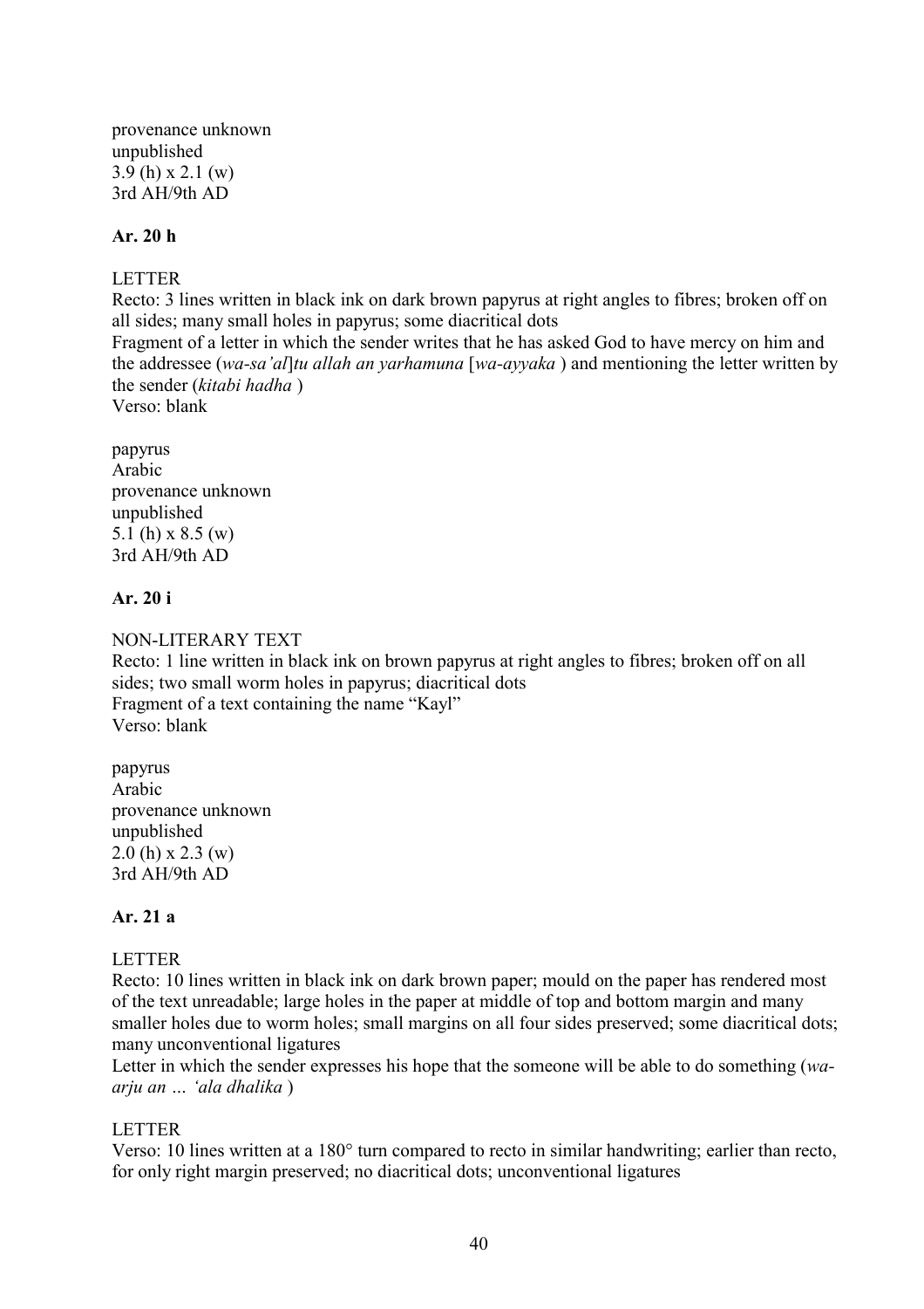provenance unknown
unpublished
3.9 (h) x 2.1 (w)
3rd AH/9th AD

**Ar. 20 h**

LETTER
Recto: 3 lines written in black ink on dark brown papyrus at right angles to fibres; broken off on all sides; many small holes in papyrus; some diacritical dots
Fragment of a letter in which the sender writes that he has asked God to have mercy on him and the addressee (*wa-sa'al*]*tu allah an yarhamuna* [*wa-ayyaka* ) and mentioning the letter written by the sender (*kitabi hadha* )
Verso: blank

papyrus
Arabic
provenance unknown
unpublished
5.1 (h) x 8.5 (w)
3rd AH/9th AD

**Ar. 20 i**

NON-LITERARY TEXT
Recto: 1 line written in black ink on brown papyrus at right angles to fibres; broken off on all sides; two small worm holes in papyrus; diacritical dots
Fragment of a text containing the name "Kayl"
Verso: blank

papyrus
Arabic
provenance unknown
unpublished
2.0 (h) x 2.3 (w)
3rd AH/9th AD

**Ar. 21 a**

LETTER
Recto: 10 lines written in black ink on dark brown paper; mould on the paper has rendered most of the text unreadable; large holes in the paper at middle of top and bottom margin and many smaller holes due to worm holes; small margins on all four sides preserved; some diacritical dots; many unconventional ligatures
Letter in which the sender expresses his hope that the someone will be able to do something (*wa-arju an … 'ala dhalika* )

LETTER
Verso: 10 lines written at a 180° turn compared to recto in similar handwriting; earlier than recto, for only right margin preserved; no diacritical dots; unconventional ligatures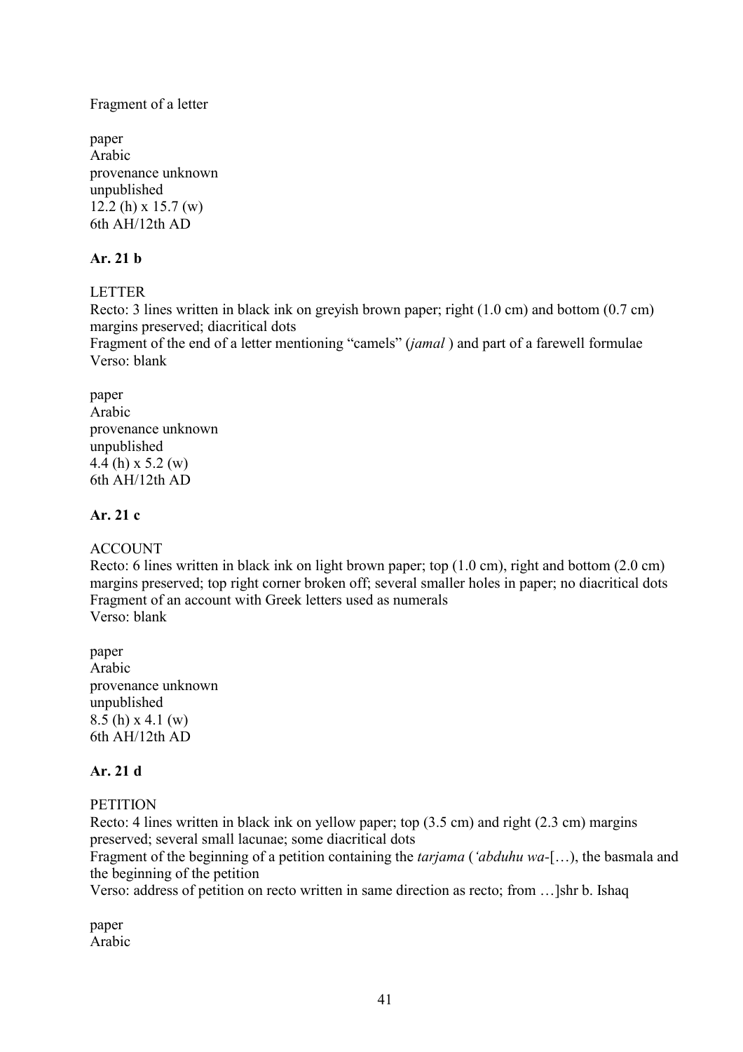Fragment of a letter

paper
Arabic
provenance unknown
unpublished
12.2 (h) x 15.7 (w)
6th AH/12th AD

**Ar. 21 b**

LETTER
Recto: 3 lines written in black ink on greyish brown paper; right (1.0 cm) and bottom (0.7 cm) margins preserved; diacritical dots
Fragment of the end of a letter mentioning "camels" (*jamal* ) and part of a farewell formulae
Verso: blank

paper
Arabic
provenance unknown
unpublished
4.4 (h) x 5.2 (w)
6th AH/12th AD

**Ar. 21 c**

ACCOUNT
Recto: 6 lines written in black ink on light brown paper; top (1.0 cm), right and bottom (2.0 cm) margins preserved; top right corner broken off; several smaller holes in paper; no diacritical dots
Fragment of an account with Greek letters used as numerals
Verso: blank

paper
Arabic
provenance unknown
unpublished
8.5 (h) x 4.1 (w)
6th AH/12th AD

**Ar. 21 d**

PETITION
Recto: 4 lines written in black ink on yellow paper; top (3.5 cm) and right (2.3 cm) margins preserved; several small lacunae; some diacritical dots
Fragment of the beginning of a petition containing the *tarjama* (*'abduhu wa-*[…), the basmala and the beginning of the petition
Verso: address of petition on recto written in same direction as recto; from …]shr b. Ishaq

paper
Arabic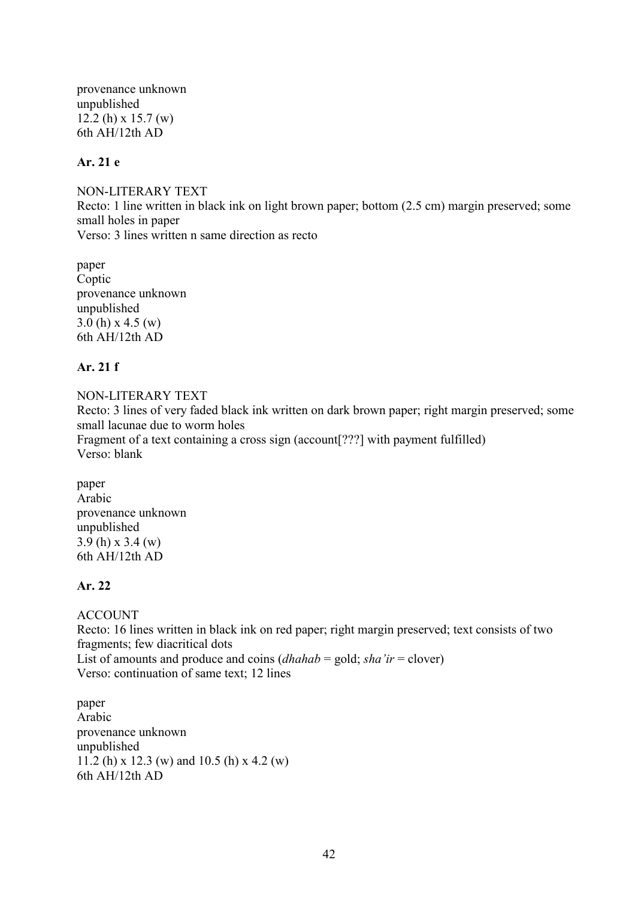provenance unknown
unpublished
12.2 (h) x 15.7 (w)
6th AH/12th AD

**Ar. 21 e**

NON-LITERARY TEXT
Recto: 1 line written in black ink on light brown paper; bottom (2.5 cm) margin preserved; some small holes in paper
Verso: 3 lines written n same direction as recto

paper
Coptic
provenance unknown
unpublished
3.0 (h) x 4.5 (w)
6th AH/12th AD

**Ar. 21 f**

NON-LITERARY TEXT
Recto: 3 lines of very faded black ink written on dark brown paper; right margin preserved; some small lacunae due to worm holes
Fragment of a text containing a cross sign (account[???] with payment fulfilled)
Verso: blank

paper
Arabic
provenance unknown
unpublished
3.9 (h) x 3.4 (w)
6th AH/12th AD

**Ar. 22**

ACCOUNT
Recto: 16 lines written in black ink on red paper; right margin preserved; text consists of two fragments; few diacritical dots
List of amounts and produce and coins (*dhahab* = gold; *sha'ir* = clover)
Verso: continuation of same text; 12 lines

paper
Arabic
provenance unknown
unpublished
11.2 (h) x 12.3 (w) and 10.5 (h) x 4.2 (w)
6th AH/12th AD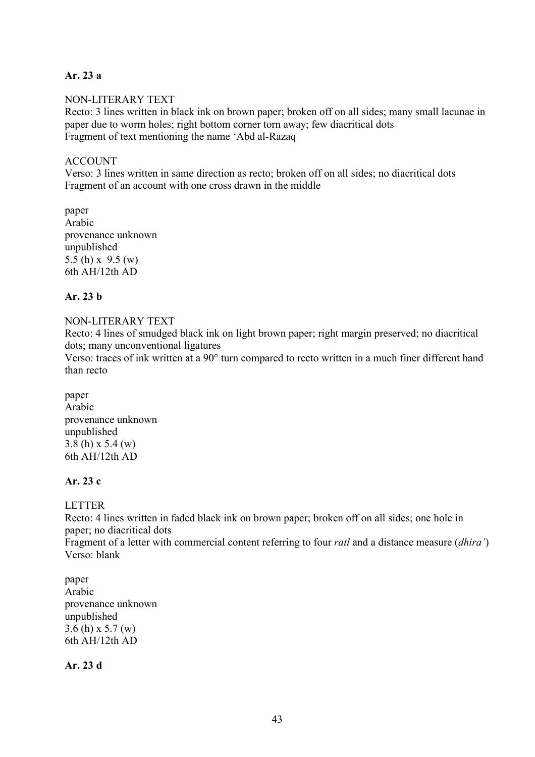**Ar. 23 a**

NON-LITERARY TEXT
Recto: 3 lines written in black ink on brown paper; broken off on all sides; many small lacunae in paper due to worm holes; right bottom corner torn away; few diacritical dots
Fragment of text mentioning the name ʻAbd al-Razaq

ACCOUNT
Verso: 3 lines written in same direction as recto; broken off on all sides; no diacritical dots
Fragment of an account with one cross drawn in the middle

paper
Arabic
provenance unknown
unpublished
5.5 (h) x 9.5 (w)
6th AH/12th AD

**Ar. 23 b**

NON-LITERARY TEXT
Recto: 4 lines of smudged black ink on light brown paper; right margin preserved; no diacritical dots; many unconventional ligatures
Verso: traces of ink written at a 90° turn compared to recto written in a much finer different hand than recto

paper
Arabic
provenance unknown
unpublished
3.8 (h) x 5.4 (w)
6th AH/12th AD

**Ar. 23 c**

LETTER
Recto: 4 lines written in faded black ink on brown paper; broken off on all sides; one hole in paper; no diacritical dots
Fragment of a letter with commercial content referring to four *ratl* and a distance measure (*dhira'*)
Verso: blank

paper
Arabic
provenance unknown
unpublished
3.6 (h) x 5.7 (w)
6th AH/12th AD

**Ar. 23 d**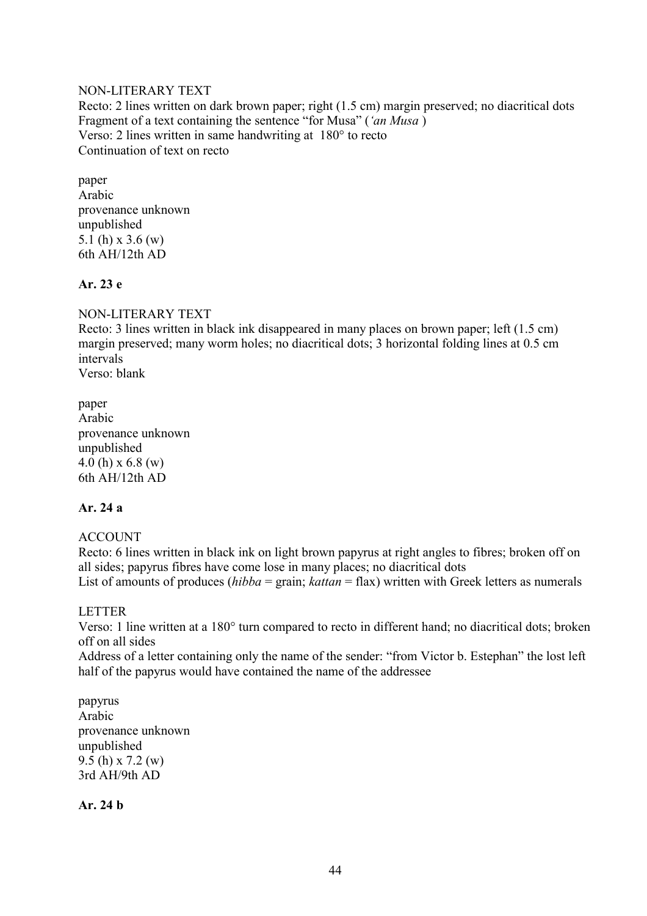NON-LITERARY TEXT
Recto: 2 lines written on dark brown paper; right (1.5 cm) margin preserved; no diacritical dots
Fragment of a text containing the sentence “for Musa” (*‘an Musa* )
Verso: 2 lines written in same handwriting at 180° to recto
Continuation of text on recto

paper
Arabic
provenance unknown
unpublished
5.1 (h) x 3.6 (w)
6th AH/12th AD

**Ar. 23 e**

NON-LITERARY TEXT
Recto: 3 lines written in black ink disappeared in many places on brown paper; left (1.5 cm) margin preserved; many worm holes; no diacritical dots; 3 horizontal folding lines at 0.5 cm intervals
Verso: blank

paper
Arabic
provenance unknown
unpublished
4.0 (h) x 6.8 (w)
6th AH/12th AD

**Ar. 24 a**

ACCOUNT
Recto: 6 lines written in black ink on light brown papyrus at right angles to fibres; broken off on all sides; papyrus fibres have come lose in many places; no diacritical dots
List of amounts of produces (*hibba* = grain; *kattan* = flax) written with Greek letters as numerals

LETTER
Verso: 1 line written at a 180° turn compared to recto in different hand; no diacritical dots; broken off on all sides
Address of a letter containing only the name of the sender: “from Victor b. Estephan” the lost left half of the papyrus would have contained the name of the addressee

papyrus
Arabic
provenance unknown
unpublished
9.5 (h) x 7.2 (w)
3rd AH/9th AD

**Ar. 24 b**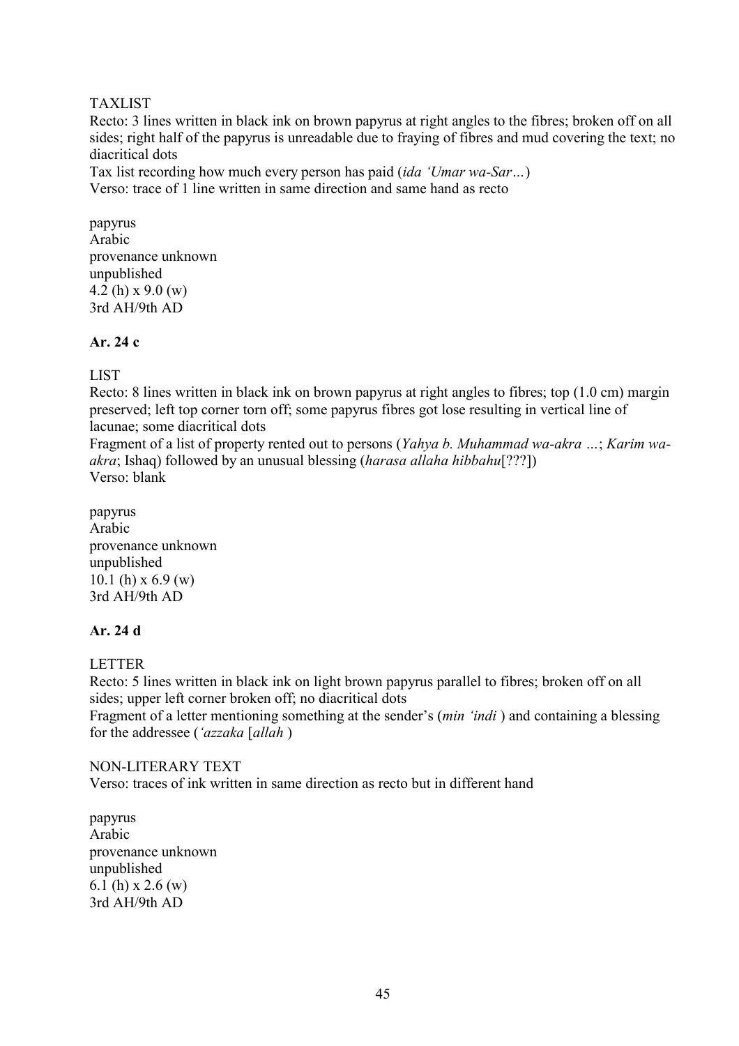TAXLIST

Recto: 3 lines written in black ink on brown papyrus at right angles to the fibres; broken off on all sides; right half of the papyrus is unreadable due to fraying of fibres and mud covering the text; no diacritical dots

Tax list recording how much every person has paid (*ida ʿUmar wa-Sar…*)

Verso: trace of 1 line written in same direction and same hand as recto

papyrus
Arabic
provenance unknown
unpublished
4.2 (h) x 9.0 (w)
3rd AH/9th AD

**Ar. 24 c**

LIST

Recto: 8 lines written in black ink on brown papyrus at right angles to fibres; top (1.0 cm) margin preserved; left top corner torn off; some papyrus fibres got lose resulting in vertical line of lacunae; some diacritical dots

Fragment of a list of property rented out to persons (*Yahya b. Muhammad wa-akra …*; *Karim wa-akra*; Ishaq) followed by an unusual blessing (*harasa allaha hibbahu*[???])

Verso: blank

papyrus
Arabic
provenance unknown
unpublished
10.1 (h) x 6.9 (w)
3rd AH/9th AD

**Ar. 24 d**

LETTER

Recto: 5 lines written in black ink on light brown papyrus parallel to fibres; broken off on all sides; upper left corner broken off; no diacritical dots

Fragment of a letter mentioning something at the sender's (*min ʿindi* ) and containing a blessing for the addressee (*ʿazzaka* [*allah* )

NON-LITERARY TEXT

Verso: traces of ink written in same direction as recto but in different hand

papyrus
Arabic
provenance unknown
unpublished
6.1 (h) x 2.6 (w)
3rd AH/9th AD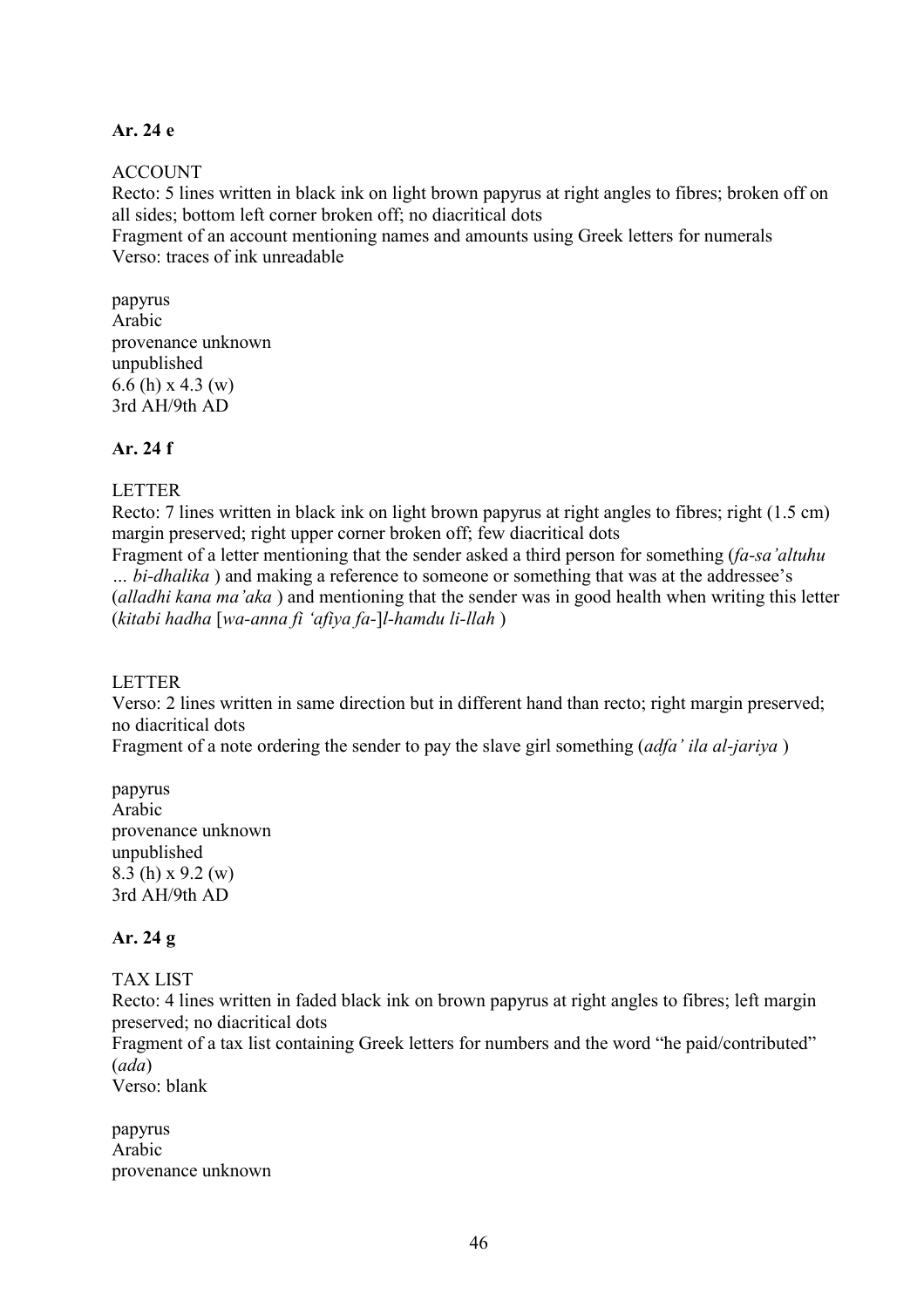**Ar. 24 e**

ACCOUNT

Recto: 5 lines written in black ink on light brown papyrus at right angles to fibres; broken off on all sides; bottom left corner broken off; no diacritical dots

Fragment of an account mentioning names and amounts using Greek letters for numerals

Verso: traces of ink unreadable

papyrus
Arabic
provenance unknown
unpublished
6.6 (h) x 4.3 (w)
3rd AH/9th AD

**Ar. 24 f**

LETTER

Recto: 7 lines written in black ink on light brown papyrus at right angles to fibres; right (1.5 cm) margin preserved; right upper corner broken off; few diacritical dots

Fragment of a letter mentioning that the sender asked a third person for something (*fa-sa'altuhu … bi-dhalika* ) and making a reference to someone or something that was at the addressee's (*alladhi kana ma'aka* ) and mentioning that the sender was in good health when writing this letter (*kitabi hadha* [*wa-anna fi 'afiya fa-*]*l-hamdu li-llah* )

LETTER

Verso: 2 lines written in same direction but in different hand than recto; right margin preserved; no diacritical dots

Fragment of a note ordering the sender to pay the slave girl something (*adfa' ila al-jariya* )

papyrus
Arabic
provenance unknown
unpublished
8.3 (h) x 9.2 (w)
3rd AH/9th AD

**Ar. 24 g**

TAX LIST

Recto: 4 lines written in faded black ink on brown papyrus at right angles to fibres; left margin preserved; no diacritical dots

Fragment of a tax list containing Greek letters for numbers and the word "he paid/contributed" (*ada*)

Verso: blank

papyrus
Arabic
provenance unknown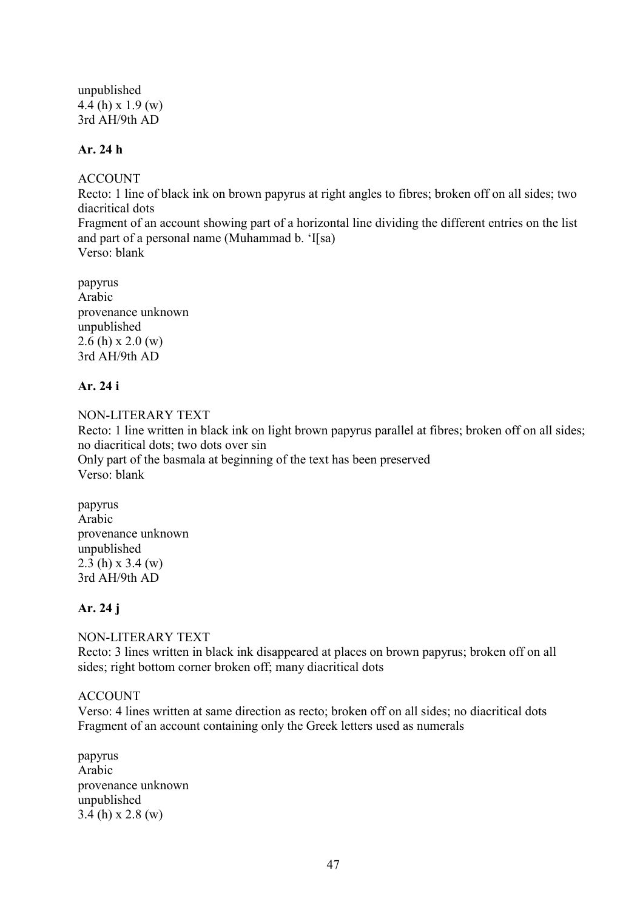unpublished
4.4 (h) x 1.9 (w)
3rd AH/9th AD

**Ar. 24 h**

ACCOUNT
Recto: 1 line of black ink on brown papyrus at right angles to fibres; broken off on all sides; two diacritical dots
Fragment of an account showing part of a horizontal line dividing the different entries on the list and part of a personal name (Muhammad b. 'I[sa)
Verso: blank

papyrus
Arabic
provenance unknown
unpublished
2.6 (h) x 2.0 (w)
3rd AH/9th AD

**Ar. 24 i**

NON-LITERARY TEXT
Recto: 1 line written in black ink on light brown papyrus parallel at fibres; broken off on all sides; no diacritical dots; two dots over sin
Only part of the basmala at beginning of the text has been preserved
Verso: blank

papyrus
Arabic
provenance unknown
unpublished
2.3 (h) x 3.4 (w)
3rd AH/9th AD

**Ar. 24 j**

NON-LITERARY TEXT
Recto: 3 lines written in black ink disappeared at places on brown papyrus; broken off on all sides; right bottom corner broken off; many diacritical dots

ACCOUNT
Verso: 4 lines written at same direction as recto; broken off on all sides; no diacritical dots
Fragment of an account containing only the Greek letters used as numerals

papyrus
Arabic
provenance unknown
unpublished
3.4 (h) x 2.8 (w)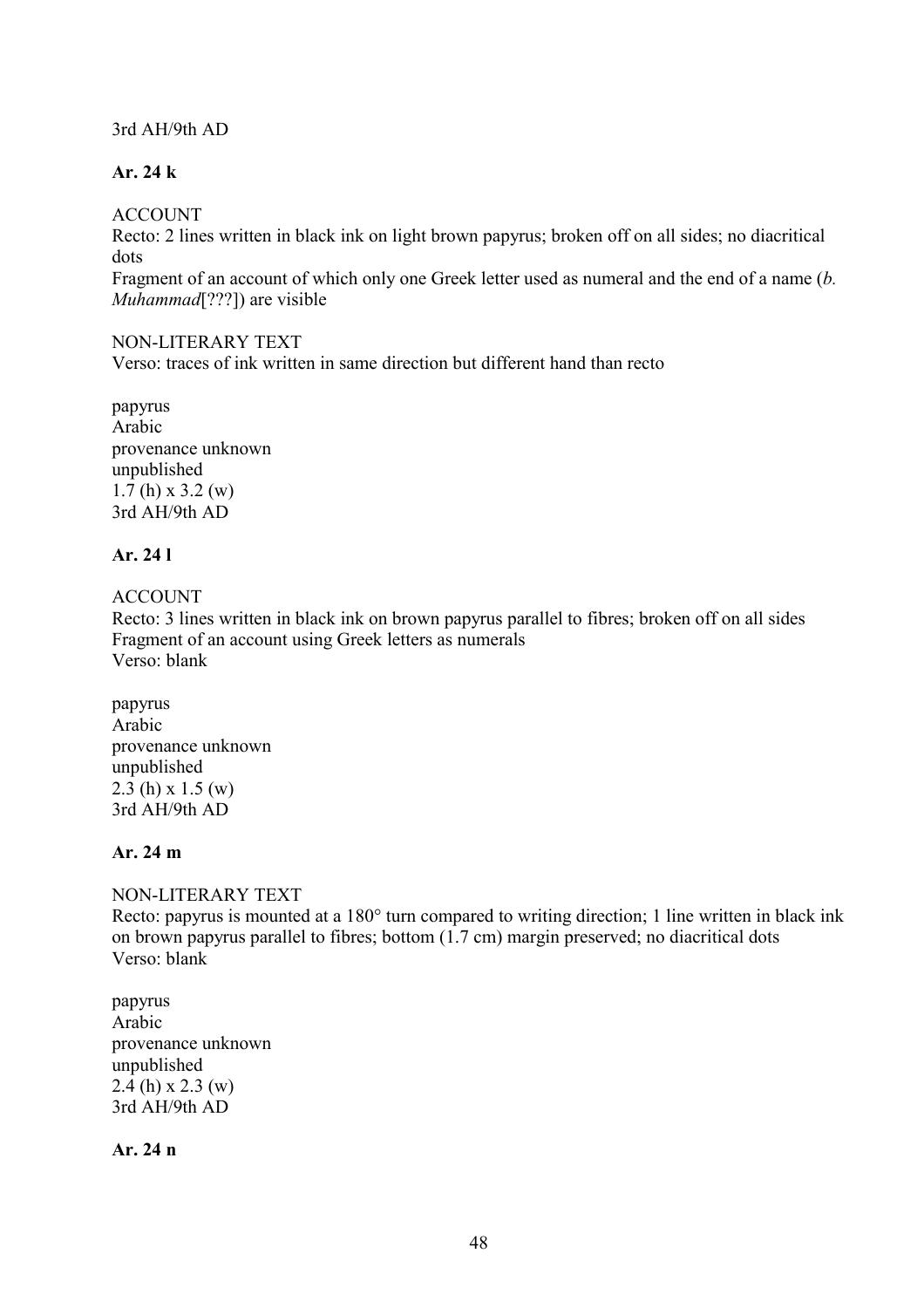3rd AH/9th AD

**Ar. 24 k**

ACCOUNT
Recto: 2 lines written in black ink on light brown papyrus; broken off on all sides; no diacritical dots
Fragment of an account of which only one Greek letter used as numeral and the end of a name (*b. Muhammad*[???]) are visible

NON-LITERARY TEXT
Verso: traces of ink written in same direction but different hand than recto

papyrus
Arabic
provenance unknown
unpublished
1.7 (h) x 3.2 (w)
3rd AH/9th AD

**Ar. 24 l**

ACCOUNT
Recto: 3 lines written in black ink on brown papyrus parallel to fibres; broken off on all sides
Fragment of an account using Greek letters as numerals
Verso: blank

papyrus
Arabic
provenance unknown
unpublished
2.3 (h) x 1.5 (w)
3rd AH/9th AD

**Ar. 24 m**

NON-LITERARY TEXT
Recto: papyrus is mounted at a 180° turn compared to writing direction; 1 line written in black ink on brown papyrus parallel to fibres; bottom (1.7 cm) margin preserved; no diacritical dots
Verso: blank

papyrus
Arabic
provenance unknown
unpublished
2.4 (h) x 2.3 (w)
3rd AH/9th AD

**Ar. 24 n**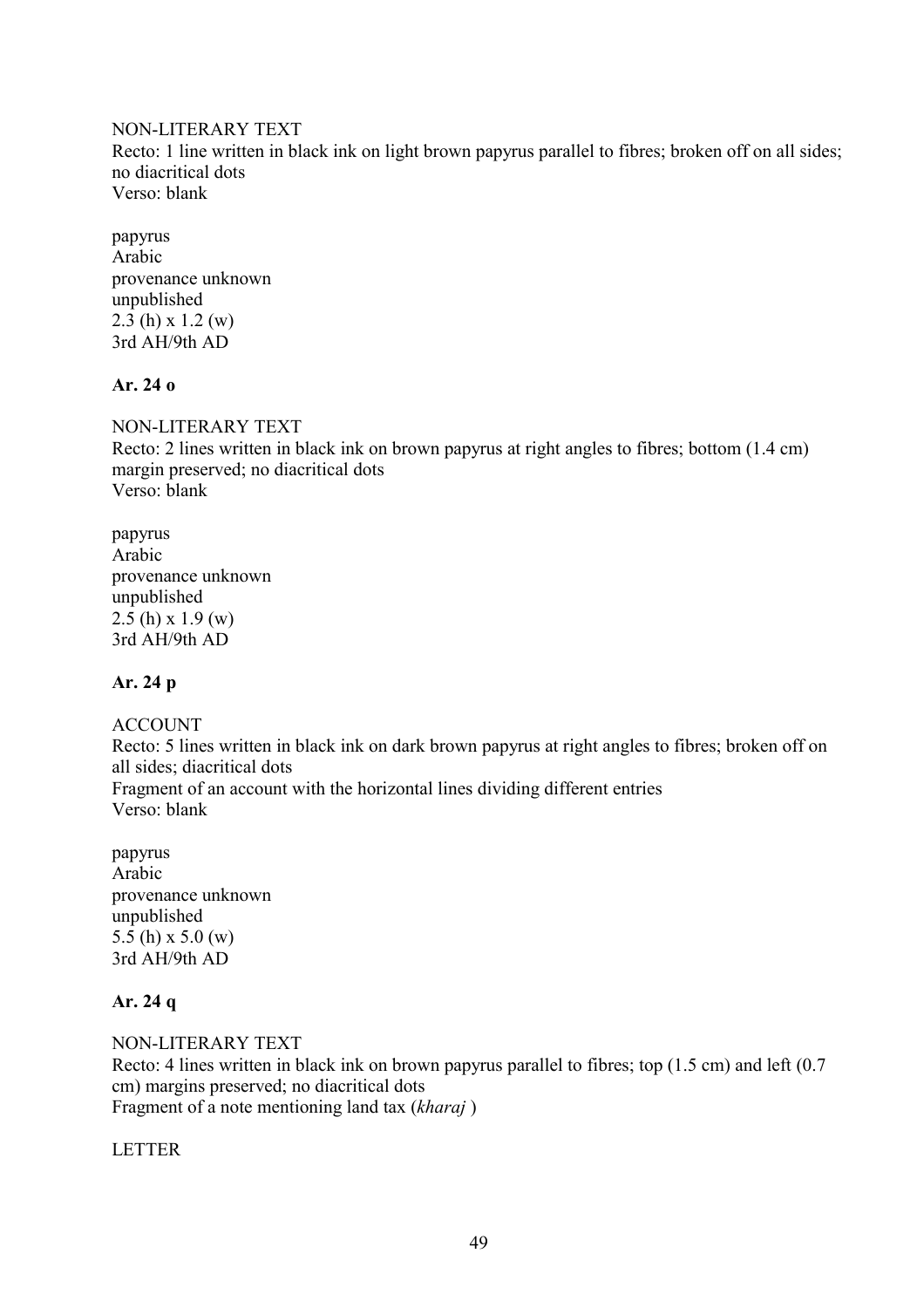NON-LITERARY TEXT
Recto: 1 line written in black ink on light brown papyrus parallel to fibres; broken off on all sides; no diacritical dots
Verso: blank

papyrus
Arabic
provenance unknown
unpublished
2.3 (h) x 1.2 (w)
3rd AH/9th AD

**Ar. 24 o**

NON-LITERARY TEXT
Recto: 2 lines written in black ink on brown papyrus at right angles to fibres; bottom (1.4 cm) margin preserved; no diacritical dots
Verso: blank

papyrus
Arabic
provenance unknown
unpublished
2.5 (h) x 1.9 (w)
3rd AH/9th AD

**Ar. 24 p**

ACCOUNT
Recto: 5 lines written in black ink on dark brown papyrus at right angles to fibres; broken off on all sides; diacritical dots
Fragment of an account with the horizontal lines dividing different entries
Verso: blank

papyrus
Arabic
provenance unknown
unpublished
5.5 (h) x 5.0 (w)
3rd AH/9th AD

**Ar. 24 q**

NON-LITERARY TEXT
Recto: 4 lines written in black ink on brown papyrus parallel to fibres; top (1.5 cm) and left (0.7 cm) margins preserved; no diacritical dots
Fragment of a note mentioning land tax (*kharaj* )

LETTER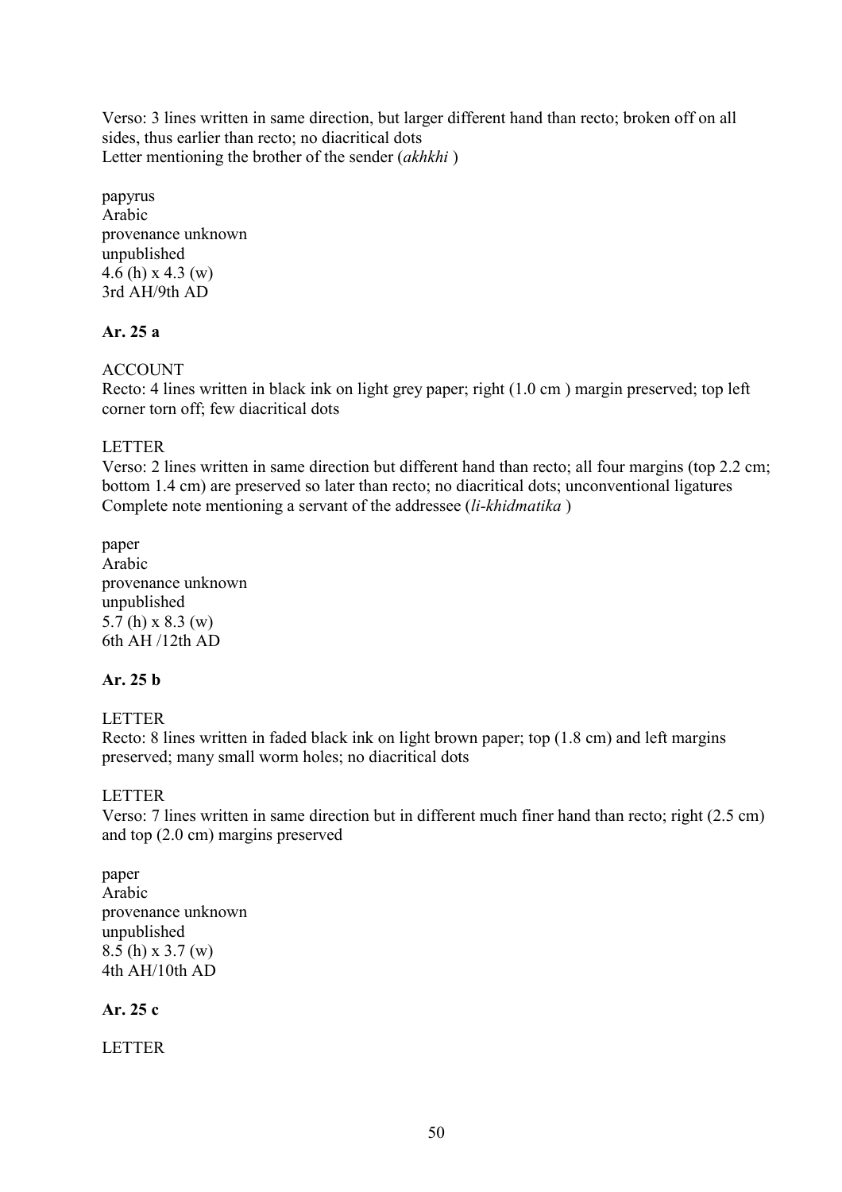Verso: 3 lines written in same direction, but larger different hand than recto; broken off on all sides, thus earlier than recto; no diacritical dots
Letter mentioning the brother of the sender (*akhkhi* )

papyrus
Arabic
provenance unknown
unpublished
4.6 (h) x 4.3 (w)
3rd AH/9th AD

**Ar. 25 a**

ACCOUNT
Recto: 4 lines written in black ink on light grey paper; right (1.0 cm ) margin preserved; top left corner torn off; few diacritical dots

LETTER
Verso: 2 lines written in same direction but different hand than recto; all four margins (top 2.2 cm; bottom 1.4 cm) are preserved so later than recto; no diacritical dots; unconventional ligatures
Complete note mentioning a servant of the addressee (*li-khidmatika* )

paper
Arabic
provenance unknown
unpublished
5.7 (h) x 8.3 (w)
6th AH /12th AD

**Ar. 25 b**

LETTER
Recto: 8 lines written in faded black ink on light brown paper; top (1.8 cm) and left margins preserved; many small worm holes; no diacritical dots

LETTER
Verso: 7 lines written in same direction but in different much finer hand than recto; right (2.5 cm) and top (2.0 cm) margins preserved

paper
Arabic
provenance unknown
unpublished
8.5 (h) x 3.7 (w)
4th AH/10th AD

**Ar. 25 c**

LETTER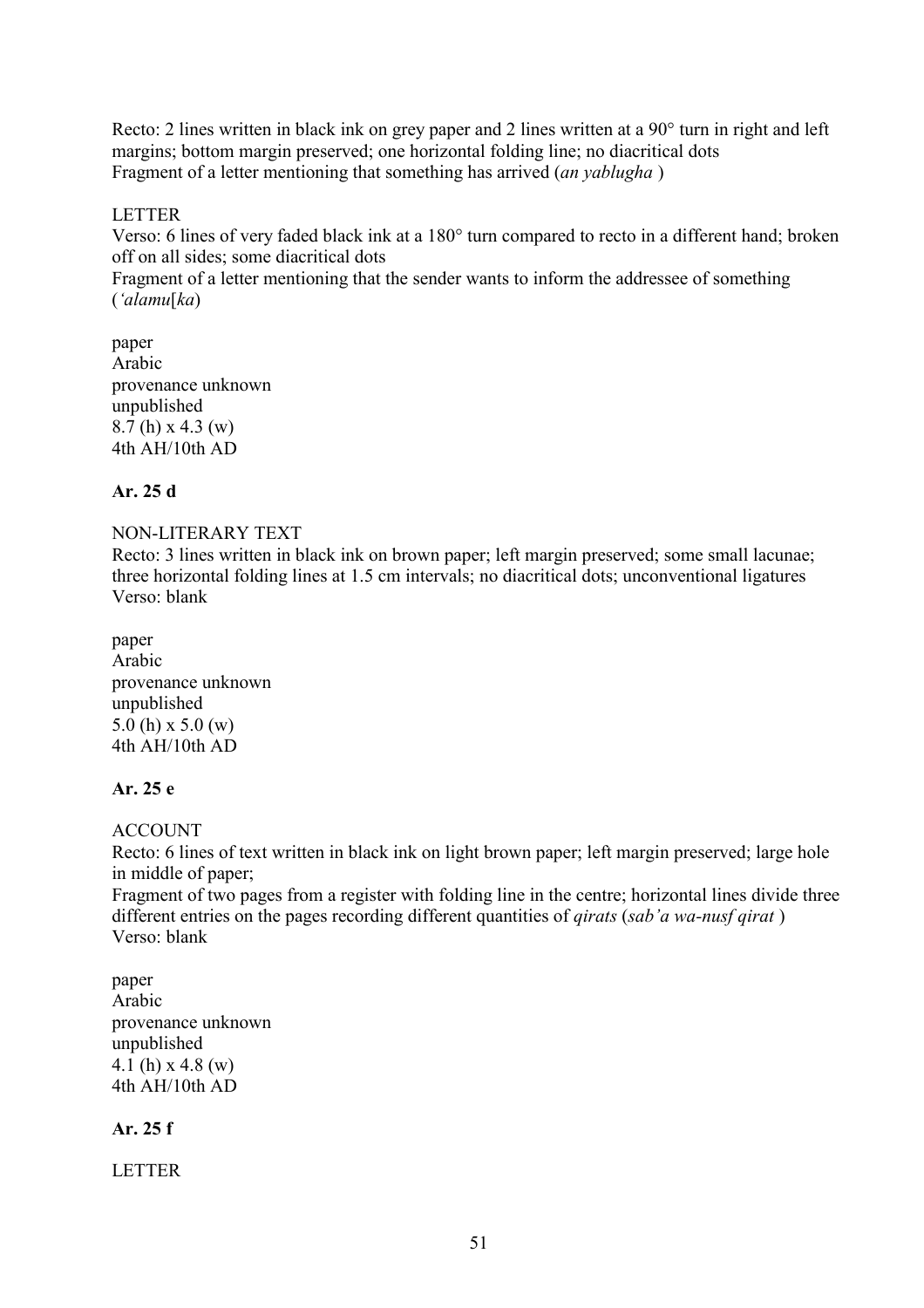Recto: 2 lines written in black ink on grey paper and 2 lines written at a 90° turn in right and left margins; bottom margin preserved; one horizontal folding line; no diacritical dots
Fragment of a letter mentioning that something has arrived (*an yablugha* )

LETTER
Verso: 6 lines of very faded black ink at a 180° turn compared to recto in a different hand; broken off on all sides; some diacritical dots
Fragment of a letter mentioning that the sender wants to inform the addressee of something (*'alamu*[*ka*)

paper
Arabic
provenance unknown
unpublished
8.7 (h) x 4.3 (w)
4th AH/10th AD

**Ar. 25 d**

NON-LITERARY TEXT
Recto: 3 lines written in black ink on brown paper; left margin preserved; some small lacunae; three horizontal folding lines at 1.5 cm intervals; no diacritical dots; unconventional ligatures
Verso: blank

paper
Arabic
provenance unknown
unpublished
5.0 (h) x 5.0 (w)
4th AH/10th AD

**Ar. 25 e**

ACCOUNT
Recto: 6 lines of text written in black ink on light brown paper; left margin preserved; large hole in middle of paper;
Fragment of two pages from a register with folding line in the centre; horizontal lines divide three different entries on the pages recording different quantities of *qirats* (*sab'a wa-nusf qirat* )
Verso: blank

paper
Arabic
provenance unknown
unpublished
4.1 (h) x 4.8 (w)
4th AH/10th AD

**Ar. 25 f**

LETTER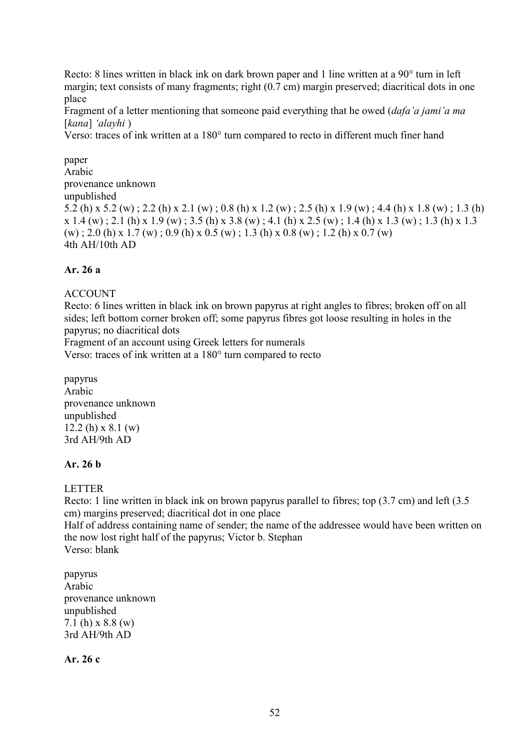Recto: 8 lines written in black ink on dark brown paper and 1 line written at a 90° turn in left margin; text consists of many fragments; right (0.7 cm) margin preserved; diacritical dots in one place

Fragment of a letter mentioning that someone paid everything that he owed (*dafa'a jami'a ma* [*kana*] *'alayhi* )

Verso: traces of ink written at a 180° turn compared to recto in different much finer hand

paper
Arabic
provenance unknown
unpublished
5.2 (h) x 5.2 (w) ; 2.2 (h) x 2.1 (w) ; 0.8 (h) x 1.2 (w) ; 2.5 (h) x 1.9 (w) ; 4.4 (h) x 1.8 (w) ; 1.3 (h) x 1.4 (w) ; 2.1 (h) x 1.9 (w) ; 3.5 (h) x 3.8 (w) ; 4.1 (h) x 2.5 (w) ; 1.4 (h) x 1.3 (w) ; 1.3 (h) x 1.3 (w) ; 2.0 (h) x 1.7 (w) ; 0.9 (h) x 0.5 (w) ; 1.3 (h) x 0.8 (w) ; 1.2 (h) x 0.7 (w)
4th AH/10th AD

**Ar. 26 a**

ACCOUNT

Recto: 6 lines written in black ink on brown papyrus at right angles to fibres; broken off on all sides; left bottom corner broken off; some papyrus fibres got loose resulting in holes in the papyrus; no diacritical dots

Fragment of an account using Greek letters for numerals

Verso: traces of ink written at a 180° turn compared to recto

papyrus
Arabic
provenance unknown
unpublished
12.2 (h) x 8.1 (w)
3rd AH/9th AD

**Ar. 26 b**

LETTER

Recto: 1 line written in black ink on brown papyrus parallel to fibres; top (3.7 cm) and left (3.5 cm) margins preserved; diacritical dot in one place

Half of address containing name of sender; the name of the addressee would have been written on the now lost right half of the papyrus; Victor b. Stephan

Verso: blank

papyrus
Arabic
provenance unknown
unpublished
7.1 (h) x 8.8 (w)
3rd AH/9th AD

**Ar. 26 c**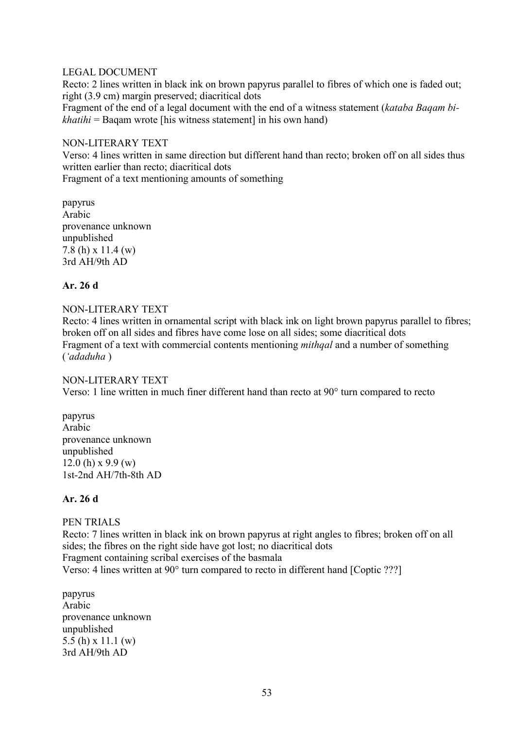LEGAL DOCUMENT
Recto: 2 lines written in black ink on brown papyrus parallel to fibres of which one is faded out; right (3.9 cm) margin preserved; diacritical dots
Fragment of the end of a legal document with the end of a witness statement (*kataba Baqam bi-khatihi* = Baqam wrote [his witness statement] in his own hand)

NON-LITERARY TEXT
Verso: 4 lines written in same direction but different hand than recto; broken off on all sides thus written earlier than recto; diacritical dots
Fragment of a text mentioning amounts of something

papyrus
Arabic
provenance unknown
unpublished
7.8 (h) x 11.4 (w)
3rd AH/9th AD

**Ar. 26 d**

NON-LITERARY TEXT
Recto: 4 lines written in ornamental script with black ink on light brown papyrus parallel to fibres; broken off on all sides and fibres have come lose on all sides; some diacritical dots
Fragment of a text with commercial contents mentioning *mithqal* and a number of something (*'adaduha* )

NON-LITERARY TEXT
Verso: 1 line written in much finer different hand than recto at 90° turn compared to recto

papyrus
Arabic
provenance unknown
unpublished
12.0 (h) x 9.9 (w)
1st-2nd AH/7th-8th AD

**Ar. 26 d**

PEN TRIALS
Recto: 7 lines written in black ink on brown papyrus at right angles to fibres; broken off on all sides; the fibres on the right side have got lost; no diacritical dots
Fragment containing scribal exercises of the basmala
Verso: 4 lines written at 90° turn compared to recto in different hand [Coptic ???]

papyrus
Arabic
provenance unknown
unpublished
5.5 (h) x 11.1 (w)
3rd AH/9th AD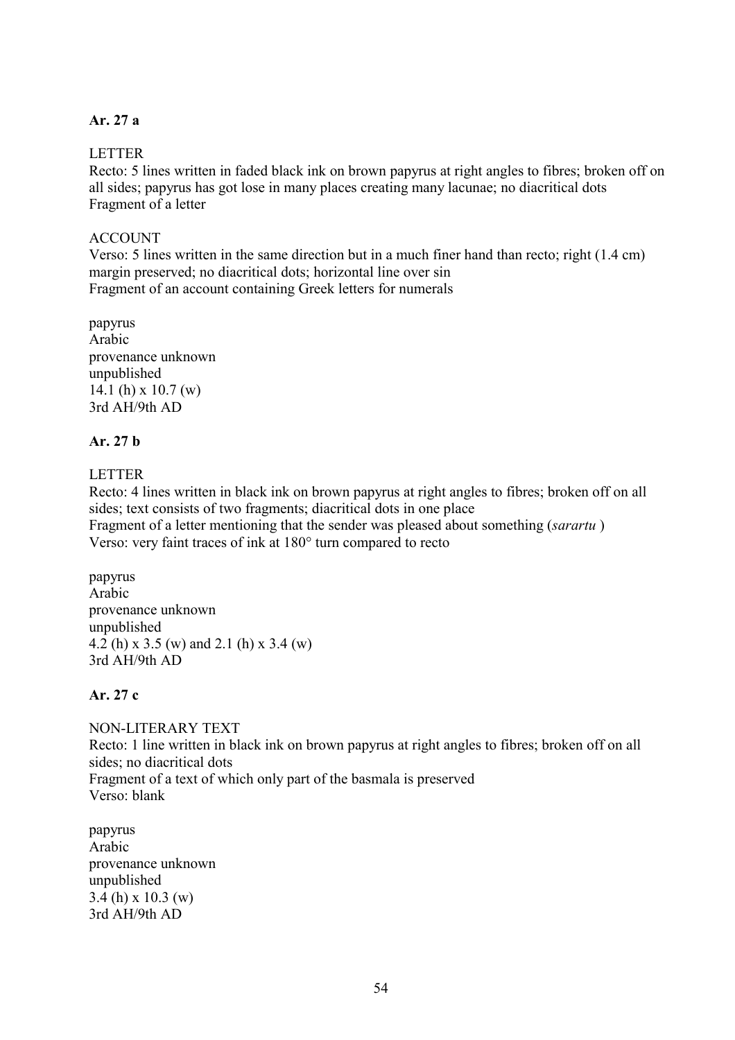**Ar. 27 a**

LETTER
Recto: 5 lines written in faded black ink on brown papyrus at right angles to fibres; broken off on all sides; papyrus has got lose in many places creating many lacunae; no diacritical dots
Fragment of a letter

ACCOUNT
Verso: 5 lines written in the same direction but in a much finer hand than recto; right (1.4 cm) margin preserved; no diacritical dots; horizontal line over sin
Fragment of an account containing Greek letters for numerals

papyrus
Arabic
provenance unknown
unpublished
14.1 (h) x 10.7 (w)
3rd AH/9th AD

**Ar. 27 b**

LETTER
Recto: 4 lines written in black ink on brown papyrus at right angles to fibres; broken off on all sides; text consists of two fragments; diacritical dots in one place
Fragment of a letter mentioning that the sender was pleased about something (*sarartu* )
Verso: very faint traces of ink at 180° turn compared to recto

papyrus
Arabic
provenance unknown
unpublished
4.2 (h) x 3.5 (w) and 2.1 (h) x 3.4 (w)
3rd AH/9th AD

**Ar. 27 c**

NON-LITERARY TEXT
Recto: 1 line written in black ink on brown papyrus at right angles to fibres; broken off on all sides; no diacritical dots
Fragment of a text of which only part of the basmala is preserved
Verso: blank

papyrus
Arabic
provenance unknown
unpublished
3.4 (h) x 10.3 (w)
3rd AH/9th AD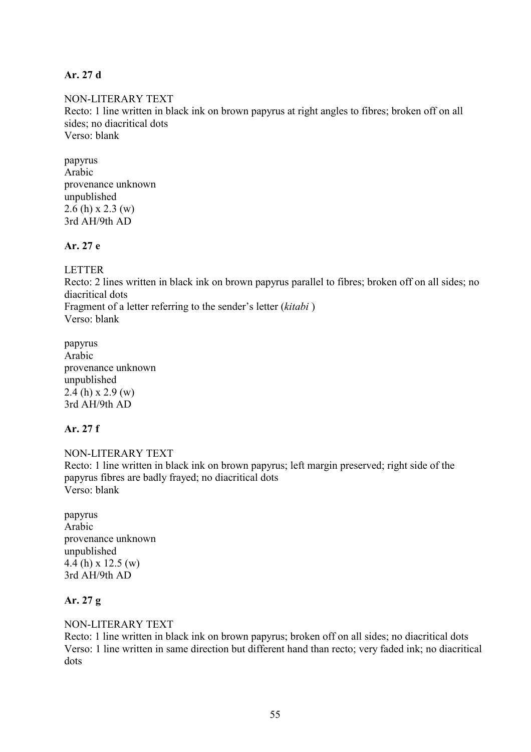**Ar. 27 d**

NON-LITERARY TEXT
Recto: 1 line written in black ink on brown papyrus at right angles to fibres; broken off on all sides; no diacritical dots
Verso: blank

papyrus
Arabic
provenance unknown
unpublished
2.6 (h) x 2.3 (w)
3rd AH/9th AD

**Ar. 27 e**

LETTER
Recto: 2 lines written in black ink on brown papyrus parallel to fibres; broken off on all sides; no diacritical dots
Fragment of a letter referring to the sender's letter (*kitabi* )
Verso: blank

papyrus
Arabic
provenance unknown
unpublished
2.4 (h) x 2.9 (w)
3rd AH/9th AD

**Ar. 27 f**

NON-LITERARY TEXT
Recto: 1 line written in black ink on brown papyrus; left margin preserved; right side of the papyrus fibres are badly frayed; no diacritical dots
Verso: blank

papyrus
Arabic
provenance unknown
unpublished
4.4 (h) x 12.5 (w)
3rd AH/9th AD

**Ar. 27 g**

NON-LITERARY TEXT
Recto: 1 line written in black ink on brown papyrus; broken off on all sides; no diacritical dots
Verso: 1 line written in same direction but different hand than recto; very faded ink; no diacritical dots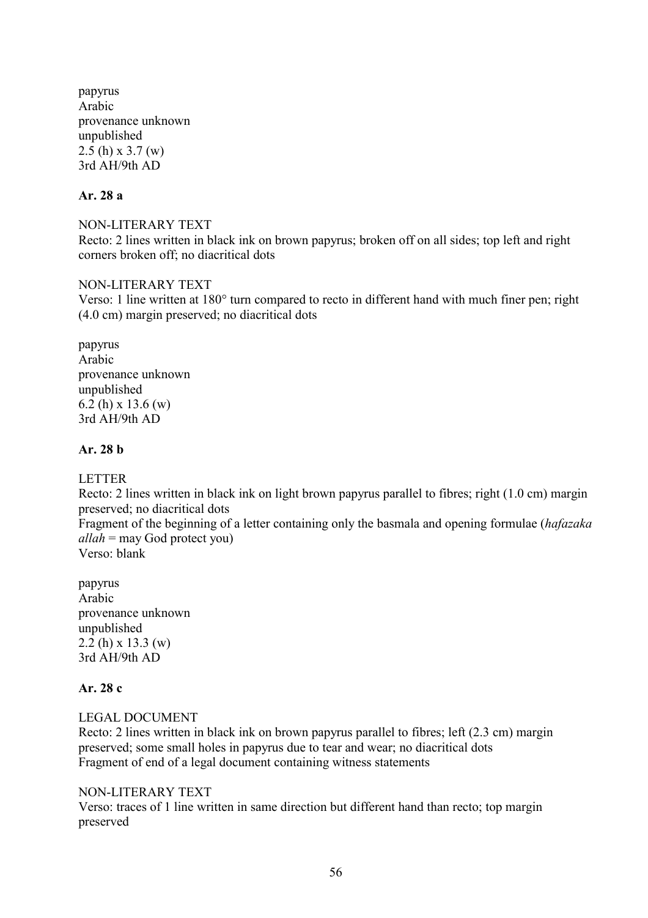papyrus
Arabic
provenance unknown
unpublished
2.5 (h) x 3.7 (w)
3rd AH/9th AD

**Ar. 28 a**

NON-LITERARY TEXT
Recto: 2 lines written in black ink on brown papyrus; broken off on all sides; top left and right corners broken off; no diacritical dots

NON-LITERARY TEXT
Verso: 1 line written at 180° turn compared to recto in different hand with much finer pen; right (4.0 cm) margin preserved; no diacritical dots

papyrus
Arabic
provenance unknown
unpublished
6.2 (h) x 13.6 (w)
3rd AH/9th AD

**Ar. 28 b**

LETTER
Recto: 2 lines written in black ink on light brown papyrus parallel to fibres; right (1.0 cm) margin preserved; no diacritical dots
Fragment of the beginning of a letter containing only the basmala and opening formulae (*hafazaka allah* = may God protect you)
Verso: blank

papyrus
Arabic
provenance unknown
unpublished
2.2 (h) x 13.3 (w)
3rd AH/9th AD

**Ar. 28 c**

LEGAL DOCUMENT
Recto: 2 lines written in black ink on brown papyrus parallel to fibres; left (2.3 cm) margin preserved; some small holes in papyrus due to tear and wear; no diacritical dots
Fragment of end of a legal document containing witness statements

NON-LITERARY TEXT
Verso: traces of 1 line written in same direction but different hand than recto; top margin preserved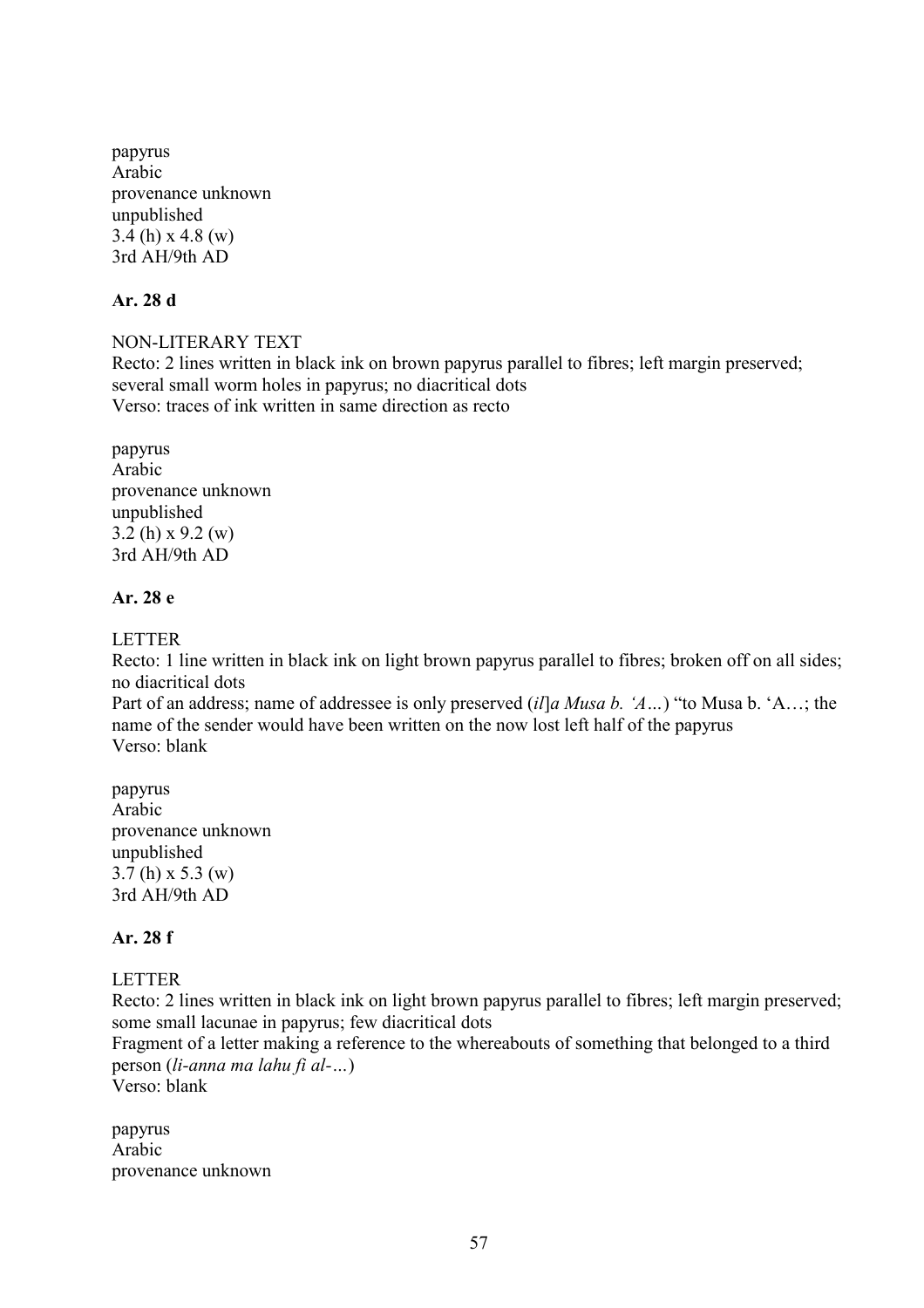papyrus
Arabic
provenance unknown
unpublished
3.4 (h) x 4.8 (w)
3rd AH/9th AD

**Ar. 28 d**

NON-LITERARY TEXT
Recto: 2 lines written in black ink on brown papyrus parallel to fibres; left margin preserved; several small worm holes in papyrus; no diacritical dots
Verso: traces of ink written in same direction as recto

papyrus
Arabic
provenance unknown
unpublished
3.2 (h) x 9.2 (w)
3rd AH/9th AD

**Ar. 28 e**

LETTER
Recto: 1 line written in black ink on light brown papyrus parallel to fibres; broken off on all sides; no diacritical dots
Part of an address; name of addressee is only preserved (*il*]*a Musa b. 'A…*) "to Musa b. 'A…; the name of the sender would have been written on the now lost left half of the papyrus
Verso: blank

papyrus
Arabic
provenance unknown
unpublished
3.7 (h) x 5.3 (w)
3rd AH/9th AD

**Ar. 28 f**

LETTER
Recto: 2 lines written in black ink on light brown papyrus parallel to fibres; left margin preserved; some small lacunae in papyrus; few diacritical dots
Fragment of a letter making a reference to the whereabouts of something that belonged to a third person (*li-anna ma lahu fi al-…*)
Verso: blank

papyrus
Arabic
provenance unknown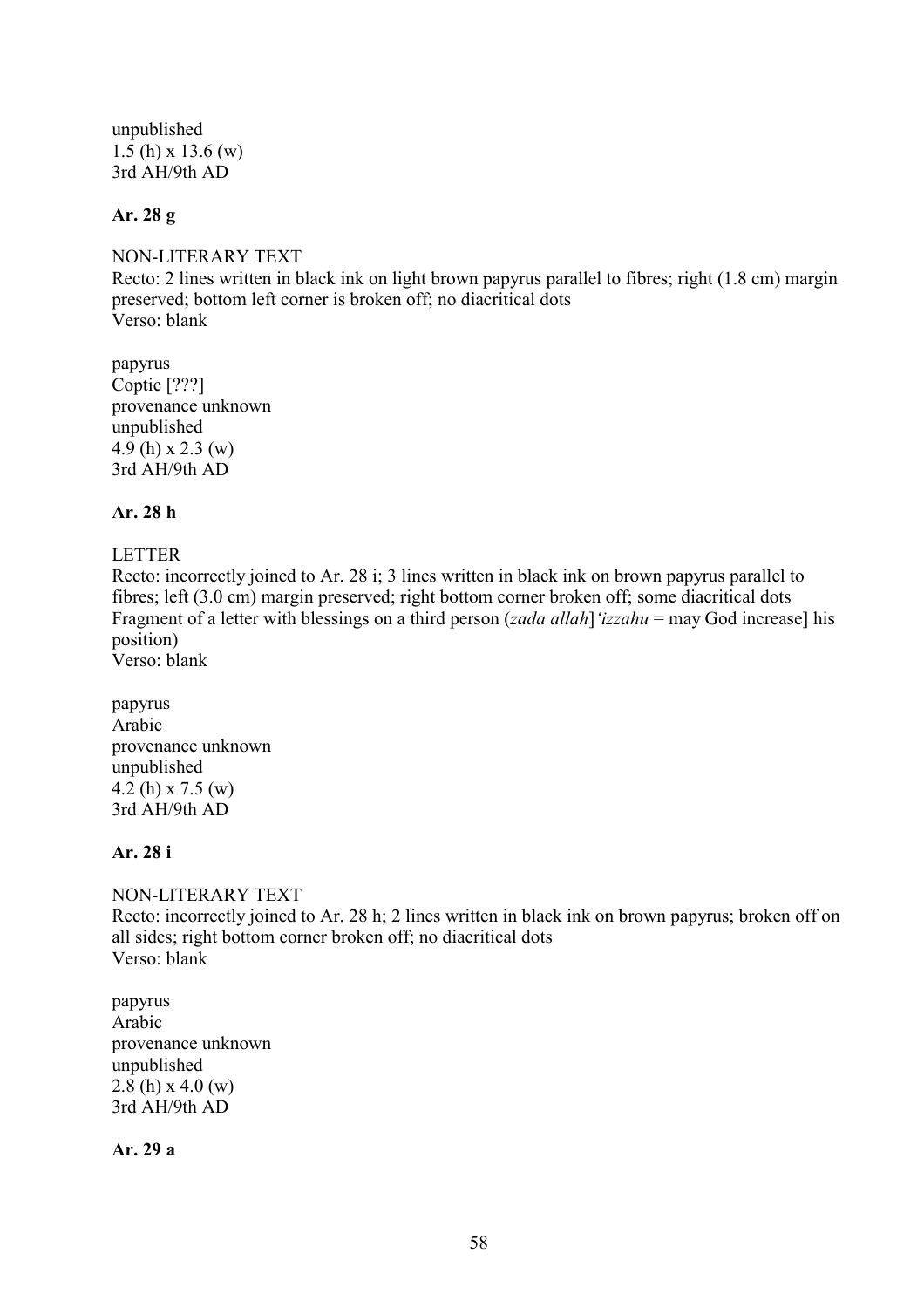unpublished
1.5 (h) x 13.6 (w)
3rd AH/9th AD

**Ar. 28 g**

NON-LITERARY TEXT
Recto: 2 lines written in black ink on light brown papyrus parallel to fibres; right (1.8 cm) margin preserved; bottom left corner is broken off; no diacritical dots
Verso: blank

papyrus
Coptic [???]
provenance unknown
unpublished
4.9 (h) x 2.3 (w)
3rd AH/9th AD

**Ar. 28 h**

LETTER
Recto: incorrectly joined to Ar. 28 i; 3 lines written in black ink on brown papyrus parallel to fibres; left (3.0 cm) margin preserved; right bottom corner broken off; some diacritical dots
Fragment of a letter with blessings on a third person (*zada allah*]*'izzahu* = may God increase] his position)
Verso: blank

papyrus
Arabic
provenance unknown
unpublished
4.2 (h) x 7.5 (w)
3rd AH/9th AD

**Ar. 28 i**

NON-LITERARY TEXT
Recto: incorrectly joined to Ar. 28 h; 2 lines written in black ink on brown papyrus; broken off on all sides; right bottom corner broken off; no diacritical dots
Verso: blank

papyrus
Arabic
provenance unknown
unpublished
2.8 (h) x 4.0 (w)
3rd AH/9th AD

**Ar. 29 a**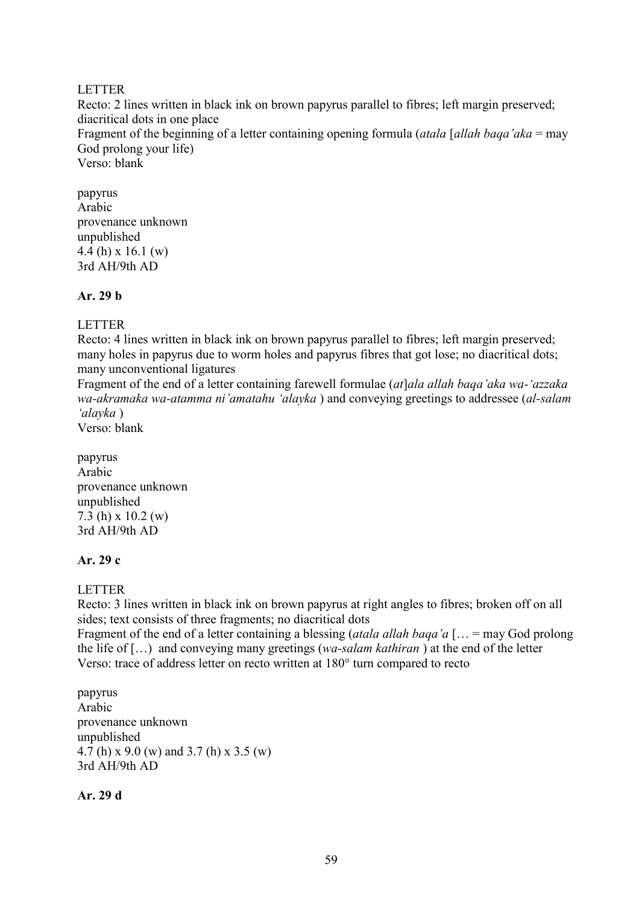LETTER

Recto: 2 lines written in black ink on brown papyrus parallel to fibres; left margin preserved; diacritical dots in one place

Fragment of the beginning of a letter containing opening formula (*atala* [*allah baqa'aka* = may God prolong your life)

Verso: blank

papyrus
Arabic
provenance unknown
unpublished
4.4 (h) x 16.1 (w)
3rd AH/9th AD

**Ar. 29 b**

LETTER

Recto: 4 lines written in black ink on brown papyrus parallel to fibres; left margin preserved; many holes in papyrus due to worm holes and papyrus fibres that got lose; no diacritical dots; many unconventional ligatures

Fragment of the end of a letter containing farewell formulae (*at*]*ala allah baqa'aka wa-'azzaka wa-akramaka wa-atamma ni'amatahu 'alayka* ) and conveying greetings to addressee (*al-salam 'alayka* )

Verso: blank

papyrus
Arabic
provenance unknown
unpublished
7.3 (h) x 10.2 (w)
3rd AH/9th AD

**Ar. 29 c**

LETTER

Recto: 3 lines written in black ink on brown papyrus at right angles to fibres; broken off on all sides; text consists of three fragments; no diacritical dots

Fragment of the end of a letter containing a blessing (*atala allah baqa'a* [… = may God prolong the life of […) and conveying many greetings (*wa-salam kathiran* ) at the end of the letter

Verso: trace of address letter on recto written at 180° turn compared to recto

papyrus
Arabic
provenance unknown
unpublished
4.7 (h) x 9.0 (w) and 3.7 (h) x 3.5 (w)
3rd AH/9th AD

**Ar. 29 d**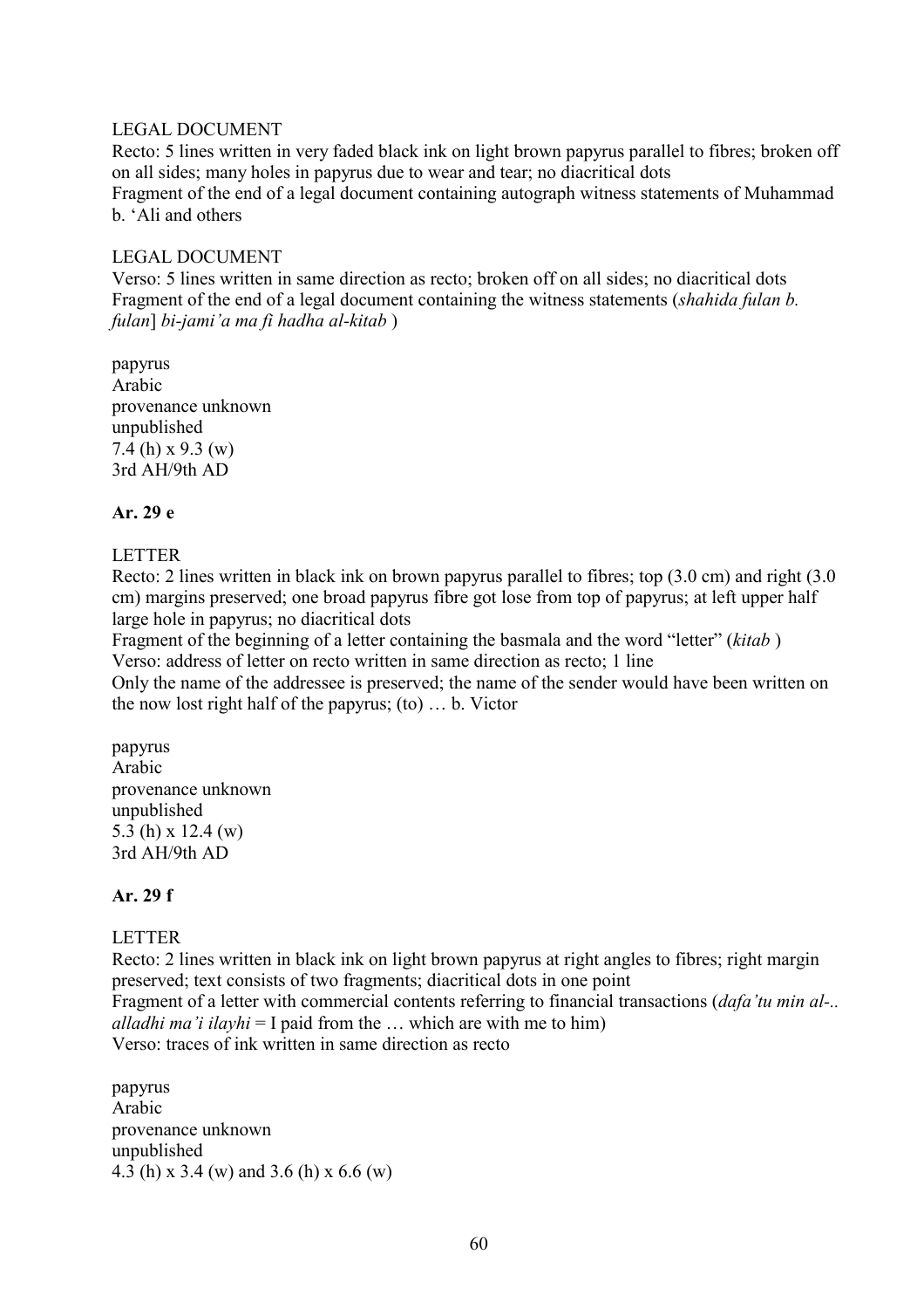LEGAL DOCUMENT

Recto: 5 lines written in very faded black ink on light brown papyrus parallel to fibres; broken off on all sides; many holes in papyrus due to wear and tear; no diacritical dots

Fragment of the end of a legal document containing autograph witness statements of Muhammad b. 'Ali and others

LEGAL DOCUMENT

Verso: 5 lines written in same direction as recto; broken off on all sides; no diacritical dots

Fragment of the end of a legal document containing the witness statements (*shahida fulan b. fulan*] *bi-jami'a ma fi hadha al-kitab* )

papyrus
Arabic
provenance unknown
unpublished
7.4 (h) x 9.3 (w)
3rd AH/9th AD

**Ar. 29 e**

LETTER

Recto: 2 lines written in black ink on brown papyrus parallel to fibres; top (3.0 cm) and right (3.0 cm) margins preserved; one broad papyrus fibre got lose from top of papyrus; at left upper half large hole in papyrus; no diacritical dots

Fragment of the beginning of a letter containing the basmala and the word "letter" (*kitab* )

Verso: address of letter on recto written in same direction as recto; 1 line

Only the name of the addressee is preserved; the name of the sender would have been written on the now lost right half of the papyrus; (to) … b. Victor

papyrus
Arabic
provenance unknown
unpublished
5.3 (h) x 12.4 (w)
3rd AH/9th AD

**Ar. 29 f**

LETTER

Recto: 2 lines written in black ink on light brown papyrus at right angles to fibres; right margin preserved; text consists of two fragments; diacritical dots in one point

Fragment of a letter with commercial contents referring to financial transactions (*dafa'tu min al-.. alladhi ma'i ilayhi* = I paid from the … which are with me to him)

Verso: traces of ink written in same direction as recto

papyrus
Arabic
provenance unknown
unpublished
4.3 (h) x 3.4 (w) and 3.6 (h) x 6.6 (w)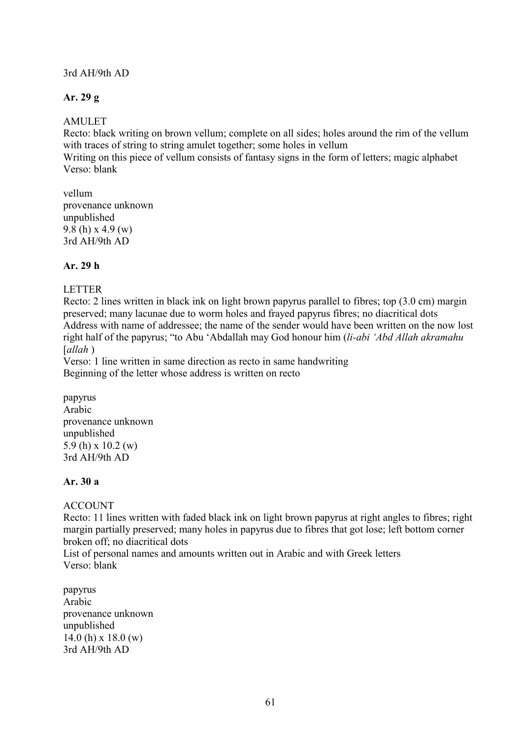3rd AH/9th AD

**Ar. 29 g**

AMULET
Recto: black writing on brown vellum; complete on all sides; holes around the rim of the vellum with traces of string to string amulet together; some holes in vellum
Writing on this piece of vellum consists of fantasy signs in the form of letters; magic alphabet
Verso: blank

vellum
provenance unknown
unpublished
9.8 (h) x 4.9 (w)
3rd AH/9th AD

**Ar. 29 h**

LETTER
Recto: 2 lines written in black ink on light brown papyrus parallel to fibres; top (3.0 cm) margin preserved; many lacunae due to worm holes and frayed papyrus fibres; no diacritical dots
Address with name of addressee; the name of the sender would have been written on the now lost right half of the papyrus; "to Abu 'Abdallah may God honour him (*li-abi 'Abd Allah akramahu* [*allah* )
Verso: 1 line written in same direction as recto in same handwriting
Beginning of the letter whose address is written on recto

papyrus
Arabic
provenance unknown
unpublished
5.9 (h) x 10.2 (w)
3rd AH/9th AD

**Ar. 30 a**

ACCOUNT
Recto: 11 lines written with faded black ink on light brown papyrus at right angles to fibres; right margin partially preserved; many holes in papyrus due to fibres that got lose; left bottom corner broken off; no diacritical dots
List of personal names and amounts written out in Arabic and with Greek letters
Verso: blank

papyrus
Arabic
provenance unknown
unpublished
14.0 (h) x 18.0 (w)
3rd AH/9th AD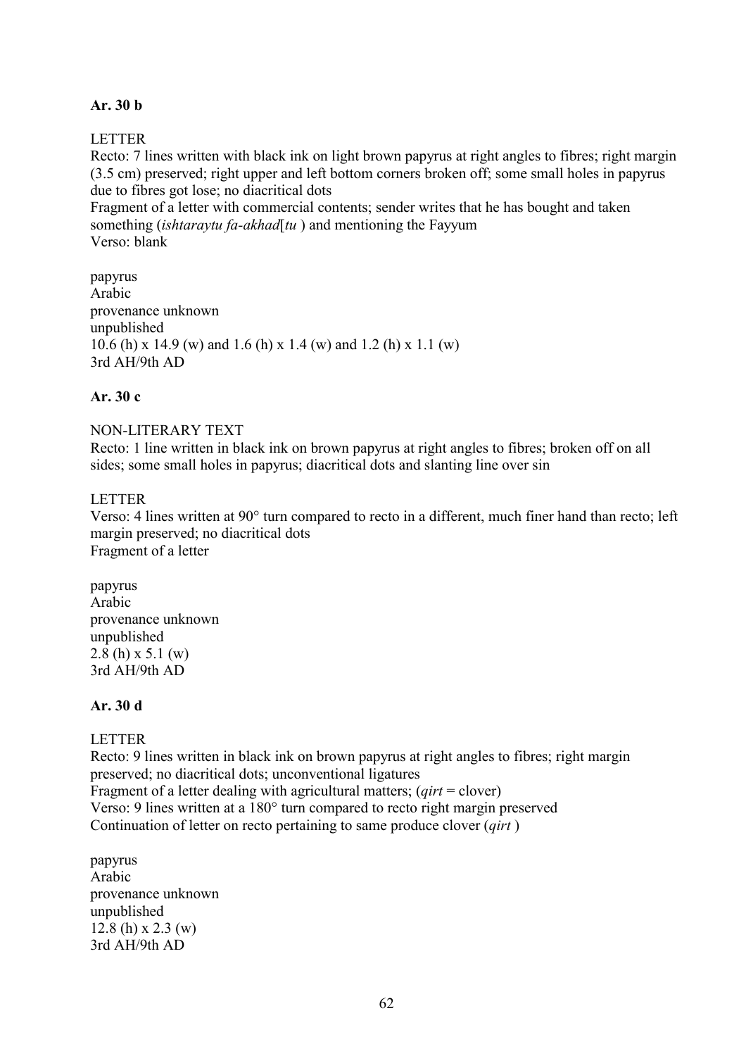**Ar. 30 b**

LETTER
Recto: 7 lines written with black ink on light brown papyrus at right angles to fibres; right margin (3.5 cm) preserved; right upper and left bottom corners broken off; some small holes in papyrus due to fibres got lose; no diacritical dots
Fragment of a letter with commercial contents; sender writes that he has bought and taken something (*ishtaraytu fa-akhad*[*tu* ) and mentioning the Fayyum
Verso: blank

papyrus
Arabic
provenance unknown
unpublished
10.6 (h) x 14.9 (w) and 1.6 (h) x 1.4 (w) and 1.2 (h) x 1.1 (w)
3rd AH/9th AD

**Ar. 30 c**

NON-LITERARY TEXT
Recto: 1 line written in black ink on brown papyrus at right angles to fibres; broken off on all sides; some small holes in papyrus; diacritical dots and slanting line over sin

LETTER
Verso: 4 lines written at 90° turn compared to recto in a different, much finer hand than recto; left margin preserved; no diacritical dots
Fragment of a letter

papyrus
Arabic
provenance unknown
unpublished
2.8 (h) x 5.1 (w)
3rd AH/9th AD

**Ar. 30 d**

LETTER
Recto: 9 lines written in black ink on brown papyrus at right angles to fibres; right margin preserved; no diacritical dots; unconventional ligatures
Fragment of a letter dealing with agricultural matters; (*qirt* = clover)
Verso: 9 lines written at a 180° turn compared to recto right margin preserved
Continuation of letter on recto pertaining to same produce clover (*qirt* )

papyrus
Arabic
provenance unknown
unpublished
12.8 (h) x 2.3 (w)
3rd AH/9th AD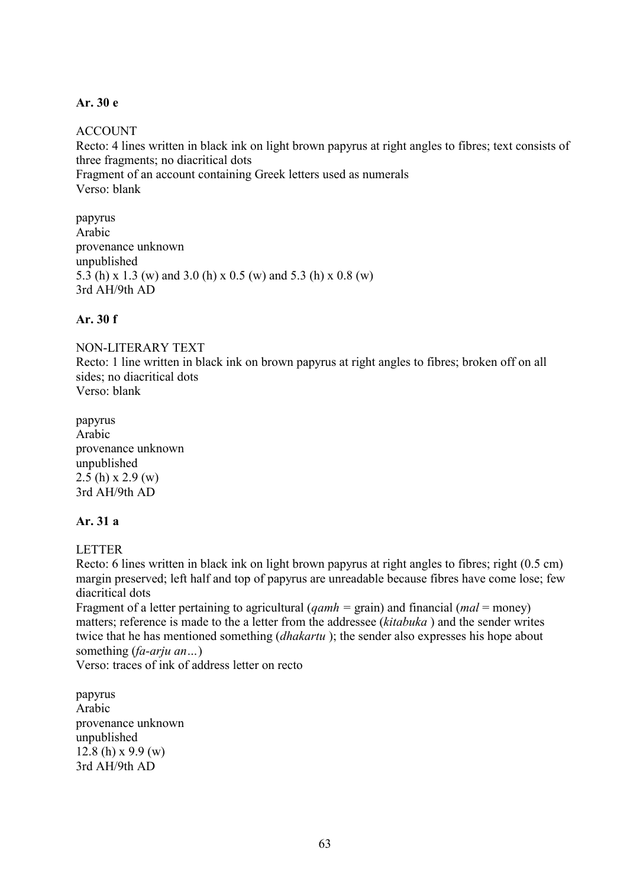**Ar. 30 e**

ACCOUNT
Recto: 4 lines written in black ink on light brown papyrus at right angles to fibres; text consists of three fragments; no diacritical dots
Fragment of an account containing Greek letters used as numerals
Verso: blank

papyrus
Arabic
provenance unknown
unpublished
5.3 (h) x 1.3 (w) and 3.0 (h) x 0.5 (w) and 5.3 (h) x 0.8 (w)
3rd AH/9th AD

**Ar. 30 f**

NON-LITERARY TEXT
Recto: 1 line written in black ink on brown papyrus at right angles to fibres; broken off on all sides; no diacritical dots
Verso: blank

papyrus
Arabic
provenance unknown
unpublished
2.5 (h) x 2.9 (w)
3rd AH/9th AD

**Ar. 31 a**

LETTER
Recto: 6 lines written in black ink on light brown papyrus at right angles to fibres; right (0.5 cm) margin preserved; left half and top of papyrus are unreadable because fibres have come lose; few diacritical dots
Fragment of a letter pertaining to agricultural (*qamh =* grain) and financial (*mal* = money) matters; reference is made to the a letter from the addressee (*kitabuka* ) and the sender writes twice that he has mentioned something (*dhakartu* ); the sender also expresses his hope about something (*fa-arju an…*)
Verso: traces of ink of address letter on recto

papyrus
Arabic
provenance unknown
unpublished
12.8 (h) x 9.9 (w)
3rd AH/9th AD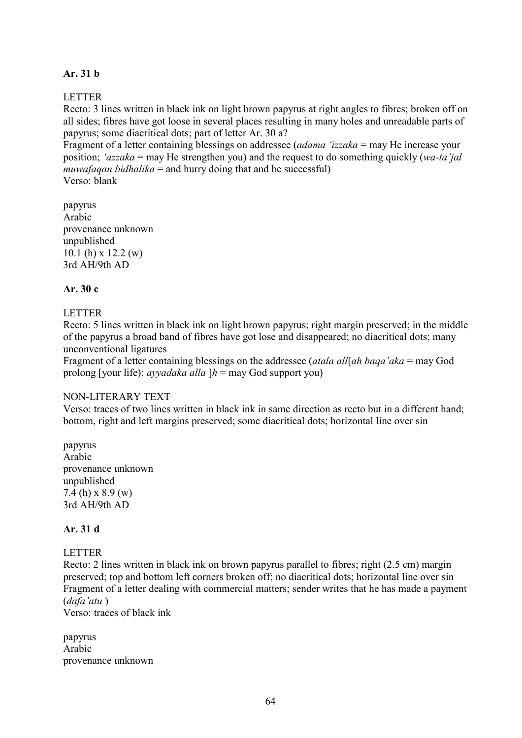**Ar. 31 b**

LETTER

Recto: 3 lines written in black ink on light brown papyrus at right angles to fibres; broken off on all sides; fibres have got loose in several places resulting in many holes and unreadable parts of papyrus; some diacritical dots; part of letter Ar. 30 a?

Fragment of a letter containing blessings on addressee (*adama 'izzaka* = may He increase your position; *'azzaka* = may He strengthen you) and the request to do something quickly (*wa-ta'jal muwafaqan bidhalika* = and hurry doing that and be successful)

Verso: blank

papyrus
Arabic
provenance unknown
unpublished
10.1 (h) x 12.2 (w)
3rd AH/9th AD

**Ar. 30 c**

LETTER

Recto: 5 lines written in black ink on light brown papyrus; right margin preserved; in the middle of the papyrus a broad band of fibres have got lose and disappeared; no diacritical dots; many unconventional ligatures

Fragment of a letter containing blessings on the addressee (*atala all*[*ah baqa'aka* = may God prolong [your life); *ayyadaka alla* ]*h* = may God support you)

NON-LITERARY TEXT

Verso: traces of two lines written in black ink in same direction as recto but in a different hand; bottom, right and left margins preserved; some diacritical dots; horizontal line over sin

papyrus
Arabic
provenance unknown
unpublished
7.4 (h) x 8.9 (w)
3rd AH/9th AD

**Ar. 31 d**

LETTER

Recto: 2 lines written in black ink on brown papyrus parallel to fibres; right (2.5 cm) margin preserved; top and bottom left corners broken off; no diacritical dots; horizontal line over sin

Fragment of a letter dealing with commercial matters; sender writes that he has made a payment (*dafa'atu* )

Verso: traces of black ink

papyrus
Arabic
provenance unknown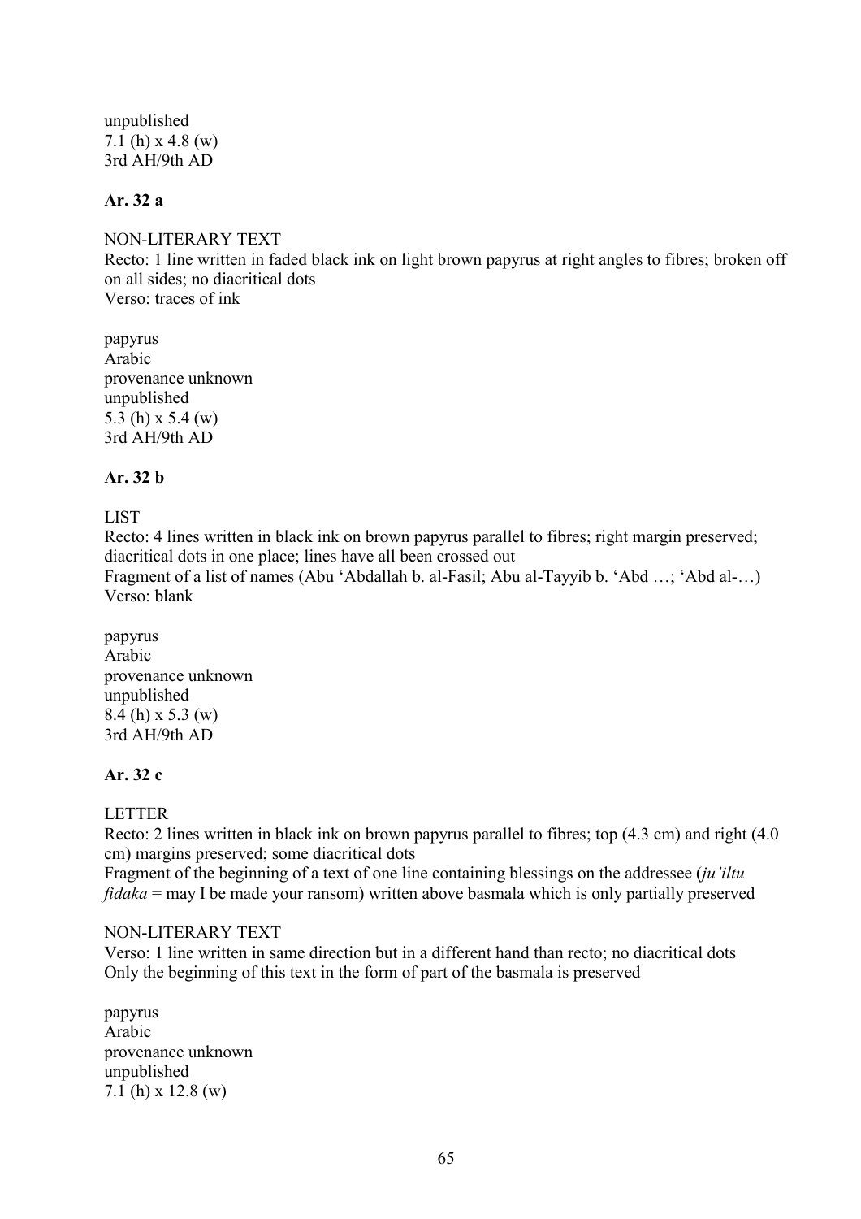unpublished
7.1 (h) x 4.8 (w)
3rd AH/9th AD

**Ar. 32 a**

NON-LITERARY TEXT
Recto: 1 line written in faded black ink on light brown papyrus at right angles to fibres; broken off on all sides; no diacritical dots
Verso: traces of ink

papyrus
Arabic
provenance unknown
unpublished
5.3 (h) x 5.4 (w)
3rd AH/9th AD

**Ar. 32 b**

LIST
Recto: 4 lines written in black ink on brown papyrus parallel to fibres; right margin preserved; diacritical dots in one place; lines have all been crossed out
Fragment of a list of names (Abu ʻAbdallah b. al-Fasil; Abu al-Tayyib b. ʻAbd …; ʻAbd al-…)
Verso: blank

papyrus
Arabic
provenance unknown
unpublished
8.4 (h) x 5.3 (w)
3rd AH/9th AD

**Ar. 32 c**

LETTER
Recto: 2 lines written in black ink on brown papyrus parallel to fibres; top (4.3 cm) and right (4.0 cm) margins preserved; some diacritical dots
Fragment of the beginning of a text of one line containing blessings on the addressee (*ju'iltu fidaka* = may I be made your ransom) written above basmala which is only partially preserved

NON-LITERARY TEXT
Verso: 1 line written in same direction but in a different hand than recto; no diacritical dots
Only the beginning of this text in the form of part of the basmala is preserved

papyrus
Arabic
provenance unknown
unpublished
7.1 (h) x 12.8 (w)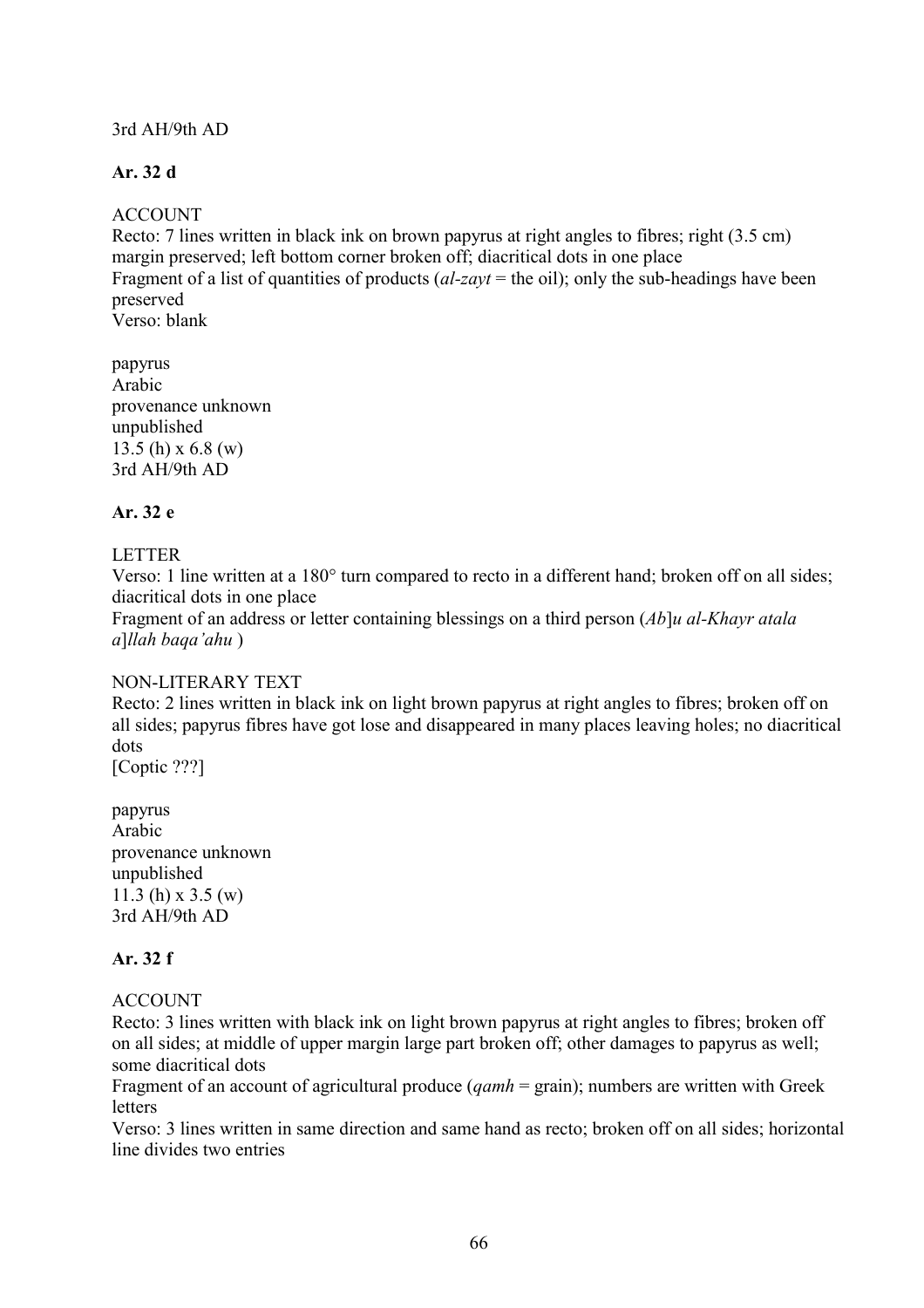3rd AH/9th AD

**Ar. 32 d**

ACCOUNT
Recto: 7 lines written in black ink on brown papyrus at right angles to fibres; right (3.5 cm) margin preserved; left bottom corner broken off; diacritical dots in one place
Fragment of a list of quantities of products (*al-zayt* = the oil); only the sub-headings have been preserved
Verso: blank

papyrus
Arabic
provenance unknown
unpublished
13.5 (h) x 6.8 (w)
3rd AH/9th AD

**Ar. 32 e**

LETTER
Verso: 1 line written at a 180° turn compared to recto in a different hand; broken off on all sides; diacritical dots in one place
Fragment of an address or letter containing blessings on a third person (*Ab*]*u al-Khayr atala a*]*llah baqa'ahu* )

NON-LITERARY TEXT
Recto: 2 lines written in black ink on light brown papyrus at right angles to fibres; broken off on all sides; papyrus fibres have got lose and disappeared in many places leaving holes; no diacritical dots
[Coptic ???]

papyrus
Arabic
provenance unknown
unpublished
11.3 (h) x 3.5 (w)
3rd AH/9th AD

**Ar. 32 f**

ACCOUNT
Recto: 3 lines written with black ink on light brown papyrus at right angles to fibres; broken off on all sides; at middle of upper margin large part broken off; other damages to papyrus as well; some diacritical dots
Fragment of an account of agricultural produce (*qamh* = grain); numbers are written with Greek letters
Verso: 3 lines written in same direction and same hand as recto; broken off on all sides; horizontal line divides two entries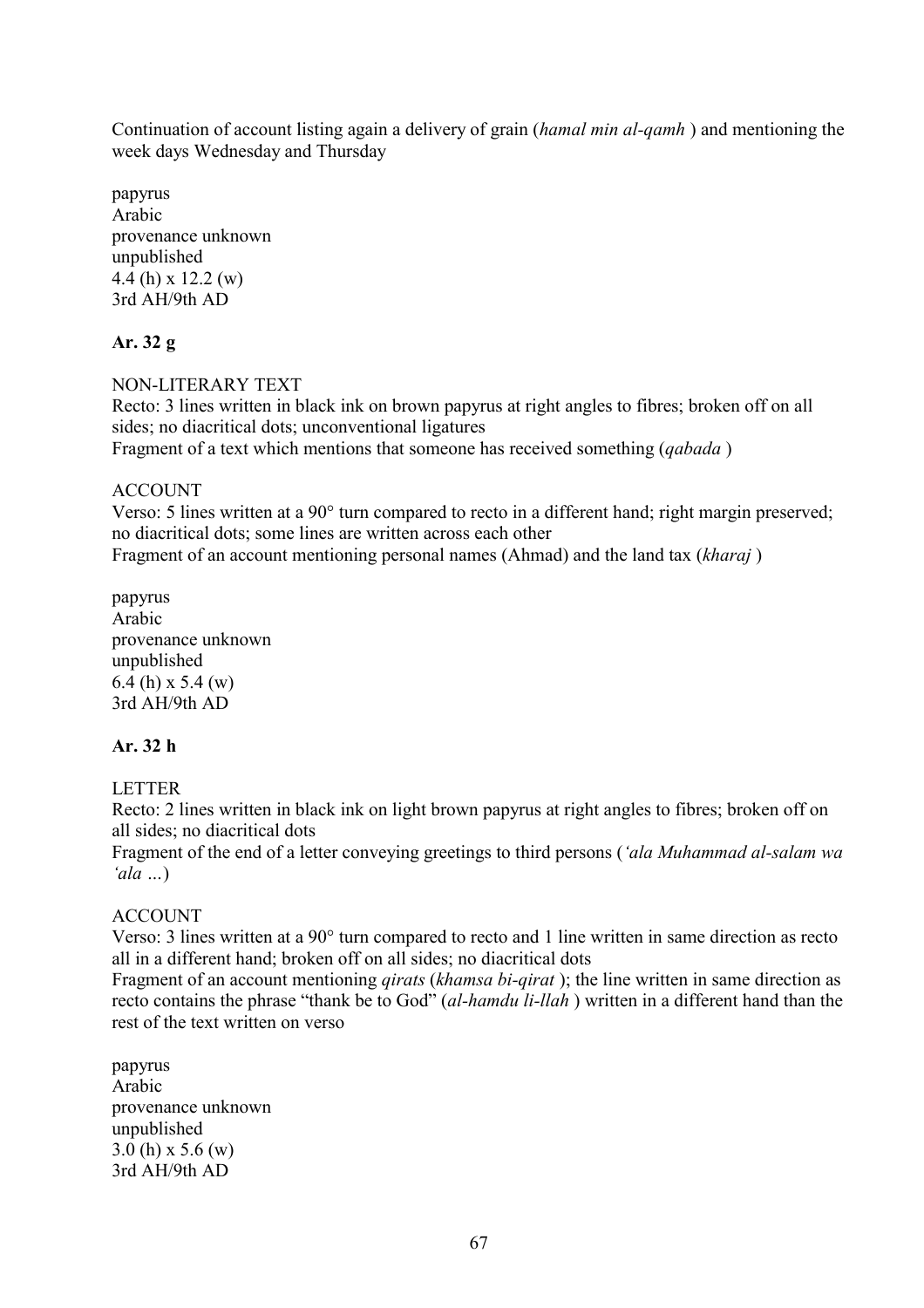Continuation of account listing again a delivery of grain (*hamal min al-qamh* ) and mentioning the week days Wednesday and Thursday

papyrus
Arabic
provenance unknown
unpublished
4.4 (h) x 12.2 (w)
3rd AH/9th AD

**Ar. 32 g**

NON-LITERARY TEXT
Recto: 3 lines written in black ink on brown papyrus at right angles to fibres; broken off on all sides; no diacritical dots; unconventional ligatures
Fragment of a text which mentions that someone has received something (*qabada* )

ACCOUNT
Verso: 5 lines written at a 90° turn compared to recto in a different hand; right margin preserved; no diacritical dots; some lines are written across each other
Fragment of an account mentioning personal names (Ahmad) and the land tax (*kharaj* )

papyrus
Arabic
provenance unknown
unpublished
6.4 (h) x 5.4 (w)
3rd AH/9th AD

**Ar. 32 h**

LETTER
Recto: 2 lines written in black ink on light brown papyrus at right angles to fibres; broken off on all sides; no diacritical dots
Fragment of the end of a letter conveying greetings to third persons (*'ala Muhammad al-salam wa 'ala …*)

ACCOUNT
Verso: 3 lines written at a 90° turn compared to recto and 1 line written in same direction as recto all in a different hand; broken off on all sides; no diacritical dots
Fragment of an account mentioning *qirats* (*khamsa bi-qirat* ); the line written in same direction as recto contains the phrase "thank be to God" (*al-hamdu li-llah* ) written in a different hand than the rest of the text written on verso

papyrus
Arabic
provenance unknown
unpublished
3.0 (h) x 5.6 (w)
3rd AH/9th AD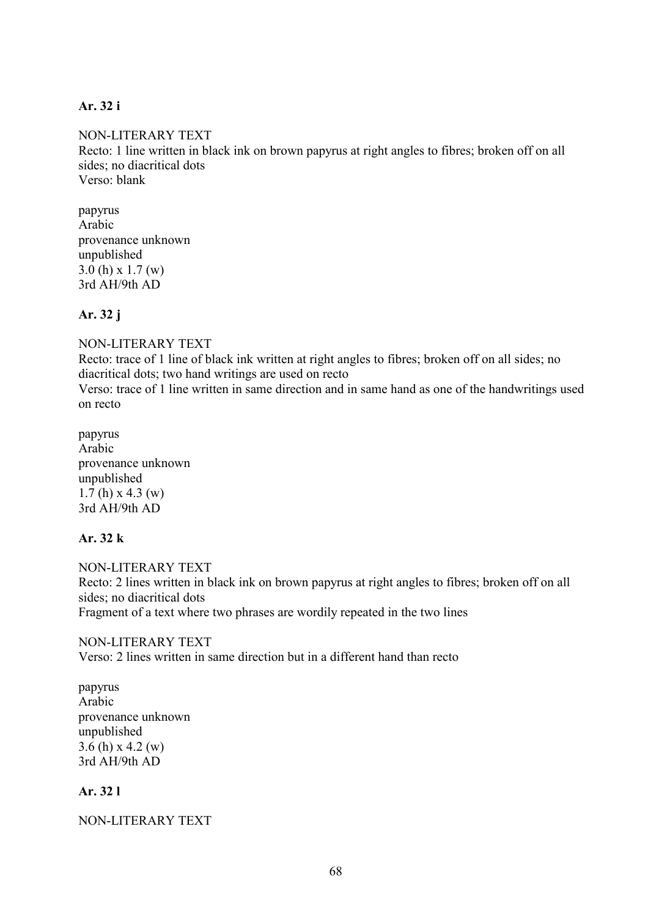**Ar. 32 i**

NON-LITERARY TEXT
Recto: 1 line written in black ink on brown papyrus at right angles to fibres; broken off on all sides; no diacritical dots
Verso: blank

papyrus
Arabic
provenance unknown
unpublished
3.0 (h) x 1.7 (w)
3rd AH/9th AD

**Ar. 32 j**

NON-LITERARY TEXT
Recto: trace of 1 line of black ink written at right angles to fibres; broken off on all sides; no diacritical dots; two hand writings are used on recto
Verso: trace of 1 line written in same direction and in same hand as one of the handwritings used on recto

papyrus
Arabic
provenance unknown
unpublished
1.7 (h) x 4.3 (w)
3rd AH/9th AD

**Ar. 32 k**

NON-LITERARY TEXT
Recto: 2 lines written in black ink on brown papyrus at right angles to fibres; broken off on all sides; no diacritical dots
Fragment of a text where two phrases are wordily repeated in the two lines

NON-LITERARY TEXT
Verso: 2 lines written in same direction but in a different hand than recto

papyrus
Arabic
provenance unknown
unpublished
3.6 (h) x 4.2 (w)
3rd AH/9th AD

**Ar. 32 l**

NON-LITERARY TEXT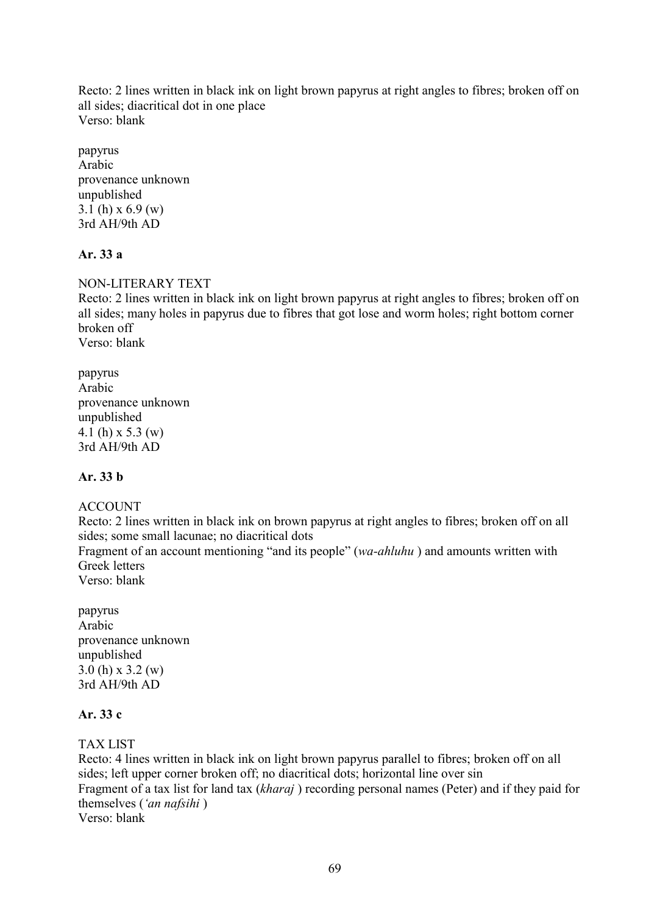Recto: 2 lines written in black ink on light brown papyrus at right angles to fibres; broken off on all sides; diacritical dot in one place
Verso: blank

papyrus
Arabic
provenance unknown
unpublished
3.1 (h) x 6.9 (w)
3rd AH/9th AD

**Ar. 33 a**

NON-LITERARY TEXT
Recto: 2 lines written in black ink on light brown papyrus at right angles to fibres; broken off on all sides; many holes in papyrus due to fibres that got lose and worm holes; right bottom corner broken off
Verso: blank

papyrus
Arabic
provenance unknown
unpublished
4.1 (h) x 5.3 (w)
3rd AH/9th AD

**Ar. 33 b**

ACCOUNT
Recto: 2 lines written in black ink on brown papyrus at right angles to fibres; broken off on all sides; some small lacunae; no diacritical dots
Fragment of an account mentioning "and its people" (*wa-ahluhu* ) and amounts written with Greek letters
Verso: blank

papyrus
Arabic
provenance unknown
unpublished
3.0 (h) x 3.2 (w)
3rd AH/9th AD

**Ar. 33 c**

TAX LIST
Recto: 4 lines written in black ink on light brown papyrus parallel to fibres; broken off on all sides; left upper corner broken off; no diacritical dots; horizontal line over sin
Fragment of a tax list for land tax (*kharaj* ) recording personal names (Peter) and if they paid for themselves (*'an nafsihi* )
Verso: blank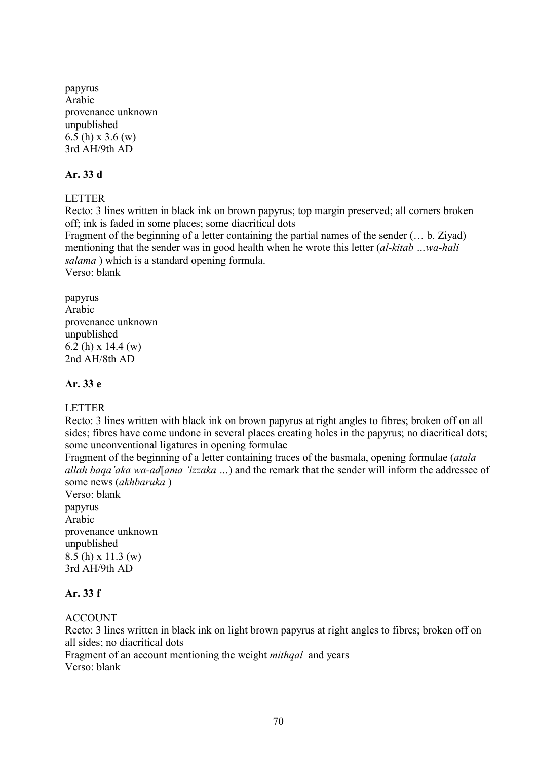papyrus
Arabic
provenance unknown
unpublished
6.5 (h) x 3.6 (w)
3rd AH/9th AD

**Ar. 33 d**

LETTER
Recto: 3 lines written in black ink on brown papyrus; top margin preserved; all corners broken off; ink is faded in some places; some diacritical dots
Fragment of the beginning of a letter containing the partial names of the sender (… b. Ziyad) mentioning that the sender was in good health when he wrote this letter (*al-kitab …wa-hali salama* ) which is a standard opening formula.
Verso: blank

papyrus
Arabic
provenance unknown
unpublished
6.2 (h) x 14.4 (w)
2nd AH/8th AD

**Ar. 33 e**

LETTER
Recto: 3 lines written with black ink on brown papyrus at right angles to fibres; broken off on all sides; fibres have come undone in several places creating holes in the papyrus; no diacritical dots; some unconventional ligatures in opening formulae
Fragment of the beginning of a letter containing traces of the basmala, opening formulae (*atala allah baqa'aka wa-ad*[*ama 'izzaka …*) and the remark that the sender will inform the addressee of some news (*akhbaruka* )
Verso: blank
papyrus
Arabic
provenance unknown
unpublished
8.5 (h) x 11.3 (w)
3rd AH/9th AD

**Ar. 33 f**

ACCOUNT
Recto: 3 lines written in black ink on light brown papyrus at right angles to fibres; broken off on all sides; no diacritical dots
Fragment of an account mentioning the weight *mithqal* and years
Verso: blank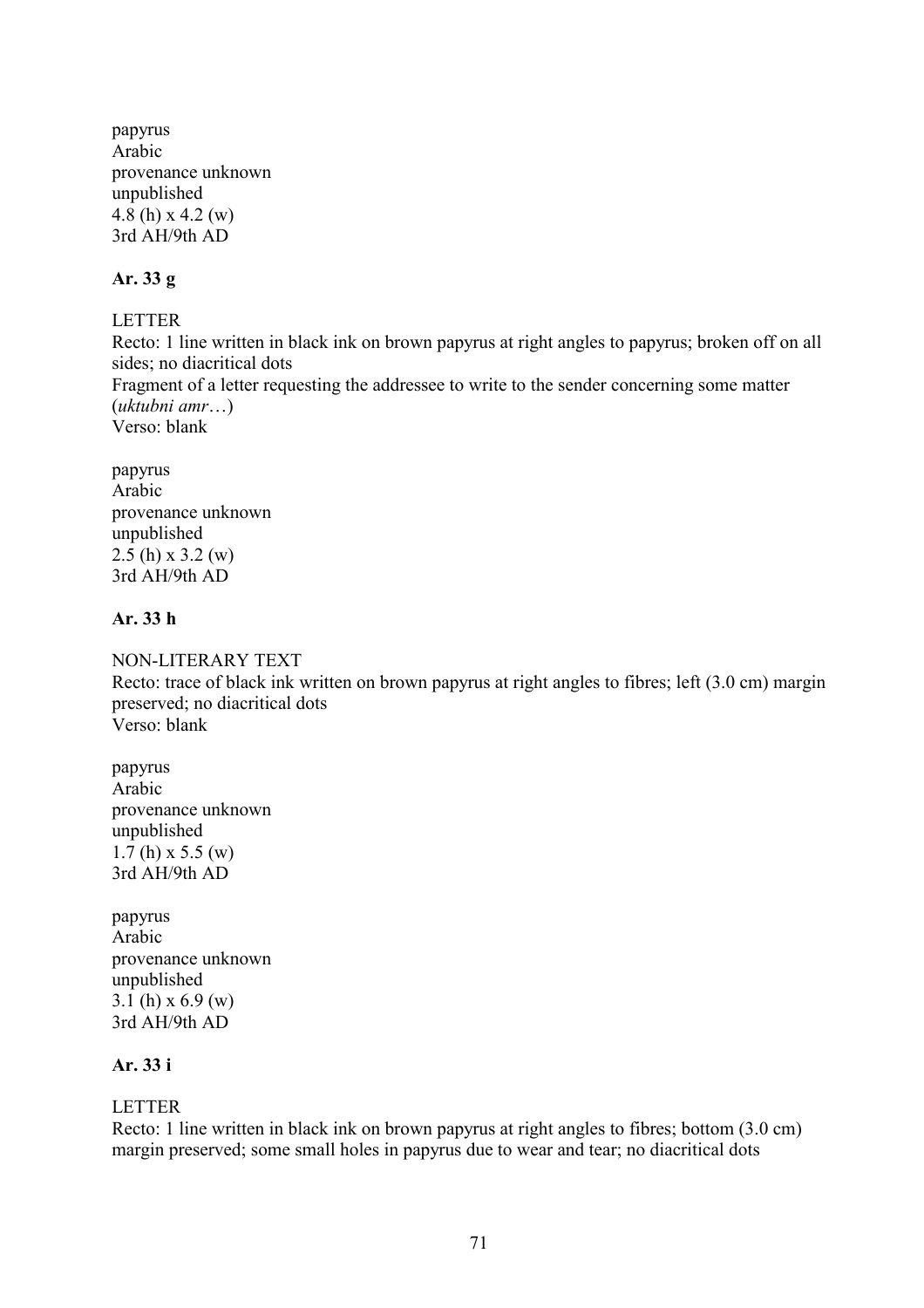papyrus
Arabic
provenance unknown
unpublished
4.8 (h) x 4.2 (w)
3rd AH/9th AD

**Ar. 33 g**

LETTER
Recto: 1 line written in black ink on brown papyrus at right angles to papyrus; broken off on all sides; no diacritical dots
Fragment of a letter requesting the addressee to write to the sender concerning some matter (*uktubni amr*…)
Verso: blank

papyrus
Arabic
provenance unknown
unpublished
2.5 (h) x 3.2 (w)
3rd AH/9th AD

**Ar. 33 h**

NON-LITERARY TEXT
Recto: trace of black ink written on brown papyrus at right angles to fibres; left (3.0 cm) margin preserved; no diacritical dots
Verso: blank

papyrus
Arabic
provenance unknown
unpublished
1.7 (h) x 5.5 (w)
3rd AH/9th AD

papyrus
Arabic
provenance unknown
unpublished
3.1 (h) x 6.9 (w)
3rd AH/9th AD

**Ar. 33 i**

LETTER
Recto: 1 line written in black ink on brown papyrus at right angles to fibres; bottom (3.0 cm) margin preserved; some small holes in papyrus due to wear and tear; no diacritical dots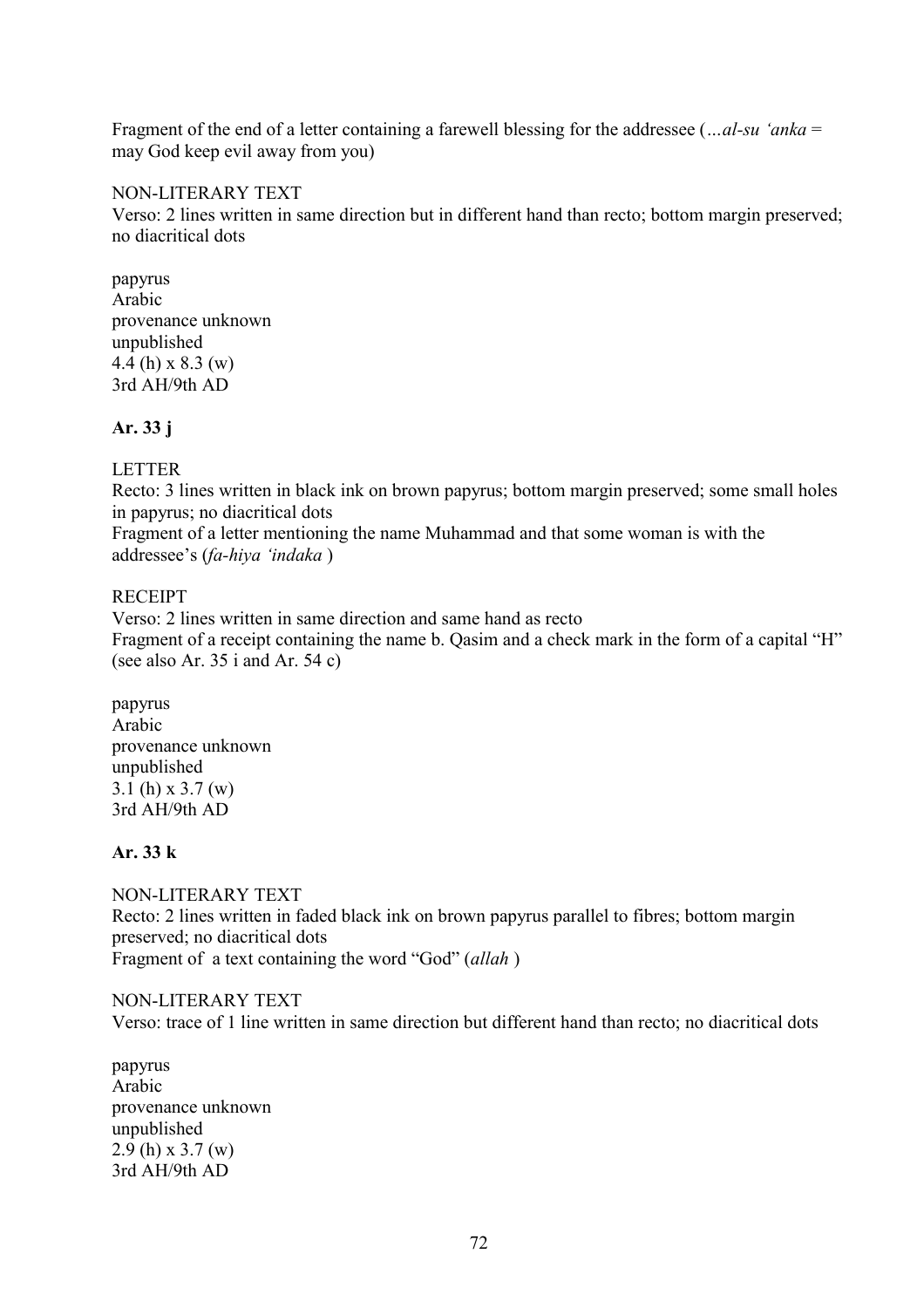Fragment of the end of a letter containing a farewell blessing for the addressee (*…al-su ʻanka* = may God keep evil away from you)

NON-LITERARY TEXT
Verso: 2 lines written in same direction but in different hand than recto; bottom margin preserved; no diacritical dots

papyrus
Arabic
provenance unknown
unpublished
4.4 (h) x 8.3 (w)
3rd AH/9th AD

**Ar. 33 j**

LETTER
Recto: 3 lines written in black ink on brown papyrus; bottom margin preserved; some small holes in papyrus; no diacritical dots
Fragment of a letter mentioning the name Muhammad and that some woman is with the addressee's (*fa-hiya ʻindaka* )

RECEIPT
Verso: 2 lines written in same direction and same hand as recto
Fragment of a receipt containing the name b. Qasim and a check mark in the form of a capital "H" (see also Ar. 35 i and Ar. 54 c)

papyrus
Arabic
provenance unknown
unpublished
3.1 (h) x 3.7 (w)
3rd AH/9th AD

**Ar. 33 k**

NON-LITERARY TEXT
Recto: 2 lines written in faded black ink on brown papyrus parallel to fibres; bottom margin preserved; no diacritical dots
Fragment of a text containing the word "God" (*allah* )

NON-LITERARY TEXT
Verso: trace of 1 line written in same direction but different hand than recto; no diacritical dots

papyrus
Arabic
provenance unknown
unpublished
2.9 (h) x 3.7 (w)
3rd AH/9th AD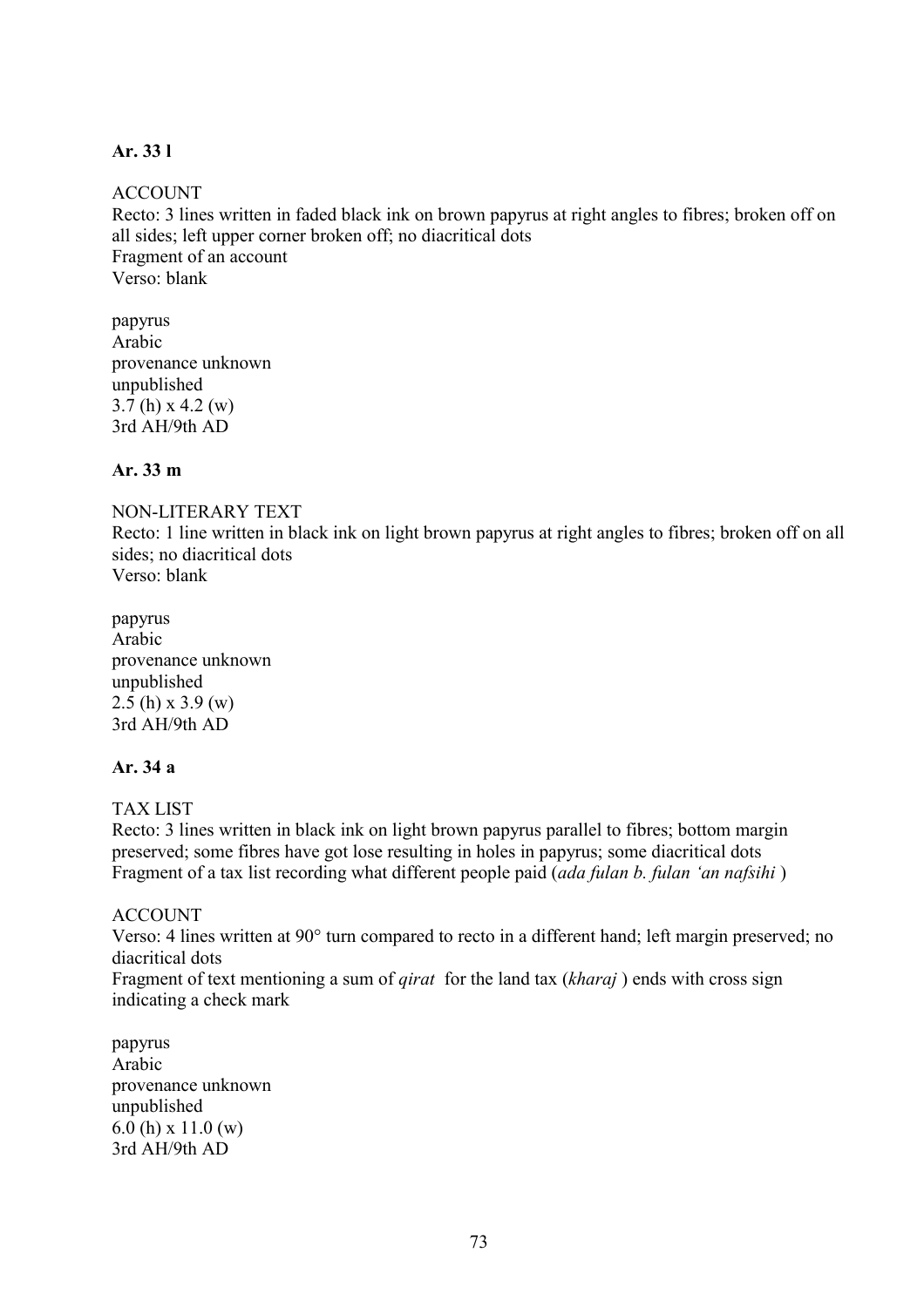**Ar. 33 l**

ACCOUNT
Recto: 3 lines written in faded black ink on brown papyrus at right angles to fibres; broken off on all sides; left upper corner broken off; no diacritical dots
Fragment of an account
Verso: blank

papyrus
Arabic
provenance unknown
unpublished
3.7 (h) x 4.2 (w)
3rd AH/9th AD

**Ar. 33 m**

NON-LITERARY TEXT
Recto: 1 line written in black ink on light brown papyrus at right angles to fibres; broken off on all sides; no diacritical dots
Verso: blank

papyrus
Arabic
provenance unknown
unpublished
2.5 (h) x 3.9 (w)
3rd AH/9th AD

**Ar. 34 a**

TAX LIST
Recto: 3 lines written in black ink on light brown papyrus parallel to fibres; bottom margin preserved; some fibres have got lose resulting in holes in papyrus; some diacritical dots
Fragment of a tax list recording what different people paid (*ada fulan b. fulan 'an nafsihi* )

ACCOUNT
Verso: 4 lines written at 90° turn compared to recto in a different hand; left margin preserved; no diacritical dots
Fragment of text mentioning a sum of *qirat* for the land tax (*kharaj* ) ends with cross sign indicating a check mark

papyrus
Arabic
provenance unknown
unpublished
6.0 (h) x 11.0 (w)
3rd AH/9th AD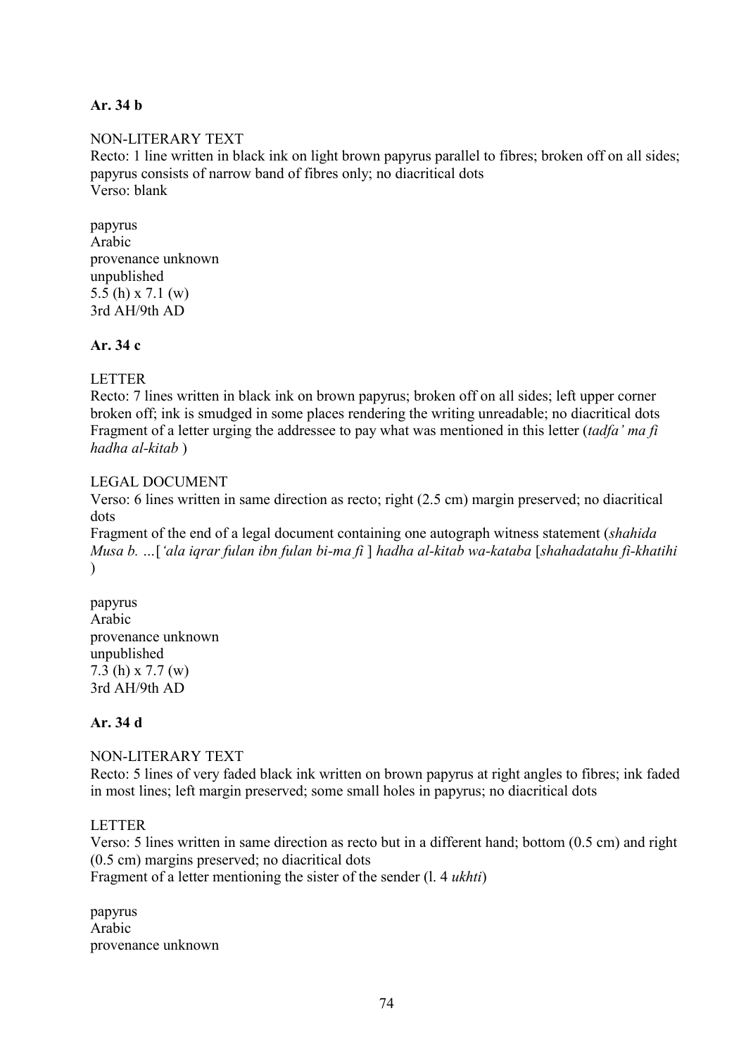**Ar. 34 b**

NON-LITERARY TEXT
Recto: 1 line written in black ink on light brown papyrus parallel to fibres; broken off on all sides; papyrus consists of narrow band of fibres only; no diacritical dots
Verso: blank

papyrus
Arabic
provenance unknown
unpublished
5.5 (h) x 7.1 (w)
3rd AH/9th AD

**Ar. 34 c**

LETTER
Recto: 7 lines written in black ink on brown papyrus; broken off on all sides; left upper corner broken off; ink is smudged in some places rendering the writing unreadable; no diacritical dots
Fragment of a letter urging the addressee to pay what was mentioned in this letter (*tadfa' ma fi hadha al-kitab* )

LEGAL DOCUMENT
Verso: 6 lines written in same direction as recto; right (2.5 cm) margin preserved; no diacritical dots
Fragment of the end of a legal document containing one autograph witness statement (*shahida Musa b. …*[*'ala iqrar fulan ibn fulan bi-ma fi* ] *hadha al-kitab wa-kataba* [*shahadatahu fi-khatihi* )

papyrus
Arabic
provenance unknown
unpublished
7.3 (h) x 7.7 (w)
3rd AH/9th AD

**Ar. 34 d**

NON-LITERARY TEXT
Recto: 5 lines of very faded black ink written on brown papyrus at right angles to fibres; ink faded in most lines; left margin preserved; some small holes in papyrus; no diacritical dots

LETTER
Verso: 5 lines written in same direction as recto but in a different hand; bottom (0.5 cm) and right (0.5 cm) margins preserved; no diacritical dots
Fragment of a letter mentioning the sister of the sender (l. 4 *ukhti*)

papyrus
Arabic
provenance unknown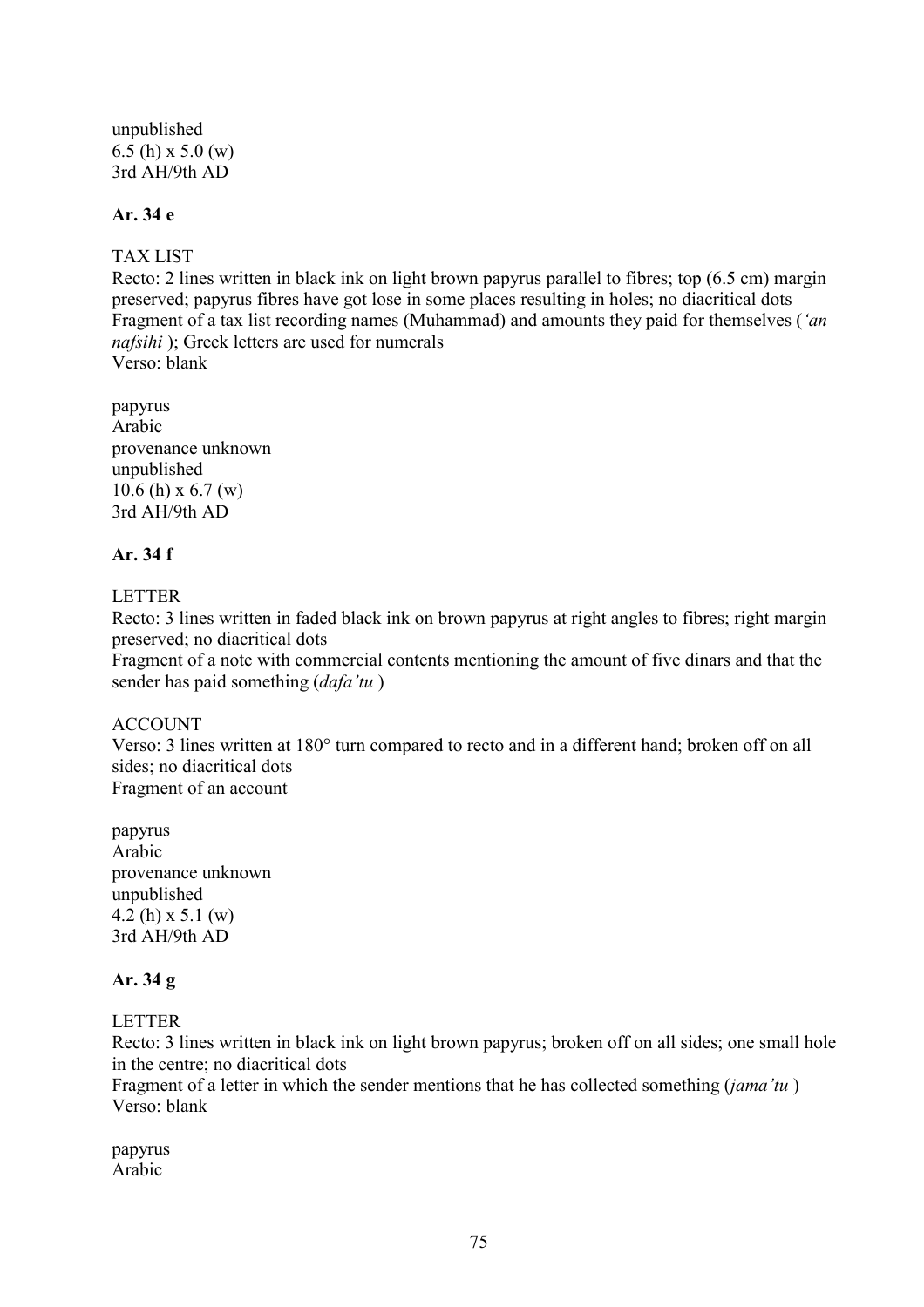unpublished
6.5 (h) x 5.0 (w)
3rd AH/9th AD

**Ar. 34 e**

TAX LIST
Recto: 2 lines written in black ink on light brown papyrus parallel to fibres; top (6.5 cm) margin preserved; papyrus fibres have got lose in some places resulting in holes; no diacritical dots
Fragment of a tax list recording names (Muhammad) and amounts they paid for themselves (*'an nafsihi* ); Greek letters are used for numerals
Verso: blank

papyrus
Arabic
provenance unknown
unpublished
10.6 (h) x 6.7 (w)
3rd AH/9th AD

**Ar. 34 f**

LETTER
Recto: 3 lines written in faded black ink on brown papyrus at right angles to fibres; right margin preserved; no diacritical dots
Fragment of a note with commercial contents mentioning the amount of five dinars and that the sender has paid something (*dafa'tu* )

ACCOUNT
Verso: 3 lines written at 180° turn compared to recto and in a different hand; broken off on all sides; no diacritical dots
Fragment of an account

papyrus
Arabic
provenance unknown
unpublished
4.2 (h) x 5.1 (w)
3rd AH/9th AD

**Ar. 34 g**

LETTER
Recto: 3 lines written in black ink on light brown papyrus; broken off on all sides; one small hole in the centre; no diacritical dots
Fragment of a letter in which the sender mentions that he has collected something (*jama'tu* )
Verso: blank

papyrus
Arabic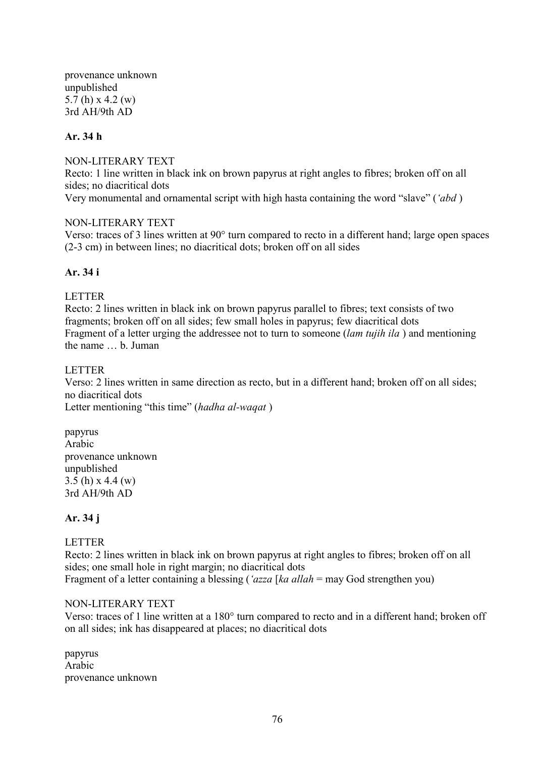provenance unknown
unpublished
5.7 (h) x 4.2 (w)
3rd AH/9th AD

**Ar. 34 h**

NON-LITERARY TEXT
Recto: 1 line written in black ink on brown papyrus at right angles to fibres; broken off on all sides; no diacritical dots
Very monumental and ornamental script with high hasta containing the word "slave" (*'abd* )

NON-LITERARY TEXT
Verso: traces of 3 lines written at 90° turn compared to recto in a different hand; large open spaces (2-3 cm) in between lines; no diacritical dots; broken off on all sides

**Ar. 34 i**

LETTER
Recto: 2 lines written in black ink on brown papyrus parallel to fibres; text consists of two fragments; broken off on all sides; few small holes in papyrus; few diacritical dots
Fragment of a letter urging the addressee not to turn to someone (*lam tujih ila* ) and mentioning the name … b. Juman

LETTER
Verso: 2 lines written in same direction as recto, but in a different hand; broken off on all sides; no diacritical dots
Letter mentioning "this time" (*hadha al-waqat* )

papyrus
Arabic
provenance unknown
unpublished
3.5 (h) x 4.4 (w)
3rd AH/9th AD

**Ar. 34 j**

LETTER
Recto: 2 lines written in black ink on brown papyrus at right angles to fibres; broken off on all sides; one small hole in right margin; no diacritical dots
Fragment of a letter containing a blessing (*'azza* [*ka allah* = may God strengthen you)

NON-LITERARY TEXT
Verso: traces of 1 line written at a 180° turn compared to recto and in a different hand; broken off on all sides; ink has disappeared at places; no diacritical dots

papyrus
Arabic
provenance unknown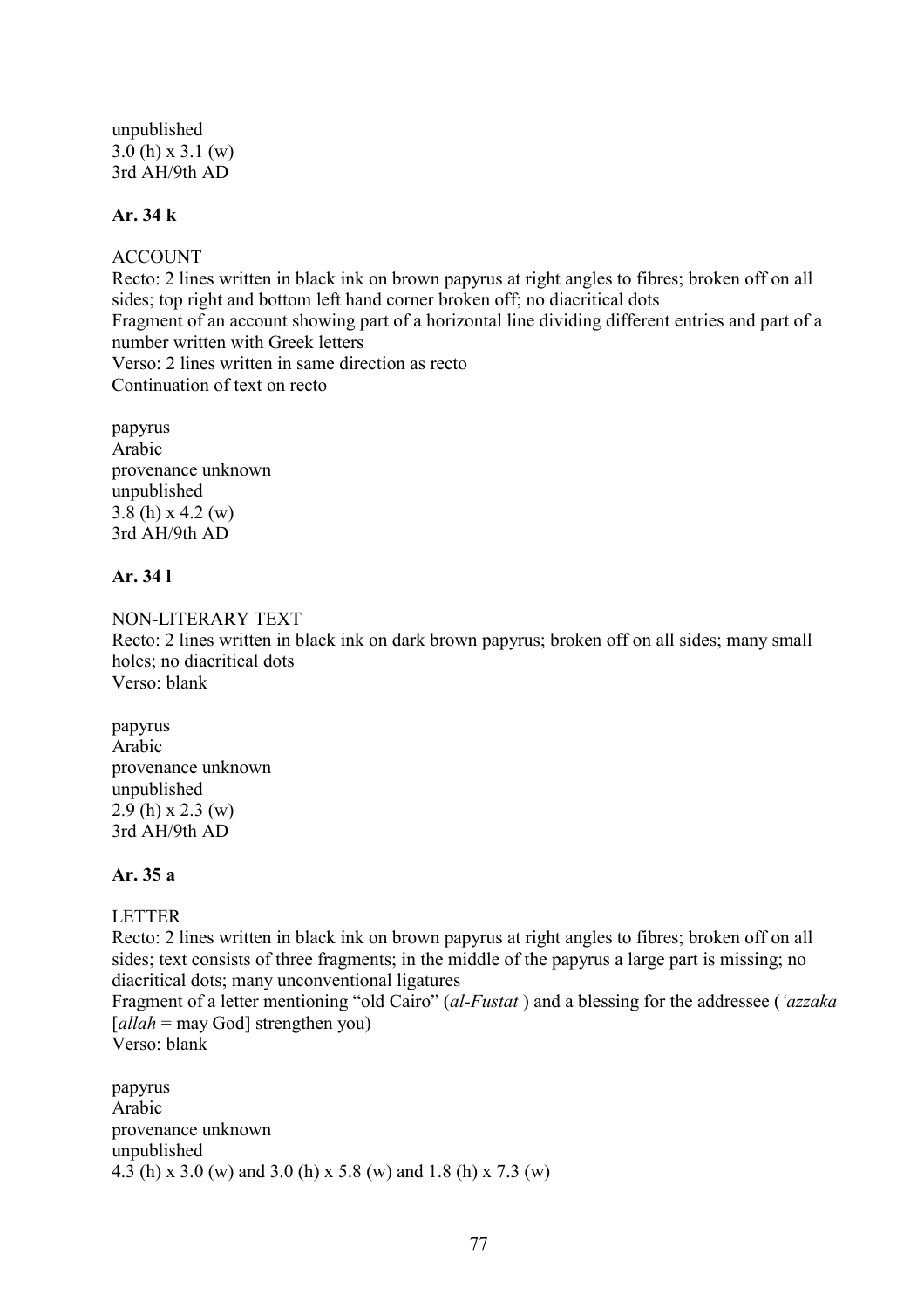unpublished
3.0 (h) x 3.1 (w)
3rd AH/9th AD

**Ar. 34 k**

ACCOUNT
Recto: 2 lines written in black ink on brown papyrus at right angles to fibres; broken off on all sides; top right and bottom left hand corner broken off; no diacritical dots
Fragment of an account showing part of a horizontal line dividing different entries and part of a number written with Greek letters
Verso: 2 lines written in same direction as recto
Continuation of text on recto

papyrus
Arabic
provenance unknown
unpublished
3.8 (h) x 4.2 (w)
3rd AH/9th AD

**Ar. 34 l**

NON-LITERARY TEXT
Recto: 2 lines written in black ink on dark brown papyrus; broken off on all sides; many small holes; no diacritical dots
Verso: blank

papyrus
Arabic
provenance unknown
unpublished
2.9 (h) x 2.3 (w)
3rd AH/9th AD

**Ar. 35 a**

LETTER
Recto: 2 lines written in black ink on brown papyrus at right angles to fibres; broken off on all sides; text consists of three fragments; in the middle of the papyrus a large part is missing; no diacritical dots; many unconventional ligatures
Fragment of a letter mentioning "old Cairo" (*al-Fustat* ) and a blessing for the addressee (*'azzaka* [*allah* = may God] strengthen you)
Verso: blank

papyrus
Arabic
provenance unknown
unpublished
4.3 (h) x 3.0 (w) and 3.0 (h) x 5.8 (w) and 1.8 (h) x 7.3 (w)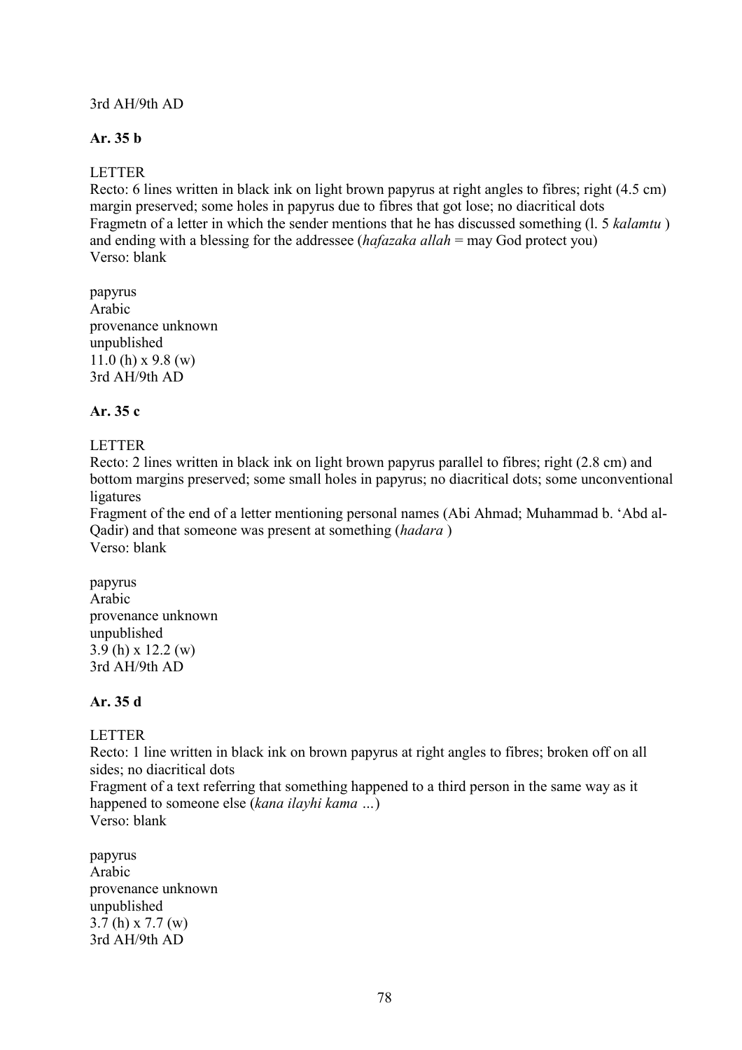3rd AH/9th AD

**Ar. 35 b**

LETTER
Recto: 6 lines written in black ink on light brown papyrus at right angles to fibres; right (4.5 cm) margin preserved; some holes in papyrus due to fibres that got lose; no diacritical dots
Fragmetn of a letter in which the sender mentions that he has discussed something (l. 5 *kalamtu* ) and ending with a blessing for the addressee (*hafazaka allah* = may God protect you)
Verso: blank

papyrus
Arabic
provenance unknown
unpublished
11.0 (h) x 9.8 (w)
3rd AH/9th AD

**Ar. 35 c**

LETTER
Recto: 2 lines written in black ink on light brown papyrus parallel to fibres; right (2.8 cm) and bottom margins preserved; some small holes in papyrus; no diacritical dots; some unconventional ligatures
Fragment of the end of a letter mentioning personal names (Abi Ahmad; Muhammad b. 'Abd al-Qadir) and that someone was present at something (*hadara* )
Verso: blank

papyrus
Arabic
provenance unknown
unpublished
3.9 (h) x 12.2 (w)
3rd AH/9th AD

**Ar. 35 d**

LETTER
Recto: 1 line written in black ink on brown papyrus at right angles to fibres; broken off on all sides; no diacritical dots
Fragment of a text referring that something happened to a third person in the same way as it happened to someone else (*kana ilayhi kama …*)
Verso: blank

papyrus
Arabic
provenance unknown
unpublished
3.7 (h) x 7.7 (w)
3rd AH/9th AD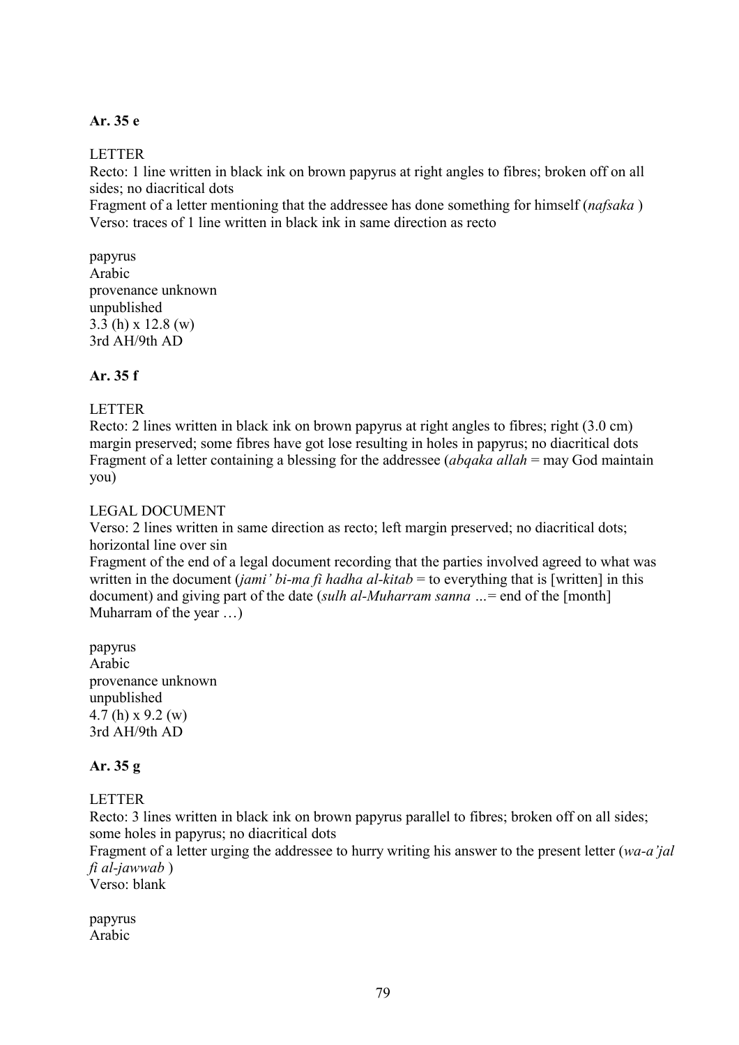**Ar. 35 e**

LETTER

Recto: 1 line written in black ink on brown papyrus at right angles to fibres; broken off on all sides; no diacritical dots

Fragment of a letter mentioning that the addressee has done something for himself (*nafsaka* )

Verso: traces of 1 line written in black ink in same direction as recto

papyrus
Arabic
provenance unknown
unpublished
3.3 (h) x 12.8 (w)
3rd AH/9th AD

**Ar. 35 f**

LETTER

Recto: 2 lines written in black ink on brown papyrus at right angles to fibres; right (3.0 cm) margin preserved; some fibres have got lose resulting in holes in papyrus; no diacritical dots

Fragment of a letter containing a blessing for the addressee (*abqaka allah* = may God maintain you)

LEGAL DOCUMENT

Verso: 2 lines written in same direction as recto; left margin preserved; no diacritical dots; horizontal line over sin

Fragment of the end of a legal document recording that the parties involved agreed to what was written in the document (*jami' bi-ma fi hadha al-kitab* = to everything that is [written] in this document) and giving part of the date (*sulh al-Muharram sanna* ...= end of the [month] Muharram of the year …)

papyrus
Arabic
provenance unknown
unpublished
4.7 (h) x 9.2 (w)
3rd AH/9th AD

**Ar. 35 g**

LETTER

Recto: 3 lines written in black ink on brown papyrus parallel to fibres; broken off on all sides; some holes in papyrus; no diacritical dots

Fragment of a letter urging the addressee to hurry writing his answer to the present letter (*wa-a'jal fi al-jawwab* )

Verso: blank

papyrus
Arabic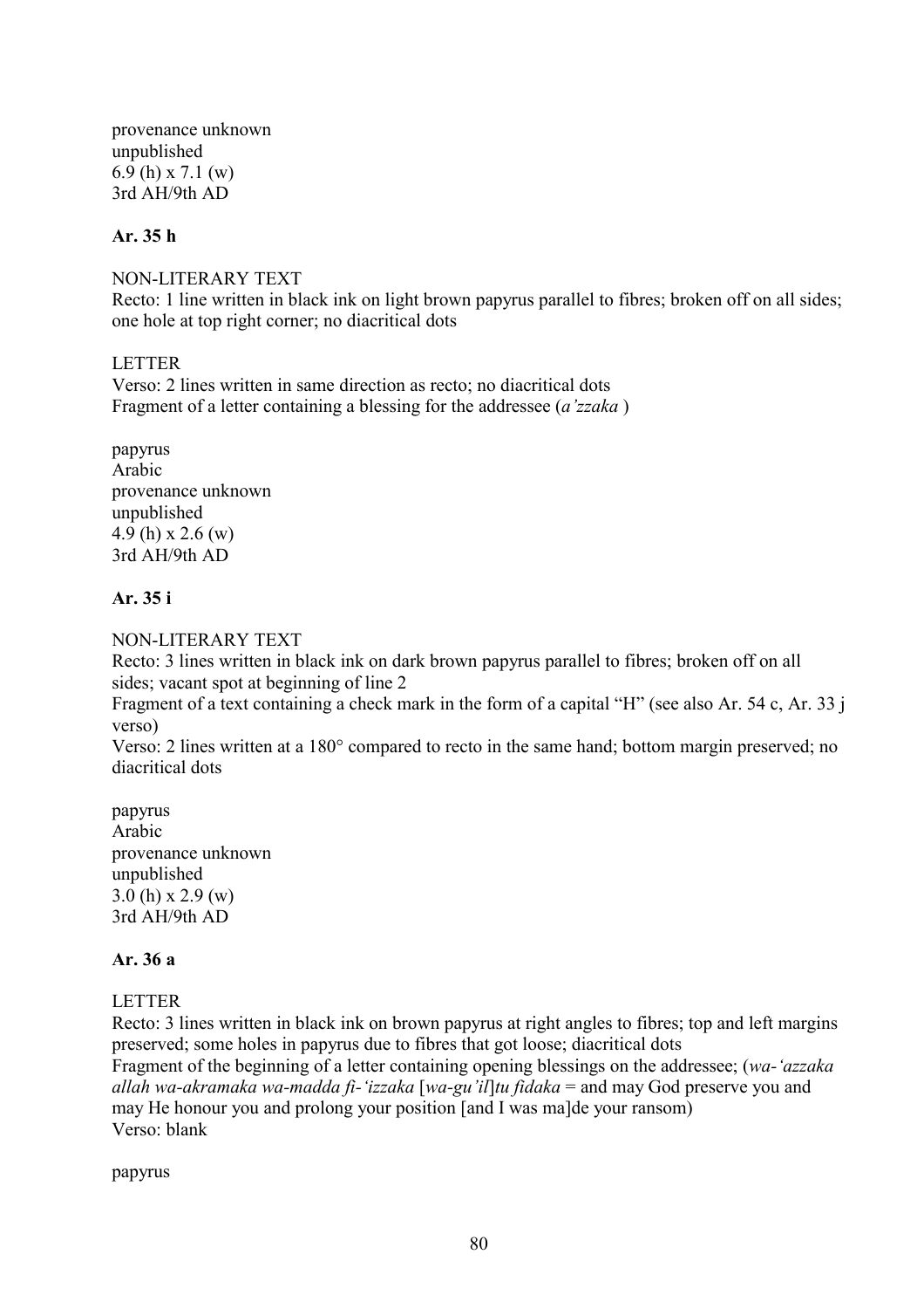provenance unknown
unpublished
6.9 (h) x 7.1 (w)
3rd AH/9th AD

**Ar. 35 h**

NON-LITERARY TEXT
Recto: 1 line written in black ink on light brown papyrus parallel to fibres; broken off on all sides; one hole at top right corner; no diacritical dots

LETTER
Verso: 2 lines written in same direction as recto; no diacritical dots
Fragment of a letter containing a blessing for the addressee (*a'zzaka* )

papyrus
Arabic
provenance unknown
unpublished
4.9 (h) x 2.6 (w)
3rd AH/9th AD

**Ar. 35 i**

NON-LITERARY TEXT
Recto: 3 lines written in black ink on dark brown papyrus parallel to fibres; broken off on all sides; vacant spot at beginning of line 2
Fragment of a text containing a check mark in the form of a capital "H" (see also Ar. 54 c, Ar. 33 j verso)
Verso: 2 lines written at a 180° compared to recto in the same hand; bottom margin preserved; no diacritical dots

papyrus
Arabic
provenance unknown
unpublished
3.0 (h) x 2.9 (w)
3rd AH/9th AD

**Ar. 36 a**

LETTER
Recto: 3 lines written in black ink on brown papyrus at right angles to fibres; top and left margins preserved; some holes in papyrus due to fibres that got loose; diacritical dots
Fragment of the beginning of a letter containing opening blessings on the addressee; (*wa-'azzaka allah wa-akramaka wa-madda fi-'izzaka* [*wa-gu'il*]*tu fidaka* = and may God preserve you and may He honour you and prolong your position [and I was ma]de your ransom)
Verso: blank

papyrus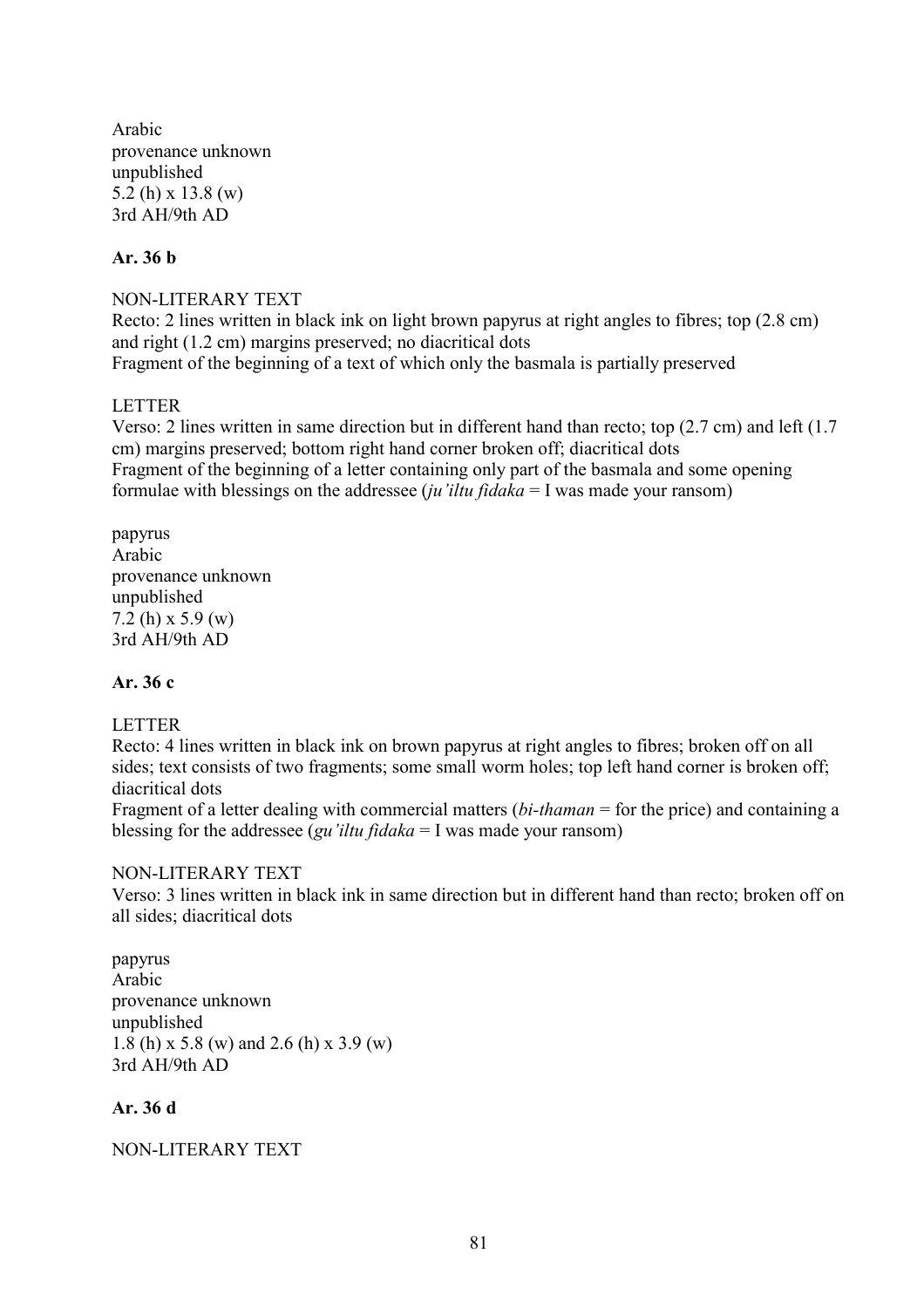Arabic
provenance unknown
unpublished
5.2 (h) x 13.8 (w)
3rd AH/9th AD

**Ar. 36 b**

NON-LITERARY TEXT
Recto: 2 lines written in black ink on light brown papyrus at right angles to fibres; top (2.8 cm) and right (1.2 cm) margins preserved; no diacritical dots
Fragment of the beginning of a text of which only the basmala is partially preserved

LETTER
Verso: 2 lines written in same direction but in different hand than recto; top (2.7 cm) and left (1.7 cm) margins preserved; bottom right hand corner broken off; diacritical dots
Fragment of the beginning of a letter containing only part of the basmala and some opening formulae with blessings on the addressee (*ju'iltu fidaka* = I was made your ransom)

papyrus
Arabic
provenance unknown
unpublished
7.2 (h) x 5.9 (w)
3rd AH/9th AD

**Ar. 36 c**

LETTER
Recto: 4 lines written in black ink on brown papyrus at right angles to fibres; broken off on all sides; text consists of two fragments; some small worm holes; top left hand corner is broken off; diacritical dots
Fragment of a letter dealing with commercial matters (*bi-thaman* = for the price) and containing a blessing for the addressee (*gu'iltu fidaka* = I was made your ransom)

NON-LITERARY TEXT
Verso: 3 lines written in black ink in same direction but in different hand than recto; broken off on all sides; diacritical dots

papyrus
Arabic
provenance unknown
unpublished
1.8 (h) x 5.8 (w) and 2.6 (h) x 3.9 (w)
3rd AH/9th AD

**Ar. 36 d**

NON-LITERARY TEXT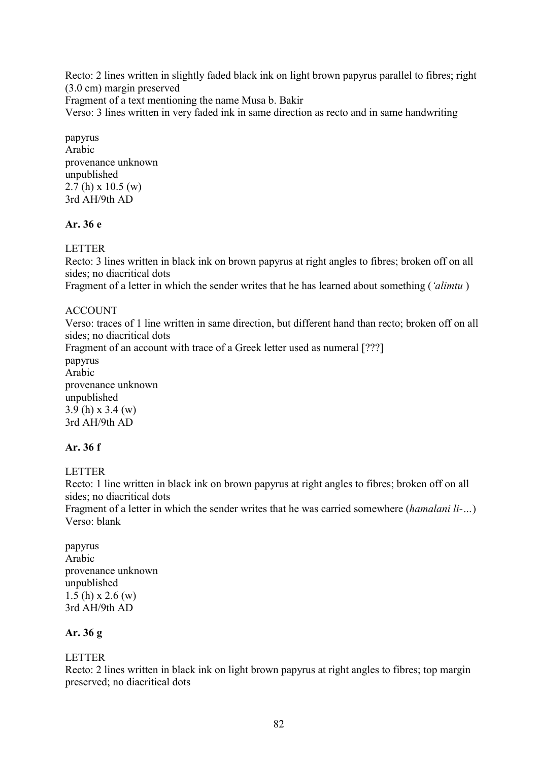Recto: 2 lines written in slightly faded black ink on light brown papyrus parallel to fibres; right (3.0 cm) margin preserved
Fragment of a text mentioning the name Musa b. Bakir
Verso: 3 lines written in very faded ink in same direction as recto and in same handwriting

papyrus
Arabic
provenance unknown
unpublished
2.7 (h) x 10.5 (w)
3rd AH/9th AD

**Ar. 36 e**

LETTER
Recto: 3 lines written in black ink on brown papyrus at right angles to fibres; broken off on all sides; no diacritical dots
Fragment of a letter in which the sender writes that he has learned about something (*'alimtu* )

ACCOUNT
Verso: traces of 1 line written in same direction, but different hand than recto; broken off on all sides; no diacritical dots
Fragment of an account with trace of a Greek letter used as numeral [???]
papyrus
Arabic
provenance unknown
unpublished
3.9 (h) x 3.4 (w)
3rd AH/9th AD

**Ar. 36 f**

LETTER
Recto: 1 line written in black ink on brown papyrus at right angles to fibres; broken off on all sides; no diacritical dots
Fragment of a letter in which the sender writes that he was carried somewhere (*hamalani li-…*)
Verso: blank

papyrus
Arabic
provenance unknown
unpublished
1.5 (h) x 2.6 (w)
3rd AH/9th AD

**Ar. 36 g**

LETTER
Recto: 2 lines written in black ink on light brown papyrus at right angles to fibres; top margin preserved; no diacritical dots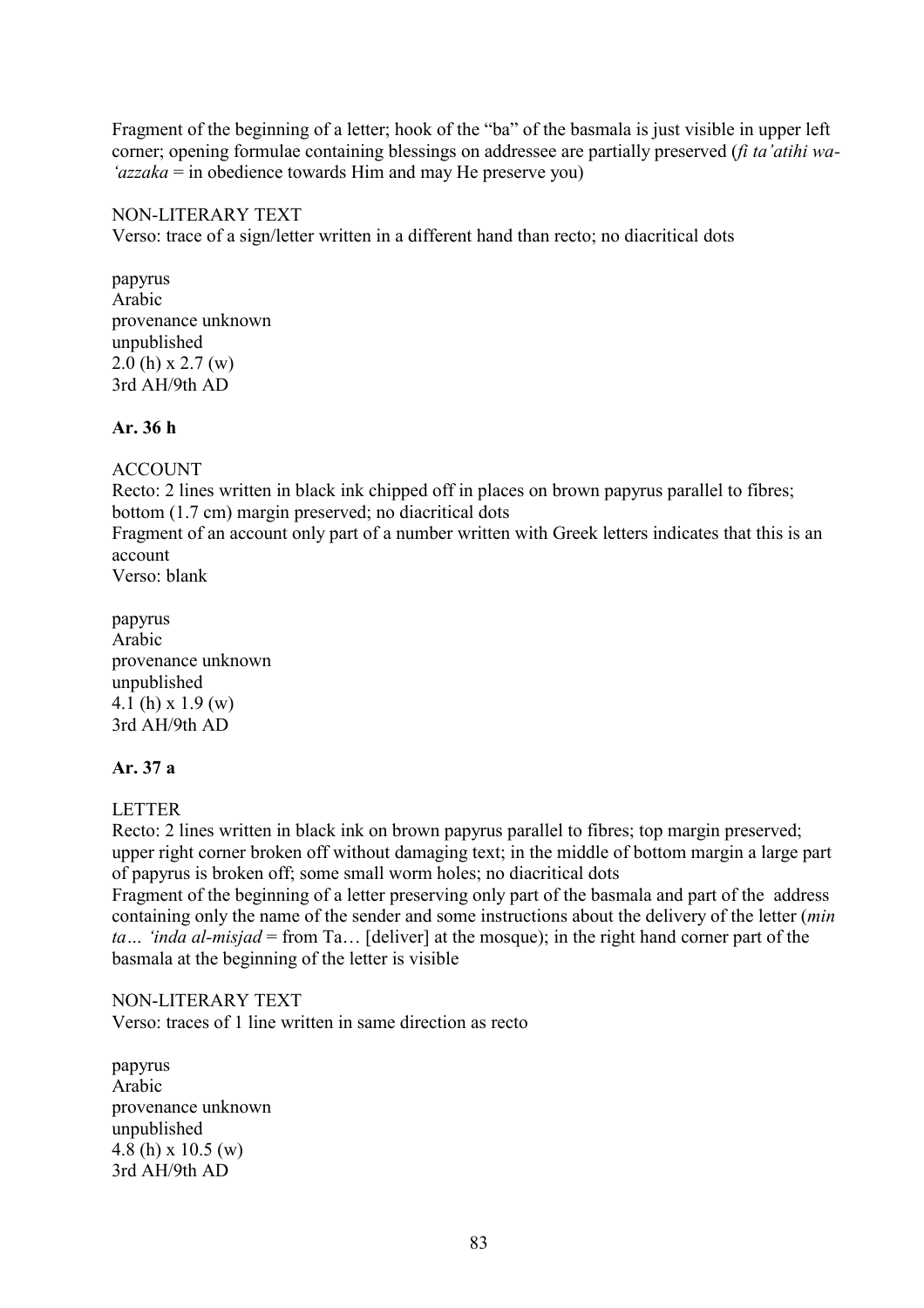Fragment of the beginning of a letter; hook of the “ba” of the basmala is just visible in upper left corner; opening formulae containing blessings on addressee are partially preserved (*fi ta’atihi wa-‘azzaka* = in obedience towards Him and may He preserve you)

NON-LITERARY TEXT
Verso: trace of a sign/letter written in a different hand than recto; no diacritical dots

papyrus
Arabic
provenance unknown
unpublished
2.0 (h) x 2.7 (w)
3rd AH/9th AD

**Ar. 36 h**

ACCOUNT
Recto: 2 lines written in black ink chipped off in places on brown papyrus parallel to fibres; bottom (1.7 cm) margin preserved; no diacritical dots
Fragment of an account only part of a number written with Greek letters indicates that this is an account
Verso: blank

papyrus
Arabic
provenance unknown
unpublished
4.1 (h) x 1.9 (w)
3rd AH/9th AD

**Ar. 37 a**

LETTER
Recto: 2 lines written in black ink on brown papyrus parallel to fibres; top margin preserved; upper right corner broken off without damaging text; in the middle of bottom margin a large part of papyrus is broken off; some small worm holes; no diacritical dots
Fragment of the beginning of a letter preserving only part of the basmala and part of the address containing only the name of the sender and some instructions about the delivery of the letter (*min ta… ‘inda al-misjad* = from Ta… [deliver] at the mosque); in the right hand corner part of the basmala at the beginning of the letter is visible

NON-LITERARY TEXT
Verso: traces of 1 line written in same direction as recto

papyrus
Arabic
provenance unknown
unpublished
4.8 (h) x 10.5 (w)
3rd AH/9th AD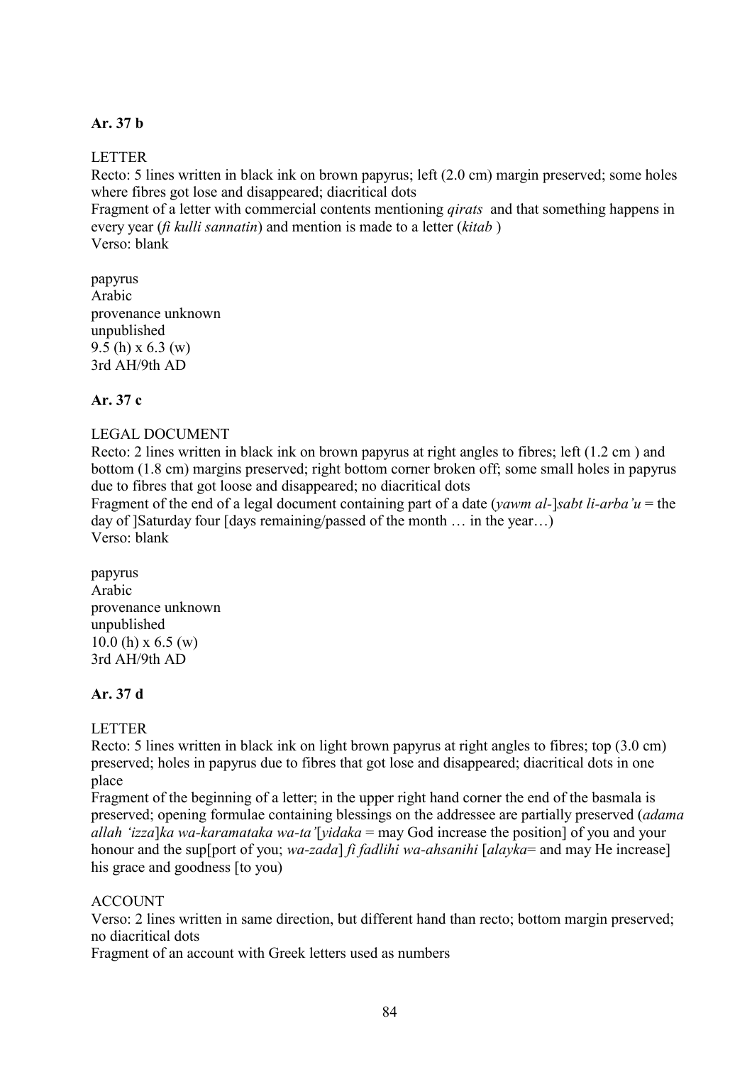**Ar. 37 b**

LETTER

Recto: 5 lines written in black ink on brown papyrus; left (2.0 cm) margin preserved; some holes where fibres got lose and disappeared; diacritical dots

Fragment of a letter with commercial contents mentioning *qirats* and that something happens in every year (*fì kulli sannatin*) and mention is made to a letter (*kitab* )

Verso: blank

papyrus
Arabic
provenance unknown
unpublished
9.5 (h) x 6.3 (w)
3rd AH/9th AD

**Ar. 37 c**

LEGAL DOCUMENT

Recto: 2 lines written in black ink on brown papyrus at right angles to fibres; left (1.2 cm ) and bottom (1.8 cm) margins preserved; right bottom corner broken off; some small holes in papyrus due to fibres that got loose and disappeared; no diacritical dots

Fragment of the end of a legal document containing part of a date (*yawm al-*]*sabt li-arba'u* = the day of ]Saturday four [days remaining/passed of the month … in the year…)

Verso: blank

papyrus
Arabic
provenance unknown
unpublished
10.0 (h) x 6.5 (w)
3rd AH/9th AD

**Ar. 37 d**

LETTER

Recto: 5 lines written in black ink on light brown papyrus at right angles to fibres; top (3.0 cm) preserved; holes in papyrus due to fibres that got lose and disappeared; diacritical dots in one place

Fragment of the beginning of a letter; in the upper right hand corner the end of the basmala is preserved; opening formulae containing blessings on the addressee are partially preserved (*adama allah 'izza*]*ka wa-karamataka wa-ta'*[*yidaka* = may God increase the position] of you and your honour and the sup[port of you; *wa-zada*] *fi fadlihi wa-ahsanihi* [*alayka*= and may He increase] his grace and goodness [to you)

ACCOUNT

Verso: 2 lines written in same direction, but different hand than recto; bottom margin preserved; no diacritical dots

Fragment of an account with Greek letters used as numbers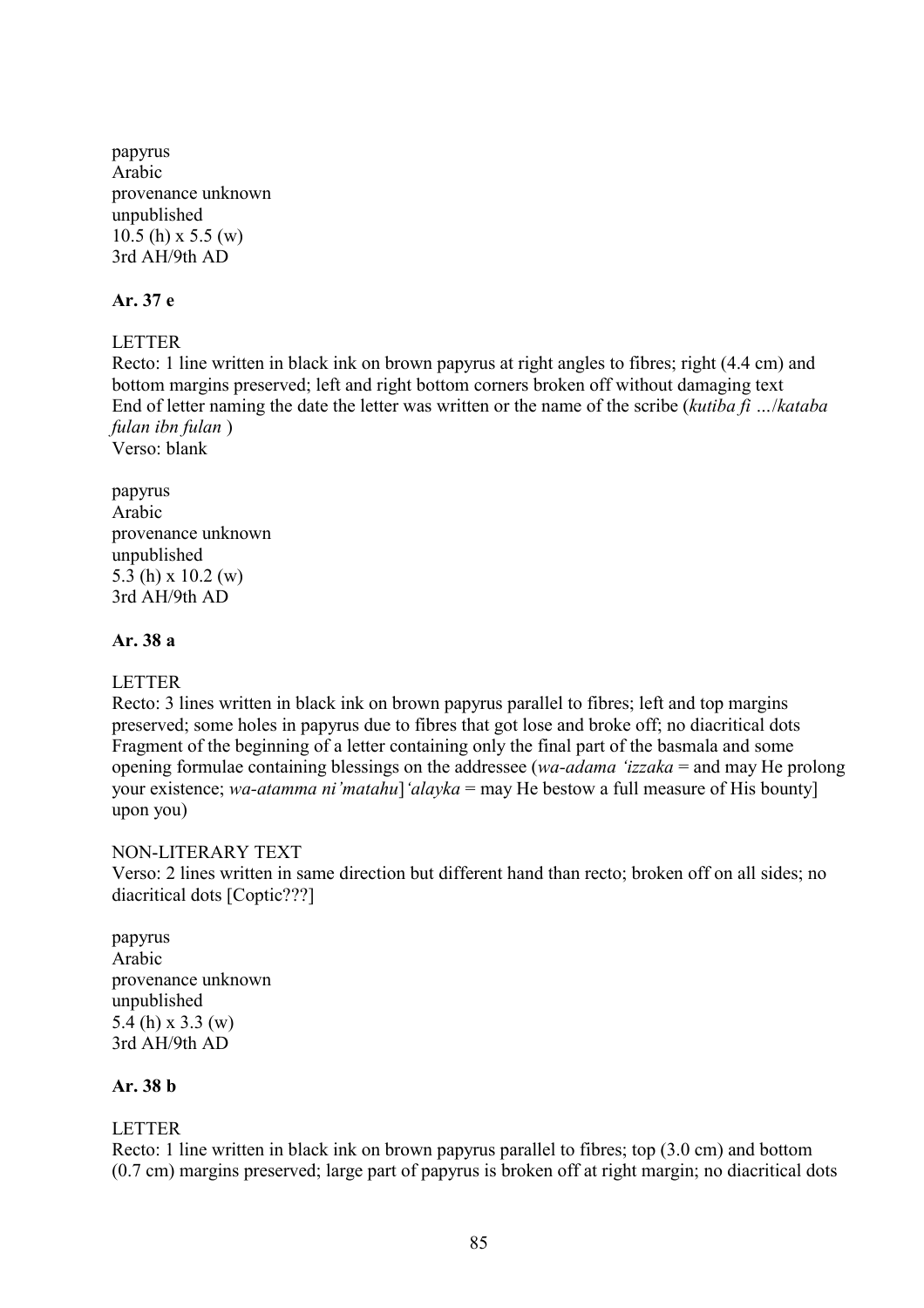papyrus
Arabic
provenance unknown
unpublished
10.5 (h) x 5.5 (w)
3rd AH/9th AD

**Ar. 37 e**

LETTER
Recto: 1 line written in black ink on brown papyrus at right angles to fibres; right (4.4 cm) and bottom margins preserved; left and right bottom corners broken off without damaging text
End of letter naming the date the letter was written or the name of the scribe (*kutiba fi …*/*kataba fulan ibn fulan* )
Verso: blank

papyrus
Arabic
provenance unknown
unpublished
5.3 (h) x 10.2 (w)
3rd AH/9th AD

**Ar. 38 a**

LETTER
Recto: 3 lines written in black ink on brown papyrus parallel to fibres; left and top margins preserved; some holes in papyrus due to fibres that got lose and broke off; no diacritical dots
Fragment of the beginning of a letter containing only the final part of the basmala and some opening formulae containing blessings on the addressee (*wa-adama 'izzaka* = and may He prolong your existence; *wa-atamma ni'matahu*]*'alayka* = may He bestow a full measure of His bounty] upon you)

NON-LITERARY TEXT
Verso: 2 lines written in same direction but different hand than recto; broken off on all sides; no diacritical dots [Coptic???]

papyrus
Arabic
provenance unknown
unpublished
5.4 (h) x 3.3 (w)
3rd AH/9th AD

**Ar. 38 b**

LETTER
Recto: 1 line written in black ink on brown papyrus parallel to fibres; top (3.0 cm) and bottom (0.7 cm) margins preserved; large part of papyrus is broken off at right margin; no diacritical dots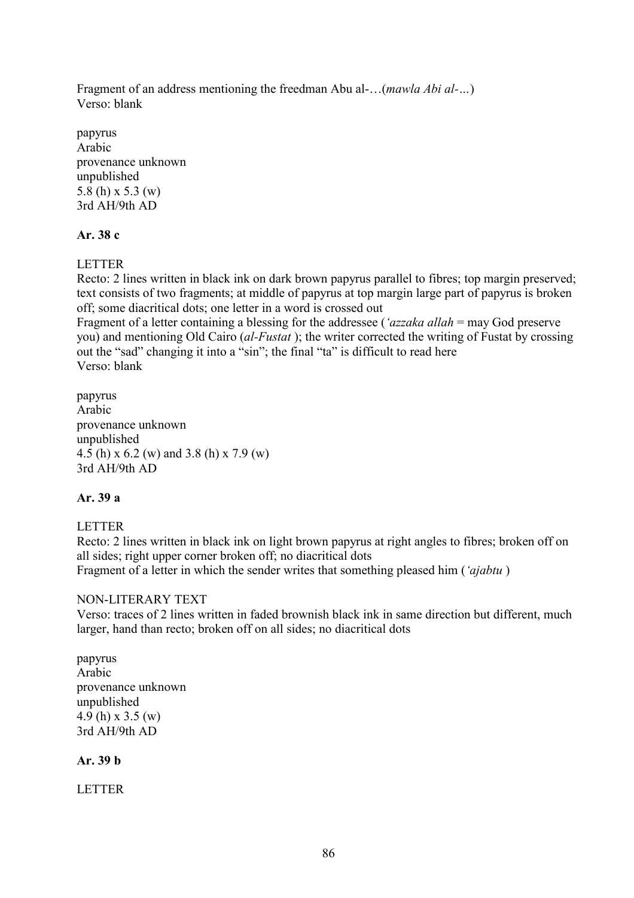Fragment of an address mentioning the freedman Abu al-…(*mawla Abi al-…*)
Verso: blank

papyrus
Arabic
provenance unknown
unpublished
5.8 (h) x 5.3 (w)
3rd AH/9th AD

**Ar. 38 c**

LETTER
Recto: 2 lines written in black ink on dark brown papyrus parallel to fibres; top margin preserved; text consists of two fragments; at middle of papyrus at top margin large part of papyrus is broken off; some diacritical dots; one letter in a word is crossed out
Fragment of a letter containing a blessing for the addressee (*'azzaka allah* = may God preserve you) and mentioning Old Cairo (*al-Fustat* ); the writer corrected the writing of Fustat by crossing out the "sad" changing it into a "sin"; the final "ta" is difficult to read here
Verso: blank

papyrus
Arabic
provenance unknown
unpublished
4.5 (h) x 6.2 (w) and 3.8 (h) x 7.9 (w)
3rd AH/9th AD

**Ar. 39 a**

LETTER
Recto: 2 lines written in black ink on light brown papyrus at right angles to fibres; broken off on all sides; right upper corner broken off; no diacritical dots
Fragment of a letter in which the sender writes that something pleased him (*'ajabtu* )

NON-LITERARY TEXT
Verso: traces of 2 lines written in faded brownish black ink in same direction but different, much larger, hand than recto; broken off on all sides; no diacritical dots

papyrus
Arabic
provenance unknown
unpublished
4.9 (h) x 3.5 (w)
3rd AH/9th AD

**Ar. 39 b**

LETTER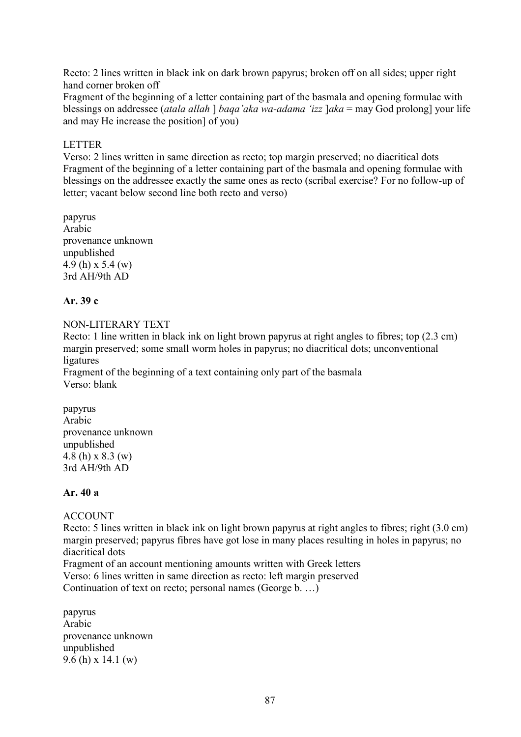Recto: 2 lines written in black ink on dark brown papyrus; broken off on all sides; upper right hand corner broken off

Fragment of the beginning of a letter containing part of the basmala and opening formulae with blessings on addressee (*atala allah* ] *baqa'aka wa-adama 'izz* ]*aka* = may God prolong] your life and may He increase the position] of you)

LETTER

Verso: 2 lines written in same direction as recto; top margin preserved; no diacritical dots

Fragment of the beginning of a letter containing part of the basmala and opening formulae with blessings on the addressee exactly the same ones as recto (scribal exercise? For no follow-up of letter; vacant below second line both recto and verso)

papyrus
Arabic
provenance unknown
unpublished
4.9 (h) x 5.4 (w)
3rd AH/9th AD

**Ar. 39 c**

NON-LITERARY TEXT

Recto: 1 line written in black ink on light brown papyrus at right angles to fibres; top (2.3 cm) margin preserved; some small worm holes in papyrus; no diacritical dots; unconventional ligatures

Fragment of the beginning of a text containing only part of the basmala

Verso: blank

papyrus
Arabic
provenance unknown
unpublished
4.8 (h) x 8.3 (w)
3rd AH/9th AD

**Ar. 40 a**

ACCOUNT

Recto: 5 lines written in black ink on light brown papyrus at right angles to fibres; right (3.0 cm) margin preserved; papyrus fibres have got lose in many places resulting in holes in papyrus; no diacritical dots

Fragment of an account mentioning amounts written with Greek letters

Verso: 6 lines written in same direction as recto: left margin preserved

Continuation of text on recto; personal names (George b. …)

papyrus
Arabic
provenance unknown
unpublished
9.6 (h) x 14.1 (w)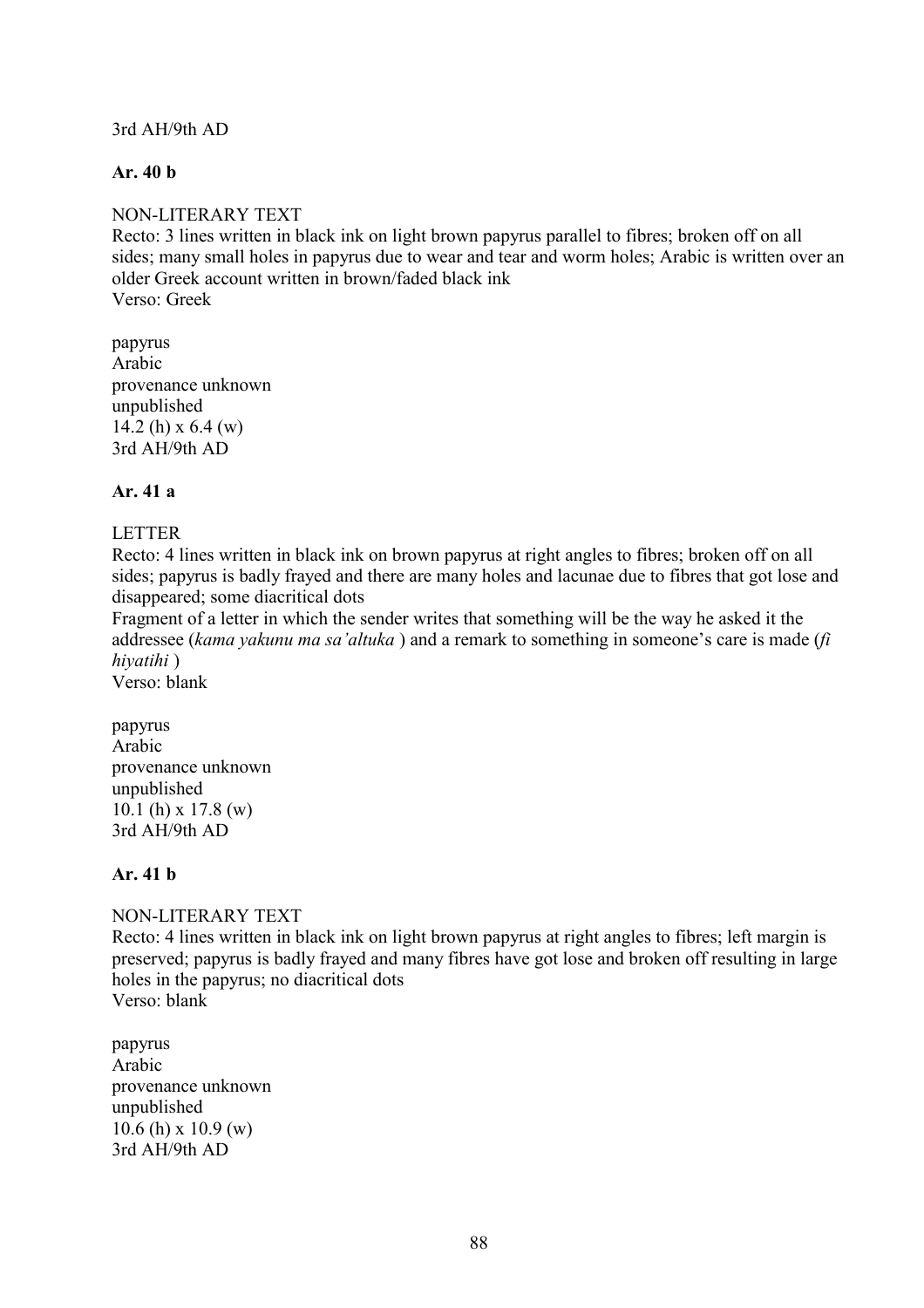3rd AH/9th AD

**Ar. 40 b**

NON-LITERARY TEXT
Recto: 3 lines written in black ink on light brown papyrus parallel to fibres; broken off on all sides; many small holes in papyrus due to wear and tear and worm holes; Arabic is written over an older Greek account written in brown/faded black ink
Verso: Greek

papyrus
Arabic
provenance unknown
unpublished
14.2 (h) x 6.4 (w)
3rd AH/9th AD

**Ar. 41 a**

LETTER
Recto: 4 lines written in black ink on brown papyrus at right angles to fibres; broken off on all sides; papyrus is badly frayed and there are many holes and lacunae due to fibres that got lose and disappeared; some diacritical dots
Fragment of a letter in which the sender writes that something will be the way he asked it the addressee (*kama yakunu ma sa'altuka* ) and a remark to something in someone's care is made (*fi hiyatihi* )
Verso: blank

papyrus
Arabic
provenance unknown
unpublished
10.1 (h) x 17.8 (w)
3rd AH/9th AD

**Ar. 41 b**

NON-LITERARY TEXT
Recto: 4 lines written in black ink on light brown papyrus at right angles to fibres; left margin is preserved; papyrus is badly frayed and many fibres have got lose and broken off resulting in large holes in the papyrus; no diacritical dots
Verso: blank

papyrus
Arabic
provenance unknown
unpublished
10.6 (h) x 10.9 (w)
3rd AH/9th AD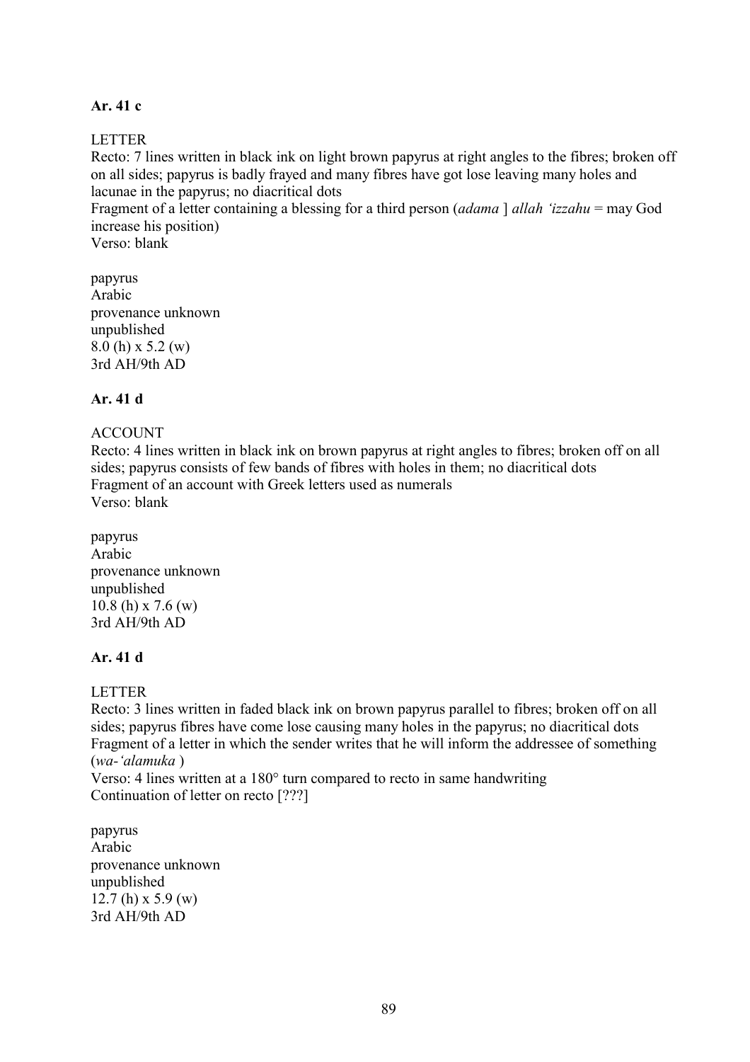**Ar. 41 c**

LETTER
Recto: 7 lines written in black ink on light brown papyrus at right angles to the fibres; broken off on all sides; papyrus is badly frayed and many fibres have got lose leaving many holes and lacunae in the papyrus; no diacritical dots
Fragment of a letter containing a blessing for a third person (*adama* ] *allah ʿizzahu* = may God increase his position)
Verso: blank

papyrus
Arabic
provenance unknown
unpublished
8.0 (h) x 5.2 (w)
3rd AH/9th AD

**Ar. 41 d**

ACCOUNT
Recto: 4 lines written in black ink on brown papyrus at right angles to fibres; broken off on all sides; papyrus consists of few bands of fibres with holes in them; no diacritical dots
Fragment of an account with Greek letters used as numerals
Verso: blank

papyrus
Arabic
provenance unknown
unpublished
10.8 (h) x 7.6 (w)
3rd AH/9th AD

**Ar. 41 d**

LETTER
Recto: 3 lines written in faded black ink on brown papyrus parallel to fibres; broken off on all sides; papyrus fibres have come lose causing many holes in the papyrus; no diacritical dots
Fragment of a letter in which the sender writes that he will inform the addressee of something (*wa-ʿalamuka* )
Verso: 4 lines written at a 180° turn compared to recto in same handwriting
Continuation of letter on recto [???]

papyrus
Arabic
provenance unknown
unpublished
12.7 (h) x 5.9 (w)
3rd AH/9th AD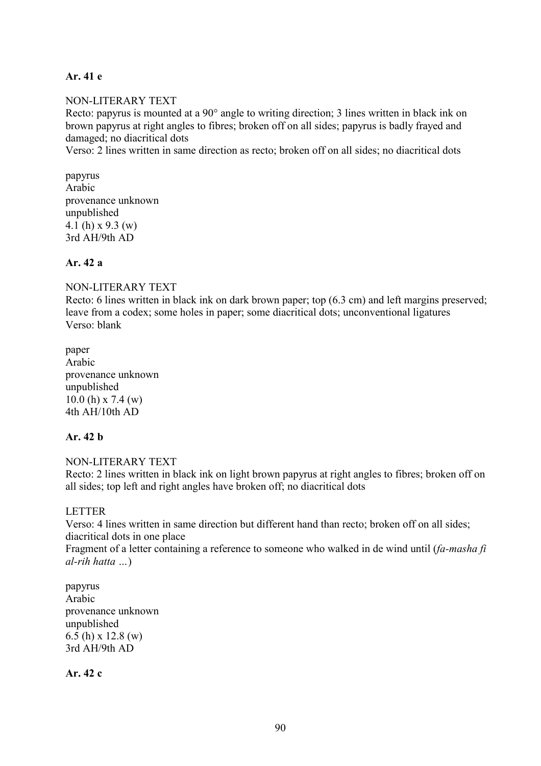**Ar. 41 e**

NON-LITERARY TEXT
Recto: papyrus is mounted at a 90° angle to writing direction; 3 lines written in black ink on brown papyrus at right angles to fibres; broken off on all sides; papyrus is badly frayed and damaged; no diacritical dots
Verso: 2 lines written in same direction as recto; broken off on all sides; no diacritical dots

papyrus
Arabic
provenance unknown
unpublished
4.1 (h) x 9.3 (w)
3rd AH/9th AD

**Ar. 42 a**

NON-LITERARY TEXT
Recto: 6 lines written in black ink on dark brown paper; top (6.3 cm) and left margins preserved; leave from a codex; some holes in paper; some diacritical dots; unconventional ligatures
Verso: blank

paper
Arabic
provenance unknown
unpublished
10.0 (h) x 7.4 (w)
4th AH/10th AD

**Ar. 42 b**

NON-LITERARY TEXT
Recto: 2 lines written in black ink on light brown papyrus at right angles to fibres; broken off on all sides; top left and right angles have broken off; no diacritical dots

LETTER
Verso: 4 lines written in same direction but different hand than recto; broken off on all sides; diacritical dots in one place
Fragment of a letter containing a reference to someone who walked in de wind until (*fa-masha fi al-rih hatta …*)

papyrus
Arabic
provenance unknown
unpublished
6.5 (h) x 12.8 (w)
3rd AH/9th AD

**Ar. 42 c**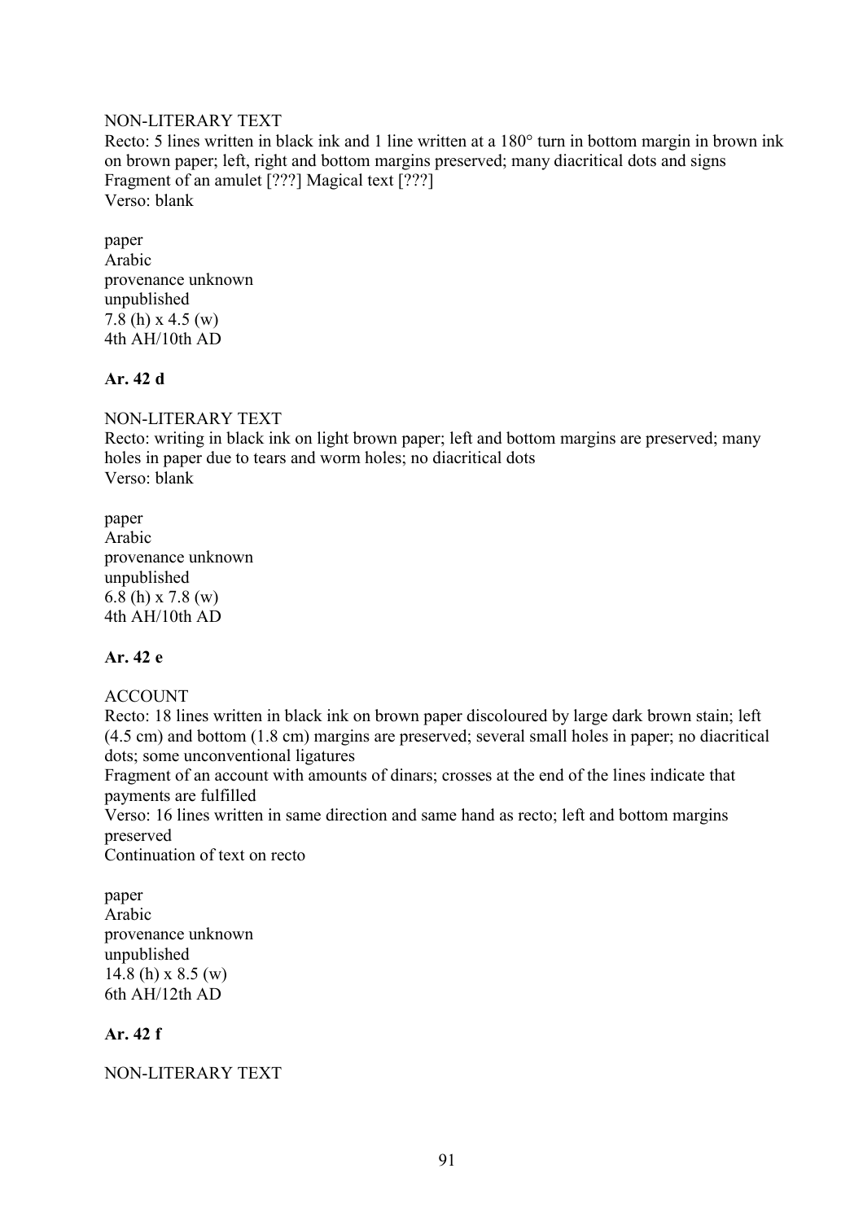NON-LITERARY TEXT

Recto: 5 lines written in black ink and 1 line written at a 180° turn in bottom margin in brown ink on brown paper; left, right and bottom margins preserved; many diacritical dots and signs

Fragment of an amulet [???] Magical text [???]

Verso: blank

paper
Arabic
provenance unknown
unpublished
7.8 (h) x 4.5 (w)
4th AH/10th AD

**Ar. 42 d**

NON-LITERARY TEXT

Recto: writing in black ink on light brown paper; left and bottom margins are preserved; many holes in paper due to tears and worm holes; no diacritical dots

Verso: blank

paper
Arabic
provenance unknown
unpublished
6.8 (h) x 7.8 (w)
4th AH/10th AD

**Ar. 42 e**

ACCOUNT

Recto: 18 lines written in black ink on brown paper discoloured by large dark brown stain; left (4.5 cm) and bottom (1.8 cm) margins are preserved; several small holes in paper; no diacritical dots; some unconventional ligatures

Fragment of an account with amounts of dinars; crosses at the end of the lines indicate that payments are fulfilled

Verso: 16 lines written in same direction and same hand as recto; left and bottom margins preserved

Continuation of text on recto

paper
Arabic
provenance unknown
unpublished
14.8 (h) x 8.5 (w)
6th AH/12th AD

**Ar. 42 f**

NON-LITERARY TEXT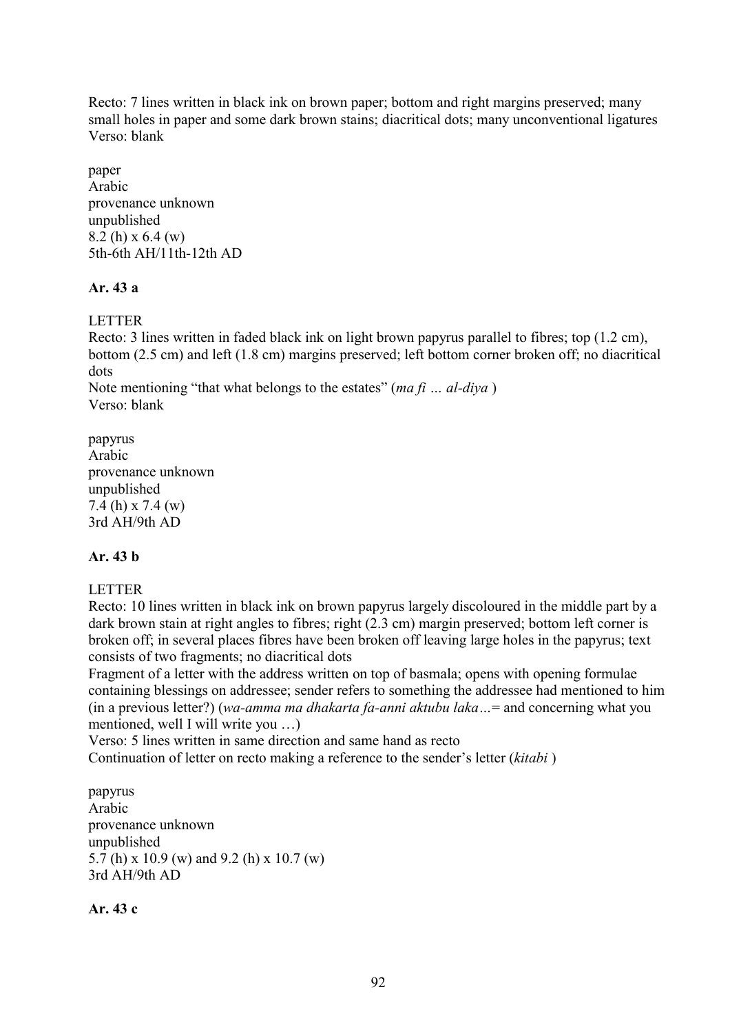Recto: 7 lines written in black ink on brown paper; bottom and right margins preserved; many small holes in paper and some dark brown stains; diacritical dots; many unconventional ligatures
Verso: blank

paper
Arabic
provenance unknown
unpublished
8.2 (h) x 6.4 (w)
5th-6th AH/11th-12th AD

**Ar. 43 a**

LETTER
Recto: 3 lines written in faded black ink on light brown papyrus parallel to fibres; top (1.2 cm), bottom (2.5 cm) and left (1.8 cm) margins preserved; left bottom corner broken off; no diacritical dots
Note mentioning "that what belongs to the estates" (*ma fi … al-diya* )
Verso: blank

papyrus
Arabic
provenance unknown
unpublished
7.4 (h) x 7.4 (w)
3rd AH/9th AD

**Ar. 43 b**

LETTER
Recto: 10 lines written in black ink on brown papyrus largely discoloured in the middle part by a dark brown stain at right angles to fibres; right (2.3 cm) margin preserved; bottom left corner is broken off; in several places fibres have been broken off leaving large holes in the papyrus; text consists of two fragments; no diacritical dots
Fragment of a letter with the address written on top of basmala; opens with opening formulae containing blessings on addressee; sender refers to something the addressee had mentioned to him (in a previous letter?) (*wa-amma ma dhakarta fa-anni aktubu laka…*= and concerning what you mentioned, well I will write you …)
Verso: 5 lines written in same direction and same hand as recto
Continuation of letter on recto making a reference to the sender's letter (*kitabi* )

papyrus
Arabic
provenance unknown
unpublished
5.7 (h) x 10.9 (w) and 9.2 (h) x 10.7 (w)
3rd AH/9th AD

**Ar. 43 c**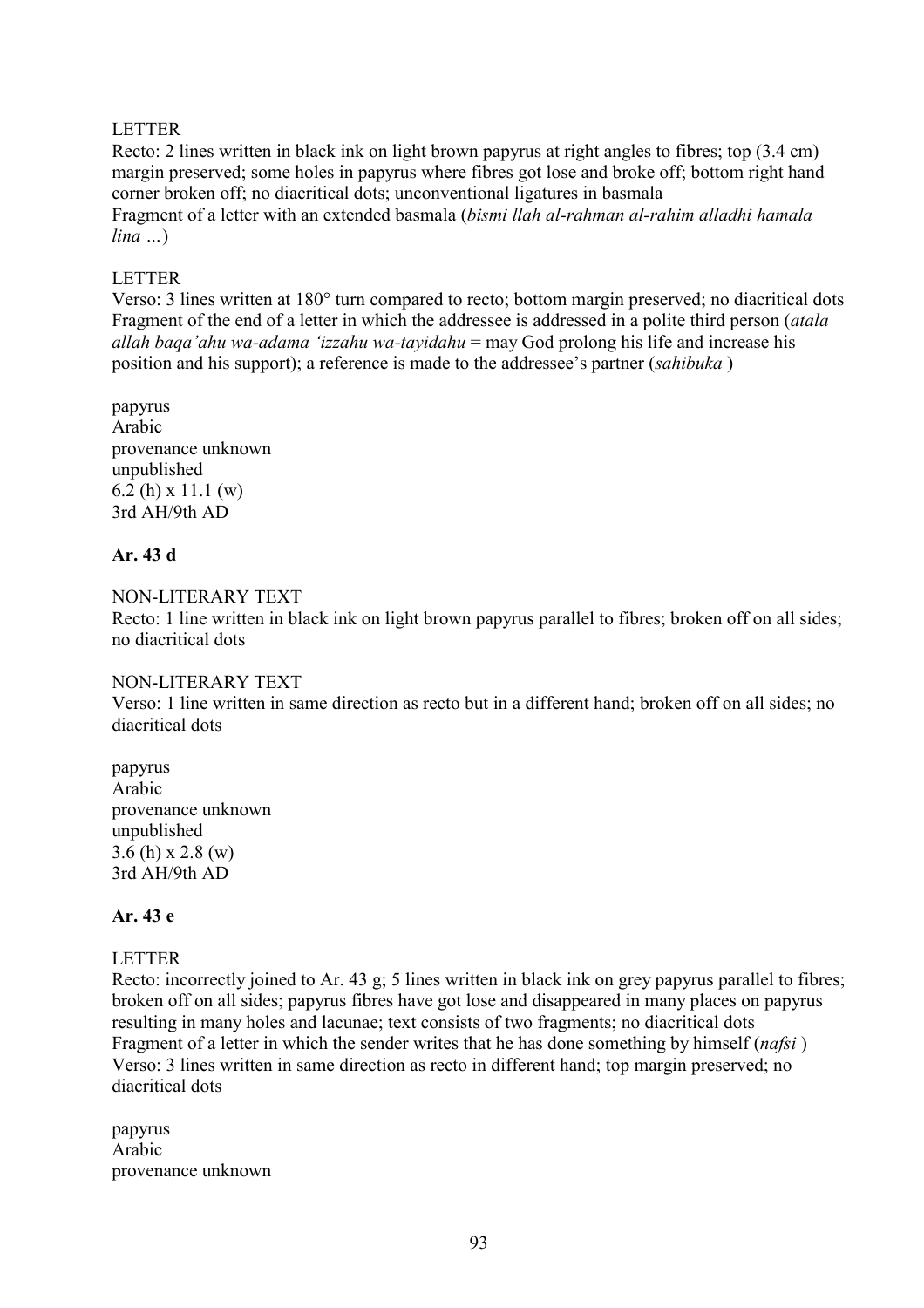LETTER
Recto: 2 lines written in black ink on light brown papyrus at right angles to fibres; top (3.4 cm) margin preserved; some holes in papyrus where fibres got lose and broke off; bottom right hand corner broken off; no diacritical dots; unconventional ligatures in basmala
Fragment of a letter with an extended basmala (*bismi llah al-rahman al-rahim alladhi hamala lina …*)

LETTER
Verso: 3 lines written at 180° turn compared to recto; bottom margin preserved; no diacritical dots
Fragment of the end of a letter in which the addressee is addressed in a polite third person (*atala allah baqa'ahu wa-adama 'izzahu wa-tayidahu* = may God prolong his life and increase his position and his support); a reference is made to the addressee's partner (*sahibuka* )

papyrus
Arabic
provenance unknown
unpublished
6.2 (h) x 11.1 (w)
3rd AH/9th AD

**Ar. 43 d**

NON-LITERARY TEXT
Recto: 1 line written in black ink on light brown papyrus parallel to fibres; broken off on all sides; no diacritical dots

NON-LITERARY TEXT
Verso: 1 line written in same direction as recto but in a different hand; broken off on all sides; no diacritical dots

papyrus
Arabic
provenance unknown
unpublished
3.6 (h) x 2.8 (w)
3rd AH/9th AD

**Ar. 43 e**

LETTER
Recto: incorrectly joined to Ar. 43 g; 5 lines written in black ink on grey papyrus parallel to fibres; broken off on all sides; papyrus fibres have got lose and disappeared in many places on papyrus resulting in many holes and lacunae; text consists of two fragments; no diacritical dots
Fragment of a letter in which the sender writes that he has done something by himself (*nafsi* )
Verso: 3 lines written in same direction as recto in different hand; top margin preserved; no diacritical dots

papyrus
Arabic
provenance unknown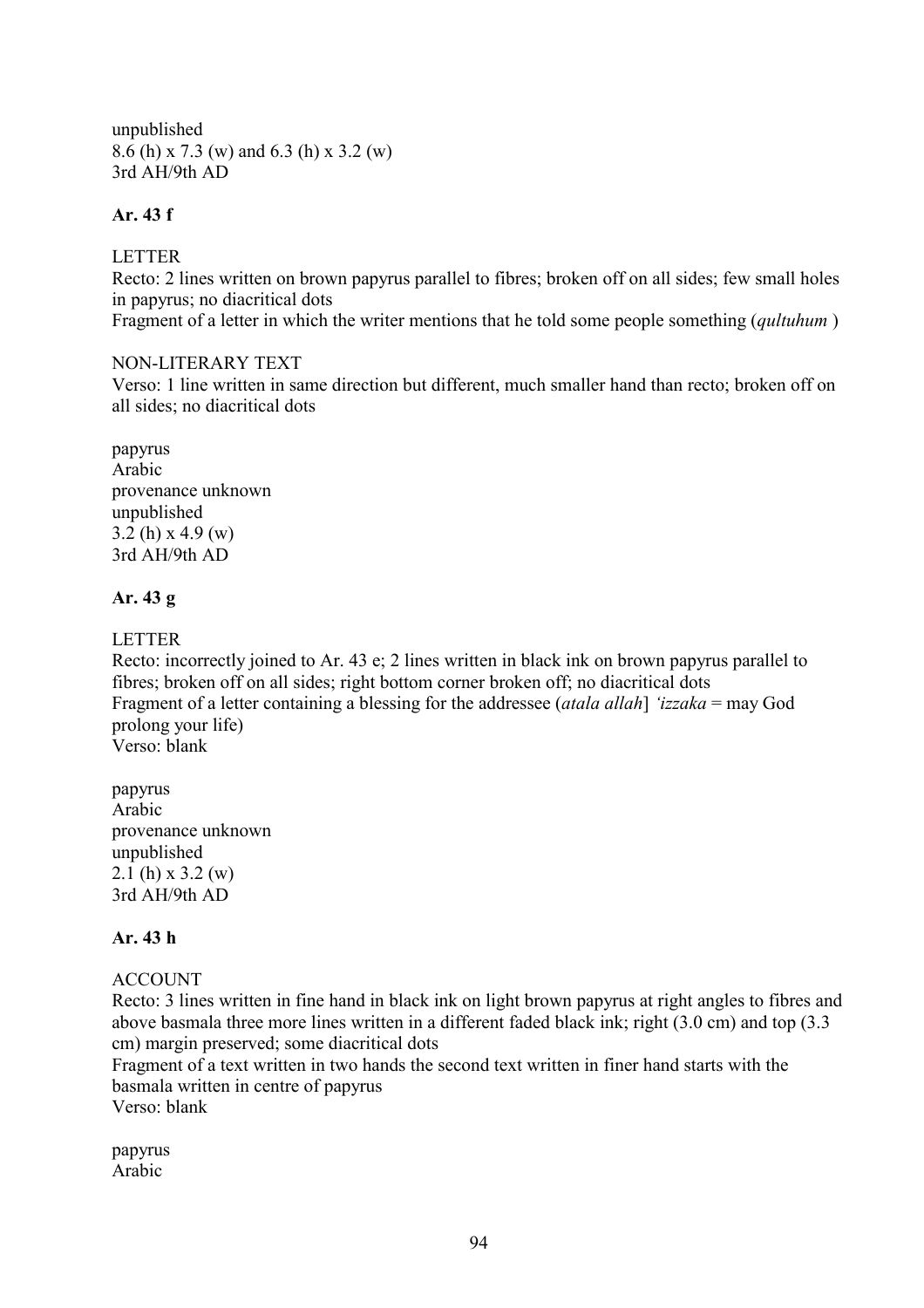unpublished
8.6 (h) x 7.3 (w) and 6.3 (h) x 3.2 (w)
3rd AH/9th AD

**Ar. 43 f**

LETTER
Recto: 2 lines written on brown papyrus parallel to fibres; broken off on all sides; few small holes in papyrus; no diacritical dots
Fragment of a letter in which the writer mentions that he told some people something (*qultuhum* )

NON-LITERARY TEXT
Verso: 1 line written in same direction but different, much smaller hand than recto; broken off on all sides; no diacritical dots

papyrus
Arabic
provenance unknown
unpublished
3.2 (h) x 4.9 (w)
3rd AH/9th AD

**Ar. 43 g**

LETTER
Recto: incorrectly joined to Ar. 43 e; 2 lines written in black ink on brown papyrus parallel to fibres; broken off on all sides; right bottom corner broken off; no diacritical dots
Fragment of a letter containing a blessing for the addressee (*atala allah*] *'izzaka* = may God prolong your life)
Verso: blank

papyrus
Arabic
provenance unknown
unpublished
2.1 (h) x 3.2 (w)
3rd AH/9th AD

**Ar. 43 h**

ACCOUNT
Recto: 3 lines written in fine hand in black ink on light brown papyrus at right angles to fibres and above basmala three more lines written in a different faded black ink; right (3.0 cm) and top (3.3 cm) margin preserved; some diacritical dots
Fragment of a text written in two hands the second text written in finer hand starts with the basmala written in centre of papyrus
Verso: blank

papyrus
Arabic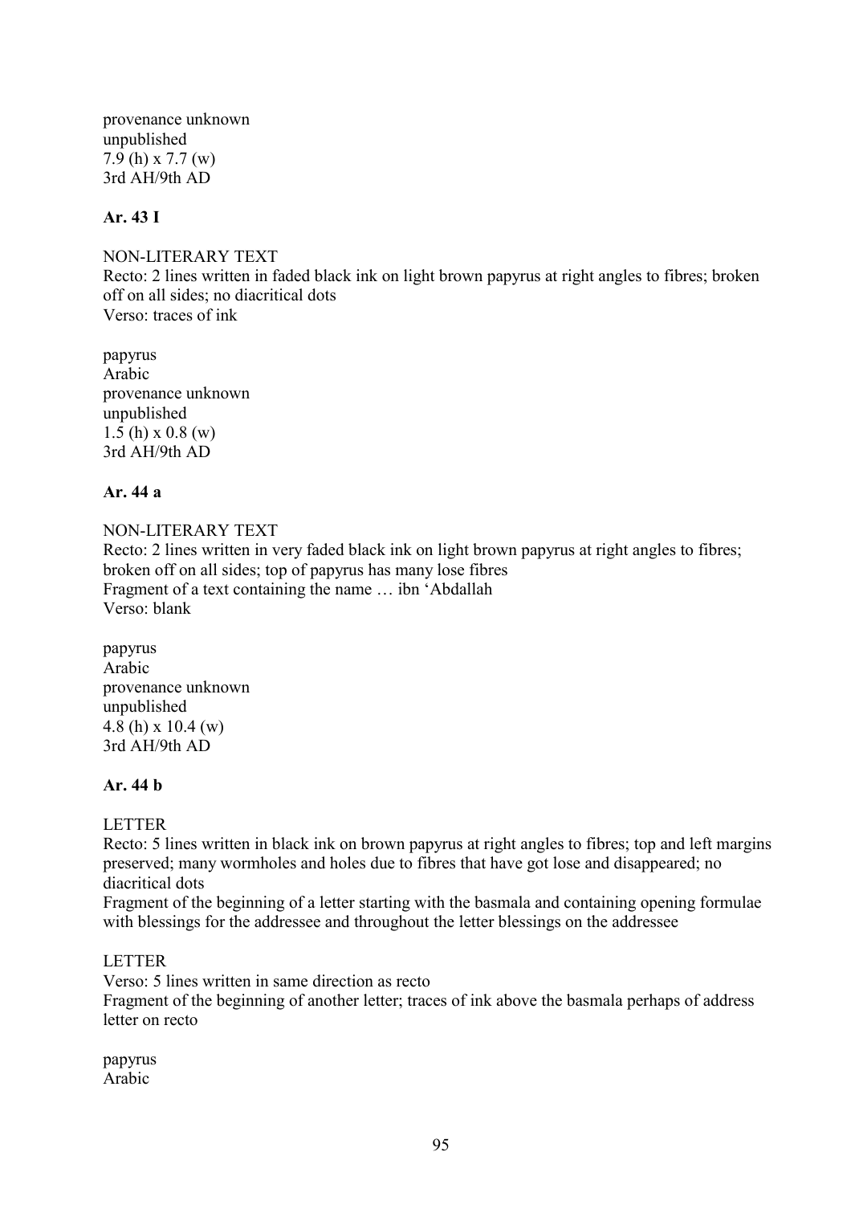provenance unknown
unpublished
7.9 (h) x 7.7 (w)
3rd AH/9th AD

**Ar. 43 I**

NON-LITERARY TEXT
Recto: 2 lines written in faded black ink on light brown papyrus at right angles to fibres; broken off on all sides; no diacritical dots
Verso: traces of ink

papyrus
Arabic
provenance unknown
unpublished
1.5 (h) x 0.8 (w)
3rd AH/9th AD

**Ar. 44 a**

NON-LITERARY TEXT
Recto: 2 lines written in very faded black ink on light brown papyrus at right angles to fibres; broken off on all sides; top of papyrus has many lose fibres
Fragment of a text containing the name … ibn ʻAbdallah
Verso: blank

papyrus
Arabic
provenance unknown
unpublished
4.8 (h) x 10.4 (w)
3rd AH/9th AD

**Ar. 44 b**

LETTER
Recto: 5 lines written in black ink on brown papyrus at right angles to fibres; top and left margins preserved; many wormholes and holes due to fibres that have got lose and disappeared; no diacritical dots
Fragment of the beginning of a letter starting with the basmala and containing opening formulae with blessings for the addressee and throughout the letter blessings on the addressee

LETTER
Verso: 5 lines written in same direction as recto
Fragment of the beginning of another letter; traces of ink above the basmala perhaps of address letter on recto

papyrus
Arabic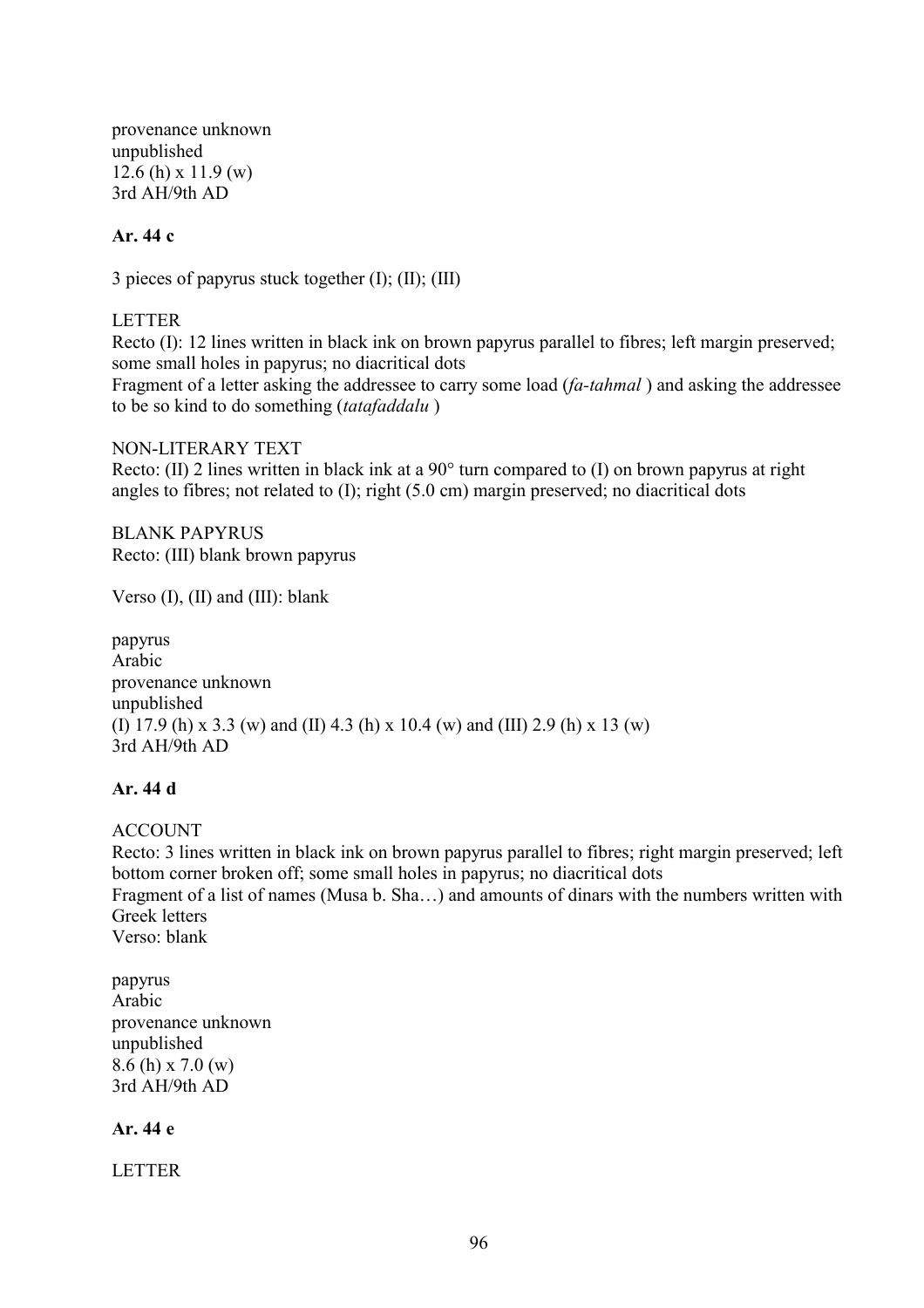provenance unknown
unpublished
12.6 (h) x 11.9 (w)
3rd AH/9th AD

**Ar. 44 c**

3 pieces of papyrus stuck together (I); (II); (III)

LETTER
Recto (I): 12 lines written in black ink on brown papyrus parallel to fibres; left margin preserved; some small holes in papyrus; no diacritical dots
Fragment of a letter asking the addressee to carry some load (*fa-tahmal* ) and asking the addressee to be so kind to do something (*tatafaddalu* )

NON-LITERARY TEXT
Recto: (II) 2 lines written in black ink at a 90° turn compared to (I) on brown papyrus at right angles to fibres; not related to (I); right (5.0 cm) margin preserved; no diacritical dots

BLANK PAPYRUS
Recto: (III) blank brown papyrus

Verso (I), (II) and (III): blank

papyrus
Arabic
provenance unknown
unpublished
(I) 17.9 (h) x 3.3 (w) and (II) 4.3 (h) x 10.4 (w) and (III) 2.9 (h) x 13 (w)
3rd AH/9th AD

**Ar. 44 d**

ACCOUNT
Recto: 3 lines written in black ink on brown papyrus parallel to fibres; right margin preserved; left bottom corner broken off; some small holes in papyrus; no diacritical dots
Fragment of a list of names (Musa b. Sha…) and amounts of dinars with the numbers written with Greek letters
Verso: blank

papyrus
Arabic
provenance unknown
unpublished
8.6 (h) x 7.0 (w)
3rd AH/9th AD

**Ar. 44 e**

LETTER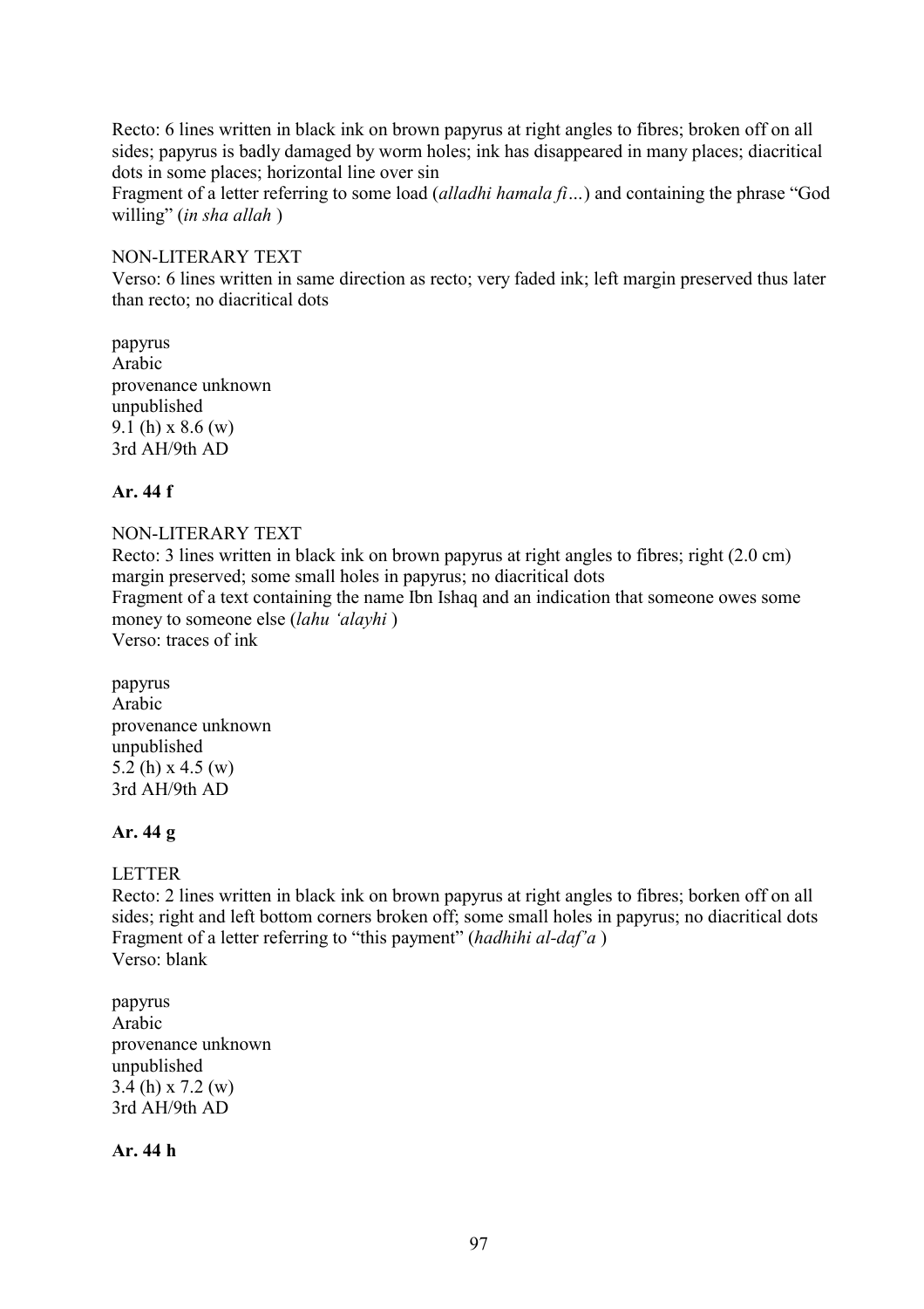Recto: 6 lines written in black ink on brown papyrus at right angles to fibres; broken off on all sides; papyrus is badly damaged by worm holes; ink has disappeared in many places; diacritical dots in some places; horizontal line over sin

Fragment of a letter referring to some load (*alladhi hamala fi…*) and containing the phrase "God willing" (*in sha allah* )

NON-LITERARY TEXT

Verso: 6 lines written in same direction as recto; very faded ink; left margin preserved thus later than recto; no diacritical dots

papyrus
Arabic
provenance unknown
unpublished
9.1 (h) x 8.6 (w)
3rd AH/9th AD

**Ar. 44 f**

NON-LITERARY TEXT

Recto: 3 lines written in black ink on brown papyrus at right angles to fibres; right (2.0 cm) margin preserved; some small holes in papyrus; no diacritical dots

Fragment of a text containing the name Ibn Ishaq and an indication that someone owes some money to someone else (*lahu 'alayhi* )

Verso: traces of ink

papyrus
Arabic
provenance unknown
unpublished
5.2 (h) x 4.5 (w)
3rd AH/9th AD

**Ar. 44 g**

LETTER

Recto: 2 lines written in black ink on brown papyrus at right angles to fibres; borken off on all sides; right and left bottom corners broken off; some small holes in papyrus; no diacritical dots

Fragment of a letter referring to "this payment" (*hadhihi al-daf'a* )

Verso: blank

papyrus
Arabic
provenance unknown
unpublished
3.4 (h) x 7.2 (w)
3rd AH/9th AD

**Ar. 44 h**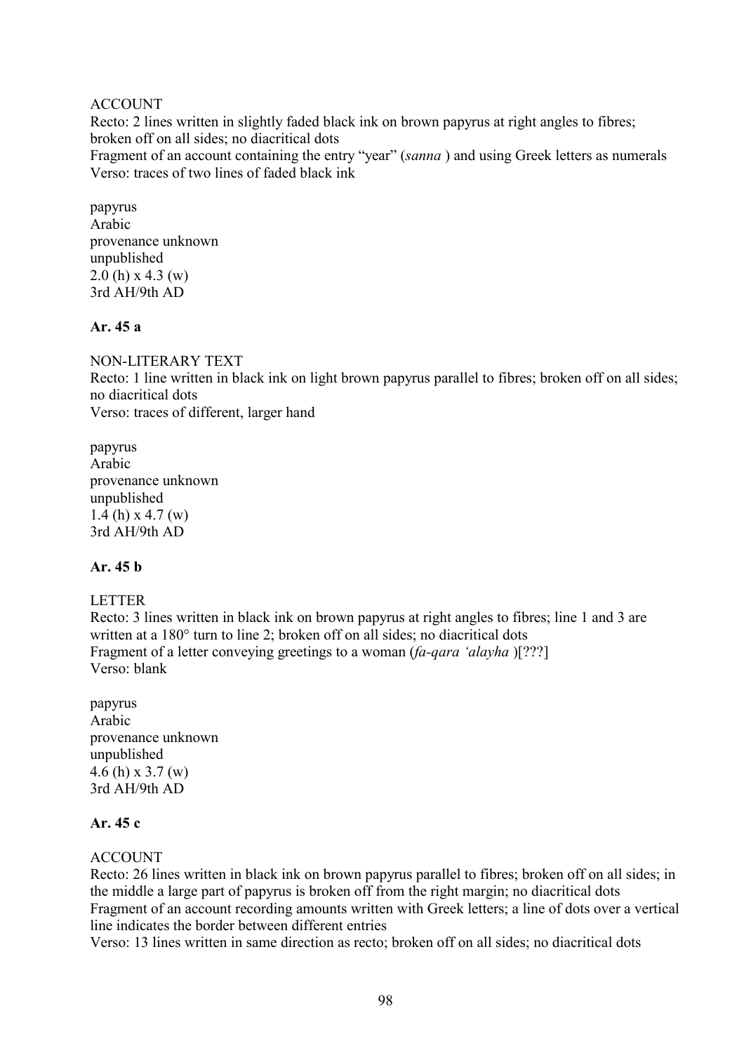ACCOUNT
Recto: 2 lines written in slightly faded black ink on brown papyrus at right angles to fibres; broken off on all sides; no diacritical dots
Fragment of an account containing the entry "year" (*sanna* ) and using Greek letters as numerals
Verso: traces of two lines of faded black ink

papyrus
Arabic
provenance unknown
unpublished
2.0 (h) x 4.3 (w)
3rd AH/9th AD

**Ar. 45 a**

NON-LITERARY TEXT
Recto: 1 line written in black ink on light brown papyrus parallel to fibres; broken off on all sides; no diacritical dots
Verso: traces of different, larger hand

papyrus
Arabic
provenance unknown
unpublished
1.4 (h) x 4.7 (w)
3rd AH/9th AD

**Ar. 45 b**

LETTER
Recto: 3 lines written in black ink on brown papyrus at right angles to fibres; line 1 and 3 are written at a 180° turn to line 2; broken off on all sides; no diacritical dots
Fragment of a letter conveying greetings to a woman (*fa-qara 'alayha* )[???]
Verso: blank

papyrus
Arabic
provenance unknown
unpublished
4.6 (h) x 3.7 (w)
3rd AH/9th AD

**Ar. 45 c**

ACCOUNT
Recto: 26 lines written in black ink on brown papyrus parallel to fibres; broken off on all sides; in the middle a large part of papyrus is broken off from the right margin; no diacritical dots
Fragment of an account recording amounts written with Greek letters; a line of dots over a vertical line indicates the border between different entries
Verso: 13 lines written in same direction as recto; broken off on all sides; no diacritical dots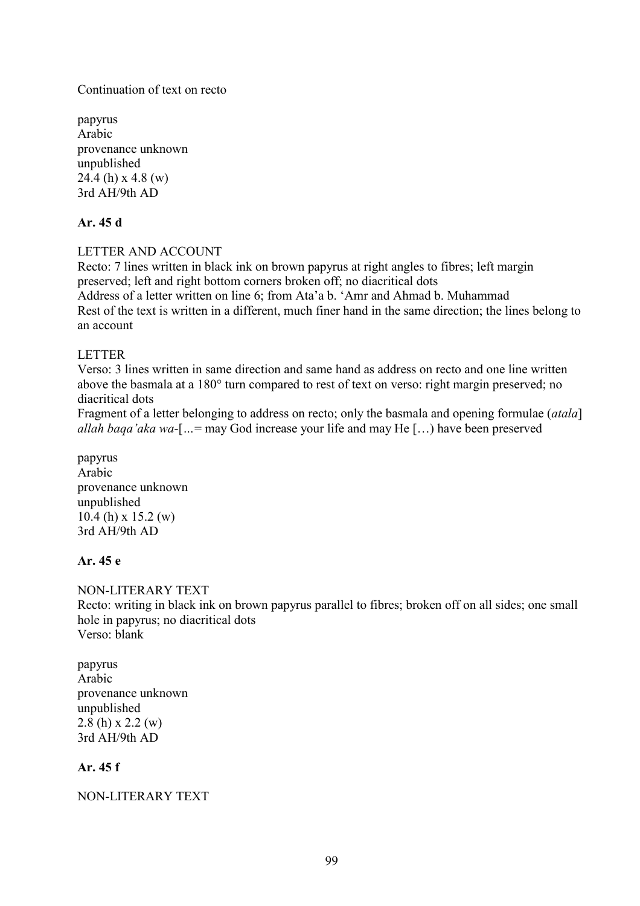Continuation of text on recto

papyrus
Arabic
provenance unknown
unpublished
24.4 (h) x 4.8 (w)
3rd AH/9th AD

**Ar. 45 d**

LETTER AND ACCOUNT
Recto: 7 lines written in black ink on brown papyrus at right angles to fibres; left margin preserved; left and right bottom corners broken off; no diacritical dots
Address of a letter written on line 6; from Ata'a b. 'Amr and Ahmad b. Muhammad
Rest of the text is written in a different, much finer hand in the same direction; the lines belong to an account

LETTER
Verso: 3 lines written in same direction and same hand as address on recto and one line written above the basmala at a 180° turn compared to rest of text on verso: right margin preserved; no diacritical dots
Fragment of a letter belonging to address on recto; only the basmala and opening formulae (*atala*] *allah baqa'aka wa*-[...= may God increase your life and may He […) have been preserved

papyrus
Arabic
provenance unknown
unpublished
10.4 (h) x 15.2 (w)
3rd AH/9th AD

**Ar. 45 e**

NON-LITERARY TEXT
Recto: writing in black ink on brown papyrus parallel to fibres; broken off on all sides; one small hole in papyrus; no diacritical dots
Verso: blank

papyrus
Arabic
provenance unknown
unpublished
2.8 (h) x 2.2 (w)
3rd AH/9th AD

**Ar. 45 f**

NON-LITERARY TEXT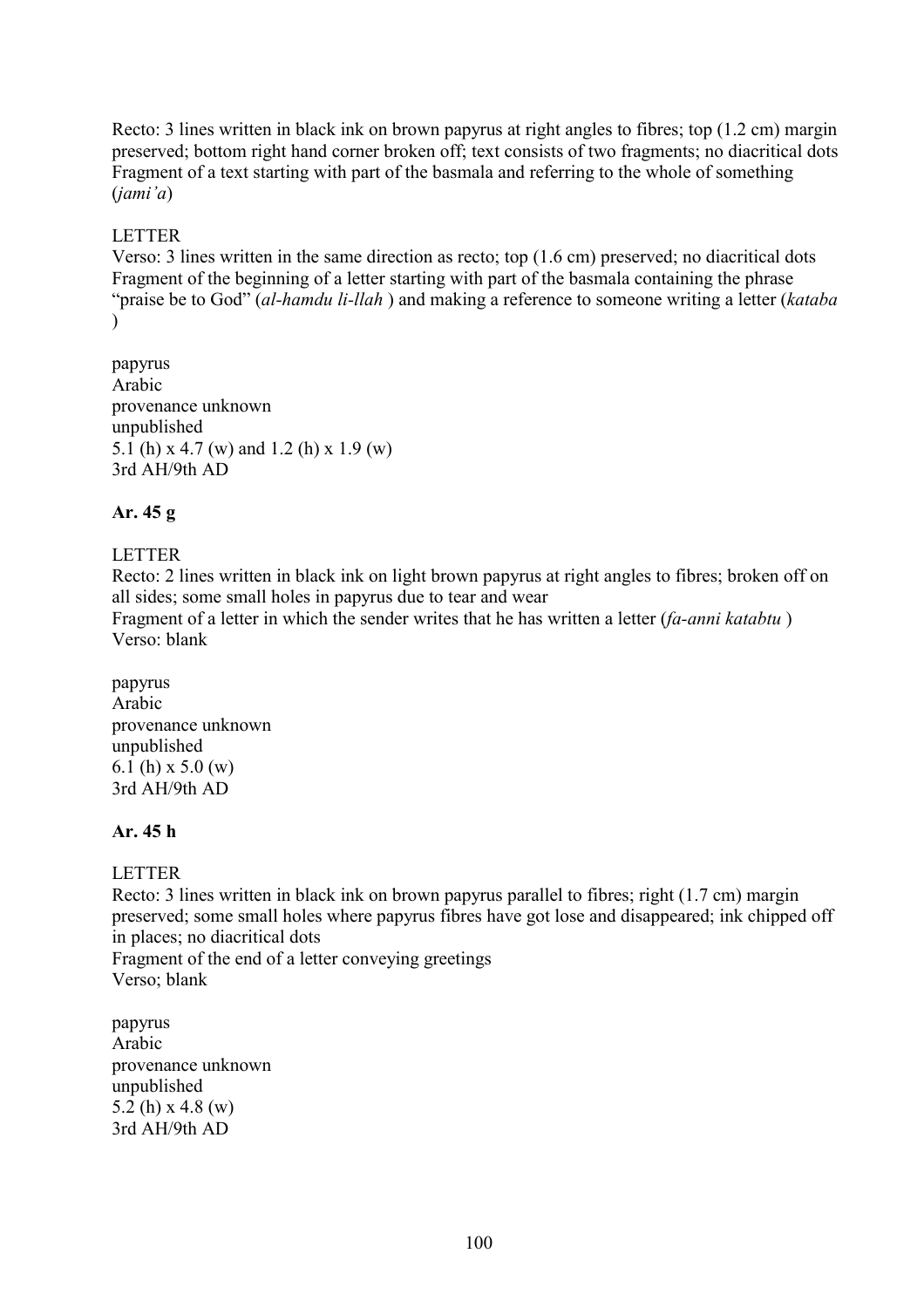Recto: 3 lines written in black ink on brown papyrus at right angles to fibres; top (1.2 cm) margin preserved; bottom right hand corner broken off; text consists of two fragments; no diacritical dots
Fragment of a text starting with part of the basmala and referring to the whole of something (*jami'a*)

LETTER
Verso: 3 lines written in the same direction as recto; top (1.6 cm) preserved; no diacritical dots
Fragment of the beginning of a letter starting with part of the basmala containing the phrase "praise be to God" (*al-hamdu li-llah* ) and making a reference to someone writing a letter (*kataba* )

papyrus
Arabic
provenance unknown
unpublished
5.1 (h) x 4.7 (w) and 1.2 (h) x 1.9 (w)
3rd AH/9th AD

**Ar. 45 g**

LETTER
Recto: 2 lines written in black ink on light brown papyrus at right angles to fibres; broken off on all sides; some small holes in papyrus due to tear and wear
Fragment of a letter in which the sender writes that he has written a letter (*fa-anni katabtu* )
Verso: blank

papyrus
Arabic
provenance unknown
unpublished
6.1 (h) x 5.0 (w)
3rd AH/9th AD

**Ar. 45 h**

LETTER
Recto: 3 lines written in black ink on brown papyrus parallel to fibres; right (1.7 cm) margin preserved; some small holes where papyrus fibres have got lose and disappeared; ink chipped off in places; no diacritical dots
Fragment of the end of a letter conveying greetings
Verso; blank

papyrus
Arabic
provenance unknown
unpublished
5.2 (h) x 4.8 (w)
3rd AH/9th AD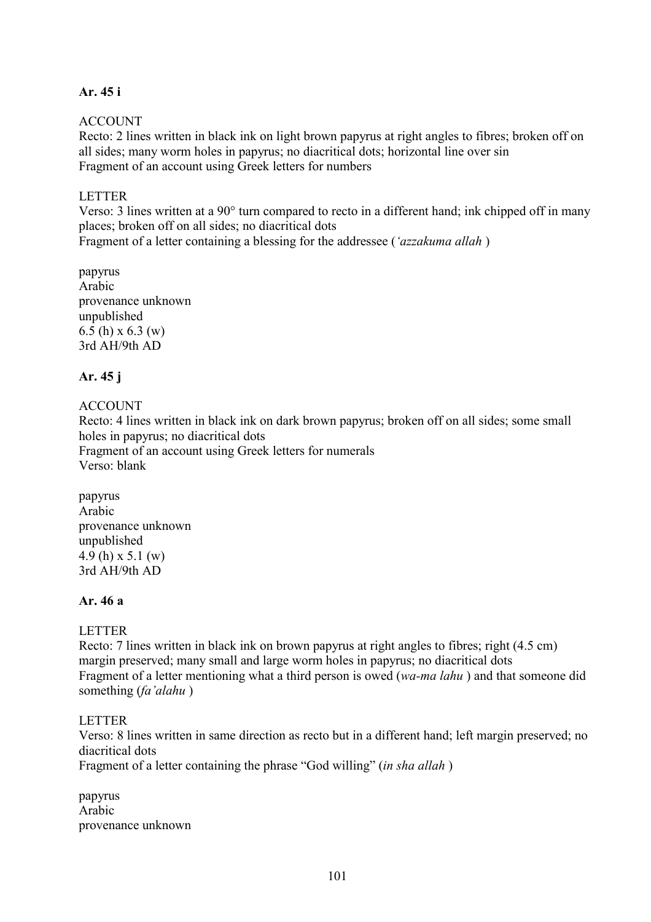**Ar. 45 i**

ACCOUNT
Recto: 2 lines written in black ink on light brown papyrus at right angles to fibres; broken off on all sides; many worm holes in papyrus; no diacritical dots; horizontal line over sin
Fragment of an account using Greek letters for numbers

LETTER
Verso: 3 lines written at a 90° turn compared to recto in a different hand; ink chipped off in many places; broken off on all sides; no diacritical dots
Fragment of a letter containing a blessing for the addressee (*'azzakuma allah* )

papyrus
Arabic
provenance unknown
unpublished
6.5 (h) x 6.3 (w)
3rd AH/9th AD

**Ar. 45 j**

ACCOUNT
Recto: 4 lines written in black ink on dark brown papyrus; broken off on all sides; some small holes in papyrus; no diacritical dots
Fragment of an account using Greek letters for numerals
Verso: blank

papyrus
Arabic
provenance unknown
unpublished
4.9 (h) x 5.1 (w)
3rd AH/9th AD

**Ar. 46 a**

LETTER
Recto: 7 lines written in black ink on brown papyrus at right angles to fibres; right (4.5 cm) margin preserved; many small and large worm holes in papyrus; no diacritical dots
Fragment of a letter mentioning what a third person is owed (*wa-ma lahu* ) and that someone did something (*fa'alahu* )

LETTER
Verso: 8 lines written in same direction as recto but in a different hand; left margin preserved; no diacritical dots
Fragment of a letter containing the phrase "God willing" (*in sha allah* )

papyrus
Arabic
provenance unknown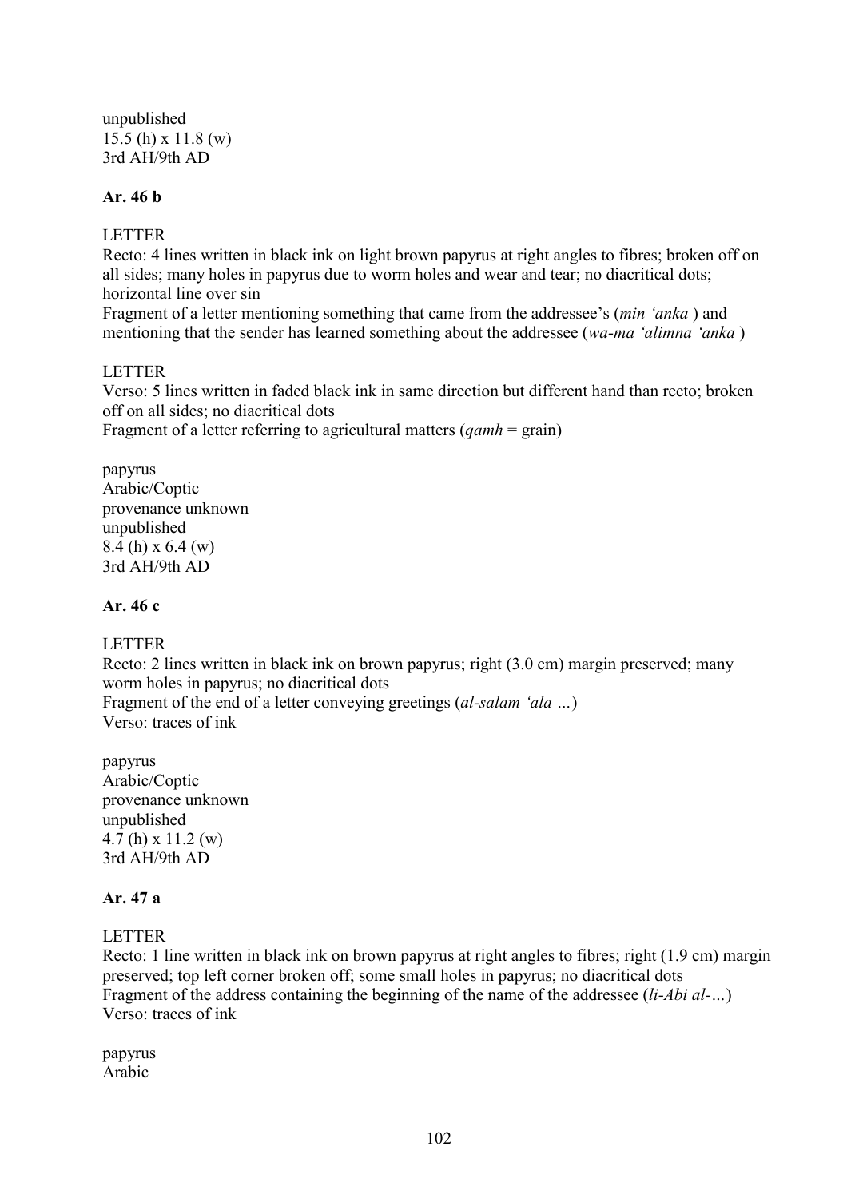unpublished
15.5 (h) x 11.8 (w)
3rd AH/9th AD

**Ar. 46 b**

LETTER
Recto: 4 lines written in black ink on light brown papyrus at right angles to fibres; broken off on all sides; many holes in papyrus due to worm holes and wear and tear; no diacritical dots; horizontal line over sin
Fragment of a letter mentioning something that came from the addressee's (*min 'anka* ) and mentioning that the sender has learned something about the addressee (*wa-ma 'alimna 'anka* )

LETTER
Verso: 5 lines written in faded black ink in same direction but different hand than recto; broken off on all sides; no diacritical dots
Fragment of a letter referring to agricultural matters (*qamh* = grain)

papyrus
Arabic/Coptic
provenance unknown
unpublished
8.4 (h) x 6.4 (w)
3rd AH/9th AD

**Ar. 46 c**

LETTER
Recto: 2 lines written in black ink on brown papyrus; right (3.0 cm) margin preserved; many worm holes in papyrus; no diacritical dots
Fragment of the end of a letter conveying greetings (*al-salam 'ala …*)
Verso: traces of ink

papyrus
Arabic/Coptic
provenance unknown
unpublished
4.7 (h) x 11.2 (w)
3rd AH/9th AD

**Ar. 47 a**

LETTER
Recto: 1 line written in black ink on brown papyrus at right angles to fibres; right (1.9 cm) margin preserved; top left corner broken off; some small holes in papyrus; no diacritical dots
Fragment of the address containing the beginning of the name of the addressee (*li-Abi al-…*)
Verso: traces of ink

papyrus
Arabic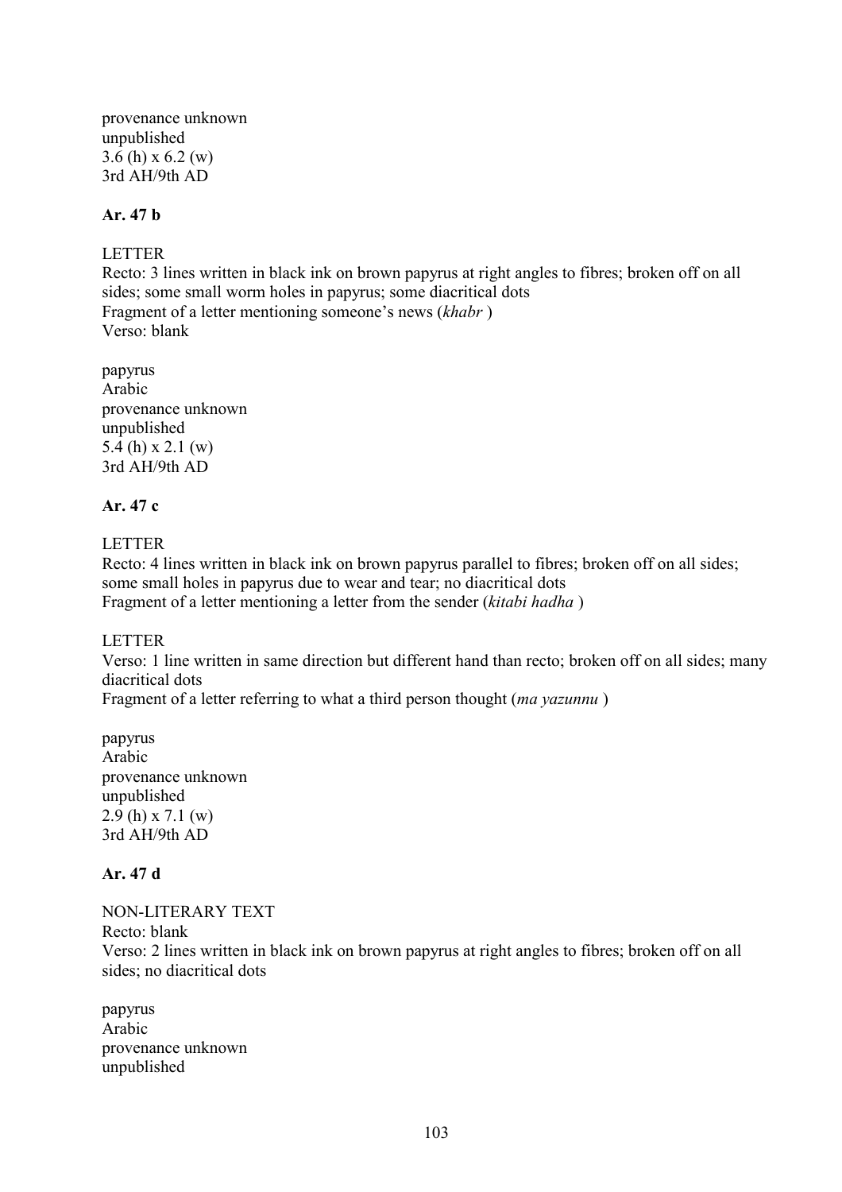provenance unknown
unpublished
3.6 (h) x 6.2 (w)
3rd AH/9th AD

**Ar. 47 b**

LETTER
Recto: 3 lines written in black ink on brown papyrus at right angles to fibres; broken off on all sides; some small worm holes in papyrus; some diacritical dots
Fragment of a letter mentioning someone's news (*khabr* )
Verso: blank

papyrus
Arabic
provenance unknown
unpublished
5.4 (h) x 2.1 (w)
3rd AH/9th AD

**Ar. 47 c**

LETTER
Recto: 4 lines written in black ink on brown papyrus parallel to fibres; broken off on all sides; some small holes in papyrus due to wear and tear; no diacritical dots
Fragment of a letter mentioning a letter from the sender (*kitabi hadha* )

LETTER
Verso: 1 line written in same direction but different hand than recto; broken off on all sides; many diacritical dots
Fragment of a letter referring to what a third person thought (*ma yazunnu* )

papyrus
Arabic
provenance unknown
unpublished
2.9 (h) x 7.1 (w)
3rd AH/9th AD

**Ar. 47 d**

NON-LITERARY TEXT
Recto: blank
Verso: 2 lines written in black ink on brown papyrus at right angles to fibres; broken off on all sides; no diacritical dots

papyrus
Arabic
provenance unknown
unpublished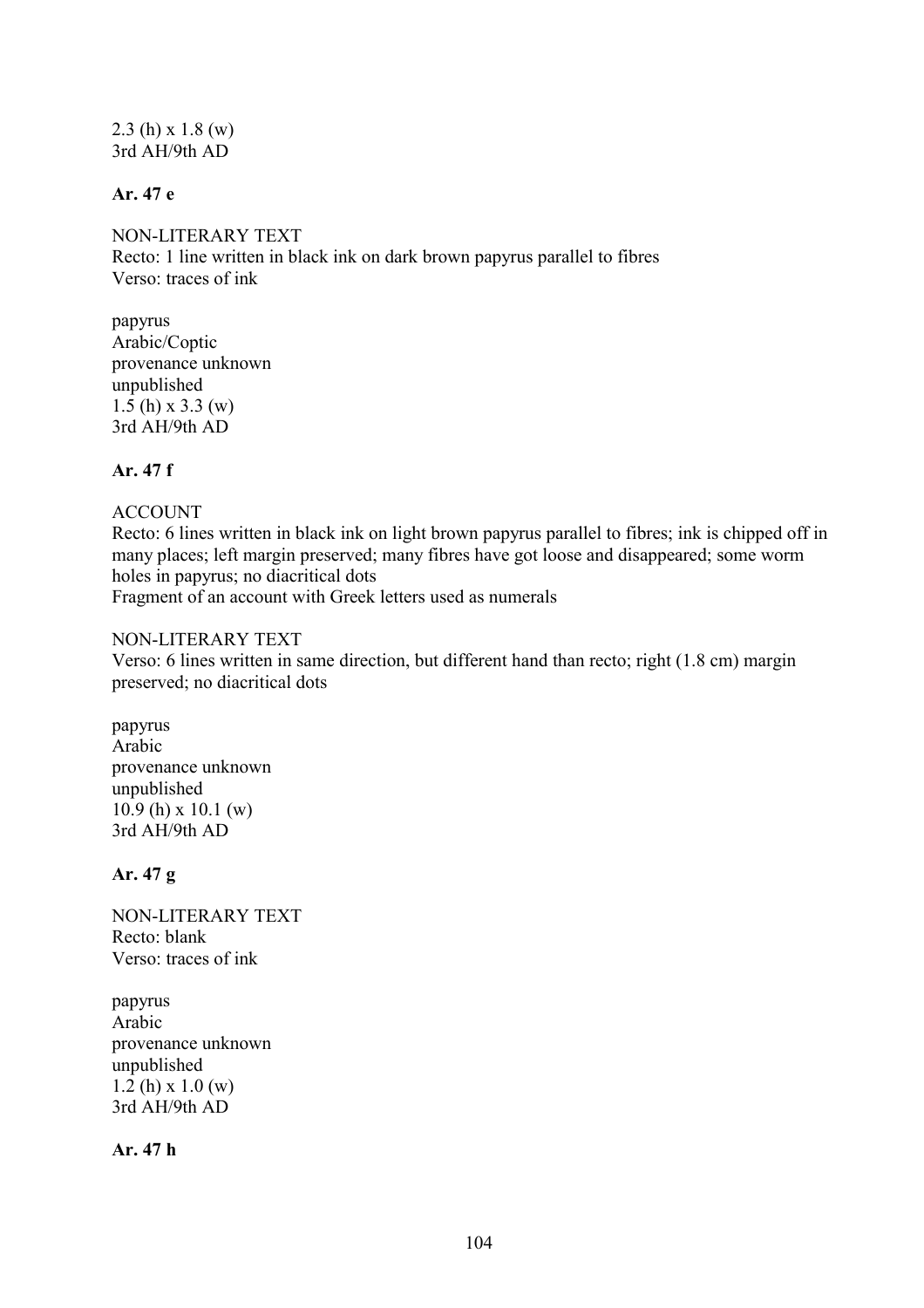2.3 (h) x 1.8 (w)
3rd AH/9th AD

**Ar. 47 e**

NON-LITERARY TEXT
Recto: 1 line written in black ink on dark brown papyrus parallel to fibres
Verso: traces of ink

papyrus
Arabic/Coptic
provenance unknown
unpublished
1.5 (h) x 3.3 (w)
3rd AH/9th AD

**Ar. 47 f**

ACCOUNT
Recto: 6 lines written in black ink on light brown papyrus parallel to fibres; ink is chipped off in many places; left margin preserved; many fibres have got loose and disappeared; some worm holes in papyrus; no diacritical dots
Fragment of an account with Greek letters used as numerals

NON-LITERARY TEXT
Verso: 6 lines written in same direction, but different hand than recto; right (1.8 cm) margin preserved; no diacritical dots

papyrus
Arabic
provenance unknown
unpublished
10.9 (h) x 10.1 (w)
3rd AH/9th AD

**Ar. 47 g**

NON-LITERARY TEXT
Recto: blank
Verso: traces of ink

papyrus
Arabic
provenance unknown
unpublished
1.2 (h) x 1.0 (w)
3rd AH/9th AD

**Ar. 47 h**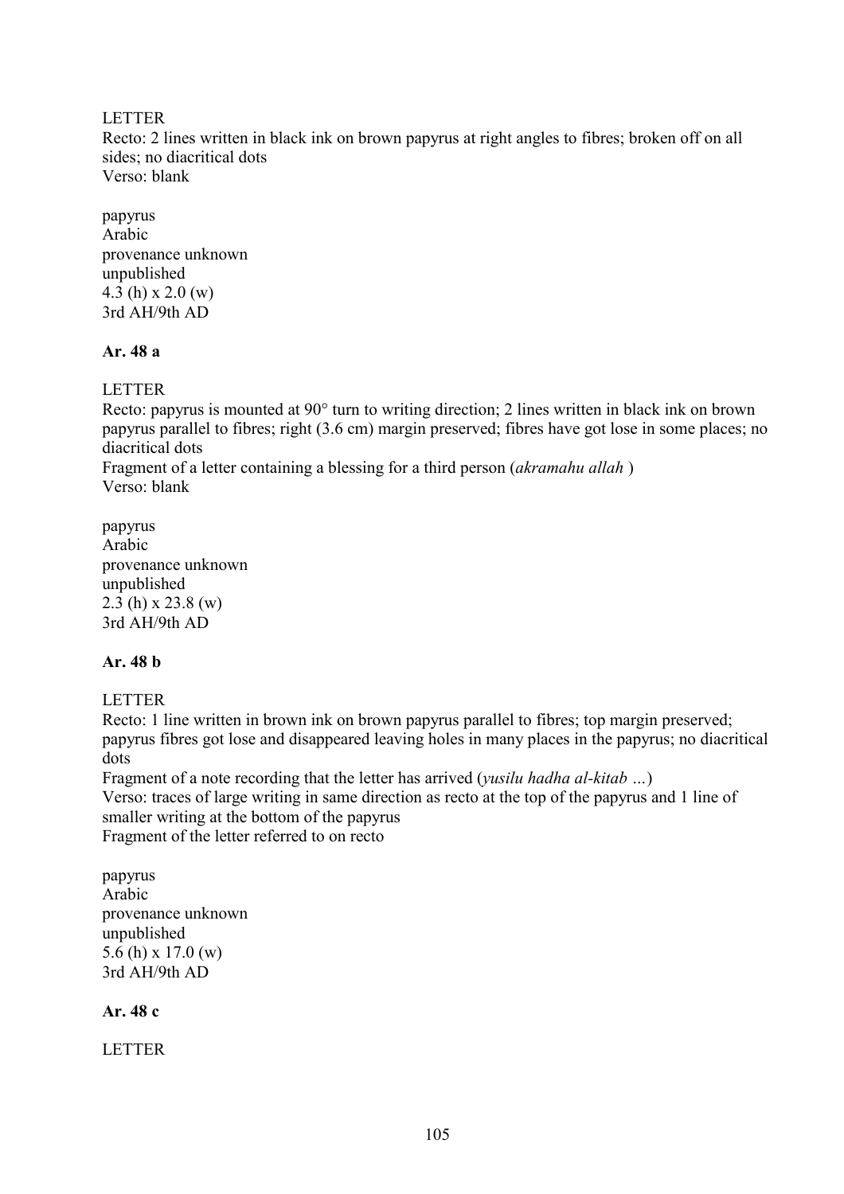LETTER

Recto: 2 lines written in black ink on brown papyrus at right angles to fibres; broken off on all sides; no diacritical dots

Verso: blank

papyrus
Arabic
provenance unknown
unpublished
4.3 (h) x 2.0 (w)
3rd AH/9th AD

**Ar. 48 a**

LETTER

Recto: papyrus is mounted at 90° turn to writing direction; 2 lines written in black ink on brown papyrus parallel to fibres; right (3.6 cm) margin preserved; fibres have got lose in some places; no diacritical dots

Fragment of a letter containing a blessing for a third person (*akramahu allah* )

Verso: blank

papyrus
Arabic
provenance unknown
unpublished
2.3 (h) x 23.8 (w)
3rd AH/9th AD

**Ar. 48 b**

LETTER

Recto: 1 line written in brown ink on brown papyrus parallel to fibres; top margin preserved; papyrus fibres got lose and disappeared leaving holes in many places in the papyrus; no diacritical dots

Fragment of a note recording that the letter has arrived (*yusilu hadha al-kitab …*)

Verso: traces of large writing in same direction as recto at the top of the papyrus and 1 line of smaller writing at the bottom of the papyrus

Fragment of the letter referred to on recto

papyrus
Arabic
provenance unknown
unpublished
5.6 (h) x 17.0 (w)
3rd AH/9th AD

**Ar. 48 c**

LETTER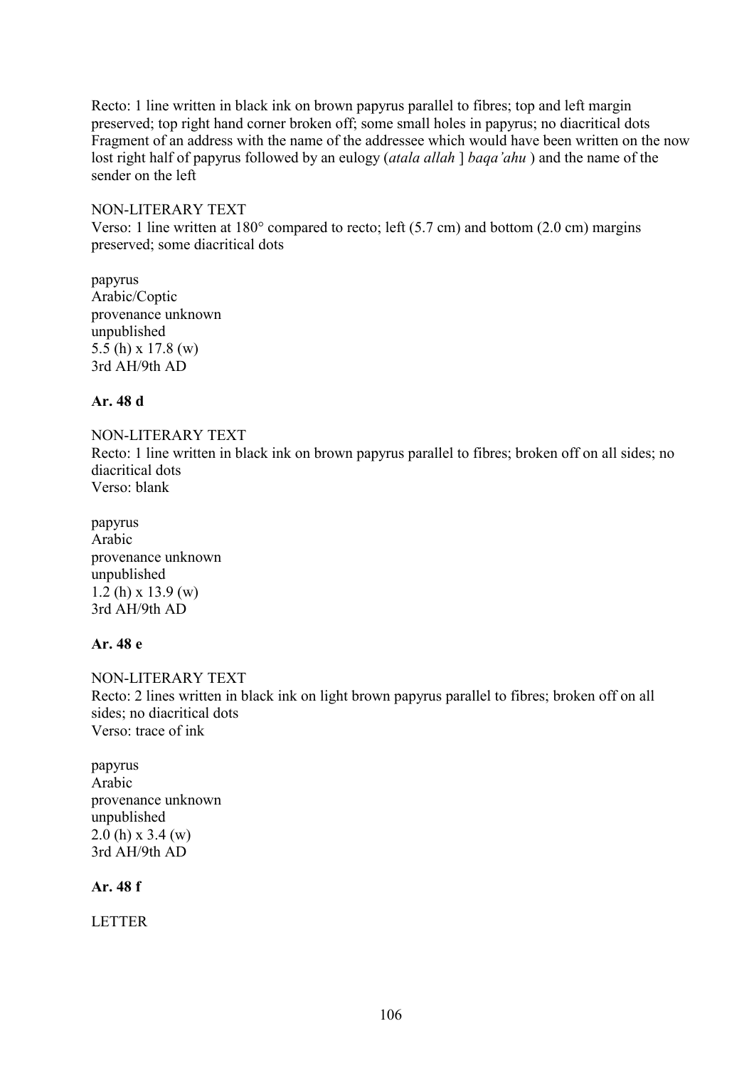Recto: 1 line written in black ink on brown papyrus parallel to fibres; top and left margin preserved; top right hand corner broken off; some small holes in papyrus; no diacritical dots
Fragment of an address with the name of the addressee which would have been written on the now lost right half of papyrus followed by an eulogy (*atala allah* ] *baqa'ahu* ) and the name of the sender on the left

NON-LITERARY TEXT
Verso: 1 line written at 180° compared to recto; left (5.7 cm) and bottom (2.0 cm) margins preserved; some diacritical dots

papyrus
Arabic/Coptic
provenance unknown
unpublished
5.5 (h) x 17.8 (w)
3rd AH/9th AD

**Ar. 48 d**

NON-LITERARY TEXT
Recto: 1 line written in black ink on brown papyrus parallel to fibres; broken off on all sides; no diacritical dots
Verso: blank

papyrus
Arabic
provenance unknown
unpublished
1.2 (h) x 13.9 (w)
3rd AH/9th AD

**Ar. 48 e**

NON-LITERARY TEXT
Recto: 2 lines written in black ink on light brown papyrus parallel to fibres; broken off on all sides; no diacritical dots
Verso: trace of ink

papyrus
Arabic
provenance unknown
unpublished
2.0 (h) x 3.4 (w)
3rd AH/9th AD

**Ar. 48 f**

LETTER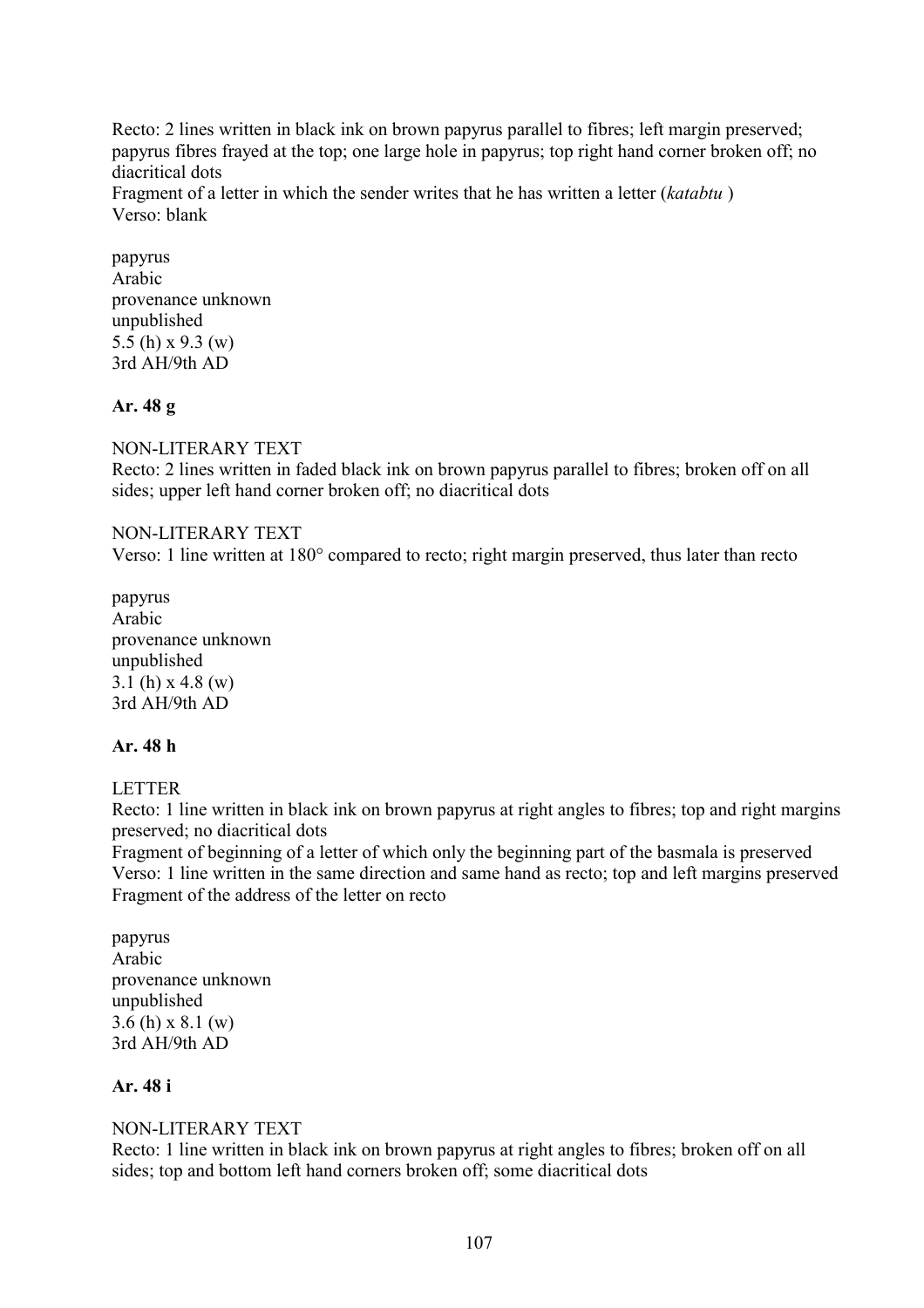Recto: 2 lines written in black ink on brown papyrus parallel to fibres; left margin preserved; papyrus fibres frayed at the top; one large hole in papyrus; top right hand corner broken off; no diacritical dots
Fragment of a letter in which the sender writes that he has written a letter (*katabtu* )
Verso: blank

papyrus
Arabic
provenance unknown
unpublished
5.5 (h) x 9.3 (w)
3rd AH/9th AD

**Ar. 48 g**

NON-LITERARY TEXT
Recto: 2 lines written in faded black ink on brown papyrus parallel to fibres; broken off on all sides; upper left hand corner broken off; no diacritical dots

NON-LITERARY TEXT
Verso: 1 line written at 180° compared to recto; right margin preserved, thus later than recto

papyrus
Arabic
provenance unknown
unpublished
3.1 (h) x 4.8 (w)
3rd AH/9th AD

**Ar. 48 h**

LETTER
Recto: 1 line written in black ink on brown papyrus at right angles to fibres; top and right margins preserved; no diacritical dots
Fragment of beginning of a letter of which only the beginning part of the basmala is preserved
Verso: 1 line written in the same direction and same hand as recto; top and left margins preserved
Fragment of the address of the letter on recto

papyrus
Arabic
provenance unknown
unpublished
3.6 (h) x 8.1 (w)
3rd AH/9th AD

**Ar. 48 i**

NON-LITERARY TEXT
Recto: 1 line written in black ink on brown papyrus at right angles to fibres; broken off on all sides; top and bottom left hand corners broken off; some diacritical dots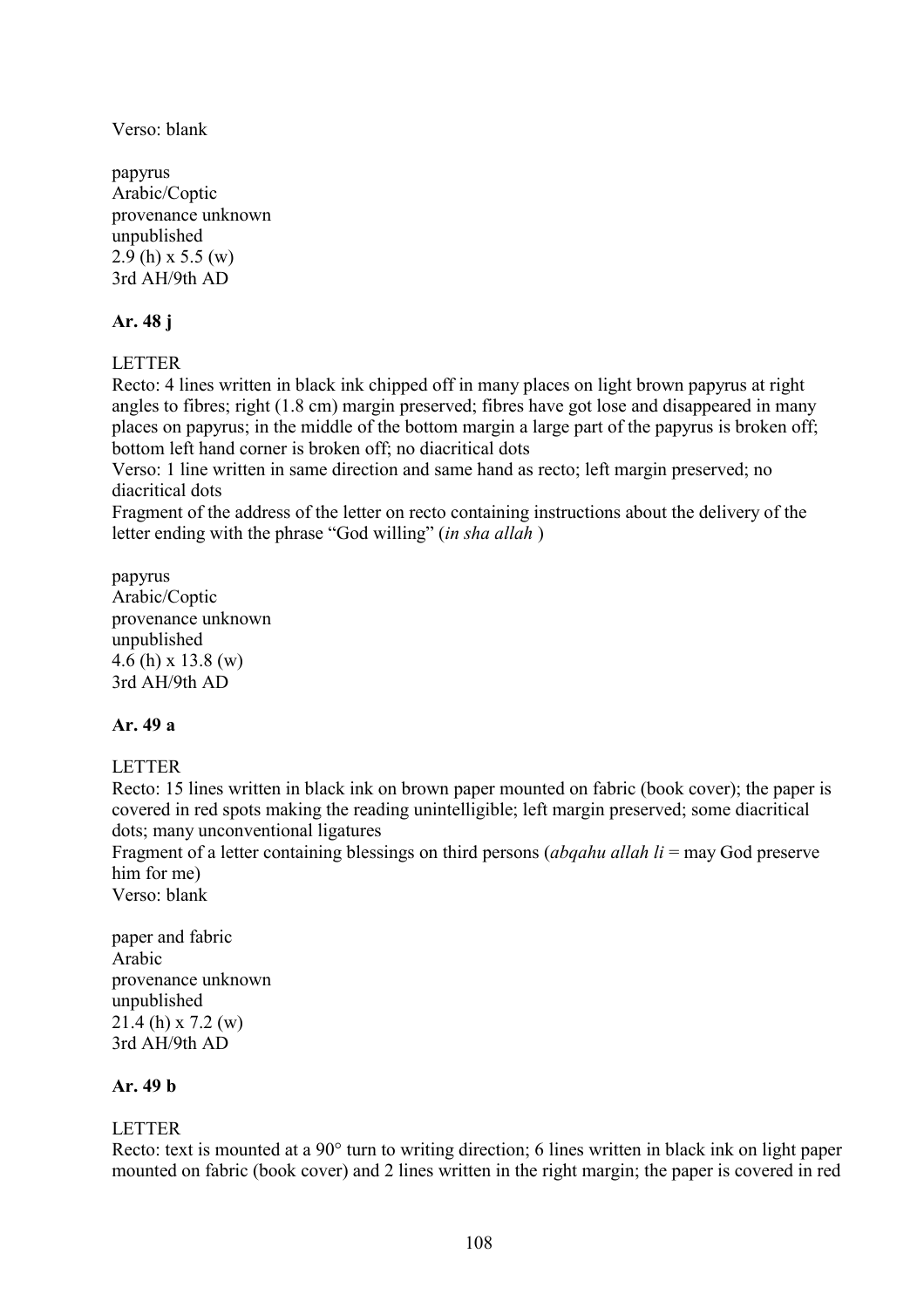Verso: blank

papyrus  
Arabic/Coptic  
provenance unknown  
unpublished  
2.9 (h) x 5.5 (w)  
3rd AH/9th AD

**Ar. 48 j**

LETTER  
Recto: 4 lines written in black ink chipped off in many places on light brown papyrus at right angles to fibres; right (1.8 cm) margin preserved; fibres have got lose and disappeared in many places on papyrus; in the middle of the bottom margin a large part of the papyrus is broken off; bottom left hand corner is broken off; no diacritical dots  
Verso: 1 line written in same direction and same hand as recto; left margin preserved; no diacritical dots  
Fragment of the address of the letter on recto containing instructions about the delivery of the letter ending with the phrase "God willing" (*in sha allah* )

papyrus  
Arabic/Coptic  
provenance unknown  
unpublished  
4.6 (h) x 13.8 (w)  
3rd AH/9th AD

**Ar. 49 a**

LETTER  
Recto: 15 lines written in black ink on brown paper mounted on fabric (book cover); the paper is covered in red spots making the reading unintelligible; left margin preserved; some diacritical dots; many unconventional ligatures  
Fragment of a letter containing blessings on third persons (*abqahu allah li* = may God preserve him for me)  
Verso: blank

paper and fabric  
Arabic  
provenance unknown  
unpublished  
21.4 (h) x 7.2 (w)  
3rd AH/9th AD

**Ar. 49 b**

LETTER  
Recto: text is mounted at a 90° turn to writing direction; 6 lines written in black ink on light paper mounted on fabric (book cover) and 2 lines written in the right margin; the paper is covered in red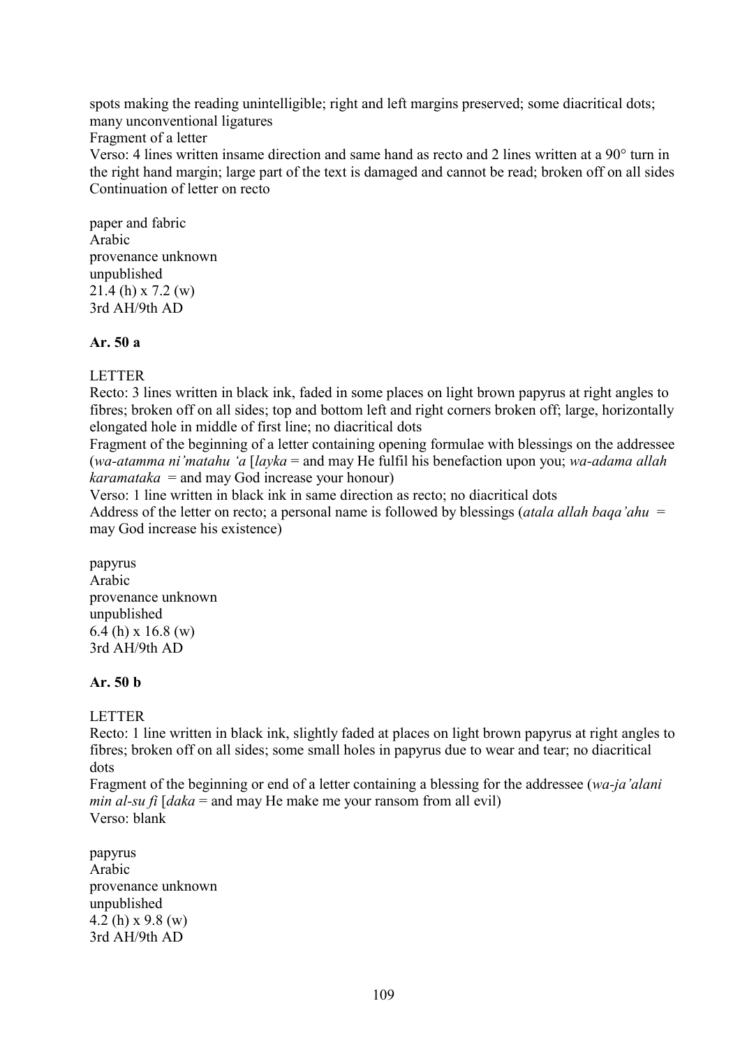spots making the reading unintelligible; right and left margins preserved; some diacritical dots; many unconventional ligatures
Fragment of a letter
Verso: 4 lines written insame direction and same hand as recto and 2 lines written at a 90° turn in the right hand margin; large part of the text is damaged and cannot be read; broken off on all sides
Continuation of letter on recto

paper and fabric
Arabic
provenance unknown
unpublished
21.4 (h) x 7.2 (w)
3rd AH/9th AD

**Ar. 50 a**

LETTER
Recto: 3 lines written in black ink, faded in some places on light brown papyrus at right angles to fibres; broken off on all sides; top and bottom left and right corners broken off; large, horizontally elongated hole in middle of first line; no diacritical dots
Fragment of the beginning of a letter containing opening formulae with blessings on the addressee (*wa-atamma ni'matahu 'a* [*layka* = and may He fulfil his benefaction upon you; *wa-adama allah karamataka* = and may God increase your honour)
Verso: 1 line written in black ink in same direction as recto; no diacritical dots
Address of the letter on recto; a personal name is followed by blessings (*atala allah baqa'ahu* = may God increase his existence)

papyrus
Arabic
provenance unknown
unpublished
6.4 (h) x 16.8 (w)
3rd AH/9th AD

**Ar. 50 b**

LETTER
Recto: 1 line written in black ink, slightly faded at places on light brown papyrus at right angles to fibres; broken off on all sides; some small holes in papyrus due to wear and tear; no diacritical dots
Fragment of the beginning or end of a letter containing a blessing for the addressee (*wa-ja'alani min al-su fi* [*daka* = and may He make me your ransom from all evil)
Verso: blank

papyrus
Arabic
provenance unknown
unpublished
4.2 (h) x 9.8 (w)
3rd AH/9th AD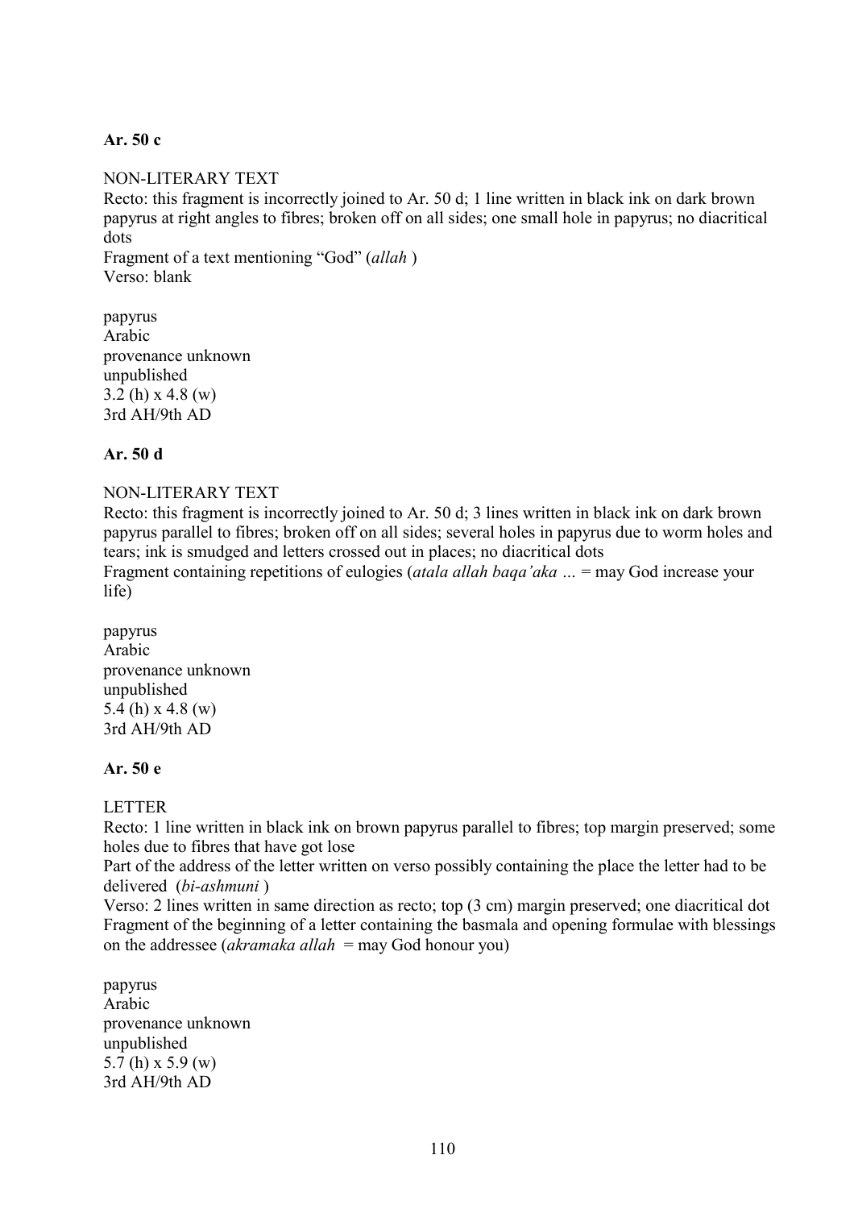**Ar. 50 c**

NON-LITERARY TEXT

Recto: this fragment is incorrectly joined to Ar. 50 d; 1 line written in black ink on dark brown papyrus at right angles to fibres; broken off on all sides; one small hole in papyrus; no diacritical dots

Fragment of a text mentioning "God" (*allah* )

Verso: blank

papyrus
Arabic
provenance unknown
unpublished
3.2 (h) x 4.8 (w)
3rd AH/9th AD

**Ar. 50 d**

NON-LITERARY TEXT

Recto: this fragment is incorrectly joined to Ar. 50 d; 3 lines written in black ink on dark brown papyrus parallel to fibres; broken off on all sides; several holes in papyrus due to worm holes and tears; ink is smudged and letters crossed out in places; no diacritical dots

Fragment containing repetitions of eulogies (*atala allah baqa'aka …* = may God increase your life)

papyrus
Arabic
provenance unknown
unpublished
5.4 (h) x 4.8 (w)
3rd AH/9th AD

**Ar. 50 e**

LETTER

Recto: 1 line written in black ink on brown papyrus parallel to fibres; top margin preserved; some holes due to fibres that have got lose

Part of the address of the letter written on verso possibly containing the place the letter had to be delivered (*bi-ashmuni* )

Verso: 2 lines written in same direction as recto; top (3 cm) margin preserved; one diacritical dot

Fragment of the beginning of a letter containing the basmala and opening formulae with blessings on the addressee (*akramaka allah* = may God honour you)

papyrus
Arabic
provenance unknown
unpublished
5.7 (h) x 5.9 (w)
3rd AH/9th AD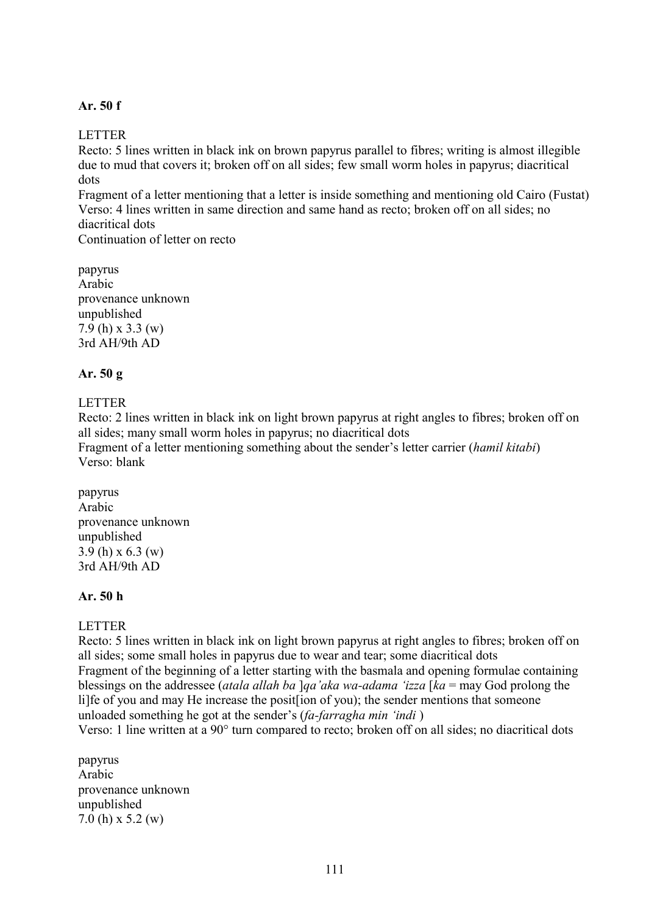**Ar. 50 f**

LETTER

Recto: 5 lines written in black ink on brown papyrus parallel to fibres; writing is almost illegible due to mud that covers it; broken off on all sides; few small worm holes in papyrus; diacritical dots

Fragment of a letter mentioning that a letter is inside something and mentioning old Cairo (Fustat)

Verso: 4 lines written in same direction and same hand as recto; broken off on all sides; no diacritical dots

Continuation of letter on recto

papyrus
Arabic
provenance unknown
unpublished
7.9 (h) x 3.3 (w)
3rd AH/9th AD

**Ar. 50 g**

LETTER

Recto: 2 lines written in black ink on light brown papyrus at right angles to fibres; broken off on all sides; many small worm holes in papyrus; no diacritical dots

Fragment of a letter mentioning something about the sender's letter carrier (*hamil kitabi*)

Verso: blank

papyrus
Arabic
provenance unknown
unpublished
3.9 (h) x 6.3 (w)
3rd AH/9th AD

**Ar. 50 h**

LETTER

Recto: 5 lines written in black ink on light brown papyrus at right angles to fibres; broken off on all sides; some small holes in papyrus due to wear and tear; some diacritical dots

Fragment of the beginning of a letter starting with the basmala and opening formulae containing blessings on the addressee (*atala allah ba* ]*qa'aka wa-adama 'izza* [*ka* = may God prolong the li]fe of you and may He increase the posit[ion of you); the sender mentions that someone unloaded something he got at the sender's (*fa-farragha min 'indi* )

Verso: 1 line written at a 90° turn compared to recto; broken off on all sides; no diacritical dots

papyrus
Arabic
provenance unknown
unpublished
7.0 (h) x 5.2 (w)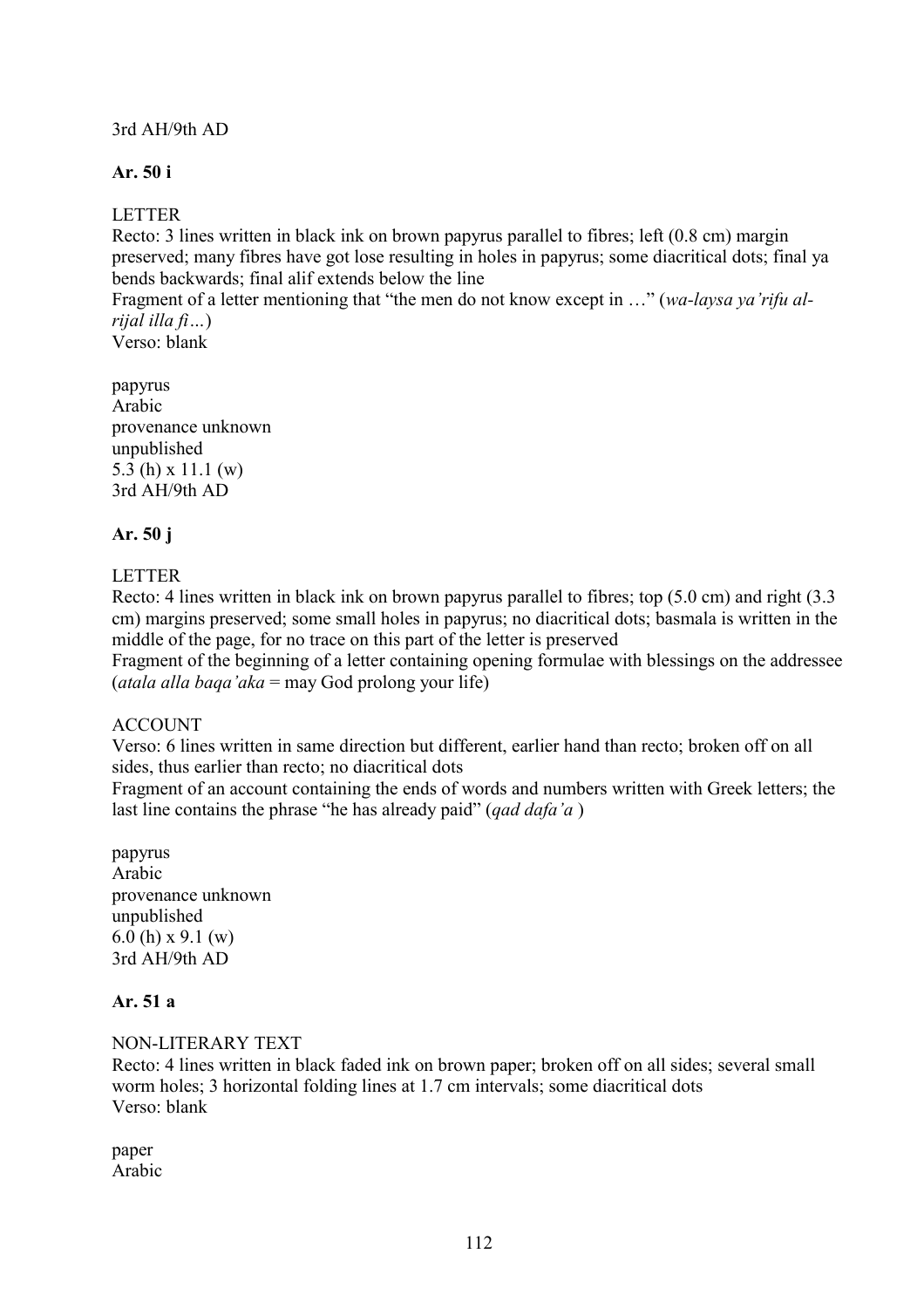3rd AH/9th AD

**Ar. 50 i**

LETTER

Recto: 3 lines written in black ink on brown papyrus parallel to fibres; left (0.8 cm) margin preserved; many fibres have got lose resulting in holes in papyrus; some diacritical dots; final ya bends backwards; final alif extends below the line

Fragment of a letter mentioning that "the men do not know except in …" (*wa-laysa ya'rifu al-rijal illa fi…*)

Verso: blank

papyrus
Arabic
provenance unknown
unpublished
5.3 (h) x 11.1 (w)
3rd AH/9th AD

**Ar. 50 j**

LETTER

Recto: 4 lines written in black ink on brown papyrus parallel to fibres; top (5.0 cm) and right (3.3 cm) margins preserved; some small holes in papyrus; no diacritical dots; basmala is written in the middle of the page, for no trace on this part of the letter is preserved

Fragment of the beginning of a letter containing opening formulae with blessings on the addressee (*atala alla baqa'aka* = may God prolong your life)

ACCOUNT

Verso: 6 lines written in same direction but different, earlier hand than recto; broken off on all sides, thus earlier than recto; no diacritical dots

Fragment of an account containing the ends of words and numbers written with Greek letters; the last line contains the phrase "he has already paid" (*qad dafa'a* )

papyrus
Arabic
provenance unknown
unpublished
6.0 (h) x 9.1 (w)
3rd AH/9th AD

**Ar. 51 a**

NON-LITERARY TEXT

Recto: 4 lines written in black faded ink on brown paper; broken off on all sides; several small worm holes; 3 horizontal folding lines at 1.7 cm intervals; some diacritical dots

Verso: blank

paper
Arabic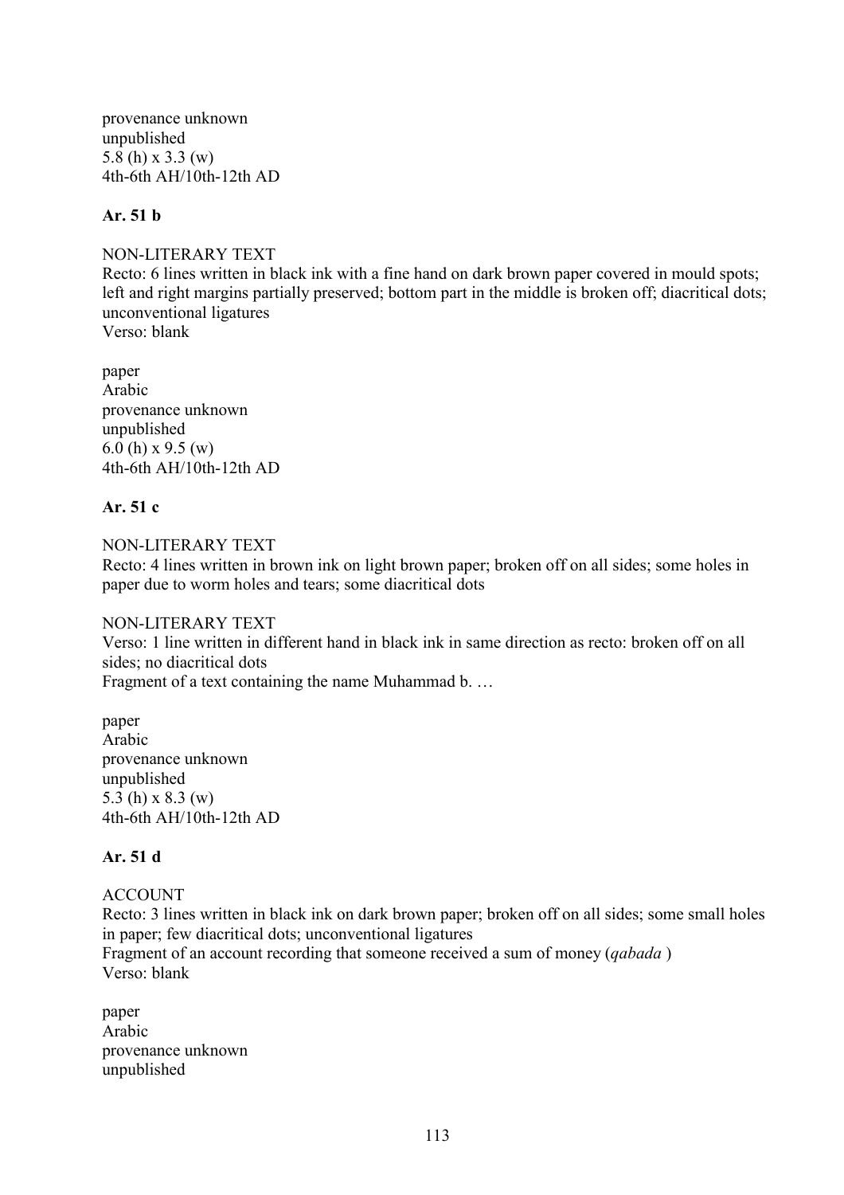provenance unknown
unpublished
5.8 (h) x 3.3 (w)
4th-6th AH/10th-12th AD

**Ar. 51 b**

NON-LITERARY TEXT
Recto: 6 lines written in black ink with a fine hand on dark brown paper covered in mould spots; left and right margins partially preserved; bottom part in the middle is broken off; diacritical dots; unconventional ligatures
Verso: blank

paper
Arabic
provenance unknown
unpublished
6.0 (h) x 9.5 (w)
4th-6th AH/10th-12th AD

**Ar. 51 c**

NON-LITERARY TEXT
Recto: 4 lines written in brown ink on light brown paper; broken off on all sides; some holes in paper due to worm holes and tears; some diacritical dots

NON-LITERARY TEXT
Verso: 1 line written in different hand in black ink in same direction as recto: broken off on all sides; no diacritical dots
Fragment of a text containing the name Muhammad b. …

paper
Arabic
provenance unknown
unpublished
5.3 (h) x 8.3 (w)
4th-6th AH/10th-12th AD

**Ar. 51 d**

ACCOUNT
Recto: 3 lines written in black ink on dark brown paper; broken off on all sides; some small holes in paper; few diacritical dots; unconventional ligatures
Fragment of an account recording that someone received a sum of money (*qabada* )
Verso: blank

paper
Arabic
provenance unknown
unpublished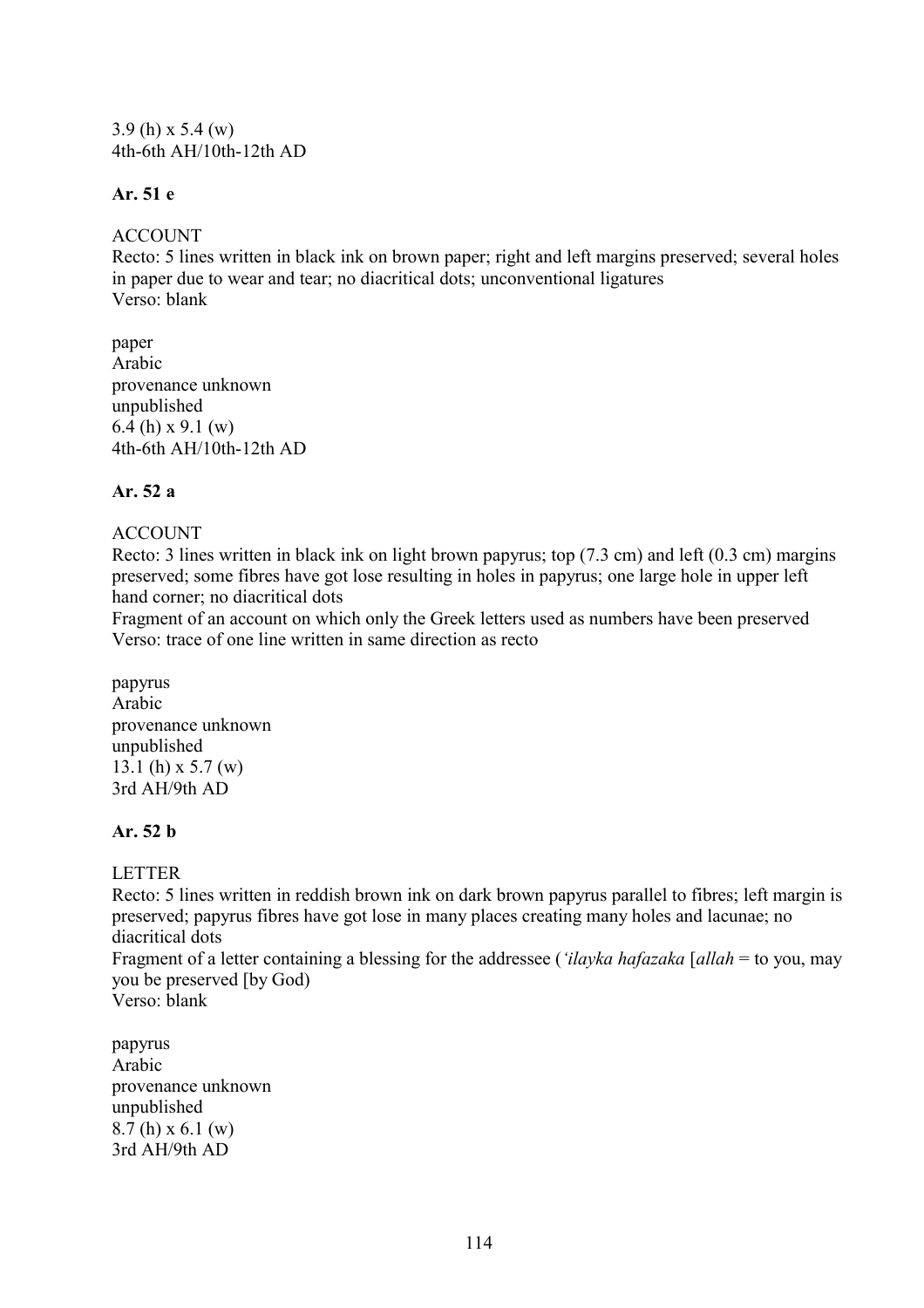3.9 (h) x 5.4 (w)
4th-6th AH/10th-12th AD

**Ar. 51 e**

ACCOUNT
Recto: 5 lines written in black ink on brown paper; right and left margins preserved; several holes in paper due to wear and tear; no diacritical dots; unconventional ligatures
Verso: blank

paper
Arabic
provenance unknown
unpublished
6.4 (h) x 9.1 (w)
4th-6th AH/10th-12th AD

**Ar. 52 a**

ACCOUNT
Recto: 3 lines written in black ink on light brown papyrus; top (7.3 cm) and left (0.3 cm) margins preserved; some fibres have got lose resulting in holes in papyrus; one large hole in upper left hand corner; no diacritical dots
Fragment of an account on which only the Greek letters used as numbers have been preserved
Verso: trace of one line written in same direction as recto

papyrus
Arabic
provenance unknown
unpublished
13.1 (h) x 5.7 (w)
3rd AH/9th AD

**Ar. 52 b**

LETTER
Recto: 5 lines written in reddish brown ink on dark brown papyrus parallel to fibres; left margin is preserved; papyrus fibres have got lose in many places creating many holes and lacunae; no diacritical dots
Fragment of a letter containing a blessing for the addressee (*'ilayka hafazaka* [*allah* = to you, may you be preserved [by God)
Verso: blank

papyrus
Arabic
provenance unknown
unpublished
8.7 (h) x 6.1 (w)
3rd AH/9th AD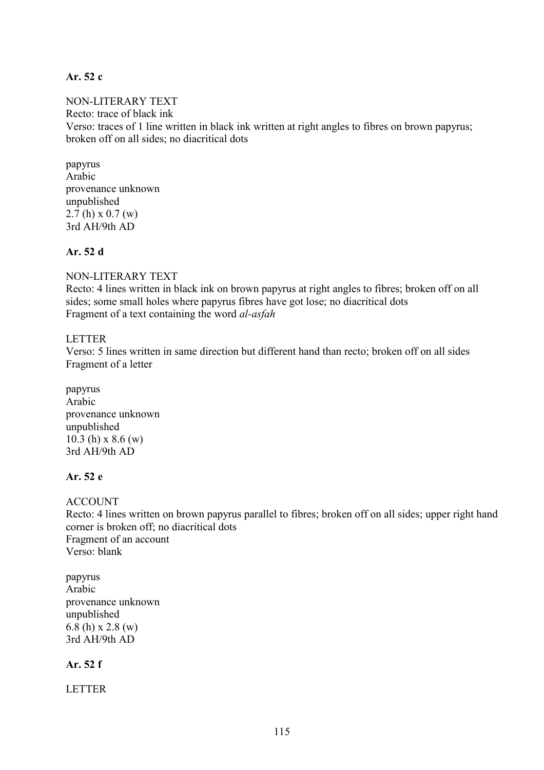**Ar. 52 c**

NON-LITERARY TEXT
Recto: trace of black ink
Verso: traces of 1 line written in black ink written at right angles to fibres on brown papyrus; broken off on all sides; no diacritical dots

papyrus
Arabic
provenance unknown
unpublished
2.7 (h) x 0.7 (w)
3rd AH/9th AD

**Ar. 52 d**

NON-LITERARY TEXT
Recto: 4 lines written in black ink on brown papyrus at right angles to fibres; broken off on all sides; some small holes where papyrus fibres have got lose; no diacritical dots
Fragment of a text containing the word *al-asfah*

LETTER
Verso: 5 lines written in same direction but different hand than recto; broken off on all sides
Fragment of a letter

papyrus
Arabic
provenance unknown
unpublished
10.3 (h) x 8.6 (w)
3rd AH/9th AD

**Ar. 52 e**

ACCOUNT
Recto: 4 lines written on brown papyrus parallel to fibres; broken off on all sides; upper right hand corner is broken off; no diacritical dots
Fragment of an account
Verso: blank

papyrus
Arabic
provenance unknown
unpublished
6.8 (h) x 2.8 (w)
3rd AH/9th AD

**Ar. 52 f**

LETTER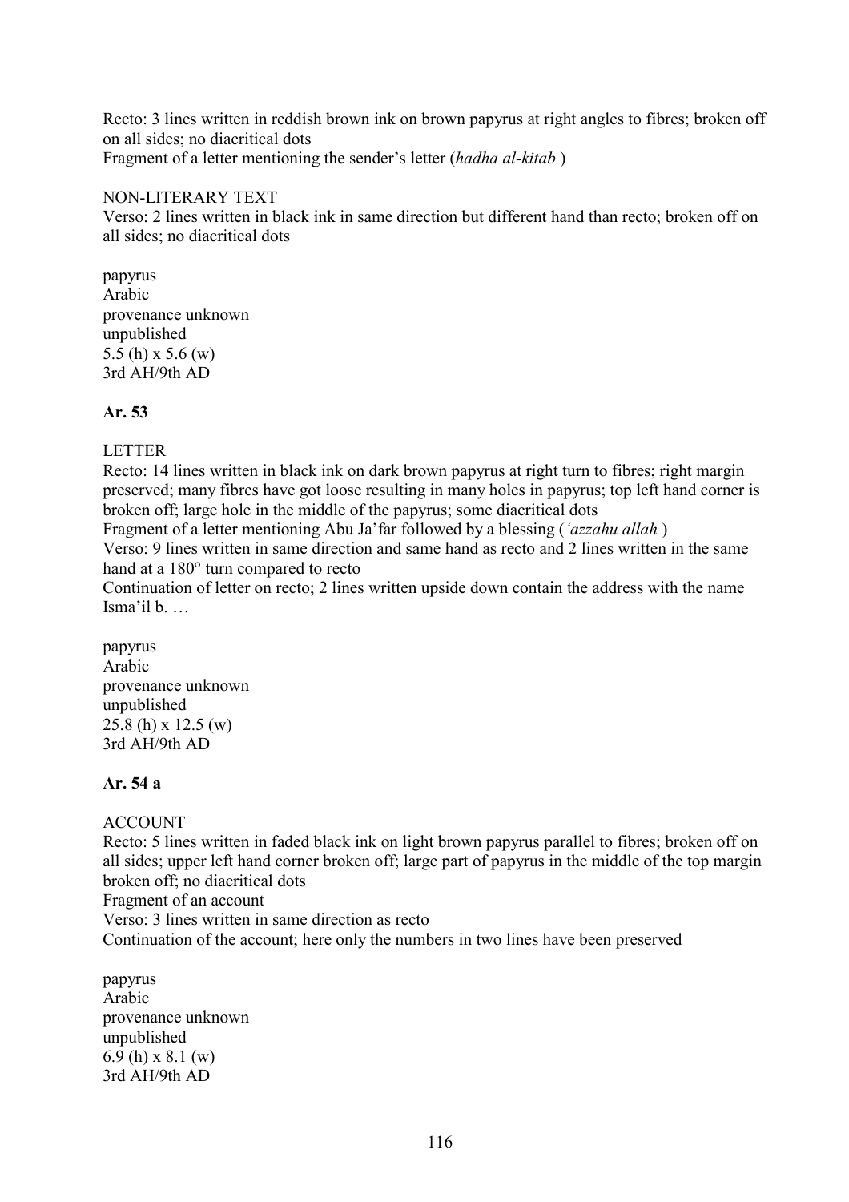Recto: 3 lines written in reddish brown ink on brown papyrus at right angles to fibres; broken off on all sides; no diacritical dots
Fragment of a letter mentioning the sender's letter (*hadha al-kitab* )

NON-LITERARY TEXT
Verso: 2 lines written in black ink in same direction but different hand than recto; broken off on all sides; no diacritical dots

papyrus
Arabic
provenance unknown
unpublished
5.5 (h) x 5.6 (w)
3rd AH/9th AD

**Ar. 53**

LETTER
Recto: 14 lines written in black ink on dark brown papyrus at right turn to fibres; right margin preserved; many fibres have got loose resulting in many holes in papyrus; top left hand corner is broken off; large hole in the middle of the papyrus; some diacritical dots
Fragment of a letter mentioning Abu Ja'far followed by a blessing (*'azzahu allah* )
Verso: 9 lines written in same direction and same hand as recto and 2 lines written in the same hand at a 180° turn compared to recto
Continuation of letter on recto; 2 lines written upside down contain the address with the name Isma'il b. …

papyrus
Arabic
provenance unknown
unpublished
25.8 (h) x 12.5 (w)
3rd AH/9th AD

**Ar. 54 a**

ACCOUNT
Recto: 5 lines written in faded black ink on light brown papyrus parallel to fibres; broken off on all sides; upper left hand corner broken off; large part of papyrus in the middle of the top margin broken off; no diacritical dots
Fragment of an account
Verso: 3 lines written in same direction as recto
Continuation of the account; here only the numbers in two lines have been preserved

papyrus
Arabic
provenance unknown
unpublished
6.9 (h) x 8.1 (w)
3rd AH/9th AD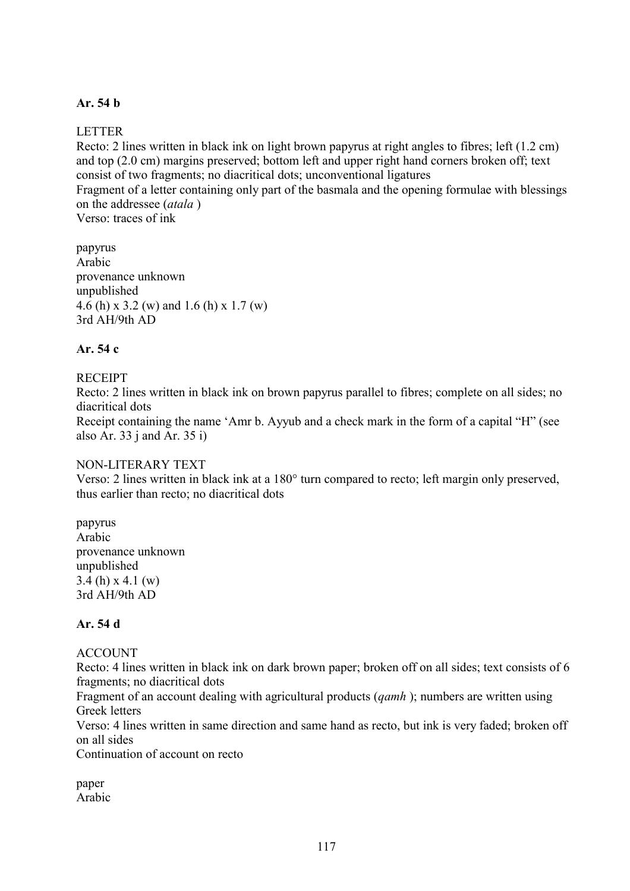**Ar. 54 b**

LETTER
Recto: 2 lines written in black ink on light brown papyrus at right angles to fibres; left (1.2 cm) and top (2.0 cm) margins preserved; bottom left and upper right hand corners broken off; text consist of two fragments; no diacritical dots; unconventional ligatures
Fragment of a letter containing only part of the basmala and the opening formulae with blessings on the addressee (*atala* )
Verso: traces of ink

papyrus
Arabic
provenance unknown
unpublished
4.6 (h) x 3.2 (w) and 1.6 (h) x 1.7 (w)
3rd AH/9th AD

**Ar. 54 c**

RECEIPT
Recto: 2 lines written in black ink on brown papyrus parallel to fibres; complete on all sides; no diacritical dots
Receipt containing the name ʿAmr b. Ayyub and a check mark in the form of a capital "H" (see also Ar. 33 j and Ar. 35 i)

NON-LITERARY TEXT
Verso: 2 lines written in black ink at a 180° turn compared to recto; left margin only preserved, thus earlier than recto; no diacritical dots

papyrus
Arabic
provenance unknown
unpublished
3.4 (h) x 4.1 (w)
3rd AH/9th AD

**Ar. 54 d**

ACCOUNT
Recto: 4 lines written in black ink on dark brown paper; broken off on all sides; text consists of 6 fragments; no diacritical dots
Fragment of an account dealing with agricultural products (*qamh* ); numbers are written using Greek letters
Verso: 4 lines written in same direction and same hand as recto, but ink is very faded; broken off on all sides
Continuation of account on recto

paper
Arabic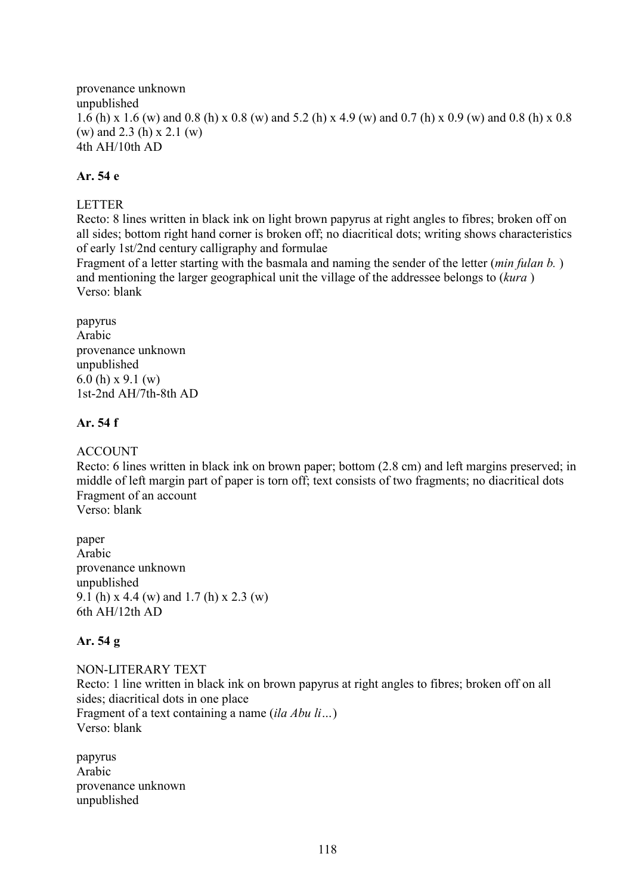provenance unknown
unpublished
1.6 (h) x 1.6 (w) and 0.8 (h) x 0.8 (w) and 5.2 (h) x 4.9 (w) and 0.7 (h) x 0.9 (w) and 0.8 (h) x 0.8 (w) and 2.3 (h) x 2.1 (w)
4th AH/10th AD

**Ar. 54 e**

LETTER
Recto: 8 lines written in black ink on light brown papyrus at right angles to fibres; broken off on all sides; bottom right hand corner is broken off; no diacritical dots; writing shows characteristics of early 1st/2nd century calligraphy and formulae
Fragment of a letter starting with the basmala and naming the sender of the letter (*min fulan b.* ) and mentioning the larger geographical unit the village of the addressee belongs to (*kura* )
Verso: blank

papyrus
Arabic
provenance unknown
unpublished
6.0 (h) x 9.1 (w)
1st-2nd AH/7th-8th AD

**Ar. 54 f**

ACCOUNT
Recto: 6 lines written in black ink on brown paper; bottom (2.8 cm) and left margins preserved; in middle of left margin part of paper is torn off; text consists of two fragments; no diacritical dots
Fragment of an account
Verso: blank

paper
Arabic
provenance unknown
unpublished
9.1 (h) x 4.4 (w) and 1.7 (h) x 2.3 (w)
6th AH/12th AD

**Ar. 54 g**

NON-LITERARY TEXT
Recto: 1 line written in black ink on brown papyrus at right angles to fibres; broken off on all sides; diacritical dots in one place
Fragment of a text containing a name (*ila Abu li…*)
Verso: blank

papyrus
Arabic
provenance unknown
unpublished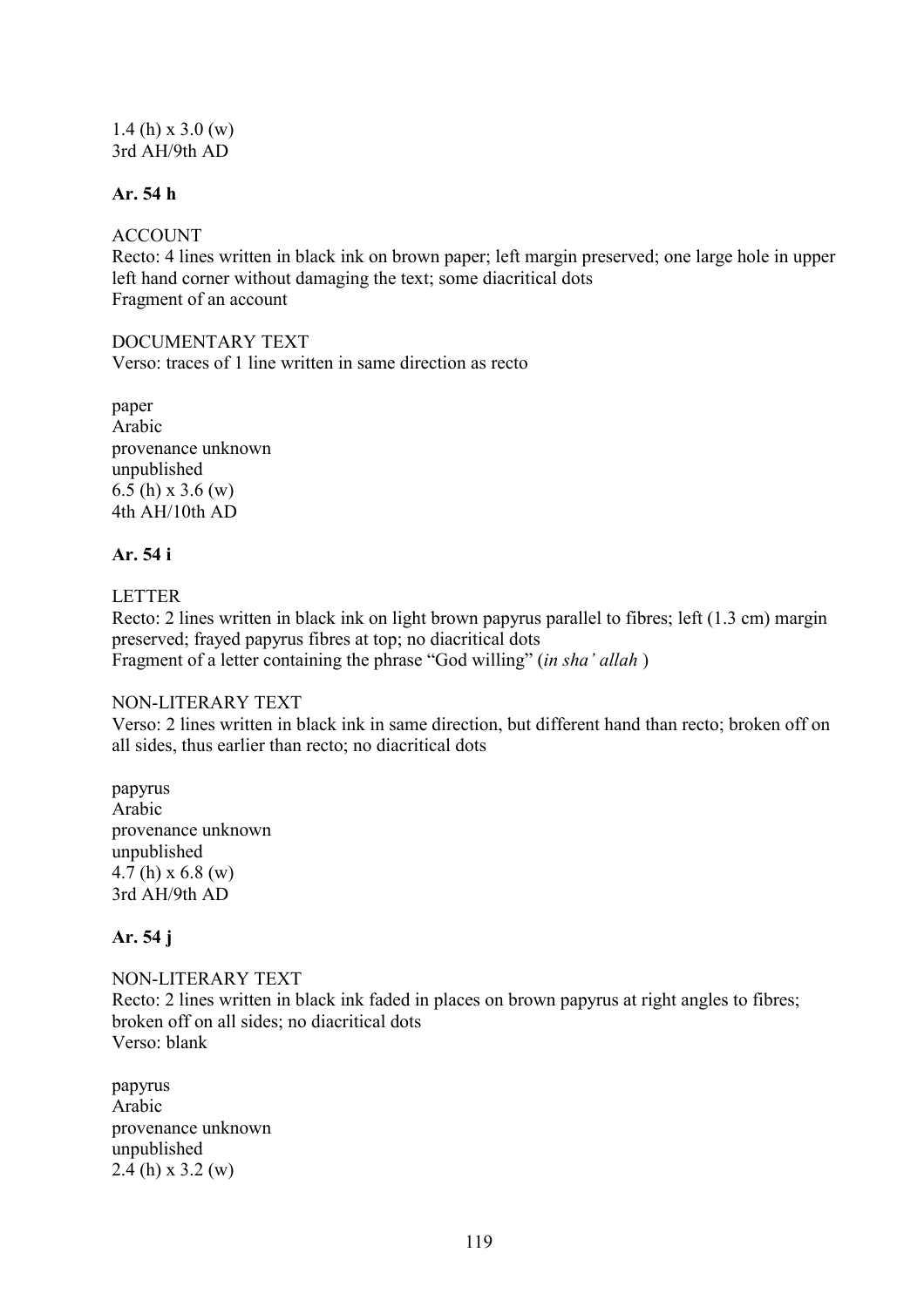1.4 (h) x 3.0 (w)
3rd AH/9th AD

**Ar. 54 h**

ACCOUNT
Recto: 4 lines written in black ink on brown paper; left margin preserved; one large hole in upper left hand corner without damaging the text; some diacritical dots
Fragment of an account

DOCUMENTARY TEXT
Verso: traces of 1 line written in same direction as recto

paper
Arabic
provenance unknown
unpublished
6.5 (h) x 3.6 (w)
4th AH/10th AD

**Ar. 54 i**

LETTER
Recto: 2 lines written in black ink on light brown papyrus parallel to fibres; left (1.3 cm) margin preserved; frayed papyrus fibres at top; no diacritical dots
Fragment of a letter containing the phrase "God willing" (*in sha' allah* )

NON-LITERARY TEXT
Verso: 2 lines written in black ink in same direction, but different hand than recto; broken off on all sides, thus earlier than recto; no diacritical dots

papyrus
Arabic
provenance unknown
unpublished
4.7 (h) x 6.8 (w)
3rd AH/9th AD

**Ar. 54 j**

NON-LITERARY TEXT
Recto: 2 lines written in black ink faded in places on brown papyrus at right angles to fibres; broken off on all sides; no diacritical dots
Verso: blank

papyrus
Arabic
provenance unknown
unpublished
2.4 (h) x 3.2 (w)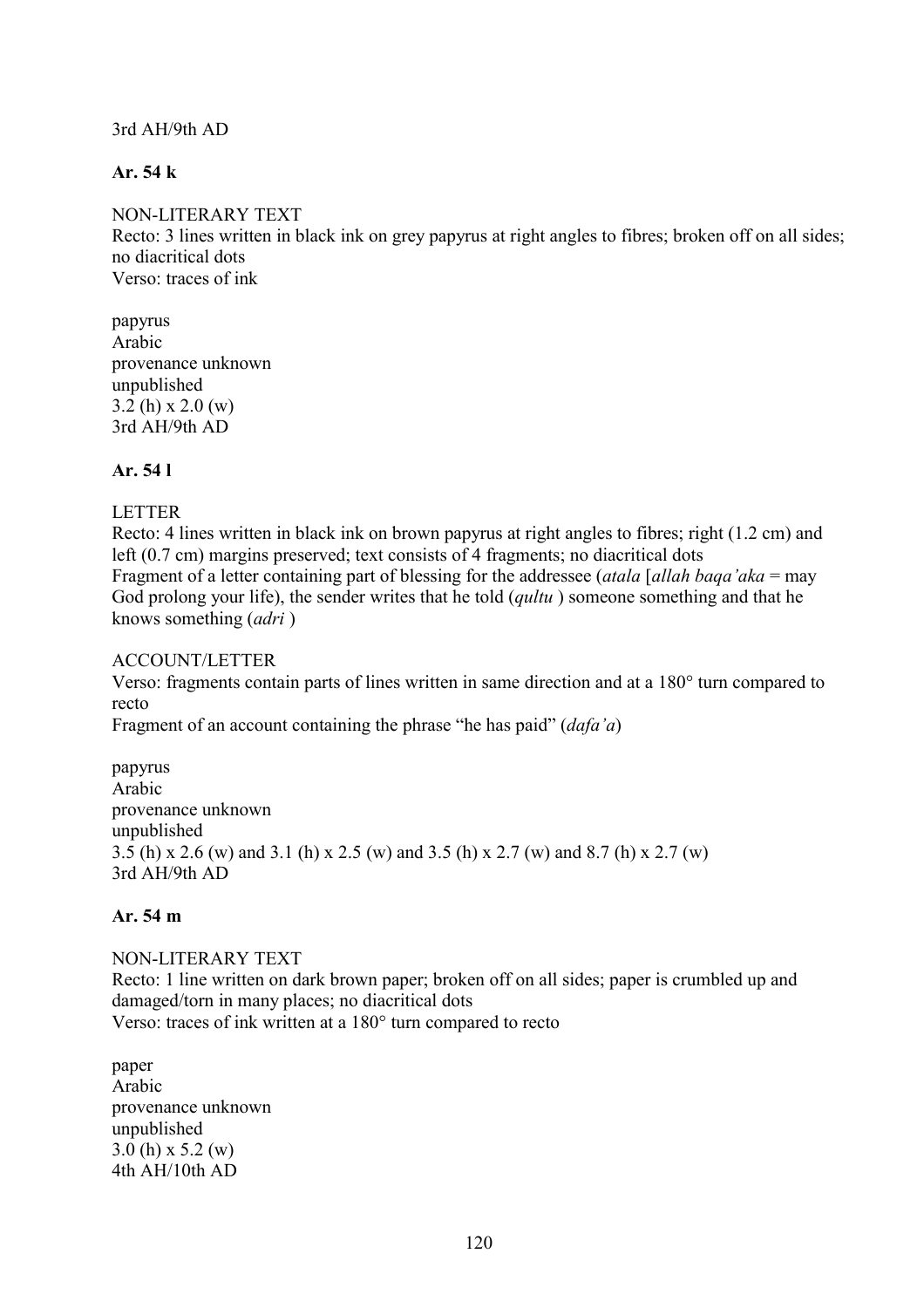3rd AH/9th AD

**Ar. 54 k**

NON-LITERARY TEXT
Recto: 3 lines written in black ink on grey papyrus at right angles to fibres; broken off on all sides; no diacritical dots
Verso: traces of ink

papyrus
Arabic
provenance unknown
unpublished
3.2 (h) x 2.0 (w)
3rd AH/9th AD

**Ar. 54 l**

LETTER
Recto: 4 lines written in black ink on brown papyrus at right angles to fibres; right (1.2 cm) and left (0.7 cm) margins preserved; text consists of 4 fragments; no diacritical dots
Fragment of a letter containing part of blessing for the addressee (*atala* [*allah baqa'aka* = may God prolong your life), the sender writes that he told (*qultu* ) someone something and that he knows something (*adri* )

ACCOUNT/LETTER
Verso: fragments contain parts of lines written in same direction and at a 180° turn compared to recto
Fragment of an account containing the phrase "he has paid" (*dafa'a*)

papyrus
Arabic
provenance unknown
unpublished
3.5 (h) x 2.6 (w) and 3.1 (h) x 2.5 (w) and 3.5 (h) x 2.7 (w) and 8.7 (h) x 2.7 (w)
3rd AH/9th AD

**Ar. 54 m**

NON-LITERARY TEXT
Recto: 1 line written on dark brown paper; broken off on all sides; paper is crumbled up and damaged/torn in many places; no diacritical dots
Verso: traces of ink written at a 180° turn compared to recto

paper
Arabic
provenance unknown
unpublished
3.0 (h) x 5.2 (w)
4th AH/10th AD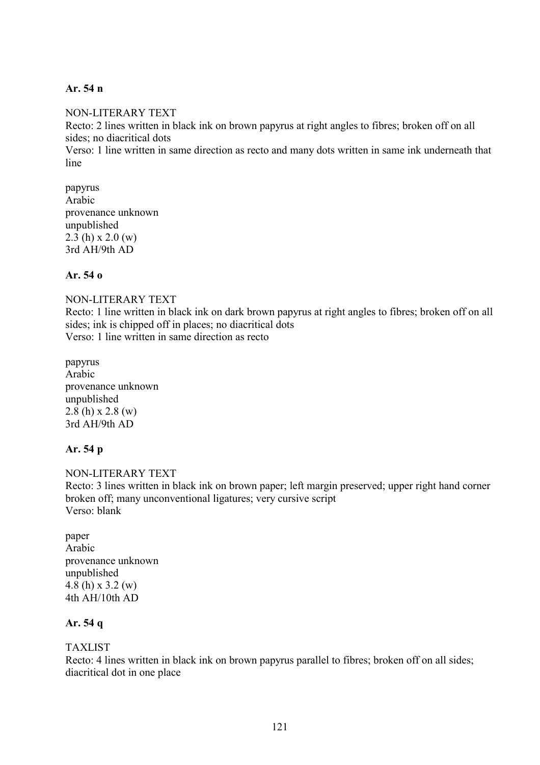**Ar. 54 n**

NON-LITERARY TEXT
Recto: 2 lines written in black ink on brown papyrus at right angles to fibres; broken off on all sides; no diacritical dots
Verso: 1 line written in same direction as recto and many dots written in same ink underneath that line

papyrus
Arabic
provenance unknown
unpublished
2.3 (h) x 2.0 (w)
3rd AH/9th AD

**Ar. 54 o**

NON-LITERARY TEXT
Recto: 1 line written in black ink on dark brown papyrus at right angles to fibres; broken off on all sides; ink is chipped off in places; no diacritical dots
Verso: 1 line written in same direction as recto

papyrus
Arabic
provenance unknown
unpublished
2.8 (h) x 2.8 (w)
3rd AH/9th AD

**Ar. 54 p**

NON-LITERARY TEXT
Recto: 3 lines written in black ink on brown paper; left margin preserved; upper right hand corner broken off; many unconventional ligatures; very cursive script
Verso: blank

paper
Arabic
provenance unknown
unpublished
4.8 (h) x 3.2 (w)
4th AH/10th AD

**Ar. 54 q**

TAXLIST
Recto: 4 lines written in black ink on brown papyrus parallel to fibres; broken off on all sides; diacritical dot in one place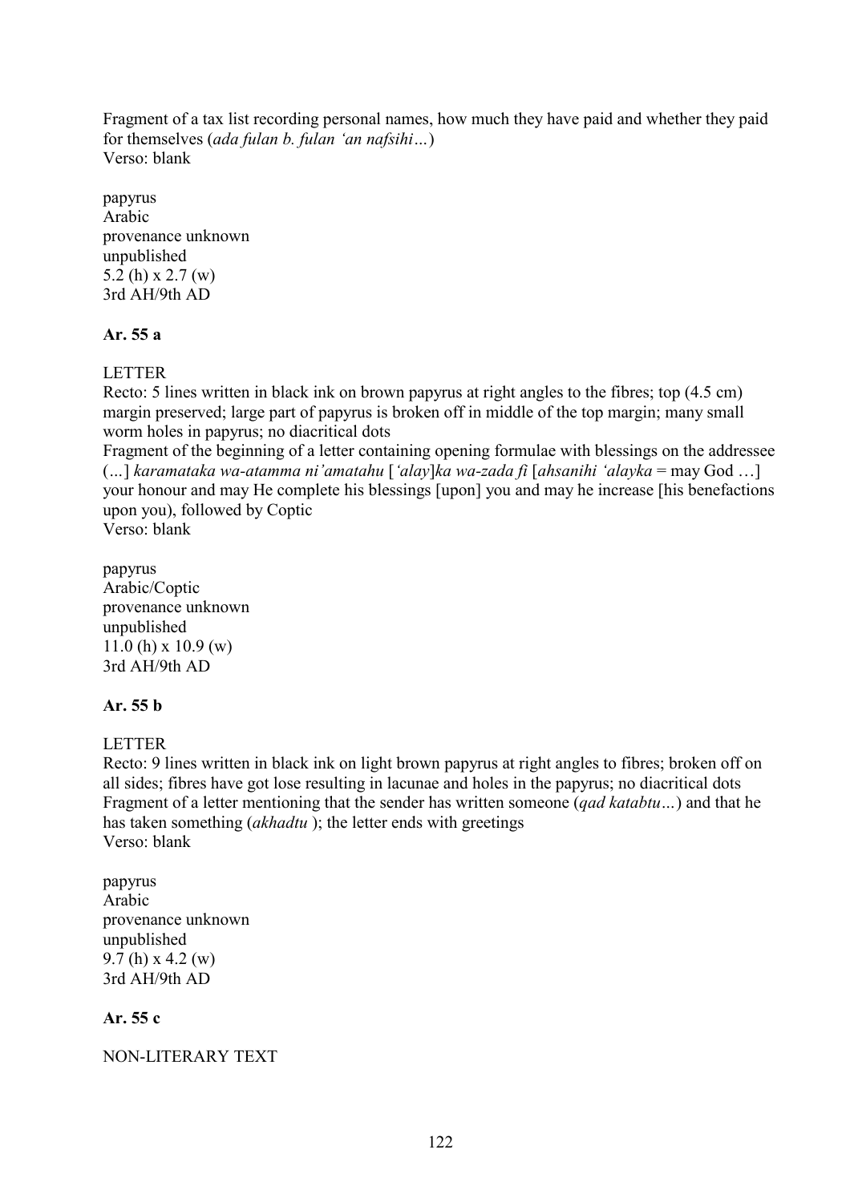Fragment of a tax list recording personal names, how much they have paid and whether they paid for themselves (*ada fulan b. fulan ʻan nafsihi…*)
Verso: blank

papyrus
Arabic
provenance unknown
unpublished
5.2 (h) x 2.7 (w)
3rd AH/9th AD

**Ar. 55 a**

LETTER
Recto: 5 lines written in black ink on brown papyrus at right angles to the fibres; top (4.5 cm) margin preserved; large part of papyrus is broken off in middle of the top margin; many small worm holes in papyrus; no diacritical dots
Fragment of the beginning of a letter containing opening formulae with blessings on the addressee (…] *karamataka wa-atamma niʼamatahu* [*ʻalay*]*ka wa-zada fi* [*ahsanihi ʻalayka* = may God …] your honour and may He complete his blessings [upon] you and may he increase [his benefactions upon you), followed by Coptic
Verso: blank

papyrus
Arabic/Coptic
provenance unknown
unpublished
11.0 (h) x 10.9 (w)
3rd AH/9th AD

**Ar. 55 b**

LETTER
Recto: 9 lines written in black ink on light brown papyrus at right angles to fibres; broken off on all sides; fibres have got lose resulting in lacunae and holes in the papyrus; no diacritical dots
Fragment of a letter mentioning that the sender has written someone (*qad katabtu…*) and that he has taken something (*akhadtu* ); the letter ends with greetings
Verso: blank

papyrus
Arabic
provenance unknown
unpublished
9.7 (h) x 4.2 (w)
3rd AH/9th AD

**Ar. 55 c**

NON-LITERARY TEXT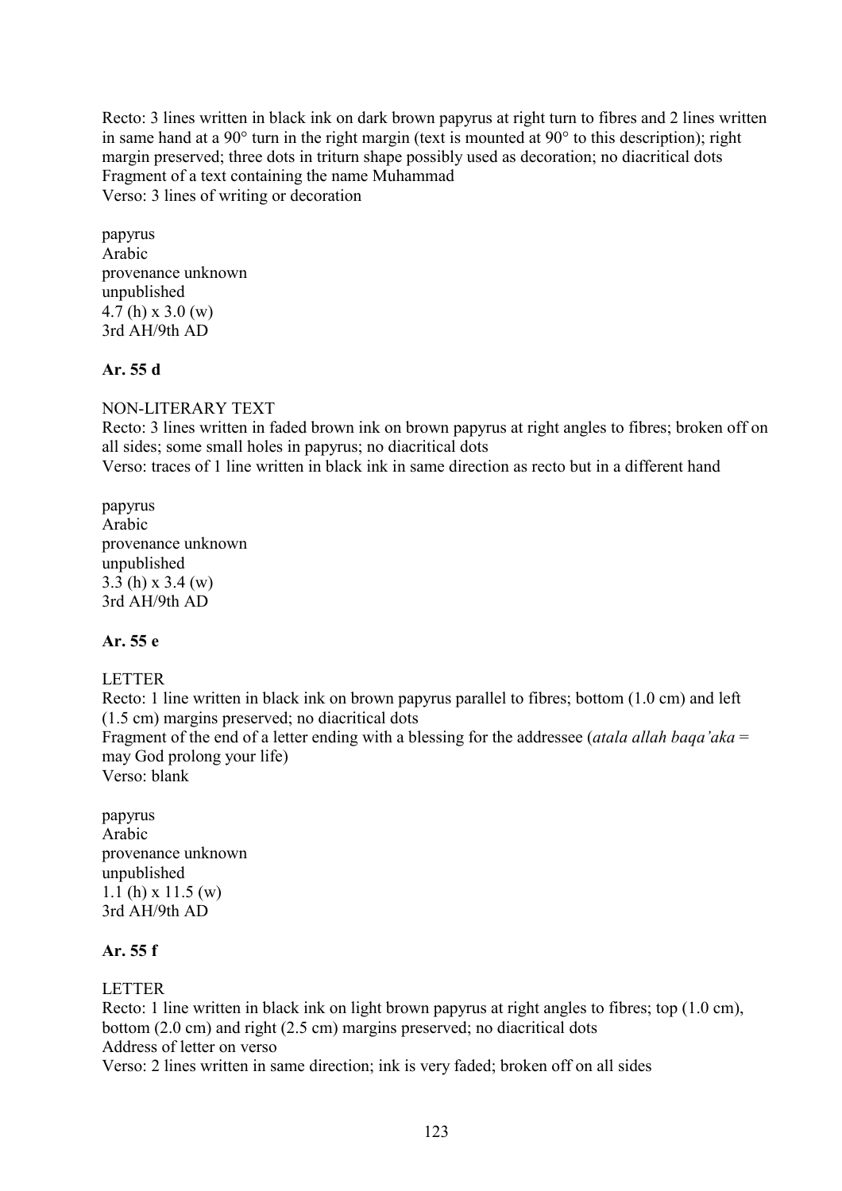Recto: 3 lines written in black ink on dark brown papyrus at right turn to fibres and 2 lines written in same hand at a 90° turn in the right margin (text is mounted at 90° to this description); right margin preserved; three dots in triturn shape possibly used as decoration; no diacritical dots
Fragment of a text containing the name Muhammad
Verso: 3 lines of writing or decoration

papyrus
Arabic
provenance unknown
unpublished
4.7 (h) x 3.0 (w)
3rd AH/9th AD

**Ar. 55 d**

NON-LITERARY TEXT
Recto: 3 lines written in faded brown ink on brown papyrus at right angles to fibres; broken off on all sides; some small holes in papyrus; no diacritical dots
Verso: traces of 1 line written in black ink in same direction as recto but in a different hand

papyrus
Arabic
provenance unknown
unpublished
3.3 (h) x 3.4 (w)
3rd AH/9th AD

**Ar. 55 e**

LETTER
Recto: 1 line written in black ink on brown papyrus parallel to fibres; bottom (1.0 cm) and left (1.5 cm) margins preserved; no diacritical dots
Fragment of the end of a letter ending with a blessing for the addressee (*atala allah baqa'aka* = may God prolong your life)
Verso: blank

papyrus
Arabic
provenance unknown
unpublished
1.1 (h) x 11.5 (w)
3rd AH/9th AD

**Ar. 55 f**

LETTER
Recto: 1 line written in black ink on light brown papyrus at right angles to fibres; top (1.0 cm), bottom (2.0 cm) and right (2.5 cm) margins preserved; no diacritical dots
Address of letter on verso
Verso: 2 lines written in same direction; ink is very faded; broken off on all sides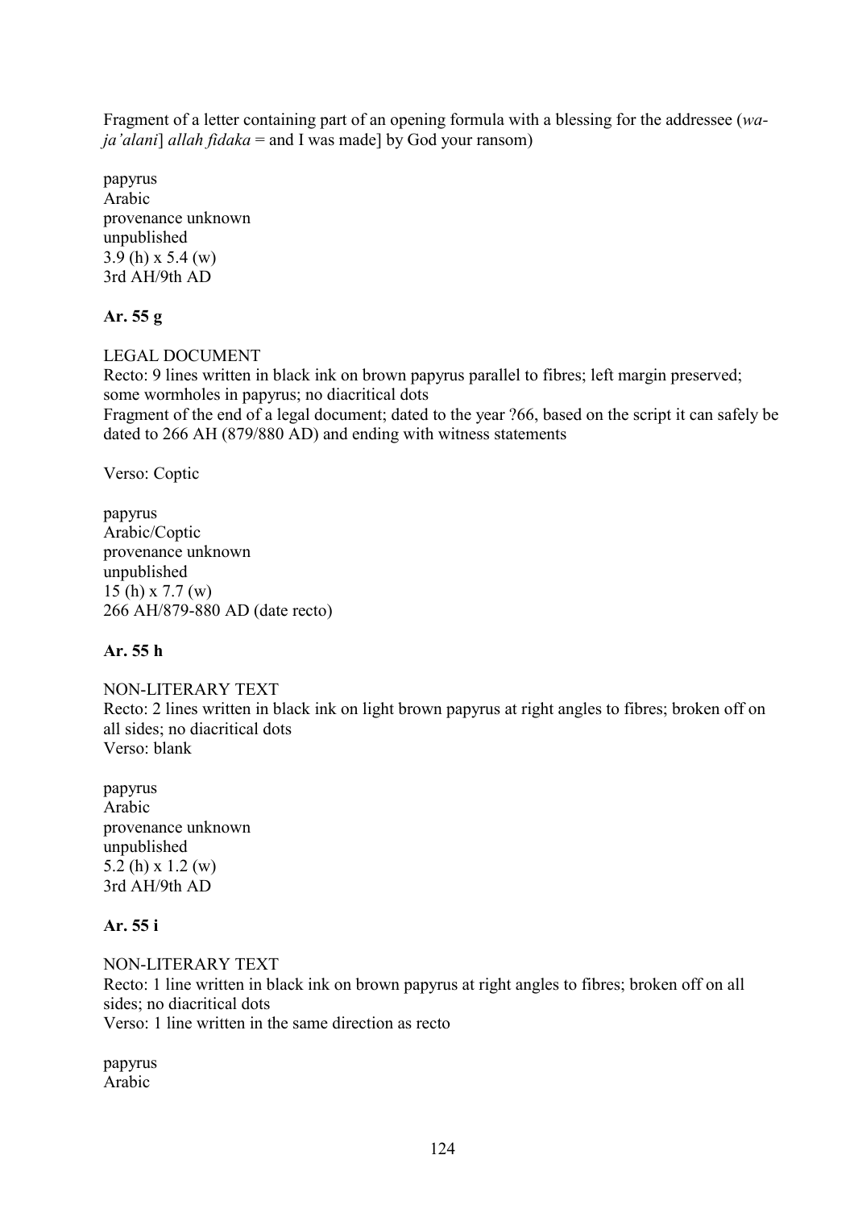Fragment of a letter containing part of an opening formula with a blessing for the addressee (*wa-ja'alani*] *allah fidaka* = and I was made] by God your ransom)

papyrus
Arabic
provenance unknown
unpublished
3.9 (h) x 5.4 (w)
3rd AH/9th AD

**Ar. 55 g**

LEGAL DOCUMENT
Recto: 9 lines written in black ink on brown papyrus parallel to fibres; left margin preserved; some wormholes in papyrus; no diacritical dots
Fragment of the end of a legal document; dated to the year ?66, based on the script it can safely be dated to 266 AH (879/880 AD) and ending with witness statements

Verso: Coptic

papyrus
Arabic/Coptic
provenance unknown
unpublished
15 (h) x 7.7 (w)
266 AH/879-880 AD (date recto)

**Ar. 55 h**

NON-LITERARY TEXT
Recto: 2 lines written in black ink on light brown papyrus at right angles to fibres; broken off on all sides; no diacritical dots
Verso: blank

papyrus
Arabic
provenance unknown
unpublished
5.2 (h) x 1.2 (w)
3rd AH/9th AD

**Ar. 55 i**

NON-LITERARY TEXT
Recto: 1 line written in black ink on brown papyrus at right angles to fibres; broken off on all sides; no diacritical dots
Verso: 1 line written in the same direction as recto

papyrus
Arabic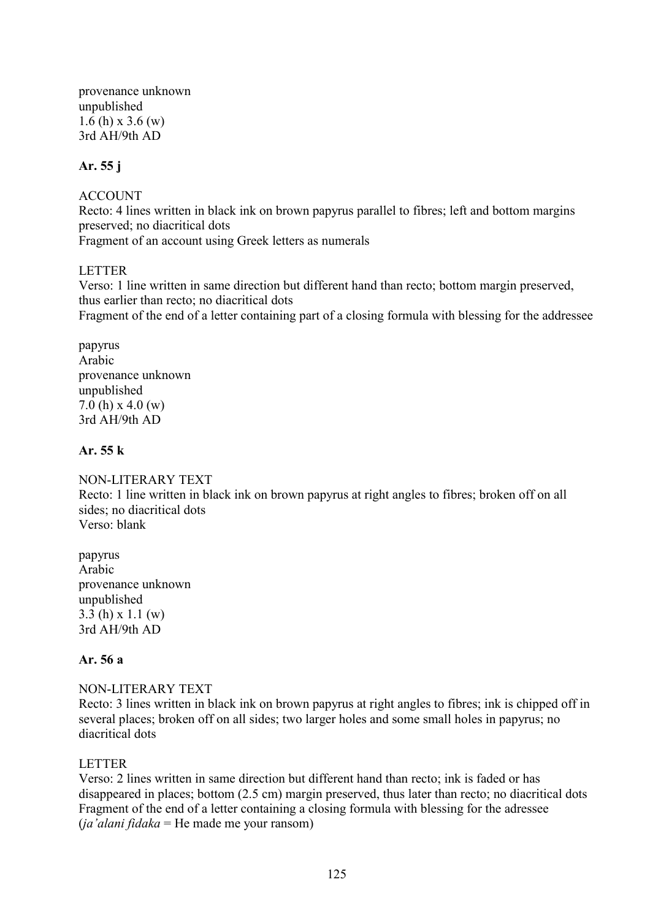provenance unknown
unpublished
1.6 (h) x 3.6 (w)
3rd AH/9th AD

**Ar. 55 j**

ACCOUNT
Recto: 4 lines written in black ink on brown papyrus parallel to fibres; left and bottom margins preserved; no diacritical dots
Fragment of an account using Greek letters as numerals

LETTER
Verso: 1 line written in same direction but different hand than recto; bottom margin preserved, thus earlier than recto; no diacritical dots
Fragment of the end of a letter containing part of a closing formula with blessing for the addressee

papyrus
Arabic
provenance unknown
unpublished
7.0 (h) x 4.0 (w)
3rd AH/9th AD

**Ar. 55 k**

NON-LITERARY TEXT
Recto: 1 line written in black ink on brown papyrus at right angles to fibres; broken off on all sides; no diacritical dots
Verso: blank

papyrus
Arabic
provenance unknown
unpublished
3.3 (h) x 1.1 (w)
3rd AH/9th AD

**Ar. 56 a**

NON-LITERARY TEXT
Recto: 3 lines written in black ink on brown papyrus at right angles to fibres; ink is chipped off in several places; broken off on all sides; two larger holes and some small holes in papyrus; no diacritical dots

LETTER
Verso: 2 lines written in same direction but different hand than recto; ink is faded or has disappeared in places; bottom (2.5 cm) margin preserved, thus later than recto; no diacritical dots
Fragment of the end of a letter containing a closing formula with blessing for the adressee (*ja'alani fidaka* = He made me your ransom)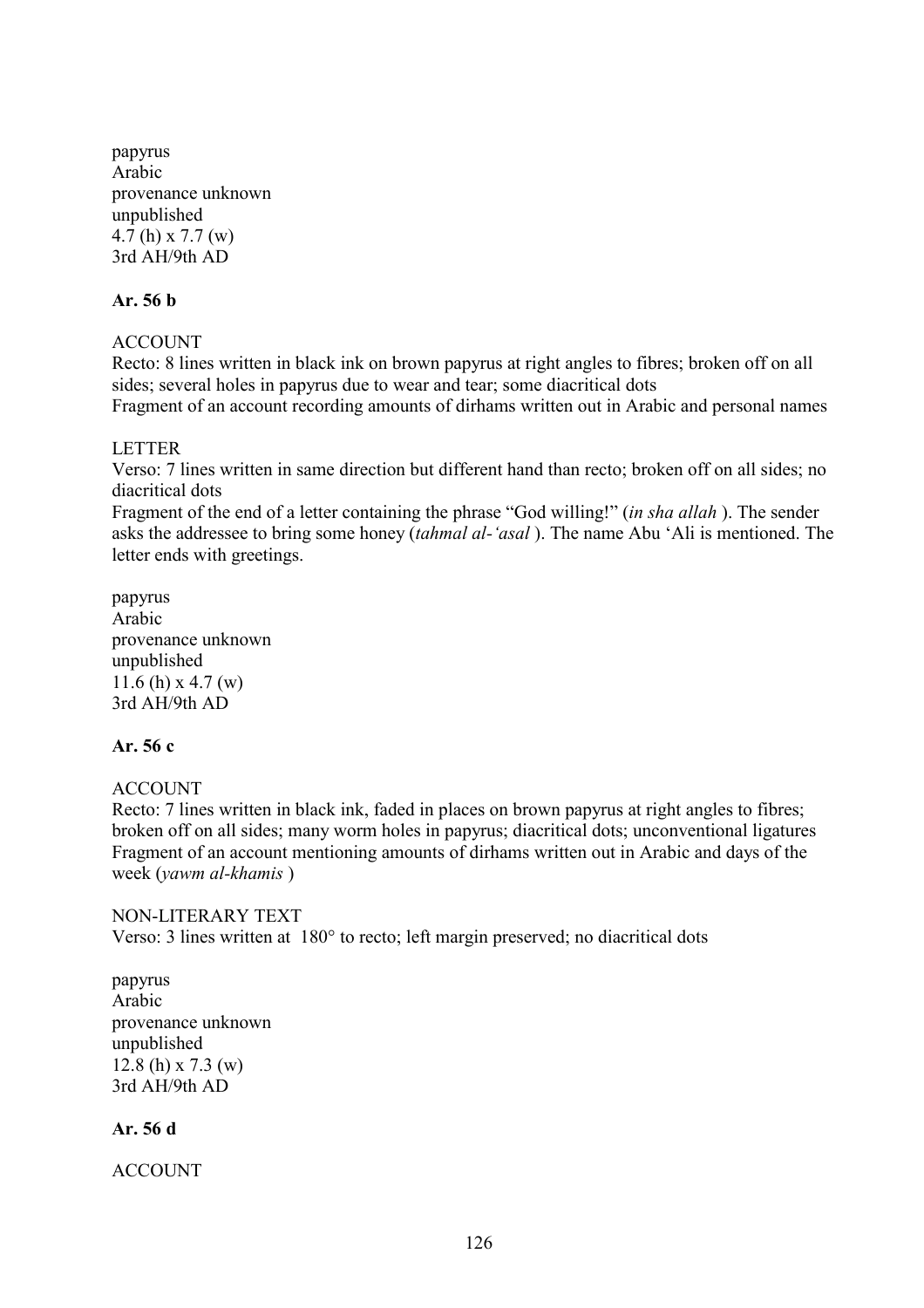papyrus
Arabic
provenance unknown
unpublished
4.7 (h) x 7.7 (w)
3rd AH/9th AD

**Ar. 56 b**

ACCOUNT
Recto: 8 lines written in black ink on brown papyrus at right angles to fibres; broken off on all sides; several holes in papyrus due to wear and tear; some diacritical dots
Fragment of an account recording amounts of dirhams written out in Arabic and personal names

LETTER
Verso: 7 lines written in same direction but different hand than recto; broken off on all sides; no diacritical dots
Fragment of the end of a letter containing the phrase "God willing!" (*in sha allah* ). The sender asks the addressee to bring some honey (*tahmal al-'asal* ). The name Abu 'Ali is mentioned. The letter ends with greetings.

papyrus
Arabic
provenance unknown
unpublished
11.6 (h) x 4.7 (w)
3rd AH/9th AD

**Ar. 56 c**

ACCOUNT
Recto: 7 lines written in black ink, faded in places on brown papyrus at right angles to fibres; broken off on all sides; many worm holes in papyrus; diacritical dots; unconventional ligatures
Fragment of an account mentioning amounts of dirhams written out in Arabic and days of the week (*yawm al-khamis* )

NON-LITERARY TEXT
Verso: 3 lines written at 180° to recto; left margin preserved; no diacritical dots

papyrus
Arabic
provenance unknown
unpublished
12.8 (h) x 7.3 (w)
3rd AH/9th AD

**Ar. 56 d**

ACCOUNT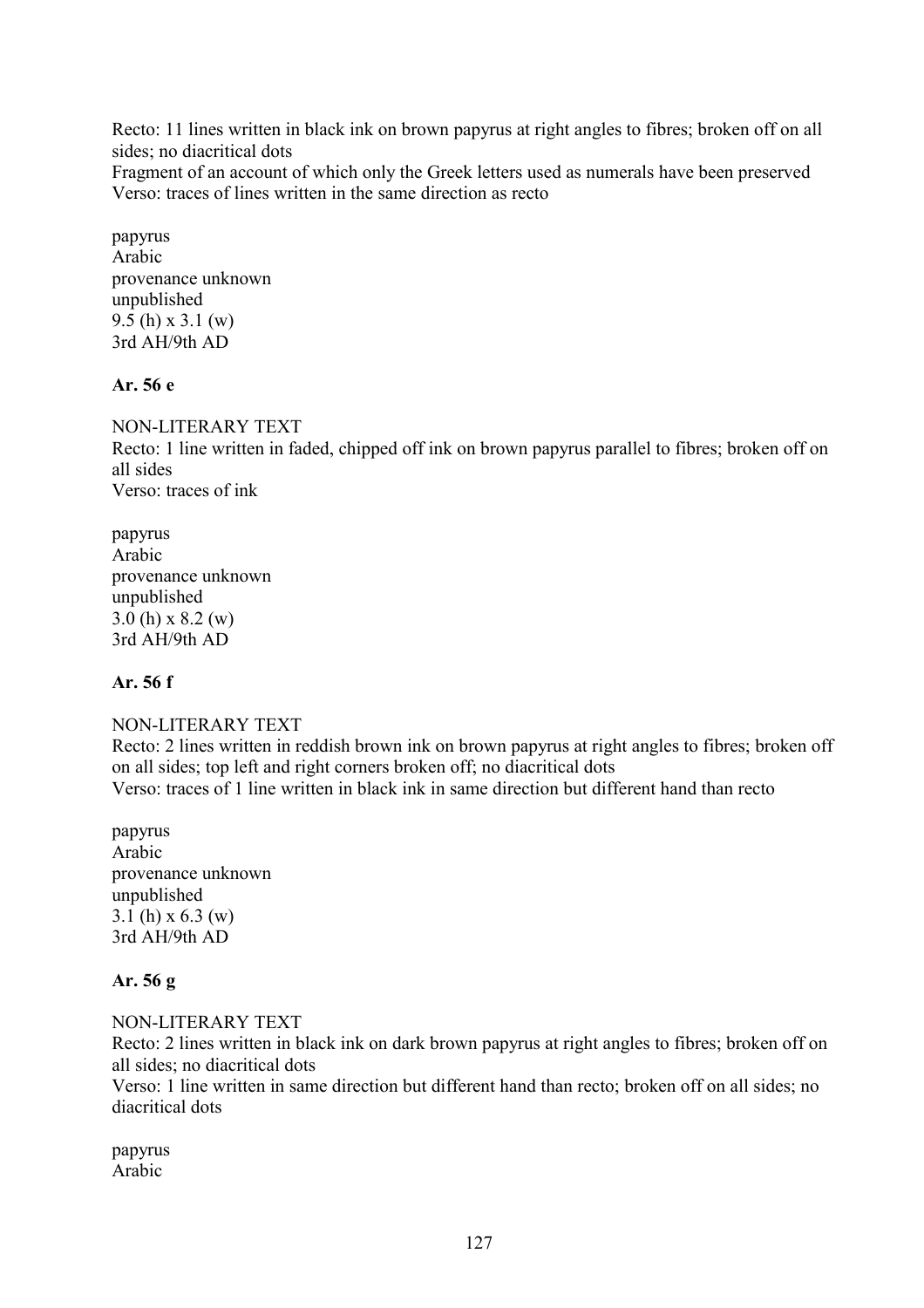Recto: 11 lines written in black ink on brown papyrus at right angles to fibres; broken off on all sides; no diacritical dots
Fragment of an account of which only the Greek letters used as numerals have been preserved
Verso: traces of lines written in the same direction as recto

papyrus
Arabic
provenance unknown
unpublished
9.5 (h) x 3.1 (w)
3rd AH/9th AD

**Ar. 56 e**

NON-LITERARY TEXT
Recto: 1 line written in faded, chipped off ink on brown papyrus parallel to fibres; broken off on all sides
Verso: traces of ink

papyrus
Arabic
provenance unknown
unpublished
3.0 (h) x 8.2 (w)
3rd AH/9th AD

**Ar. 56 f**

NON-LITERARY TEXT
Recto: 2 lines written in reddish brown ink on brown papyrus at right angles to fibres; broken off on all sides; top left and right corners broken off; no diacritical dots
Verso: traces of 1 line written in black ink in same direction but different hand than recto

papyrus
Arabic
provenance unknown
unpublished
3.1 (h) x 6.3 (w)
3rd AH/9th AD

**Ar. 56 g**

NON-LITERARY TEXT
Recto: 2 lines written in black ink on dark brown papyrus at right angles to fibres; broken off on all sides; no diacritical dots
Verso: 1 line written in same direction but different hand than recto; broken off on all sides; no diacritical dots

papyrus
Arabic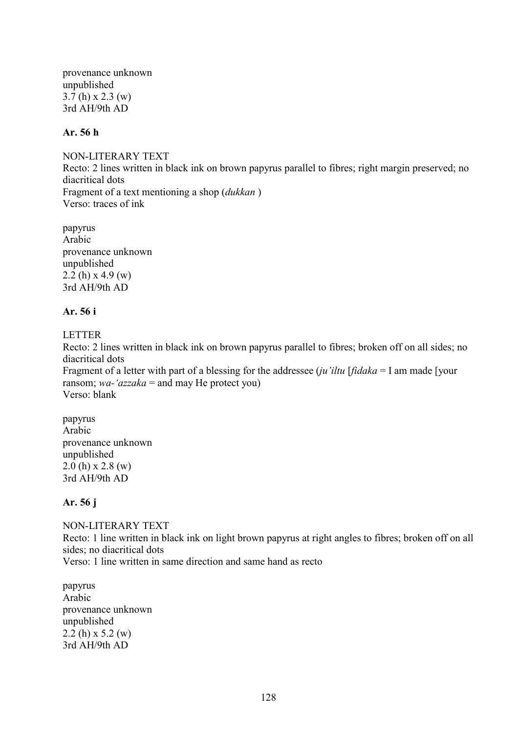provenance unknown
unpublished
3.7 (h) x 2.3 (w)
3rd AH/9th AD

**Ar. 56 h**

NON-LITERARY TEXT
Recto: 2 lines written in black ink on brown papyrus parallel to fibres; right margin preserved; no diacritical dots
Fragment of a text mentioning a shop (*dukkan* )
Verso: traces of ink

papyrus
Arabic
provenance unknown
unpublished
2.2 (h) x 4.9 (w)
3rd AH/9th AD

**Ar. 56 i**

LETTER
Recto: 2 lines written in black ink on brown papyrus parallel to fibres; broken off on all sides; no diacritical dots
Fragment of a letter with part of a blessing for the addressee (*ju'iltu* [*fidaka* = I am made [your ransom; *wa-'azzaka* = and may He protect you)
Verso: blank

papyrus
Arabic
provenance unknown
unpublished
2.0 (h) x 2.8 (w)
3rd AH/9th AD

**Ar. 56 j**

NON-LITERARY TEXT
Recto: 1 line written in black ink on light brown papyrus at right angles to fibres; broken off on all sides; no diacritical dots
Verso: 1 line written in same direction and same hand as recto

papyrus
Arabic
provenance unknown
unpublished
2.2 (h) x 5.2 (w)
3rd AH/9th AD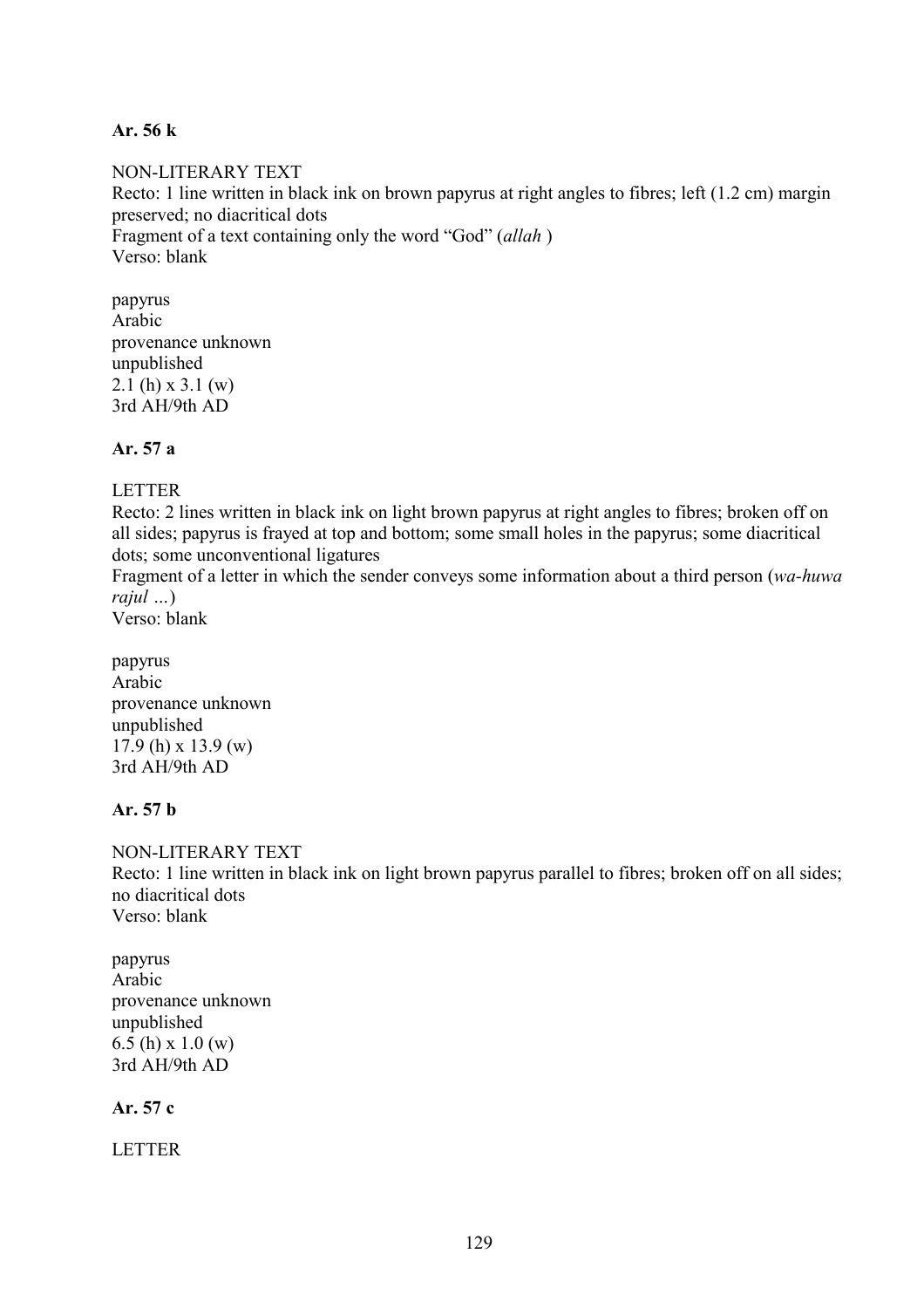**Ar. 56 k**

NON-LITERARY TEXT
Recto: 1 line written in black ink on brown papyrus at right angles to fibres; left (1.2 cm) margin preserved; no diacritical dots
Fragment of a text containing only the word “God” (*allah* )
Verso: blank

papyrus
Arabic
provenance unknown
unpublished
2.1 (h) x 3.1 (w)
3rd AH/9th AD

**Ar. 57 a**

LETTER
Recto: 2 lines written in black ink on light brown papyrus at right angles to fibres; broken off on all sides; papyrus is frayed at top and bottom; some small holes in the papyrus; some diacritical dots; some unconventional ligatures
Fragment of a letter in which the sender conveys some information about a third person (*wa-huwa rajul …*)
Verso: blank

papyrus
Arabic
provenance unknown
unpublished
17.9 (h) x 13.9 (w)
3rd AH/9th AD

**Ar. 57 b**

NON-LITERARY TEXT
Recto: 1 line written in black ink on light brown papyrus parallel to fibres; broken off on all sides; no diacritical dots
Verso: blank

papyrus
Arabic
provenance unknown
unpublished
6.5 (h) x 1.0 (w)
3rd AH/9th AD

**Ar. 57 c**

LETTER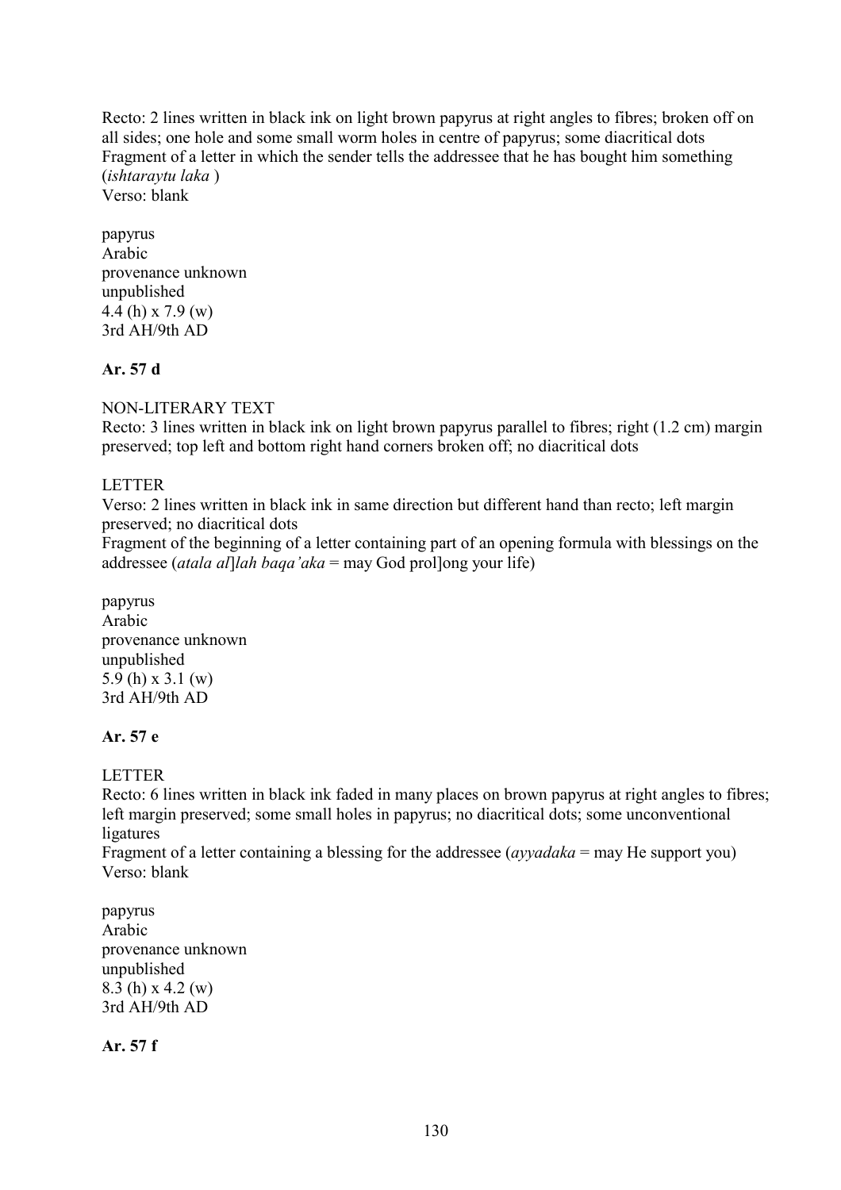Recto: 2 lines written in black ink on light brown papyrus at right angles to fibres; broken off on all sides; one hole and some small worm holes in centre of papyrus; some diacritical dots
Fragment of a letter in which the sender tells the addressee that he has bought him something (*ishtaraytu laka* )
Verso: blank

papyrus
Arabic
provenance unknown
unpublished
4.4 (h) x 7.9 (w)
3rd AH/9th AD

**Ar. 57 d**

NON-LITERARY TEXT
Recto: 3 lines written in black ink on light brown papyrus parallel to fibres; right (1.2 cm) margin preserved; top left and bottom right hand corners broken off; no diacritical dots

LETTER
Verso: 2 lines written in black ink in same direction but different hand than recto; left margin preserved; no diacritical dots
Fragment of the beginning of a letter containing part of an opening formula with blessings on the addressee (*atala al*]*lah baqa'aka* = may God prol]ong your life)

papyrus
Arabic
provenance unknown
unpublished
5.9 (h) x 3.1 (w)
3rd AH/9th AD

**Ar. 57 e**

LETTER
Recto: 6 lines written in black ink faded in many places on brown papyrus at right angles to fibres; left margin preserved; some small holes in papyrus; no diacritical dots; some unconventional ligatures
Fragment of a letter containing a blessing for the addressee (*ayyadaka* = may He support you)
Verso: blank

papyrus
Arabic
provenance unknown
unpublished
8.3 (h) x 4.2 (w)
3rd AH/9th AD

**Ar. 57 f**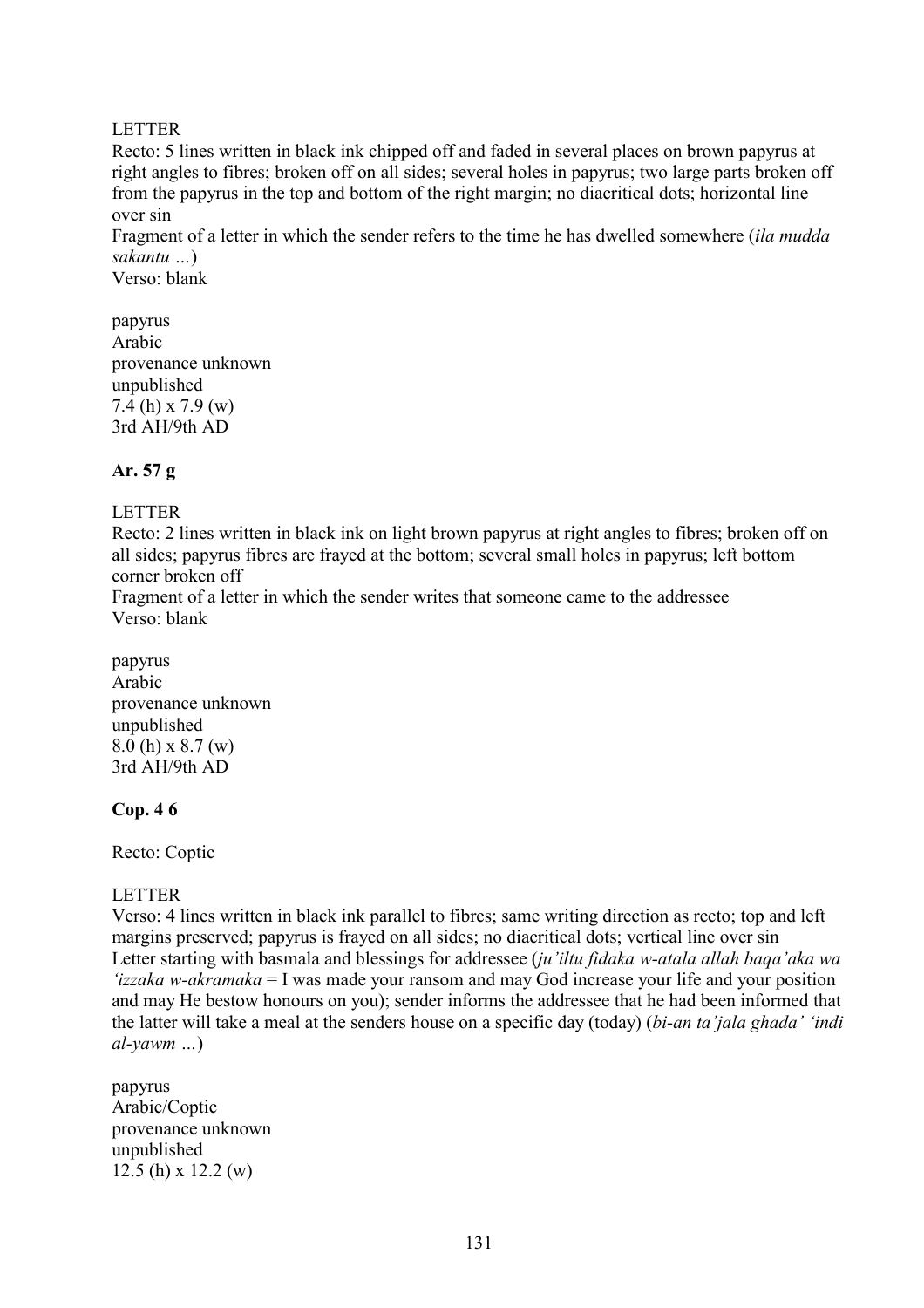LETTER

Recto: 5 lines written in black ink chipped off and faded in several places on brown papyrus at right angles to fibres; broken off on all sides; several holes in papyrus; two large parts broken off from the papyrus in the top and bottom of the right margin; no diacritical dots; horizontal line over sin

Fragment of a letter in which the sender refers to the time he has dwelled somewhere (*ila mudda sakantu …*)

Verso: blank

papyrus
Arabic
provenance unknown
unpublished
7.4 (h) x 7.9 (w)
3rd AH/9th AD

**Ar. 57 g**

LETTER

Recto: 2 lines written in black ink on light brown papyrus at right angles to fibres; broken off on all sides; papyrus fibres are frayed at the bottom; several small holes in papyrus; left bottom corner broken off

Fragment of a letter in which the sender writes that someone came to the addressee

Verso: blank

papyrus
Arabic
provenance unknown
unpublished
8.0 (h) x 8.7 (w)
3rd AH/9th AD

**Cop. 4 6**

Recto: Coptic

LETTER

Verso: 4 lines written in black ink parallel to fibres; same writing direction as recto; top and left margins preserved; papyrus is frayed on all sides; no diacritical dots; vertical line over sin

Letter starting with basmala and blessings for addressee (*ju'iltu fidaka w-atala allah baqa'aka wa 'izzaka w-akramaka* = I was made your ransom and may God increase your life and your position and may He bestow honours on you); sender informs the addressee that he had been informed that the latter will take a meal at the senders house on a specific day (today) (*bi-an ta'jala ghada' 'indi al-yawm …*)

papyrus
Arabic/Coptic
provenance unknown
unpublished
12.5 (h) x 12.2 (w)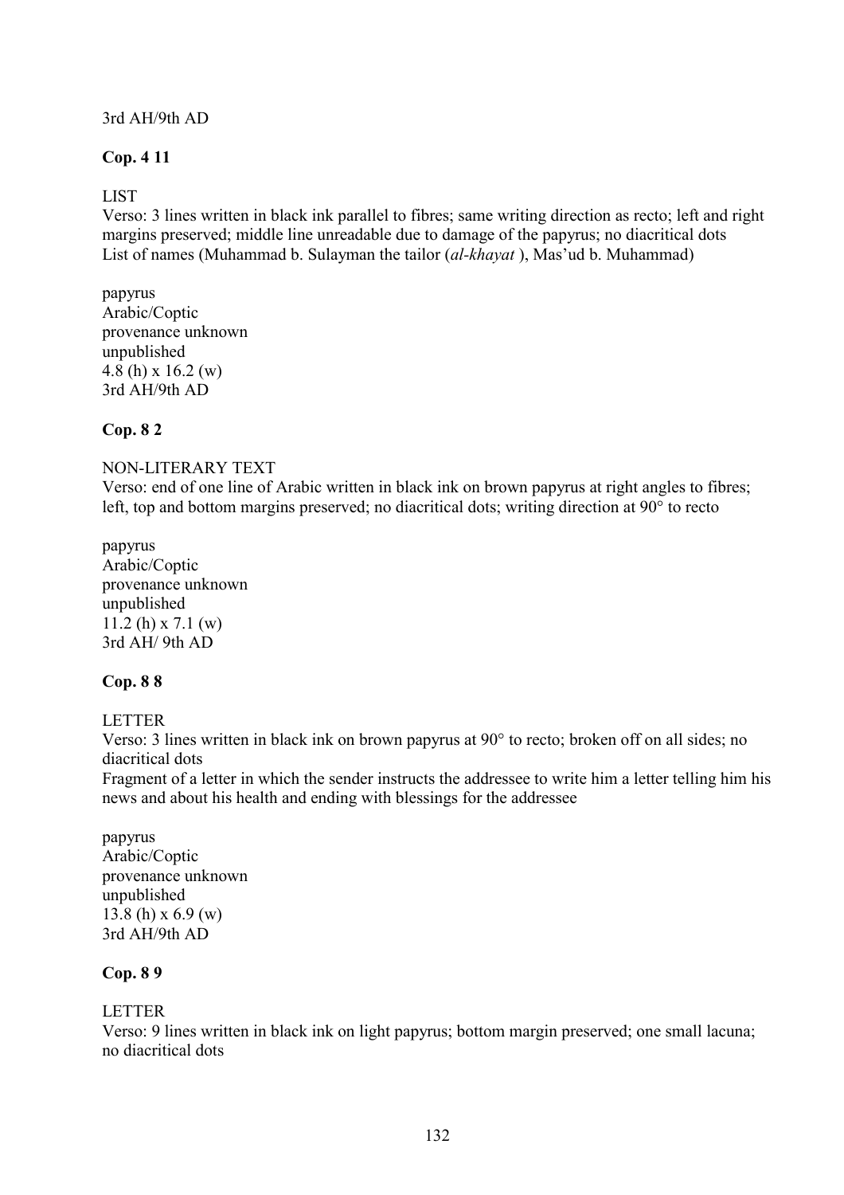3rd AH/9th AD

**Cop. 4 11**

LIST
Verso: 3 lines written in black ink parallel to fibres; same writing direction as recto; left and right margins preserved; middle line unreadable due to damage of the papyrus; no diacritical dots
List of names (Muhammad b. Sulayman the tailor (*al-khayat* ), Mas'ud b. Muhammad)

papyrus
Arabic/Coptic
provenance unknown
unpublished
4.8 (h) x 16.2 (w)
3rd AH/9th AD

**Cop. 8 2**

NON-LITERARY TEXT
Verso: end of one line of Arabic written in black ink on brown papyrus at right angles to fibres; left, top and bottom margins preserved; no diacritical dots; writing direction at 90° to recto

papyrus
Arabic/Coptic
provenance unknown
unpublished
11.2 (h) x 7.1 (w)
3rd AH/ 9th AD

**Cop. 8 8**

LETTER
Verso: 3 lines written in black ink on brown papyrus at 90° to recto; broken off on all sides; no diacritical dots
Fragment of a letter in which the sender instructs the addressee to write him a letter telling him his news and about his health and ending with blessings for the addressee

papyrus
Arabic/Coptic
provenance unknown
unpublished
13.8 (h) x 6.9 (w)
3rd AH/9th AD

**Cop. 8 9**

LETTER
Verso: 9 lines written in black ink on light papyrus; bottom margin preserved; one small lacuna; no diacritical dots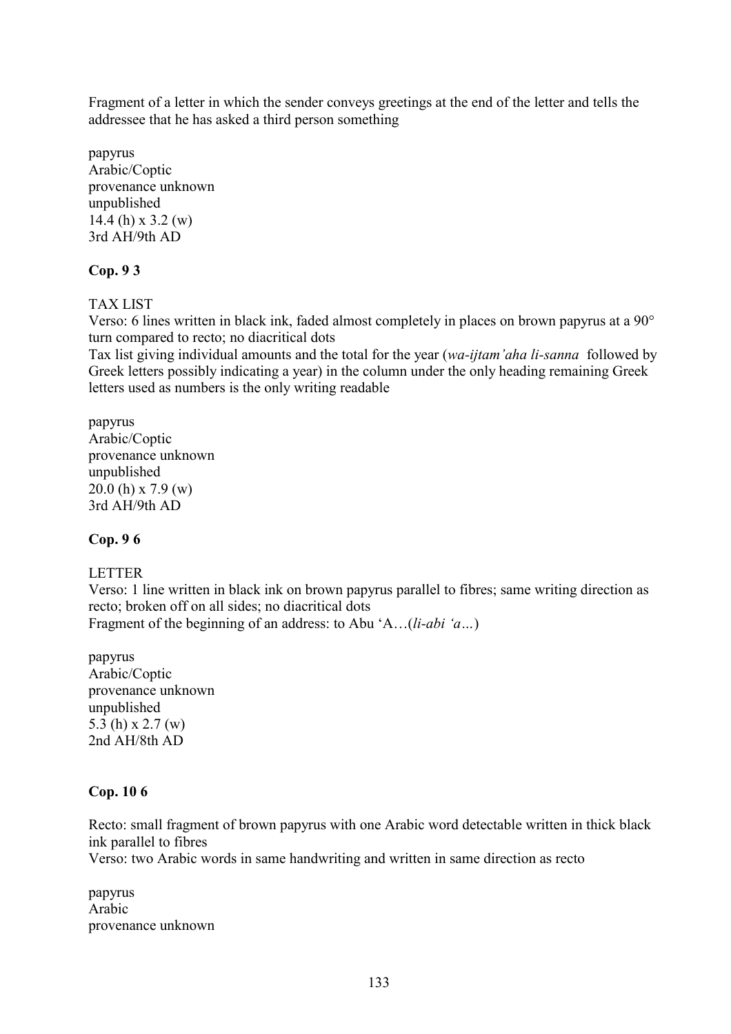Fragment of a letter in which the sender conveys greetings at the end of the letter and tells the addressee that he has asked a third person something

papyrus
Arabic/Coptic
provenance unknown
unpublished
14.4 (h) x 3.2 (w)
3rd AH/9th AD

**Cop. 9 3**

TAX LIST
Verso: 6 lines written in black ink, faded almost completely in places on brown papyrus at a 90° turn compared to recto; no diacritical dots
Tax list giving individual amounts and the total for the year (*wa-ijtam'aha li-sanna* followed by Greek letters possibly indicating a year) in the column under the only heading remaining Greek letters used as numbers is the only writing readable

papyrus
Arabic/Coptic
provenance unknown
unpublished
20.0 (h) x 7.9 (w)
3rd AH/9th AD

**Cop. 9 6**

LETTER
Verso: 1 line written in black ink on brown papyrus parallel to fibres; same writing direction as recto; broken off on all sides; no diacritical dots
Fragment of the beginning of an address: to Abu 'A…(*li-abi 'a…*)

papyrus
Arabic/Coptic
provenance unknown
unpublished
5.3 (h) x 2.7 (w)
2nd AH/8th AD

**Cop. 10 6**

Recto: small fragment of brown papyrus with one Arabic word detectable written in thick black ink parallel to fibres
Verso: two Arabic words in same handwriting and written in same direction as recto

papyrus
Arabic
provenance unknown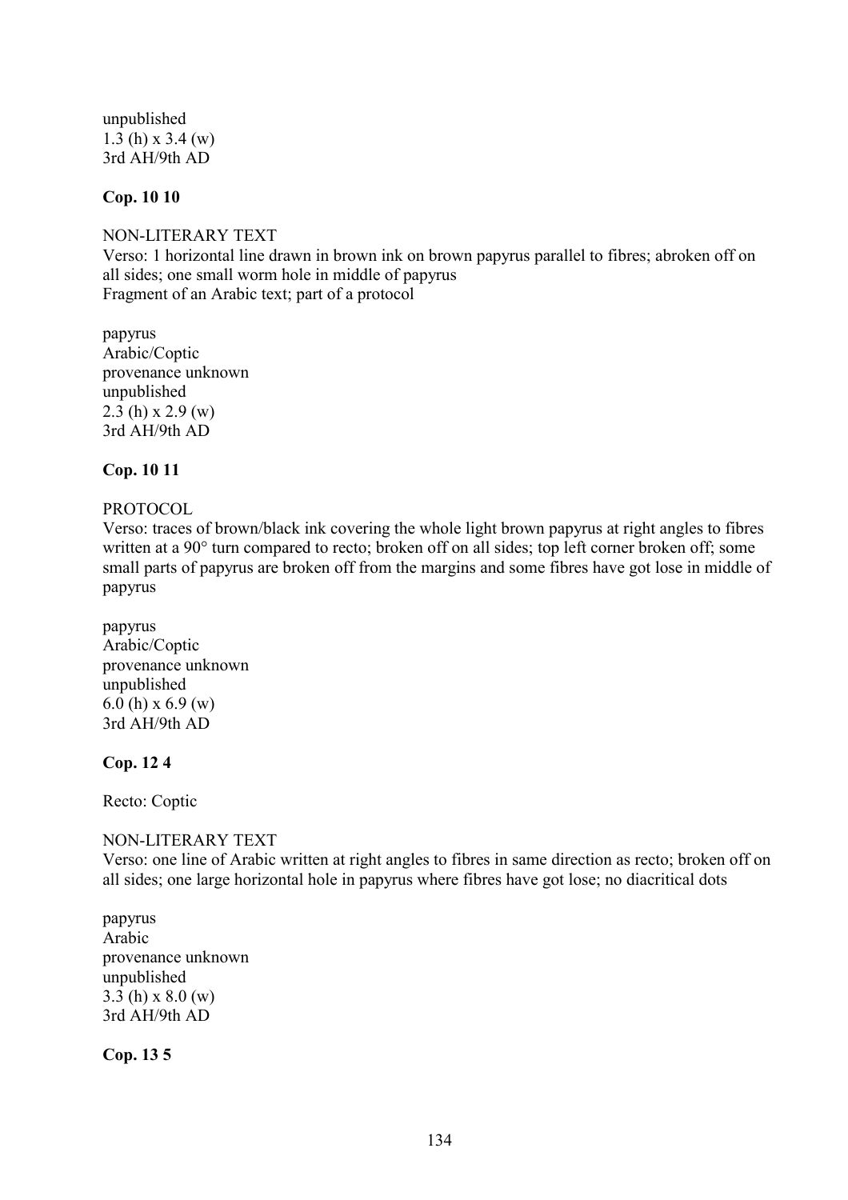unpublished
1.3 (h) x 3.4 (w)
3rd AH/9th AD

**Cop. 10 10**

NON-LITERARY TEXT
Verso: 1 horizontal line drawn in brown ink on brown papyrus parallel to fibres; abroken off on all sides; one small worm hole in middle of papyrus
Fragment of an Arabic text; part of a protocol

papyrus
Arabic/Coptic
provenance unknown
unpublished
2.3 (h) x 2.9 (w)
3rd AH/9th AD

**Cop. 10 11**

PROTOCOL
Verso: traces of brown/black ink covering the whole light brown papyrus at right angles to fibres written at a 90° turn compared to recto; broken off on all sides; top left corner broken off; some small parts of papyrus are broken off from the margins and some fibres have got lose in middle of papyrus

papyrus
Arabic/Coptic
provenance unknown
unpublished
6.0 (h) x 6.9 (w)
3rd AH/9th AD

**Cop. 12 4**

Recto: Coptic

NON-LITERARY TEXT
Verso: one line of Arabic written at right angles to fibres in same direction as recto; broken off on all sides; one large horizontal hole in papyrus where fibres have got lose; no diacritical dots

papyrus
Arabic
provenance unknown
unpublished
3.3 (h) x 8.0 (w)
3rd AH/9th AD

**Cop. 13 5**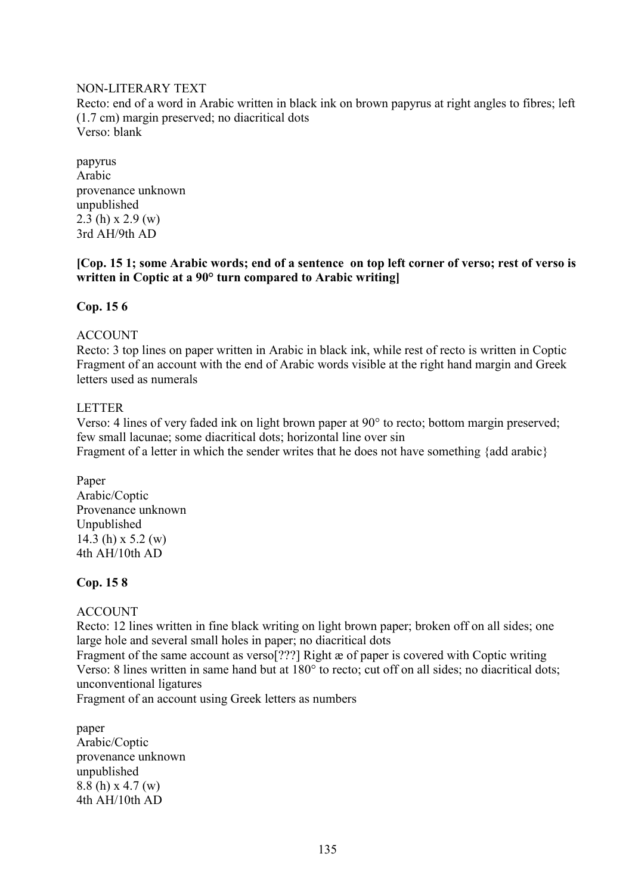NON-LITERARY TEXT
Recto: end of a word in Arabic written in black ink on brown papyrus at right angles to fibres; left (1.7 cm) margin preserved; no diacritical dots
Verso: blank

papyrus
Arabic
provenance unknown
unpublished
2.3 (h) x 2.9 (w)
3rd AH/9th AD

**[Cop. 15 1; some Arabic words; end of a sentence on top left corner of verso; rest of verso is written in Coptic at a 90° turn compared to Arabic writing]**

**Cop. 15 6**

ACCOUNT
Recto: 3 top lines on paper written in Arabic in black ink, while rest of recto is written in Coptic
Fragment of an account with the end of Arabic words visible at the right hand margin and Greek letters used as numerals

LETTER
Verso: 4 lines of very faded ink on light brown paper at 90° to recto; bottom margin preserved; few small lacunae; some diacritical dots; horizontal line over sin
Fragment of a letter in which the sender writes that he does not have something {add arabic}

Paper
Arabic/Coptic
Provenance unknown
Unpublished
14.3 (h) x 5.2 (w)
4th AH/10th AD

**Cop. 15 8**

ACCOUNT
Recto: 12 lines written in fine black writing on light brown paper; broken off on all sides; one large hole and several small holes in paper; no diacritical dots
Fragment of the same account as verso[???] Right æ of paper is covered with Coptic writing
Verso: 8 lines written in same hand but at 180° to recto; cut off on all sides; no diacritical dots; unconventional ligatures
Fragment of an account using Greek letters as numbers

paper
Arabic/Coptic
provenance unknown
unpublished
8.8 (h) x 4.7 (w)
4th AH/10th AD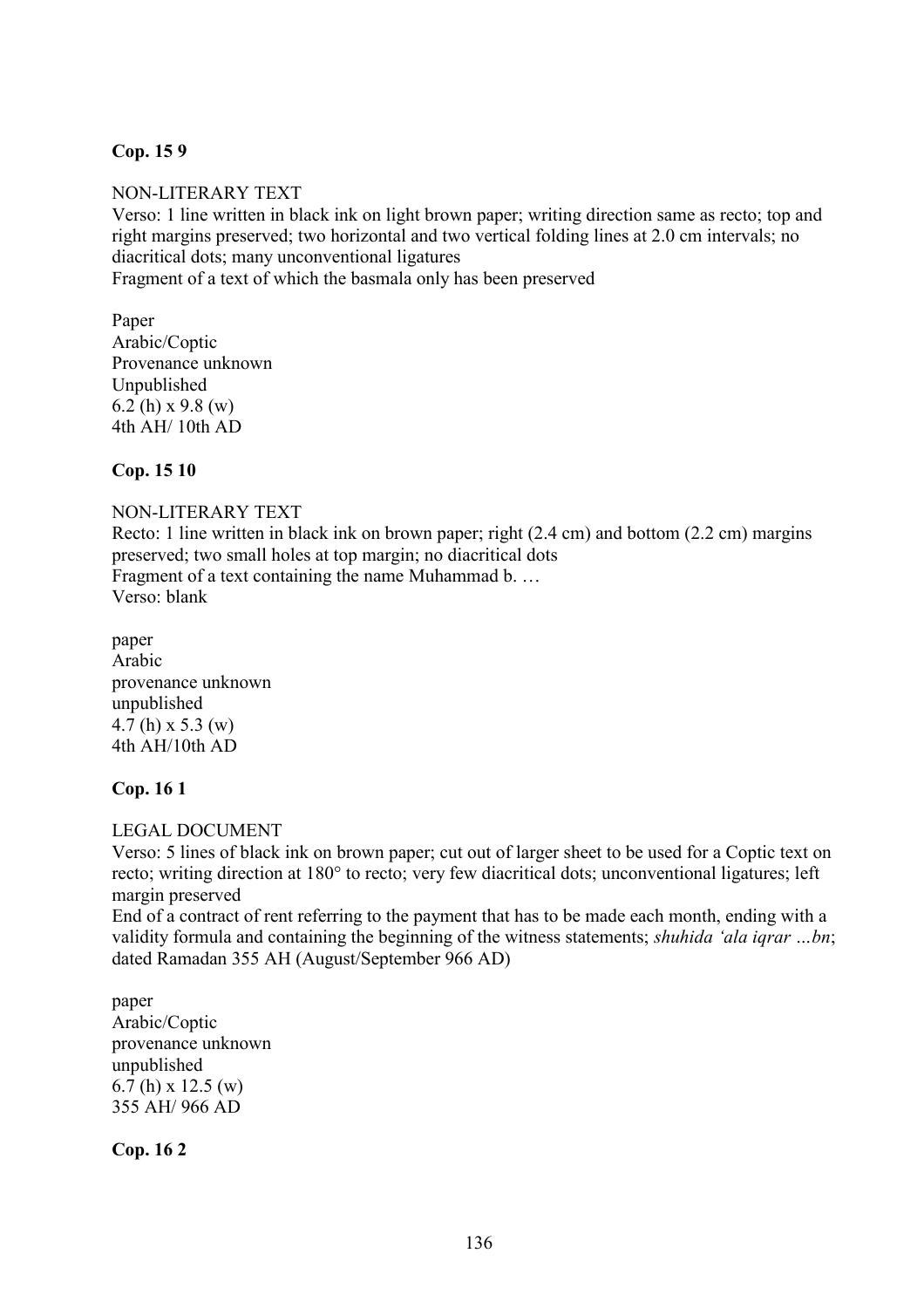**Cop. 15 9**

NON-LITERARY TEXT
Verso: 1 line written in black ink on light brown paper; writing direction same as recto; top and right margins preserved; two horizontal and two vertical folding lines at 2.0 cm intervals; no diacritical dots; many unconventional ligatures
Fragment of a text of which the basmala only has been preserved

Paper
Arabic/Coptic
Provenance unknown
Unpublished
6.2 (h) x 9.8 (w)
4th AH/ 10th AD

**Cop. 15 10**

NON-LITERARY TEXT
Recto: 1 line written in black ink on brown paper; right (2.4 cm) and bottom (2.2 cm) margins preserved; two small holes at top margin; no diacritical dots
Fragment of a text containing the name Muhammad b. …
Verso: blank

paper
Arabic
provenance unknown
unpublished
4.7 (h) x 5.3 (w)
4th AH/10th AD

**Cop. 16 1**

LEGAL DOCUMENT
Verso: 5 lines of black ink on brown paper; cut out of larger sheet to be used for a Coptic text on recto; writing direction at 180° to recto; very few diacritical dots; unconventional ligatures; left margin preserved
End of a contract of rent referring to the payment that has to be made each month, ending with a validity formula and containing the beginning of the witness statements; *shuhida 'ala iqrar …bn*; dated Ramadan 355 AH (August/September 966 AD)

paper
Arabic/Coptic
provenance unknown
unpublished
6.7 (h) x 12.5 (w)
355 AH/ 966 AD

**Cop. 16 2**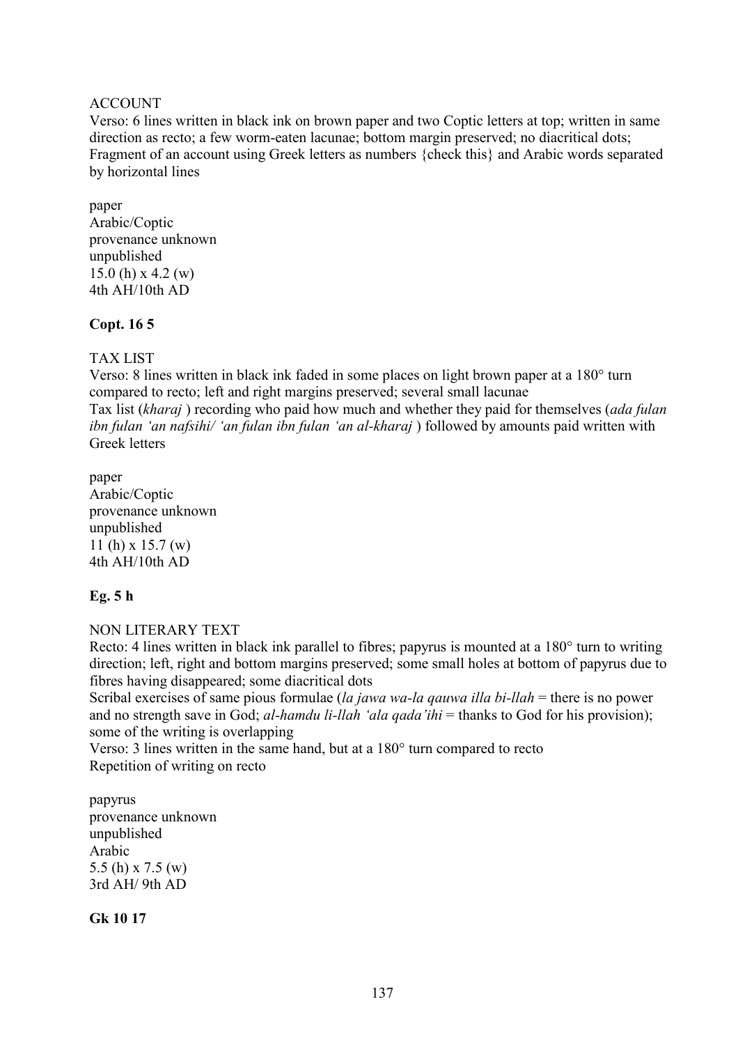ACCOUNT

Verso: 6 lines written in black ink on brown paper and two Coptic letters at top; written in same direction as recto; a few worm-eaten lacunae; bottom margin preserved; no diacritical dots; Fragment of an account using Greek letters as numbers {check this} and Arabic words separated by horizontal lines

paper
Arabic/Coptic
provenance unknown
unpublished
15.0 (h) x 4.2 (w)
4th AH/10th AD

**Copt. 16 5**

TAX LIST

Verso: 8 lines written in black ink faded in some places on light brown paper at a 180° turn compared to recto; left and right margins preserved; several small lacunae
Tax list (*kharaj* ) recording who paid how much and whether they paid for themselves (*ada fulan ibn fulan ʻan nafsihi/ ʻan fulan ibn fulan ʻan al-kharaj* ) followed by amounts paid written with Greek letters

paper
Arabic/Coptic
provenance unknown
unpublished
11 (h) x 15.7 (w)
4th AH/10th AD

**Eg. 5 h**

NON LITERARY TEXT

Recto: 4 lines written in black ink parallel to fibres; papyrus is mounted at a 180° turn to writing direction; left, right and bottom margins preserved; some small holes at bottom of papyrus due to fibres having disappeared; some diacritical dots
Scribal exercises of same pious formulae (*la jawa wa-la qauwa illa bi-llah* = there is no power and no strength save in God; *al-hamdu li-llah ʻala qadaʼihi* = thanks to God for his provision); some of the writing is overlapping
Verso: 3 lines written in the same hand, but at a 180° turn compared to recto
Repetition of writing on recto

papyrus
provenance unknown
unpublished
Arabic
5.5 (h) x 7.5 (w)
3rd AH/ 9th AD

**Gk 10 17**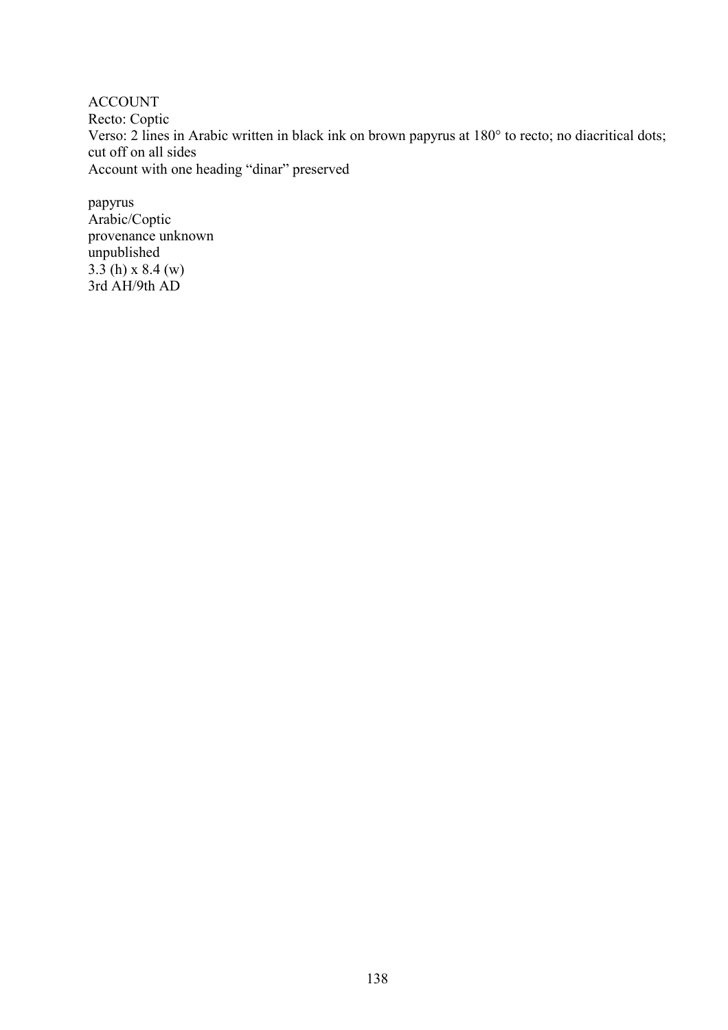ACCOUNT
Recto: Coptic
Verso: 2 lines in Arabic written in black ink on brown papyrus at 180° to recto; no diacritical dots; cut off on all sides
Account with one heading "dinar" preserved

papyrus
Arabic/Coptic
provenance unknown
unpublished
3.3 (h) x 8.4 (w)
3rd AH/9th AD